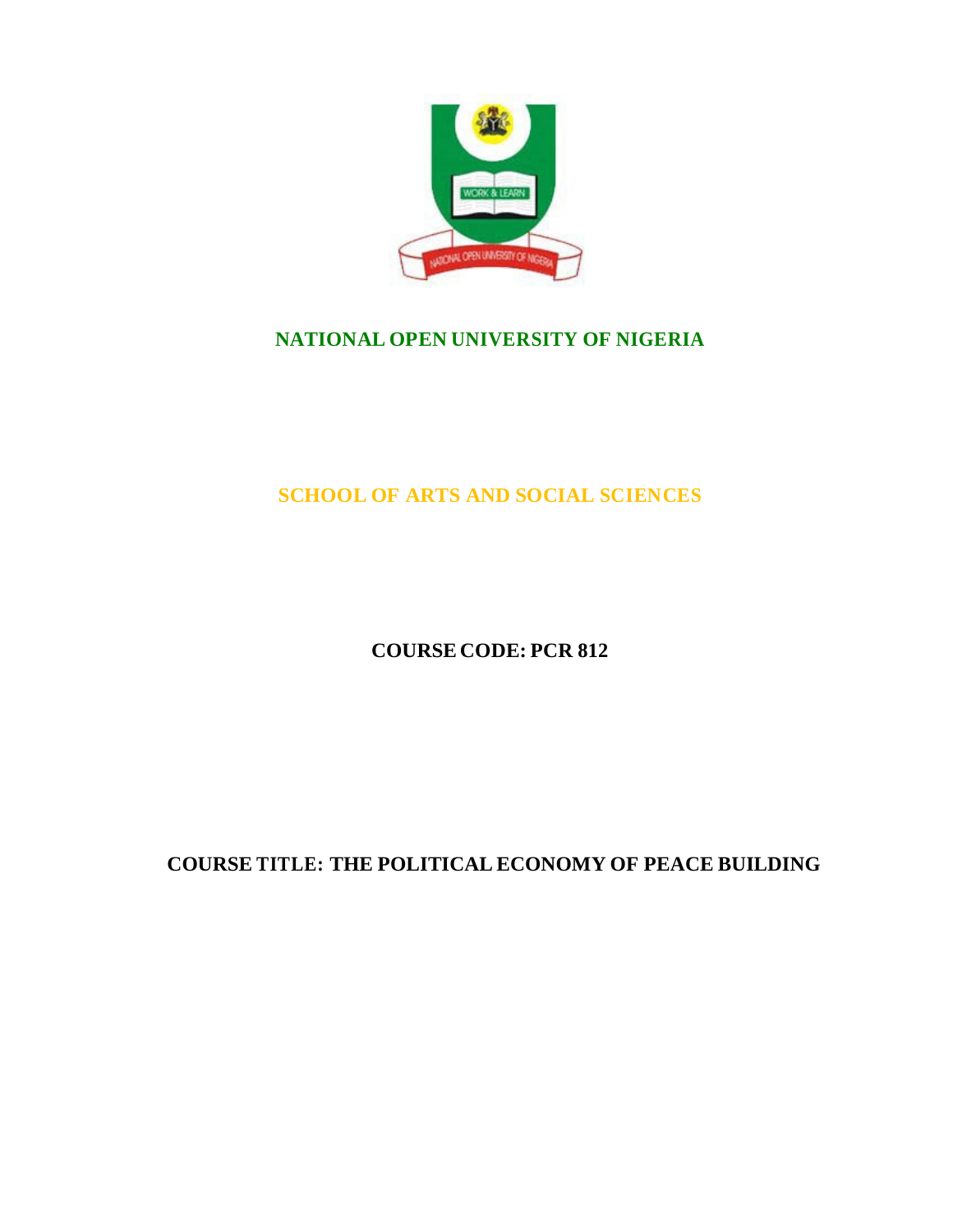# NATIONAL OPEN UNIVERSITY OF NIGERIA

## SCHOOL OF ARTS AND SOCIAL SCIENCES

**COURSE CODE: PCR 812**

**COURSE TITLE: THE POLITICAL ECONOMY OF PEACE BUILDING**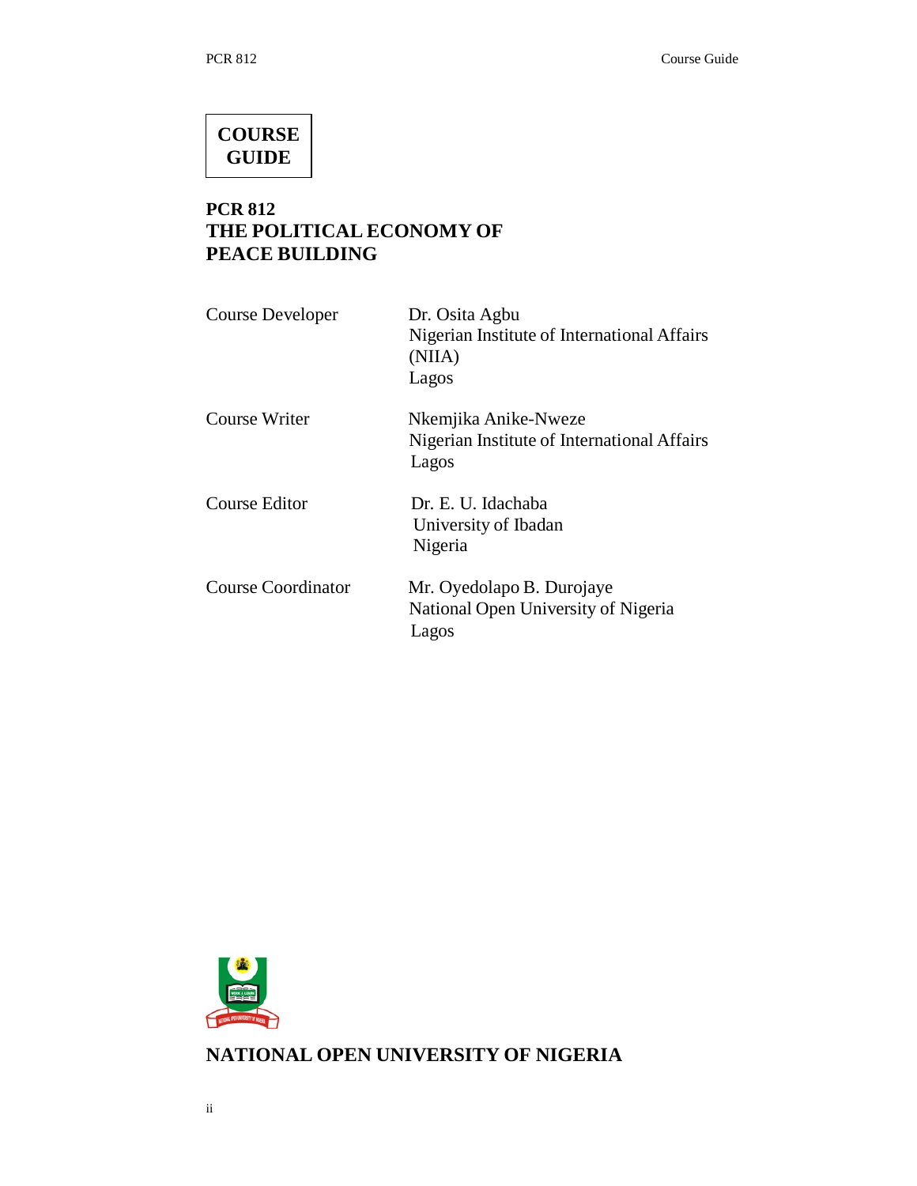# COURSE GUIDE

## PCR 812
## THE POLITICAL ECONOMY OF PEACE BUILDING

| | |
|---|---|
| Course Developer | Dr. Osita Agbu<br>Nigerian Institute of International Affairs (NIIA)<br>Lagos |
| Course Writer | Nkemjika Anike-Nweze<br>Nigerian Institute of International Affairs<br>Lagos |
| Course Editor | Dr. E. U. Idachaba<br>University of Ibadan<br>Nigeria |
| Course Coordinator | Mr. Oyedolapo B. Durojaye<br>National Open University of Nigeria<br>Lagos |

**NATIONAL OPEN UNIVERSITY OF NIGERIA**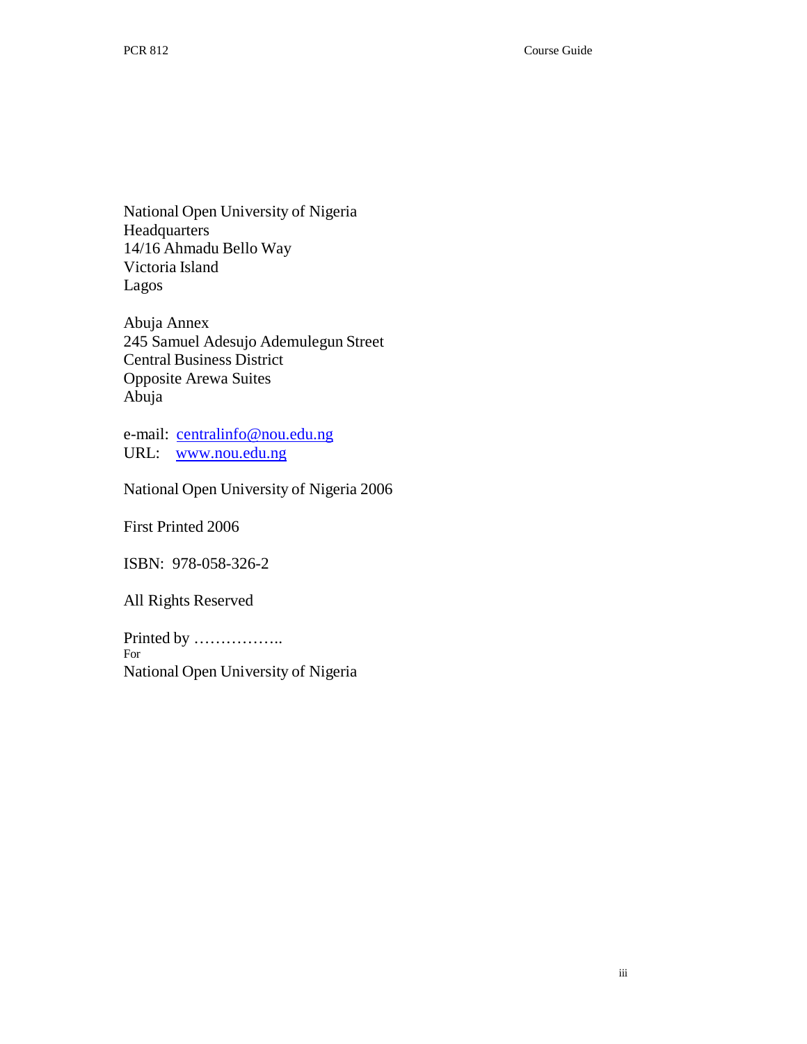National Open University of Nigeria
Headquarters
14/16 Ahmadu Bello Way
Victoria Island
Lagos

Abuja Annex
245 Samuel Adesujo Ademulegun Street
Central Business District
Opposite Arewa Suites
Abuja

e-mail: [centralinfo@nou.edu.ng](mailto:centralinfo@nou.edu.ng)
URL: [www.nou.edu.ng](http://www.nou.edu.ng)

National Open University of Nigeria 2006

First Printed 2006

ISBN: 978-058-326-2

All Rights Reserved

Printed by ……………..
For
National Open University of Nigeria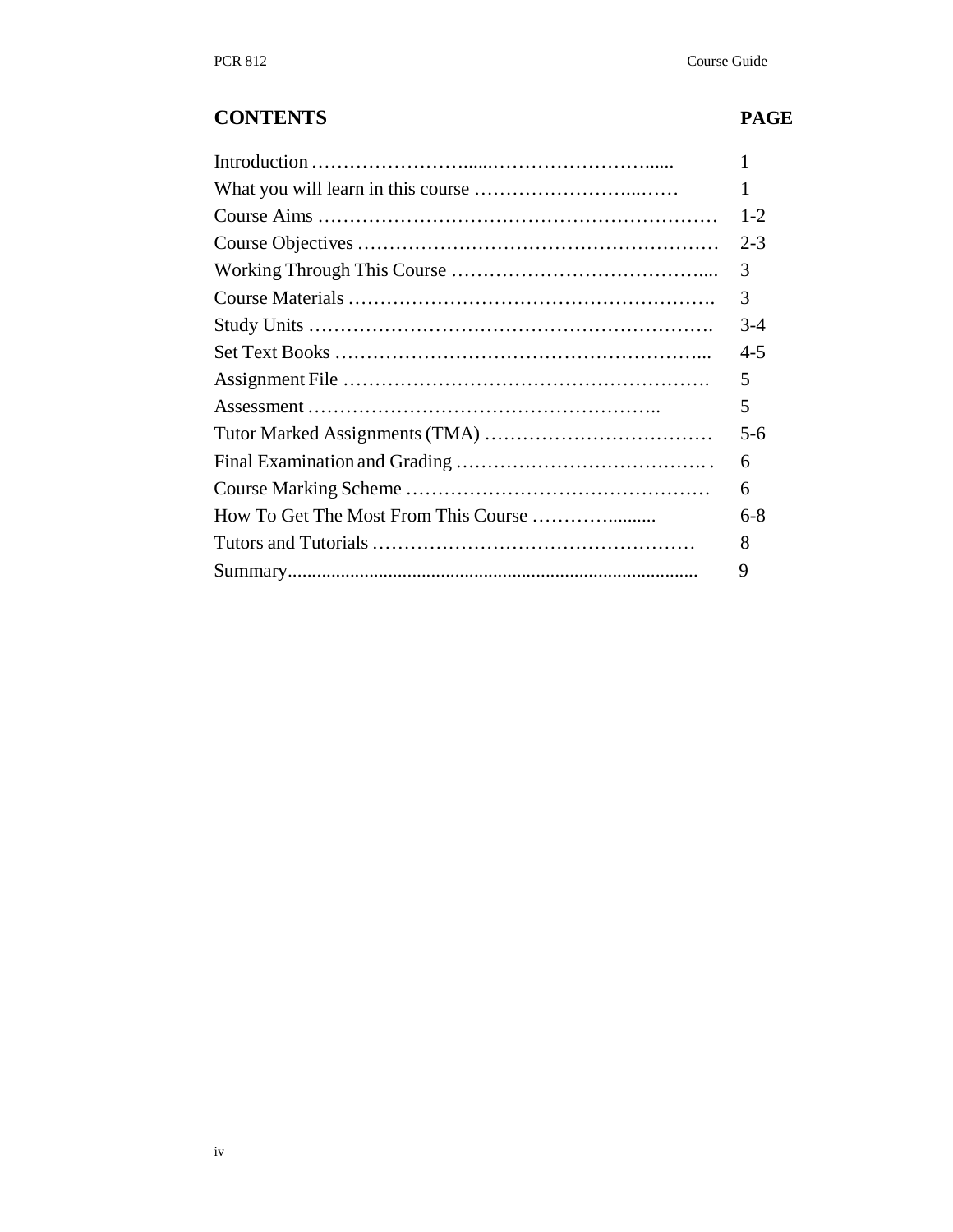| CONTENTS | PAGE |
|---|---|
| Introduction | 1 |
| What you will learn in this course | 1 |
| Course Aims | 1-2 |
| Course Objectives | 2-3 |
| Working Through This Course | 3 |
| Course Materials | 3 |
| Study Units | 3-4 |
| Set Text Books | 4-5 |
| Assignment File | 5 |
| Assessment | 5 |
| Tutor Marked Assignments (TMA) | 5-6 |
| Final Examination and Grading | 6 |
| Course Marking Scheme | 6 |
| How To Get The Most From This Course | 6-8 |
| Tutors and Tutorials | 8 |
| Summary | 9 |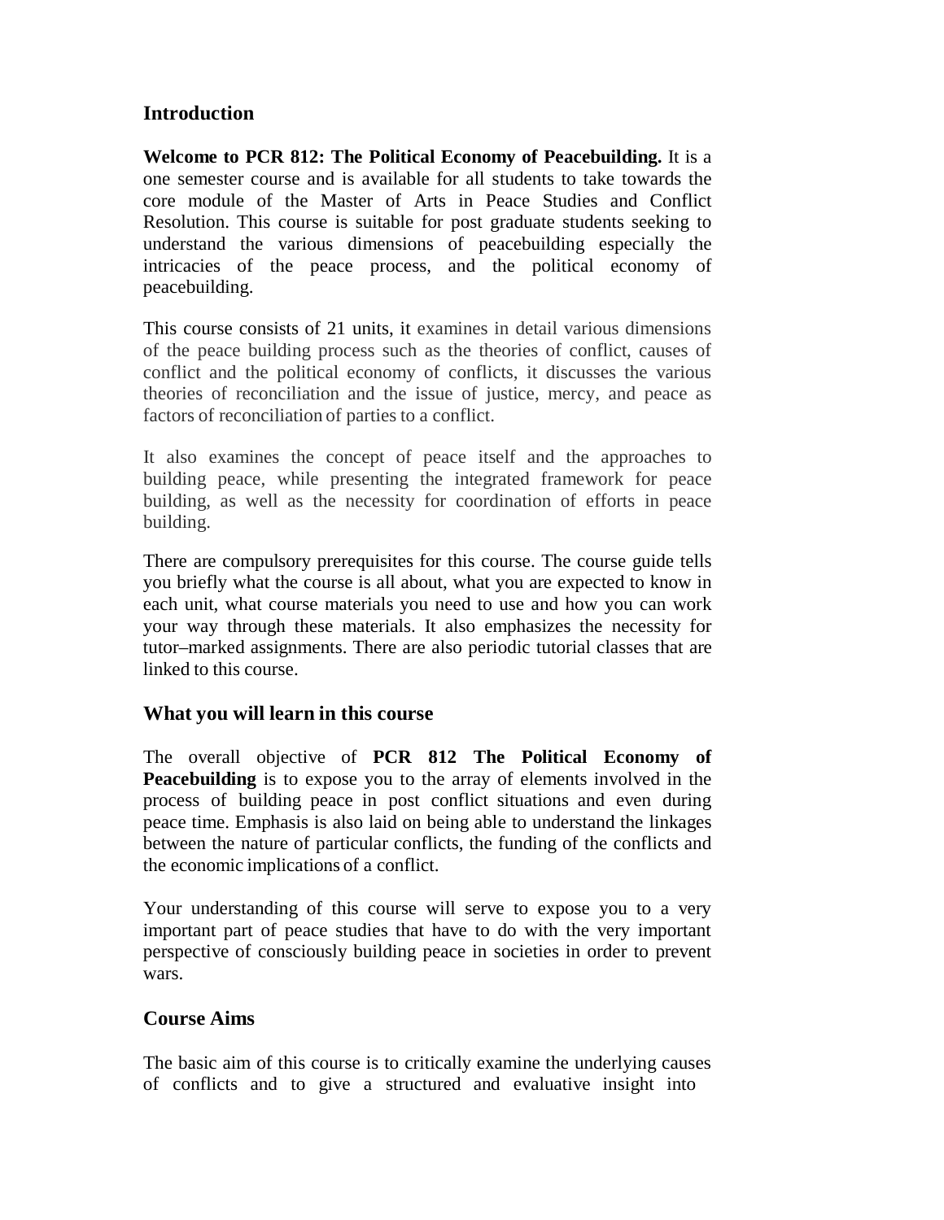## Introduction

**Welcome to PCR 812: The Political Economy of Peacebuilding.** It is a one semester course and is available for all students to take towards the core module of the Master of Arts in Peace Studies and Conflict Resolution. This course is suitable for post graduate students seeking to understand the various dimensions of peacebuilding especially the intricacies of the peace process, and the political economy of peacebuilding.

This course consists of 21 units, it examines in detail various dimensions of the peace building process such as the theories of conflict, causes of conflict and the political economy of conflicts, it discusses the various theories of reconciliation and the issue of justice, mercy, and peace as factors of reconciliation of parties to a conflict.

It also examines the concept of peace itself and the approaches to building peace, while presenting the integrated framework for peace building, as well as the necessity for coordination of efforts in peace building.

There are compulsory prerequisites for this course. The course guide tells you briefly what the course is all about, what you are expected to know in each unit, what course materials you need to use and how you can work your way through these materials. It also emphasizes the necessity for tutor–marked assignments. There are also periodic tutorial classes that are linked to this course.

## What you will learn in this course

The overall objective of **PCR 812 The Political Economy of Peacebuilding** is to expose you to the array of elements involved in the process of building peace in post conflict situations and even during peace time. Emphasis is also laid on being able to understand the linkages between the nature of particular conflicts, the funding of the conflicts and the economic implications of a conflict.

Your understanding of this course will serve to expose you to a very important part of peace studies that have to do with the very important perspective of consciously building peace in societies in order to prevent wars.

## Course Aims

The basic aim of this course is to critically examine the underlying causes of conflicts and to give a structured and evaluative insight into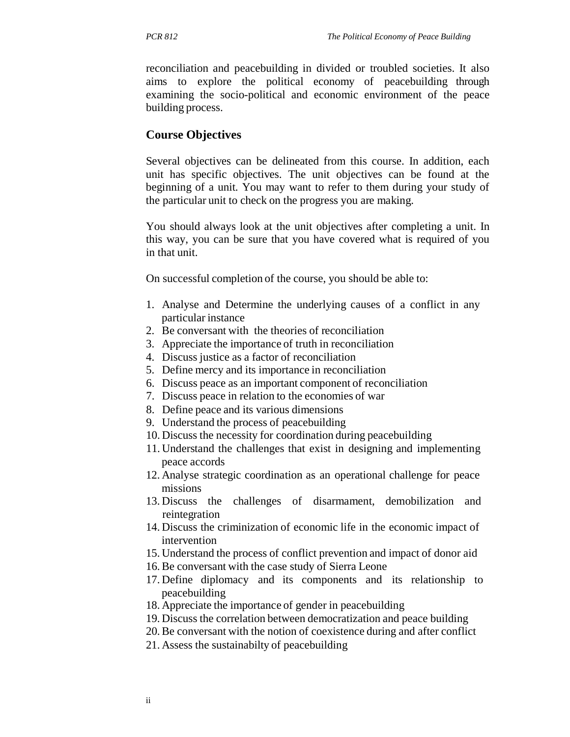reconciliation and peacebuilding in divided or troubled societies. It also aims to explore the political economy of peacebuilding through examining the socio-political and economic environment of the peace building process.

## Course Objectives

Several objectives can be delineated from this course. In addition, each unit has specific objectives. The unit objectives can be found at the beginning of a unit. You may want to refer to them during your study of the particular unit to check on the progress you are making.

You should always look at the unit objectives after completing a unit. In this way, you can be sure that you have covered what is required of you in that unit.

On successful completion of the course, you should be able to:

1. Analyse and Determine the underlying causes of a conflict in any particular instance
2. Be conversant with the theories of reconciliation
3. Appreciate the importance of truth in reconciliation
4. Discuss justice as a factor of reconciliation
5. Define mercy and its importance in reconciliation
6. Discuss peace as an important component of reconciliation
7. Discuss peace in relation to the economies of war
8. Define peace and its various dimensions
9. Understand the process of peacebuilding
10. Discuss the necessity for coordination during peacebuilding
11. Understand the challenges that exist in designing and implementing peace accords
12. Analyse strategic coordination as an operational challenge for peace missions
13. Discuss the challenges of disarmament, demobilization and reintegration
14. Discuss the criminization of economic life in the economic impact of intervention
15. Understand the process of conflict prevention and impact of donor aid
16. Be conversant with the case study of Sierra Leone
17. Define diplomacy and its components and its relationship to peacebuilding
18. Appreciate the importance of gender in peacebuilding
19. Discuss the correlation between democratization and peace building
20. Be conversant with the notion of coexistence during and after conflict
21. Assess the sustainabilty of peacebuilding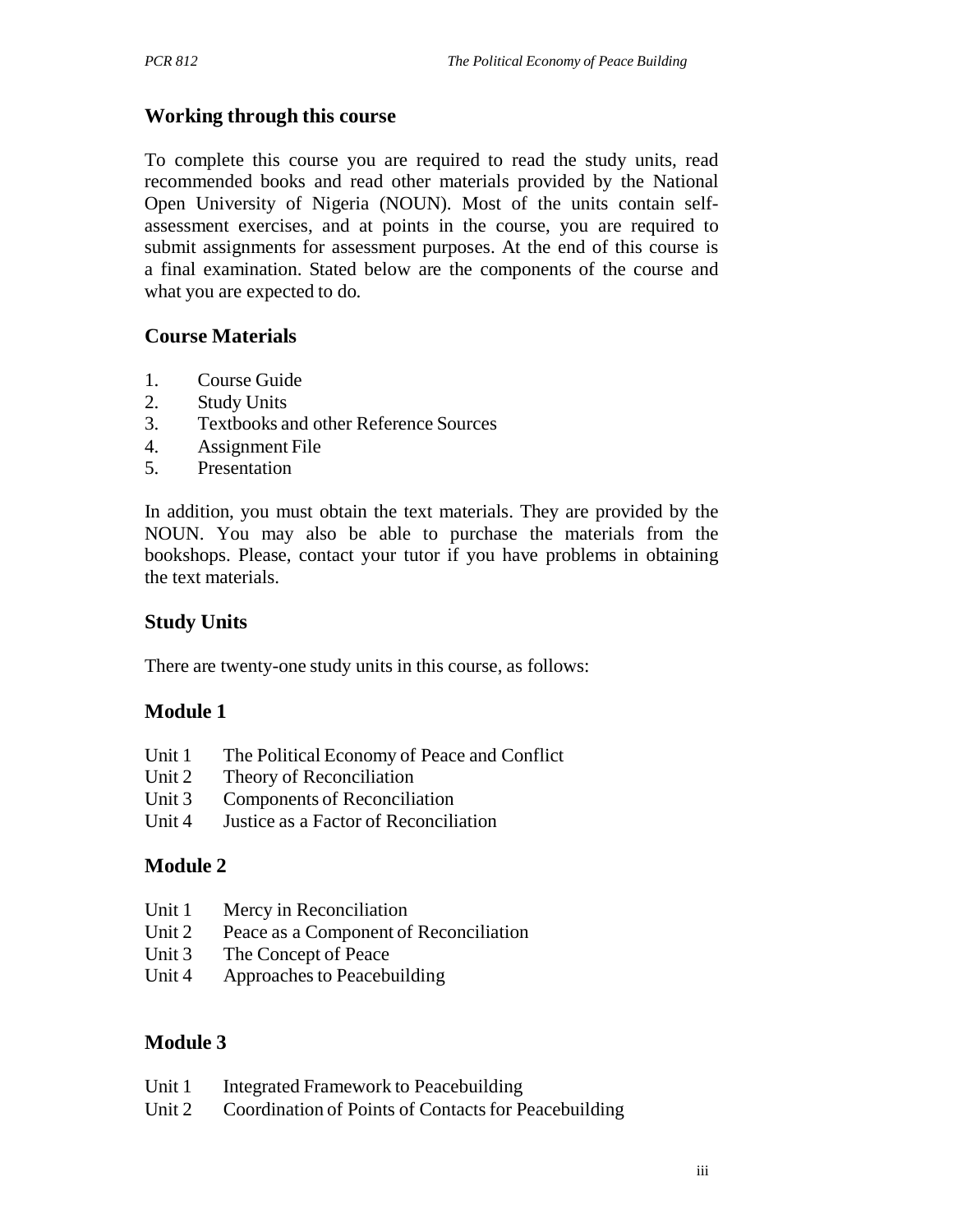## Working through this course

To complete this course you are required to read the study units, read recommended books and read other materials provided by the National Open University of Nigeria (NOUN). Most of the units contain self-assessment exercises, and at points in the course, you are required to submit assignments for assessment purposes. At the end of this course is a final examination. Stated below are the components of the course and what you are expected to do.

## Course Materials

1. Course Guide
2. Study Units
3. Textbooks and other Reference Sources
4. Assignment File
5. Presentation

In addition, you must obtain the text materials. They are provided by the NOUN. You may also be able to purchase the materials from the bookshops. Please, contact your tutor if you have problems in obtaining the text materials.

## Study Units

There are twenty-one study units in this course, as follows:

### Module 1

Unit 1 The Political Economy of Peace and Conflict
Unit 2 Theory of Reconciliation
Unit 3 Components of Reconciliation
Unit 4 Justice as a Factor of Reconciliation

### Module 2

Unit 1 Mercy in Reconciliation
Unit 2 Peace as a Component of Reconciliation
Unit 3 The Concept of Peace
Unit 4 Approaches to Peacebuilding

### Module 3

Unit 1 Integrated Framework to Peacebuilding
Unit 2 Coordination of Points of Contacts for Peacebuilding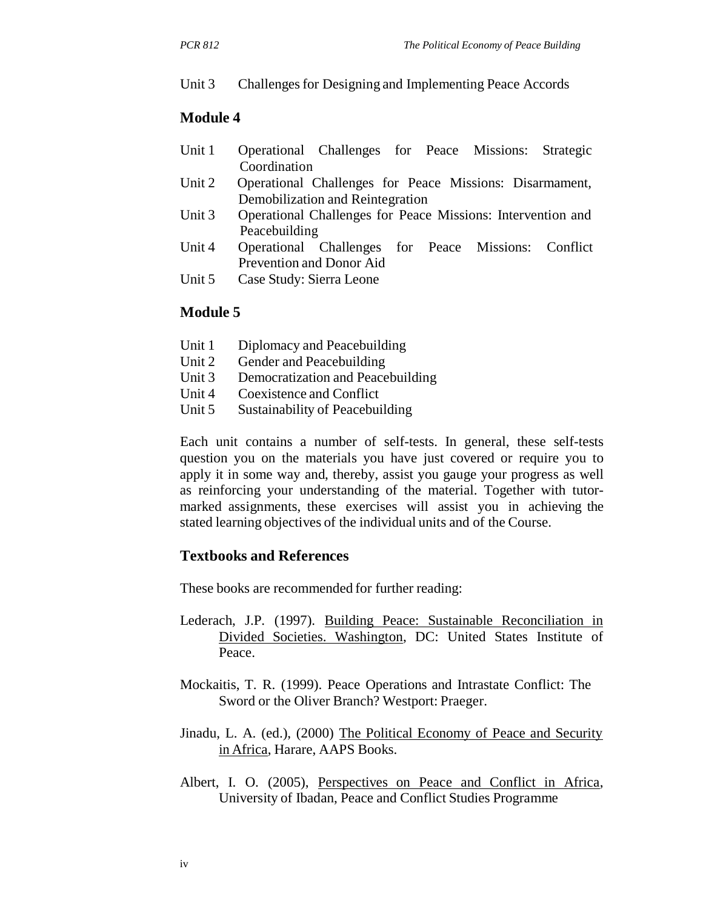Unit 3 Challenges for Designing and Implementing Peace Accords

## Module 4

Unit 1 Operational Challenges for Peace Missions: Strategic Coordination
Unit 2 Operational Challenges for Peace Missions: Disarmament, Demobilization and Reintegration
Unit 3 Operational Challenges for Peace Missions: Intervention and Peacebuilding
Unit 4 Operational Challenges for Peace Missions: Conflict Prevention and Donor Aid
Unit 5 Case Study: Sierra Leone

## Module 5

Unit 1 Diplomacy and Peacebuilding
Unit 2 Gender and Peacebuilding
Unit 3 Democratization and Peacebuilding
Unit 4 Coexistence and Conflict
Unit 5 Sustainability of Peacebuilding

Each unit contains a number of self-tests. In general, these self-tests question you on the materials you have just covered or require you to apply it in some way and, thereby, assist you gauge your progress as well as reinforcing your understanding of the material. Together with tutor-marked assignments, these exercises will assist you in achieving the stated learning objectives of the individual units and of the Course.

## Textbooks and References

These books are recommended for further reading:

Lederach, J.P. (1997). Building Peace: Sustainable Reconciliation in Divided Societies. Washington, DC: United States Institute of Peace.

Mockaitis, T. R. (1999). Peace Operations and Intrastate Conflict: The Sword or the Oliver Branch? Westport: Praeger.

Jinadu, L. A. (ed.), (2000) The Political Economy of Peace and Security in Africa, Harare, AAPS Books.

Albert, I. O. (2005), Perspectives on Peace and Conflict in Africa, University of Ibadan, Peace and Conflict Studies Programme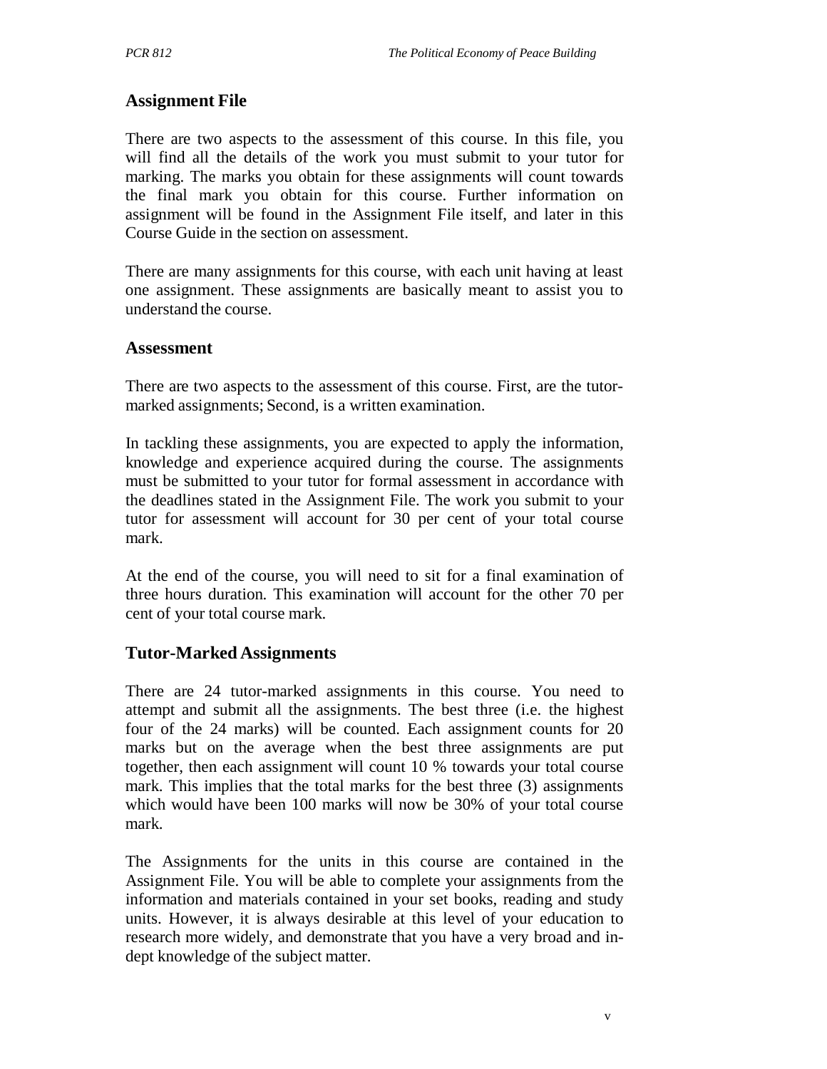## Assignment File

There are two aspects to the assessment of this course. In this file, you will find all the details of the work you must submit to your tutor for marking. The marks you obtain for these assignments will count towards the final mark you obtain for this course. Further information on assignment will be found in the Assignment File itself, and later in this Course Guide in the section on assessment.

There are many assignments for this course, with each unit having at least one assignment. These assignments are basically meant to assist you to understand the course.

## Assessment

There are two aspects to the assessment of this course. First, are the tutor-marked assignments; Second, is a written examination.

In tackling these assignments, you are expected to apply the information, knowledge and experience acquired during the course. The assignments must be submitted to your tutor for formal assessment in accordance with the deadlines stated in the Assignment File. The work you submit to your tutor for assessment will account for 30 per cent of your total course mark.

At the end of the course, you will need to sit for a final examination of three hours duration. This examination will account for the other 70 per cent of your total course mark.

## Tutor-Marked Assignments

There are 24 tutor-marked assignments in this course. You need to attempt and submit all the assignments. The best three (i.e. the highest four of the 24 marks) will be counted. Each assignment counts for 20 marks but on the average when the best three assignments are put together, then each assignment will count 10 % towards your total course mark. This implies that the total marks for the best three (3) assignments which would have been 100 marks will now be 30% of your total course mark.

The Assignments for the units in this course are contained in the Assignment File. You will be able to complete your assignments from the information and materials contained in your set books, reading and study units. However, it is always desirable at this level of your education to research more widely, and demonstrate that you have a very broad and in-dept knowledge of the subject matter.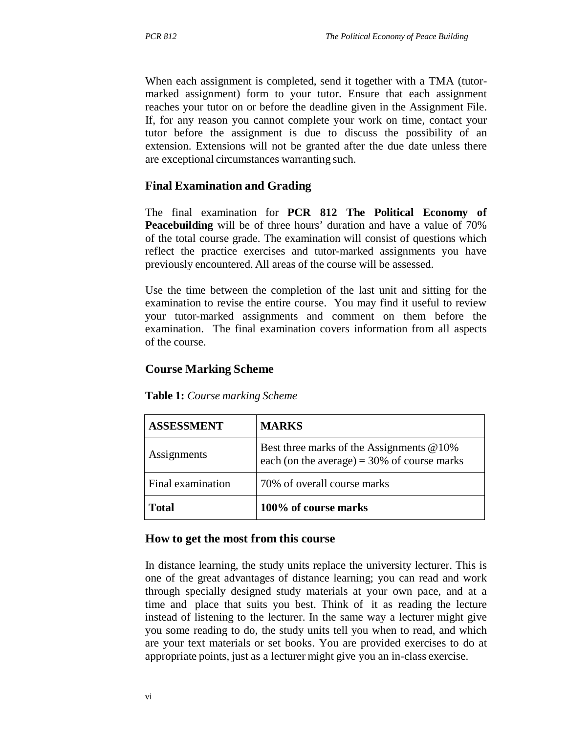When each assignment is completed, send it together with a TMA (tutor-marked assignment) form to your tutor. Ensure that each assignment reaches your tutor on or before the deadline given in the Assignment File. If, for any reason you cannot complete your work on time, contact your tutor before the assignment is due to discuss the possibility of an extension. Extensions will not be granted after the due date unless there are exceptional circumstances warranting such.

## Final Examination and Grading

The final examination for **PCR 812 The Political Economy of Peacebuilding** will be of three hours' duration and have a value of 70% of the total course grade. The examination will consist of questions which reflect the practice exercises and tutor-marked assignments you have previously encountered. All areas of the course will be assessed.

Use the time between the completion of the last unit and sitting for the examination to revise the entire course. You may find it useful to review your tutor-marked assignments and comment on them before the examination. The final examination covers information from all aspects of the course.

## Course Marking Scheme

**Table 1:** *Course marking Scheme*

| ASSESSMENT | MARKS |
|---|---|
| Assignments | Best three marks of the Assignments @10% each (on the average) = 30% of course marks |
| Final examination | 70% of overall course marks |
| **Total** | **100% of course marks** |

## How to get the most from this course

In distance learning, the study units replace the university lecturer. This is one of the great advantages of distance learning; you can read and work through specially designed study materials at your own pace, and at a time and place that suits you best. Think of it as reading the lecture instead of listening to the lecturer. In the same way a lecturer might give you some reading to do, the study units tell you when to read, and which are your text materials or set books. You are provided exercises to do at appropriate points, just as a lecturer might give you an in-class exercise.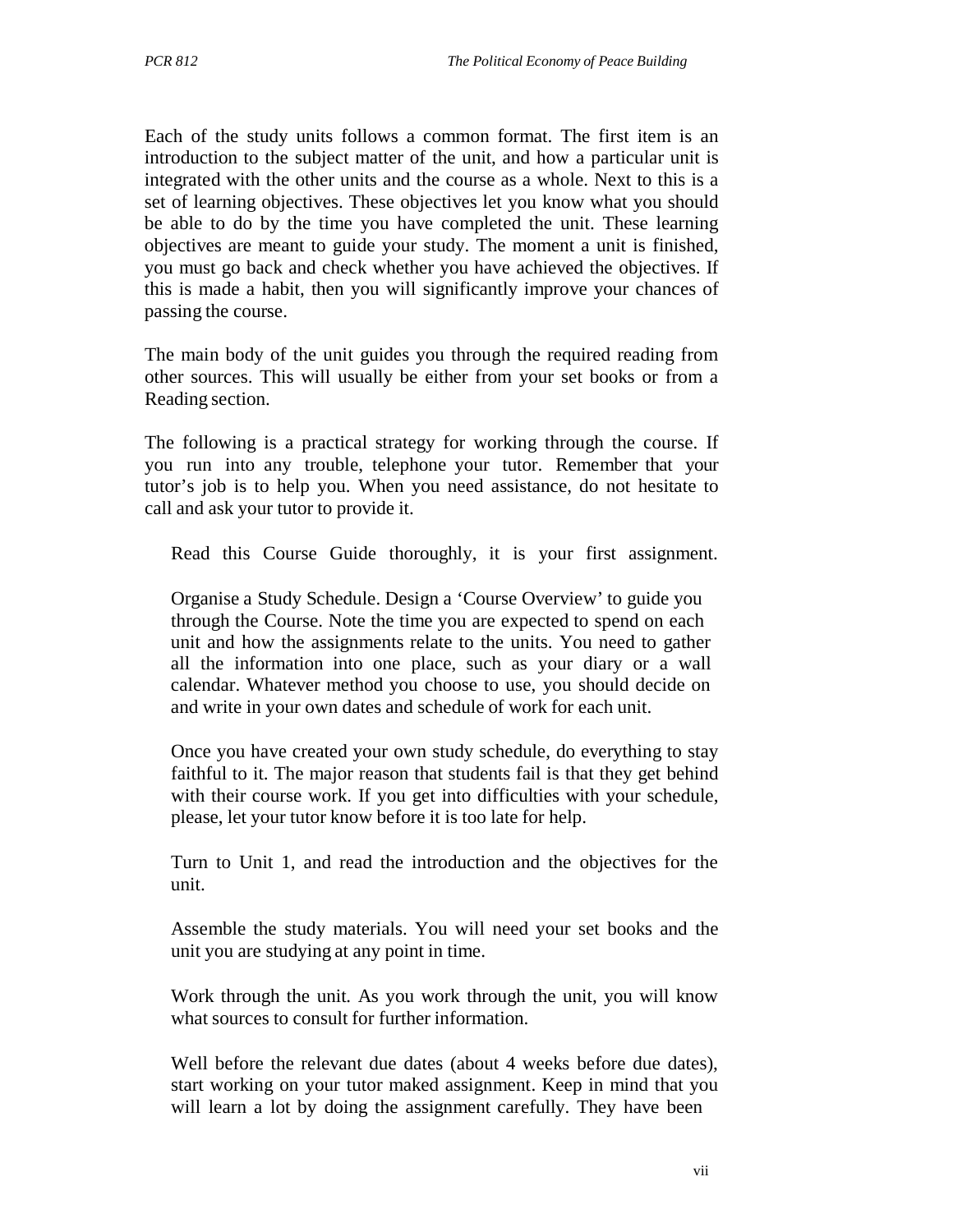Each of the study units follows a common format. The first item is an introduction to the subject matter of the unit, and how a particular unit is integrated with the other units and the course as a whole. Next to this is a set of learning objectives. These objectives let you know what you should be able to do by the time you have completed the unit. These learning objectives are meant to guide your study. The moment a unit is finished, you must go back and check whether you have achieved the objectives. If this is made a habit, then you will significantly improve your chances of passing the course.

The main body of the unit guides you through the required reading from other sources. This will usually be either from your set books or from a Reading section.

The following is a practical strategy for working through the course. If you run into any trouble, telephone your tutor. Remember that your tutor's job is to help you. When you need assistance, do not hesitate to call and ask your tutor to provide it.

Read this Course Guide thoroughly, it is your first assignment.

Organise a Study Schedule. Design a 'Course Overview' to guide you through the Course. Note the time you are expected to spend on each unit and how the assignments relate to the units. You need to gather all the information into one place, such as your diary or a wall calendar. Whatever method you choose to use, you should decide on and write in your own dates and schedule of work for each unit.

Once you have created your own study schedule, do everything to stay faithful to it. The major reason that students fail is that they get behind with their course work. If you get into difficulties with your schedule, please, let your tutor know before it is too late for help.

Turn to Unit 1, and read the introduction and the objectives for the unit.

Assemble the study materials. You will need your set books and the unit you are studying at any point in time.

Work through the unit. As you work through the unit, you will know what sources to consult for further information.

Well before the relevant due dates (about 4 weeks before due dates), start working on your tutor maked assignment. Keep in mind that you will learn a lot by doing the assignment carefully. They have been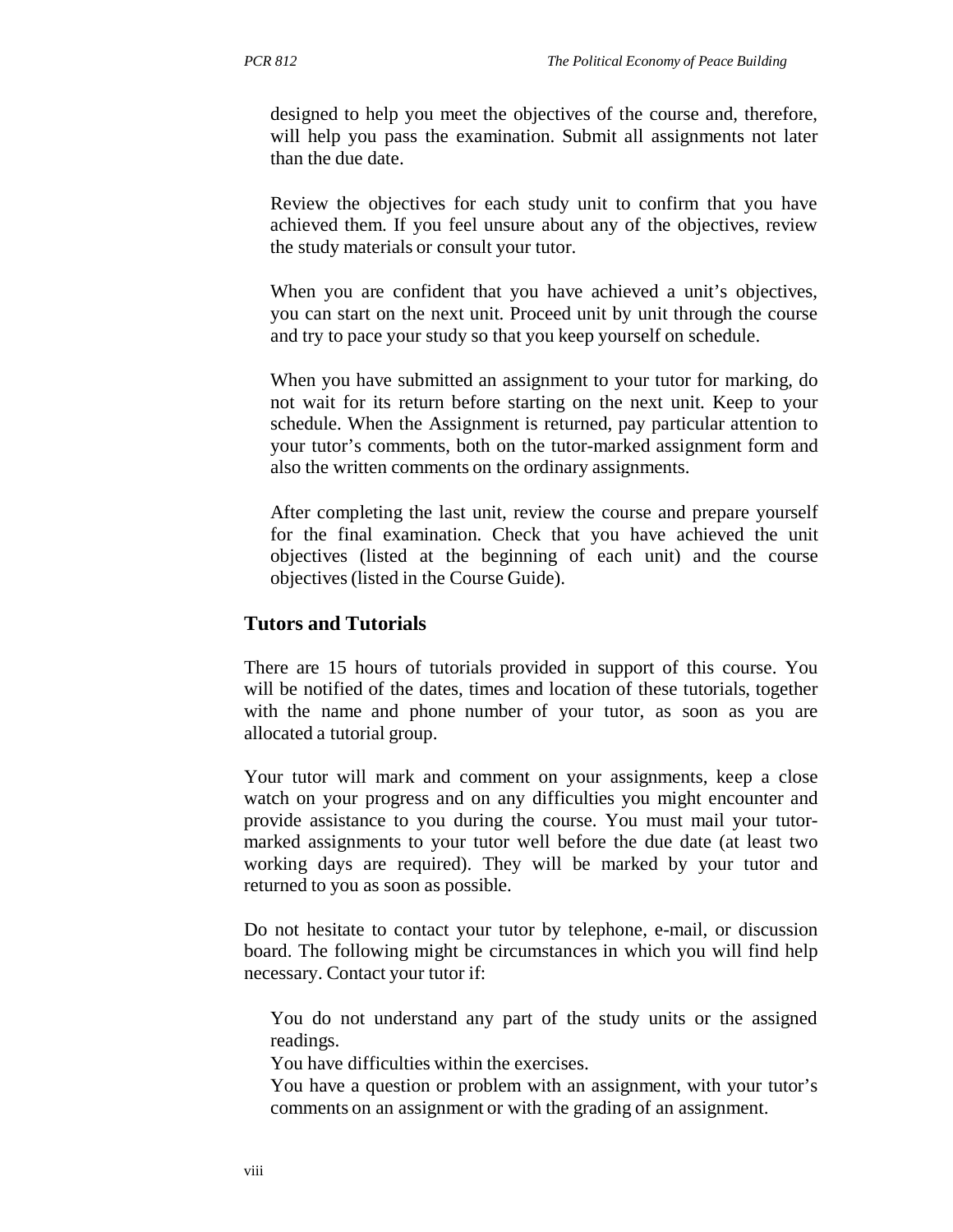designed to help you meet the objectives of the course and, therefore, will help you pass the examination. Submit all assignments not later than the due date.

Review the objectives for each study unit to confirm that you have achieved them. If you feel unsure about any of the objectives, review the study materials or consult your tutor.

When you are confident that you have achieved a unit's objectives, you can start on the next unit. Proceed unit by unit through the course and try to pace your study so that you keep yourself on schedule.

When you have submitted an assignment to your tutor for marking, do not wait for its return before starting on the next unit. Keep to your schedule. When the Assignment is returned, pay particular attention to your tutor's comments, both on the tutor-marked assignment form and also the written comments on the ordinary assignments.

After completing the last unit, review the course and prepare yourself for the final examination. Check that you have achieved the unit objectives (listed at the beginning of each unit) and the course objectives (listed in the Course Guide).

## Tutors and Tutorials

There are 15 hours of tutorials provided in support of this course. You will be notified of the dates, times and location of these tutorials, together with the name and phone number of your tutor, as soon as you are allocated a tutorial group.

Your tutor will mark and comment on your assignments, keep a close watch on your progress and on any difficulties you might encounter and provide assistance to you during the course. You must mail your tutor-marked assignments to your tutor well before the due date (at least two working days are required). They will be marked by your tutor and returned to you as soon as possible.

Do not hesitate to contact your tutor by telephone, e-mail, or discussion board. The following might be circumstances in which you will find help necessary. Contact your tutor if:

You do not understand any part of the study units or the assigned readings.
You have difficulties within the exercises.
You have a question or problem with an assignment, with your tutor's comments on an assignment or with the grading of an assignment.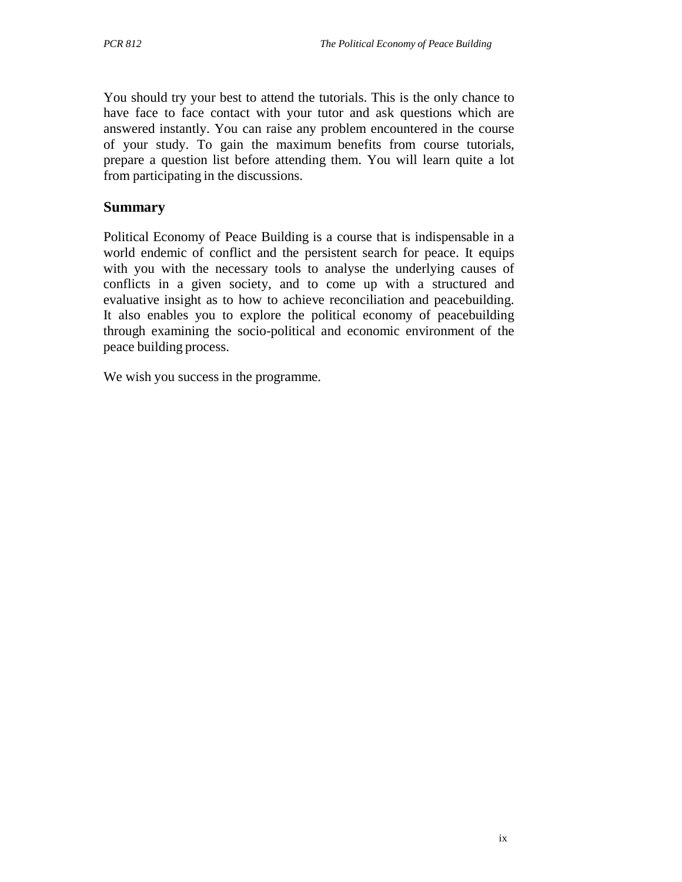You should try your best to attend the tutorials. This is the only chance to have face to face contact with your tutor and ask questions which are answered instantly. You can raise any problem encountered in the course of your study. To gain the maximum benefits from course tutorials, prepare a question list before attending them. You will learn quite a lot from participating in the discussions.

## Summary

Political Economy of Peace Building is a course that is indispensable in a world endemic of conflict and the persistent search for peace. It equips with you with the necessary tools to analyse the underlying causes of conflicts in a given society, and to come up with a structured and evaluative insight as to how to achieve reconciliation and peacebuilding. It also enables you to explore the political economy of peacebuilding through examining the socio-political and economic environment of the peace building process.

We wish you success in the programme.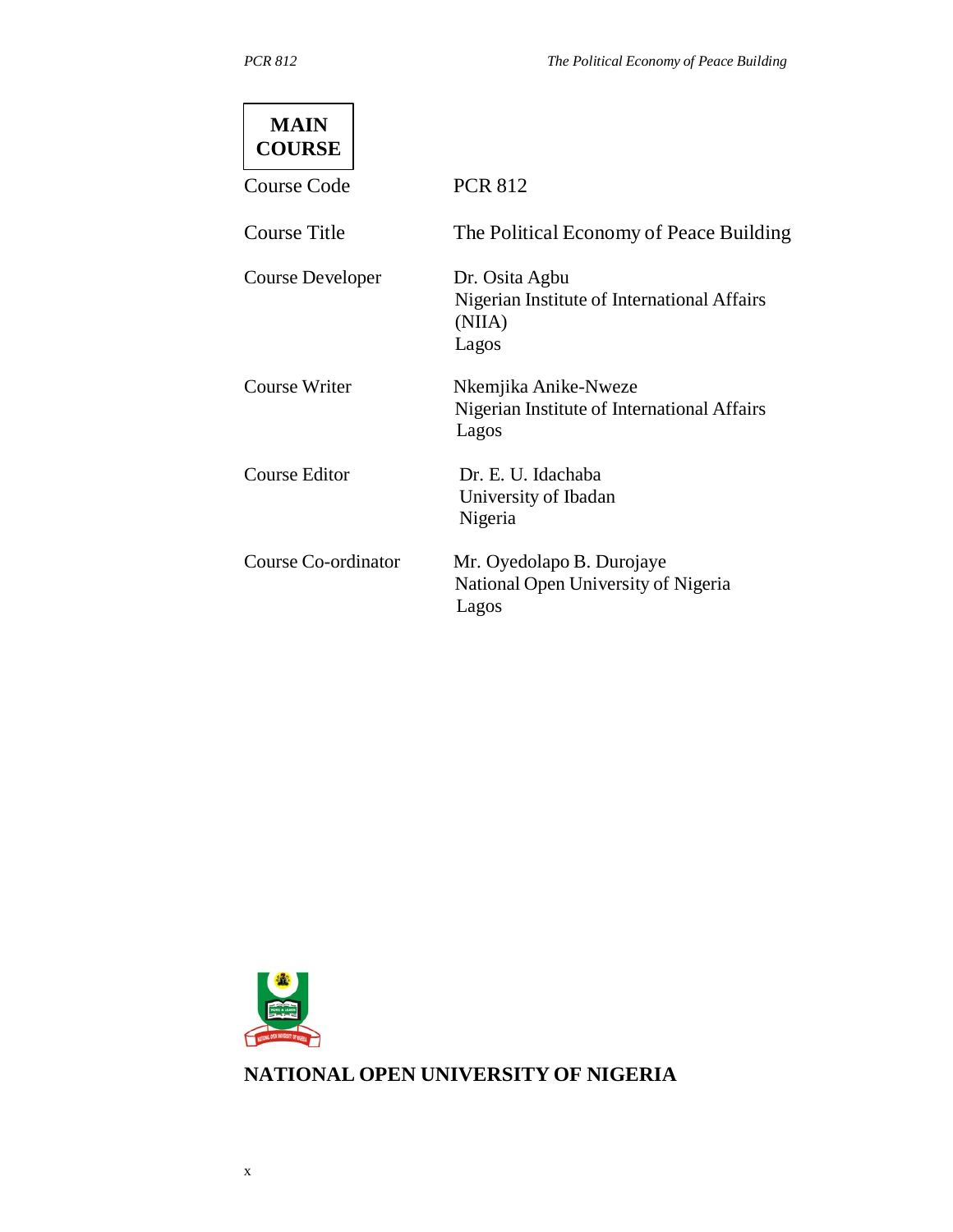**MAIN COURSE**

| | |
|---|---|
| Course Code | PCR 812 |
| Course Title | The Political Economy of Peace Building |
| Course Developer | Dr. Osita Agbu<br>Nigerian Institute of International Affairs (NIIA)<br>Lagos |
| Course Writer | Nkemjika Anike-Nweze<br>Nigerian Institute of International Affairs<br>Lagos |
| Course Editor | Dr. E. U. Idachaba<br>University of Ibadan<br>Nigeria |
| Course Co-ordinator | Mr. Oyedolapo B. Durojaye<br>National Open University of Nigeria<br>Lagos |

**NATIONAL OPEN UNIVERSITY OF NIGERIA**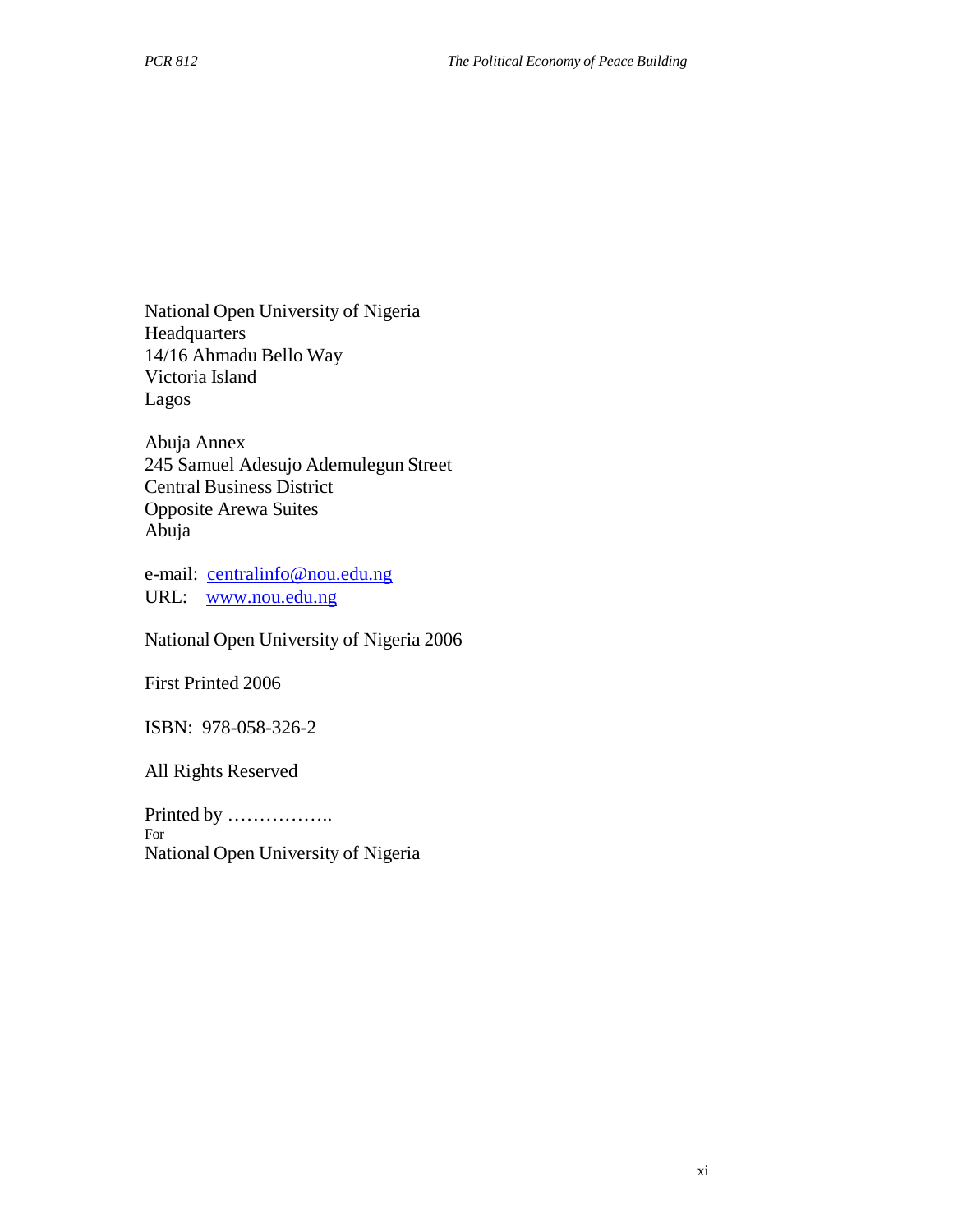National Open University of Nigeria
Headquarters
14/16 Ahmadu Bello Way
Victoria Island
Lagos

Abuja Annex
245 Samuel Adesujo Ademulegun Street
Central Business District
Opposite Arewa Suites
Abuja

e-mail: centralinfo@nou.edu.ng
URL: www.nou.edu.ng

National Open University of Nigeria 2006

First Printed 2006

ISBN: 978-058-326-2

All Rights Reserved

Printed by ……………..
For
National Open University of Nigeria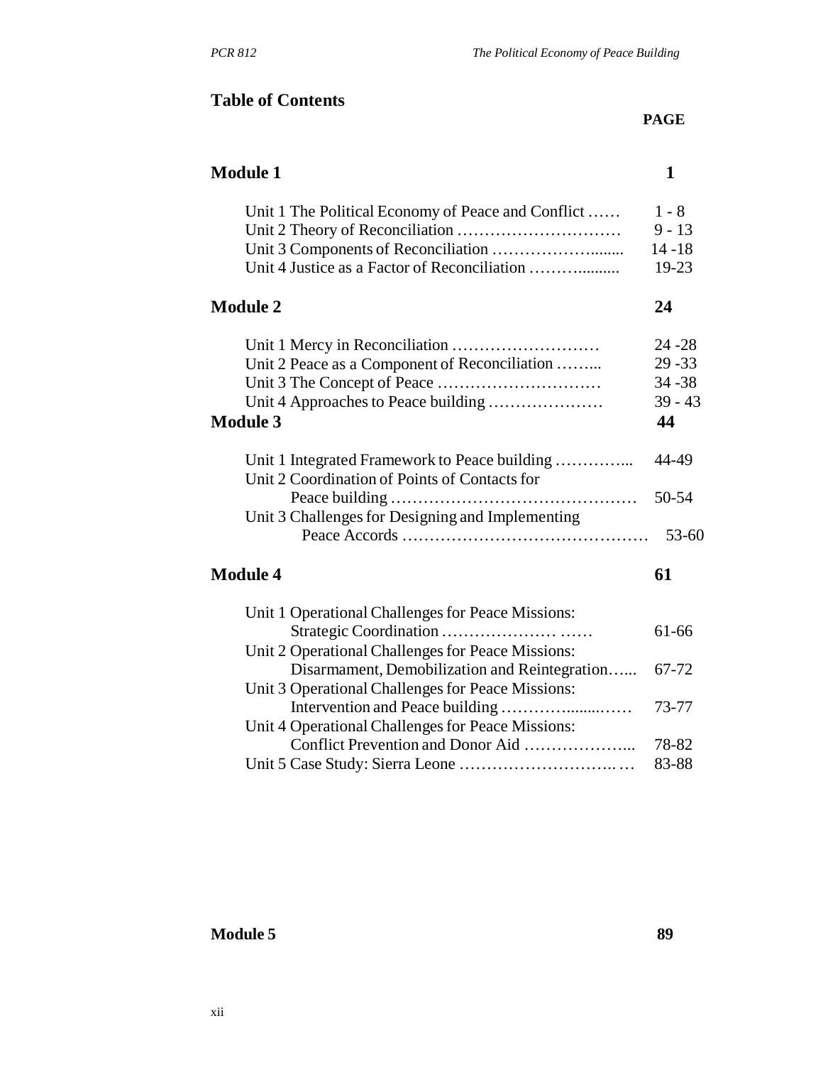## Table of Contents

| | PAGE |
|---|---|
| **Module 1** | **1** |
| Unit 1 The Political Economy of Peace and Conflict …… | 1 - 8 |
| Unit 2 Theory of Reconciliation ………………………… | 9 - 13 |
| Unit 3 Components of Reconciliation ……………….…… | 14 -18 |
| Unit 4 Justice as a Factor of Reconciliation ……….……… | 19-23 |
| **Module 2** | **24** |
| Unit 1 Mercy in Reconciliation ……………………… | 24 -28 |
| Unit 2 Peace as a Component of Reconciliation ……... | 29 -33 |
| Unit 3 The Concept of Peace ………………………… | 34 -38 |
| Unit 4 Approaches to Peace building ………………… | 39 - 43 |
| **Module 3** | **44** |
| Unit 1 Integrated Framework to Peace building ………….. | 44-49 |
| Unit 2 Coordination of Points of Contacts for Peace building ……………………………………… | 50-54 |
| Unit 3 Challenges for Designing and Implementing Peace Accords ……………………………………… | 53-60 |
| **Module 4** | **61** |
| Unit 1 Operational Challenges for Peace Missions: Strategic Coordination ………………… …… | 61-66 |
| Unit 2 Operational Challenges for Peace Missions: Disarmament, Demobilization and Reintegration…... | 67-72 |
| Unit 3 Operational Challenges for Peace Missions: Intervention and Peace building ……………..…… | 73-77 |
| Unit 4 Operational Challenges for Peace Missions: Conflict Prevention and Donor Aid ……………….. | 78-82 |
| Unit 5 Case Study: Sierra Leone ……………………….… | 83-88 |
| **Module 5** | **89** |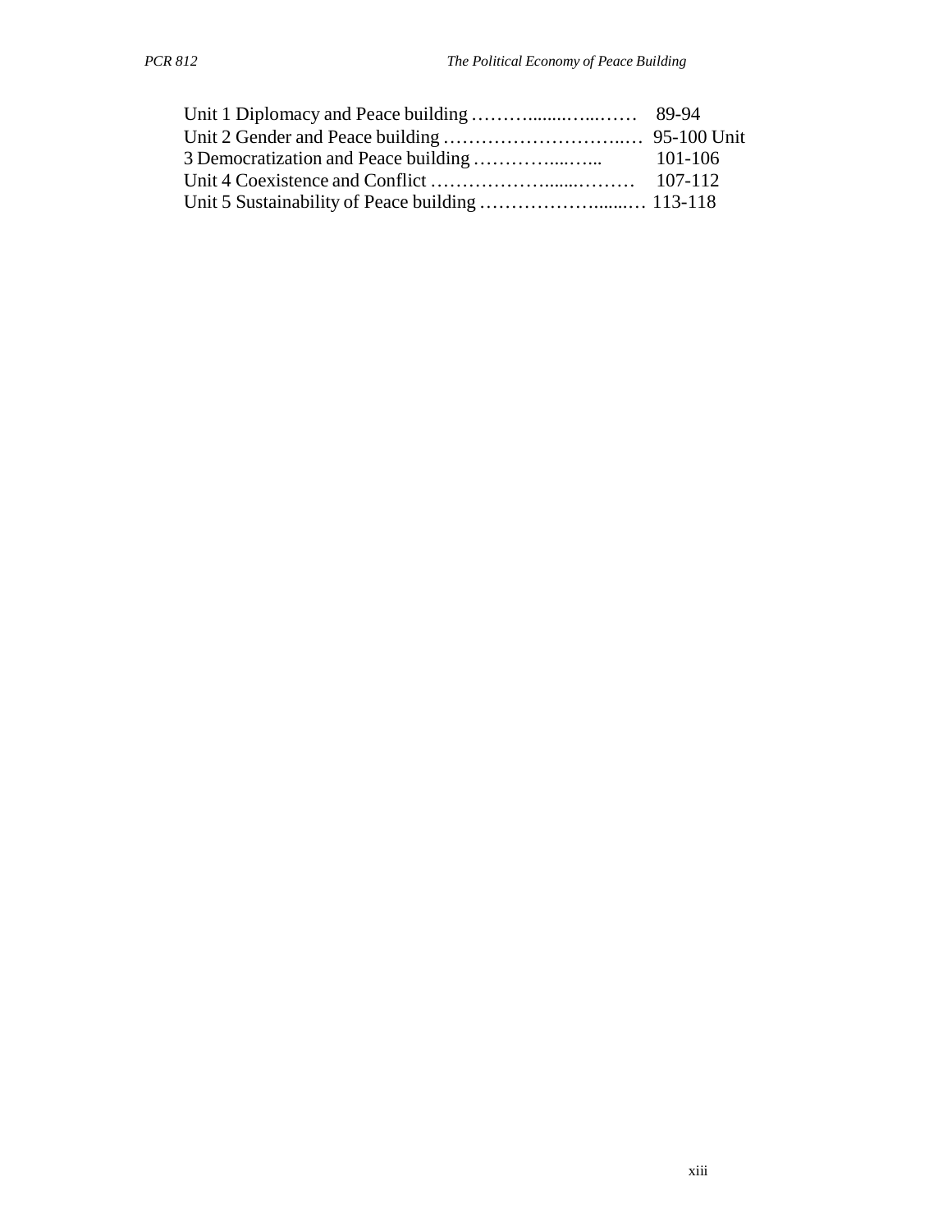Unit 1 Diplomacy and Peace building ……….......…...…… 89-94
Unit 2 Gender and Peace building ………………………..… 95-100 Unit
3 Democratization and Peace building ………….....…... 101-106
Unit 4 Coexistence and Conflict ……………….......……… 107-112
Unit 5 Sustainability of Peace building ……………….......… 113-118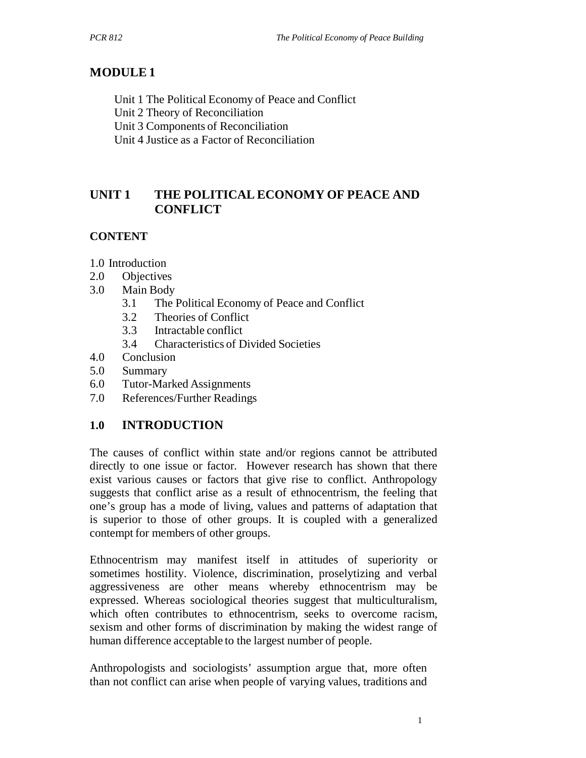# MODULE 1

Unit 1 The Political Economy of Peace and Conflict
Unit 2 Theory of Reconciliation
Unit 3 Components of Reconciliation
Unit 4 Justice as a Factor of Reconciliation

## UNIT 1 THE POLITICAL ECONOMY OF PEACE AND CONFLICT

### CONTENT

1.0 Introduction
2.0 Objectives
3.0 Main Body
 3.1 The Political Economy of Peace and Conflict
 3.2 Theories of Conflict
 3.3 Intractable conflict
 3.4 Characteristics of Divided Societies
4.0 Conclusion
5.0 Summary
6.0 Tutor-Marked Assignments
7.0 References/Further Readings

## 1.0 INTRODUCTION

The causes of conflict within state and/or regions cannot be attributed directly to one issue or factor. However research has shown that there exist various causes or factors that give rise to conflict. Anthropology suggests that conflict arise as a result of ethnocentrism, the feeling that one's group has a mode of living, values and patterns of adaptation that is superior to those of other groups. It is coupled with a generalized contempt for members of other groups.

Ethnocentrism may manifest itself in attitudes of superiority or sometimes hostility. Violence, discrimination, proselytizing and verbal aggressiveness are other means whereby ethnocentrism may be expressed. Whereas sociological theories suggest that multiculturalism, which often contributes to ethnocentrism, seeks to overcome racism, sexism and other forms of discrimination by making the widest range of human difference acceptable to the largest number of people.

Anthropologists and sociologists' assumption argue that, more often than not conflict can arise when people of varying values, traditions and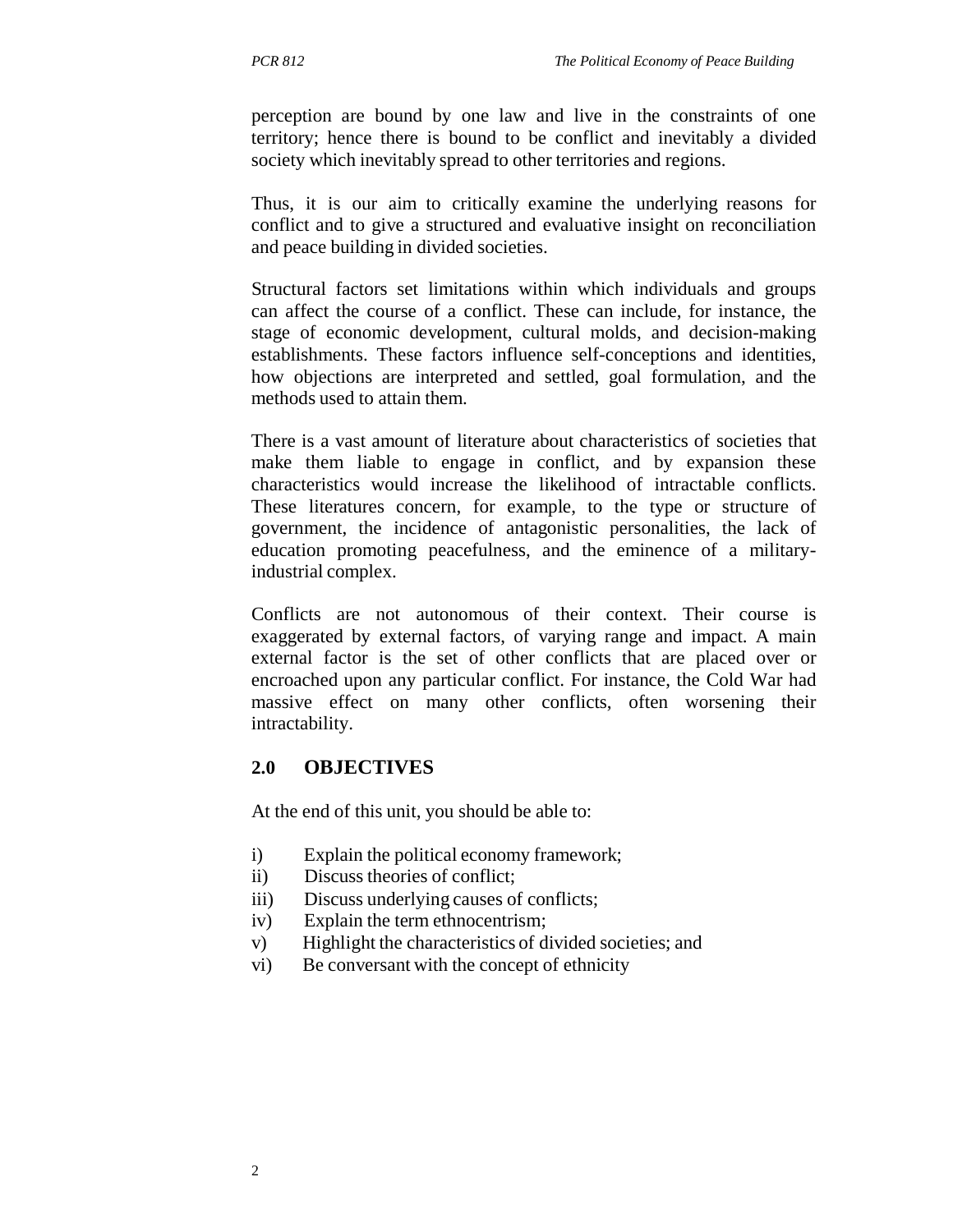perception are bound by one law and live in the constraints of one territory; hence there is bound to be conflict and inevitably a divided society which inevitably spread to other territories and regions.

Thus, it is our aim to critically examine the underlying reasons for conflict and to give a structured and evaluative insight on reconciliation and peace building in divided societies.

Structural factors set limitations within which individuals and groups can affect the course of a conflict. These can include, for instance, the stage of economic development, cultural molds, and decision-making establishments. These factors influence self-conceptions and identities, how objections are interpreted and settled, goal formulation, and the methods used to attain them.

There is a vast amount of literature about characteristics of societies that make them liable to engage in conflict, and by expansion these characteristics would increase the likelihood of intractable conflicts. These literatures concern, for example, to the type or structure of government, the incidence of antagonistic personalities, the lack of education promoting peacefulness, and the eminence of a military-industrial complex.

Conflicts are not autonomous of their context. Their course is exaggerated by external factors, of varying range and impact. A main external factor is the set of other conflicts that are placed over or encroached upon any particular conflict. For instance, the Cold War had massive effect on many other conflicts, often worsening their intractability.

## 2.0 OBJECTIVES

At the end of this unit, you should be able to:

i) Explain the political economy framework;
ii) Discuss theories of conflict;
iii) Discuss underlying causes of conflicts;
iv) Explain the term ethnocentrism;
v) Highlight the characteristics of divided societies; and
vi) Be conversant with the concept of ethnicity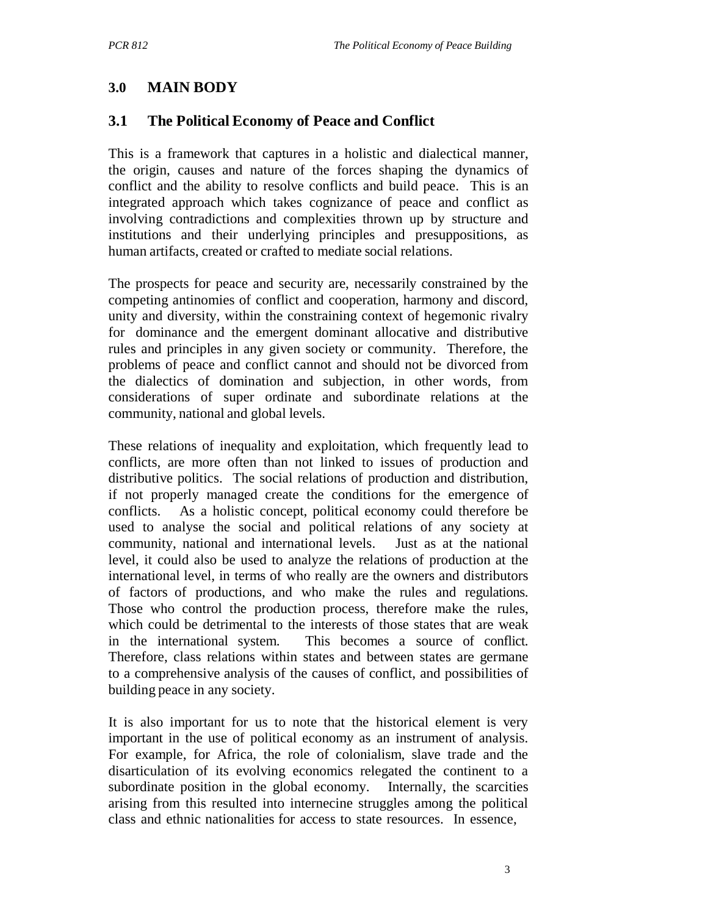## 3.0 MAIN BODY

### 3.1 The Political Economy of Peace and Conflict

This is a framework that captures in a holistic and dialectical manner, the origin, causes and nature of the forces shaping the dynamics of conflict and the ability to resolve conflicts and build peace. This is an integrated approach which takes cognizance of peace and conflict as involving contradictions and complexities thrown up by structure and institutions and their underlying principles and presuppositions, as human artifacts, created or crafted to mediate social relations.

The prospects for peace and security are, necessarily constrained by the competing antinomies of conflict and cooperation, harmony and discord, unity and diversity, within the constraining context of hegemonic rivalry for dominance and the emergent dominant allocative and distributive rules and principles in any given society or community. Therefore, the problems of peace and conflict cannot and should not be divorced from the dialectics of domination and subjection, in other words, from considerations of super ordinate and subordinate relations at the community, national and global levels.

These relations of inequality and exploitation, which frequently lead to conflicts, are more often than not linked to issues of production and distributive politics. The social relations of production and distribution, if not properly managed create the conditions for the emergence of conflicts. As a holistic concept, political economy could therefore be used to analyse the social and political relations of any society at community, national and international levels. Just as at the national level, it could also be used to analyze the relations of production at the international level, in terms of who really are the owners and distributors of factors of productions, and who make the rules and regulations. Those who control the production process, therefore make the rules, which could be detrimental to the interests of those states that are weak in the international system. This becomes a source of conflict. Therefore, class relations within states and between states are germane to a comprehensive analysis of the causes of conflict, and possibilities of building peace in any society.

It is also important for us to note that the historical element is very important in the use of political economy as an instrument of analysis. For example, for Africa, the role of colonialism, slave trade and the disarticulation of its evolving economics relegated the continent to a subordinate position in the global economy. Internally, the scarcities arising from this resulted into internecine struggles among the political class and ethnic nationalities for access to state resources. In essence,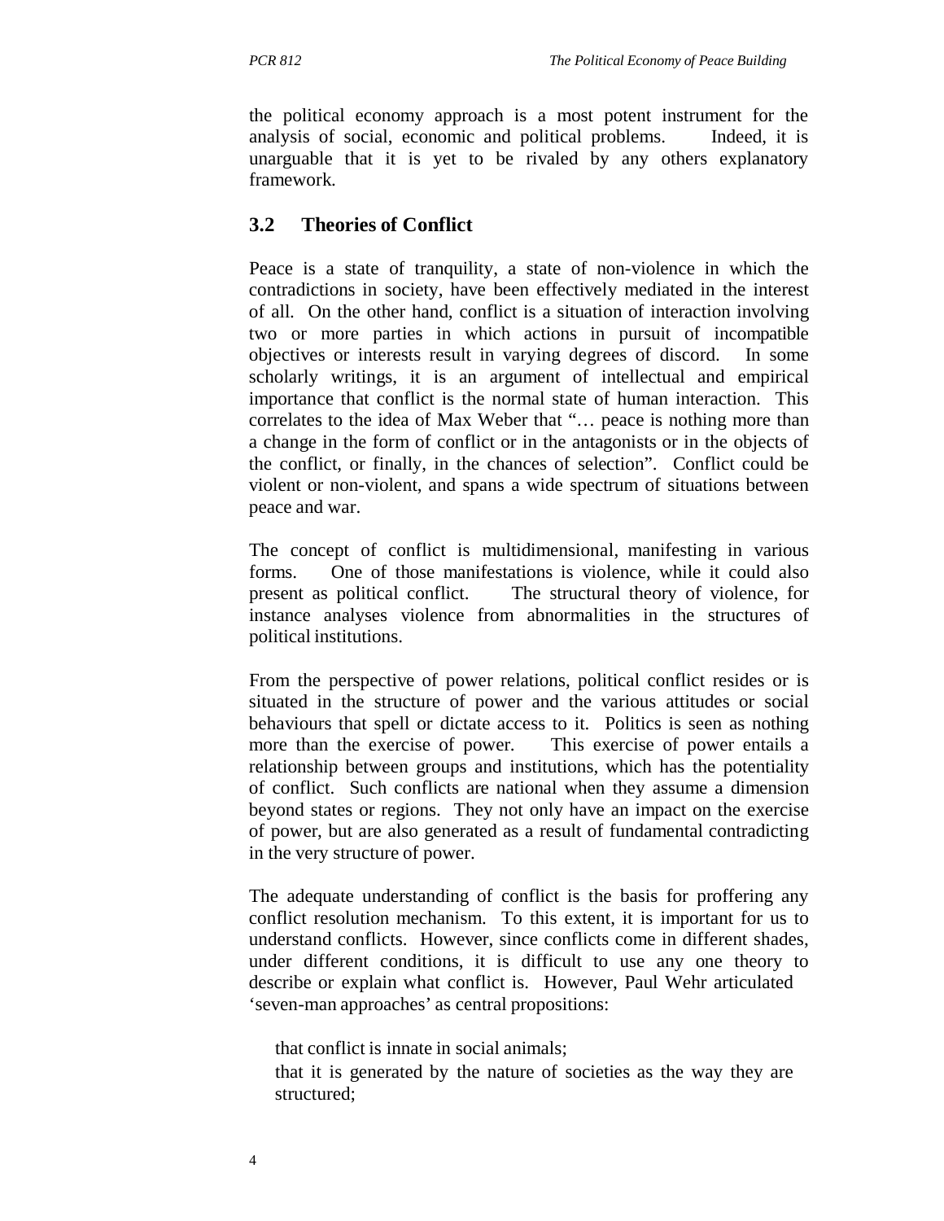the political economy approach is a most potent instrument for the analysis of social, economic and political problems. Indeed, it is unarguable that it is yet to be rivaled by any others explanatory framework.

### 3.2 Theories of Conflict

Peace is a state of tranquility, a state of non-violence in which the contradictions in society, have been effectively mediated in the interest of all. On the other hand, conflict is a situation of interaction involving two or more parties in which actions in pursuit of incompatible objectives or interests result in varying degrees of discord. In some scholarly writings, it is an argument of intellectual and empirical importance that conflict is the normal state of human interaction. This correlates to the idea of Max Weber that "… peace is nothing more than a change in the form of conflict or in the antagonists or in the objects of the conflict, or finally, in the chances of selection". Conflict could be violent or non-violent, and spans a wide spectrum of situations between peace and war.

The concept of conflict is multidimensional, manifesting in various forms. One of those manifestations is violence, while it could also present as political conflict. The structural theory of violence, for instance analyses violence from abnormalities in the structures of political institutions.

From the perspective of power relations, political conflict resides or is situated in the structure of power and the various attitudes or social behaviours that spell or dictate access to it. Politics is seen as nothing more than the exercise of power. This exercise of power entails a relationship between groups and institutions, which has the potentiality of conflict. Such conflicts are national when they assume a dimension beyond states or regions. They not only have an impact on the exercise of power, but are also generated as a result of fundamental contradicting in the very structure of power.

The adequate understanding of conflict is the basis for proffering any conflict resolution mechanism. To this extent, it is important for us to understand conflicts. However, since conflicts come in different shades, under different conditions, it is difficult to use any one theory to describe or explain what conflict is. However, Paul Wehr articulated 'seven-man approaches' as central propositions:

- that conflict is innate in social animals;
- that it is generated by the nature of societies as the way they are structured;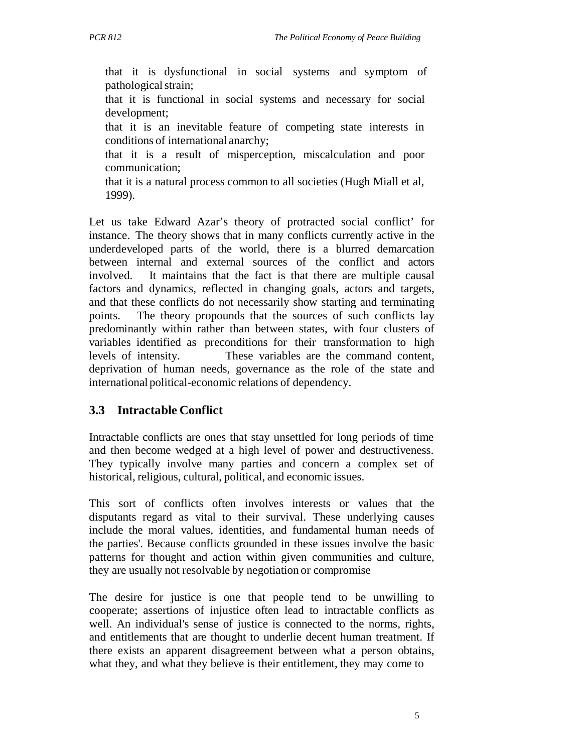that it is dysfunctional in social systems and symptom of pathological strain;

that it is functional in social systems and necessary for social development;

that it is an inevitable feature of competing state interests in conditions of international anarchy;

that it is a result of misperception, miscalculation and poor communication;

that it is a natural process common to all societies (Hugh Miall et al, 1999).

Let us take Edward Azar's theory of protracted social conflict' for instance. The theory shows that in many conflicts currently active in the underdeveloped parts of the world, there is a blurred demarcation between internal and external sources of the conflict and actors involved. It maintains that the fact is that there are multiple causal factors and dynamics, reflected in changing goals, actors and targets, and that these conflicts do not necessarily show starting and terminating points. The theory propounds that the sources of such conflicts lay predominantly within rather than between states, with four clusters of variables identified as preconditions for their transformation to high levels of intensity. These variables are the command content, deprivation of human needs, governance as the role of the state and international political-economic relations of dependency.

## 3.3 Intractable Conflict

Intractable conflicts are ones that stay unsettled for long periods of time and then become wedged at a high level of power and destructiveness. They typically involve many parties and concern a complex set of historical, religious, cultural, political, and economic issues.

This sort of conflicts often involves interests or values that the disputants regard as vital to their survival. These underlying causes include the moral values, identities, and fundamental human needs of the parties'. Because conflicts grounded in these issues involve the basic patterns for thought and action within given communities and culture, they are usually not resolvable by negotiation or compromise

The desire for justice is one that people tend to be unwilling to cooperate; assertions of injustice often lead to intractable conflicts as well. An individual's sense of justice is connected to the norms, rights, and entitlements that are thought to underlie decent human treatment. If there exists an apparent disagreement between what a person obtains, what they, and what they believe is their entitlement, they may come to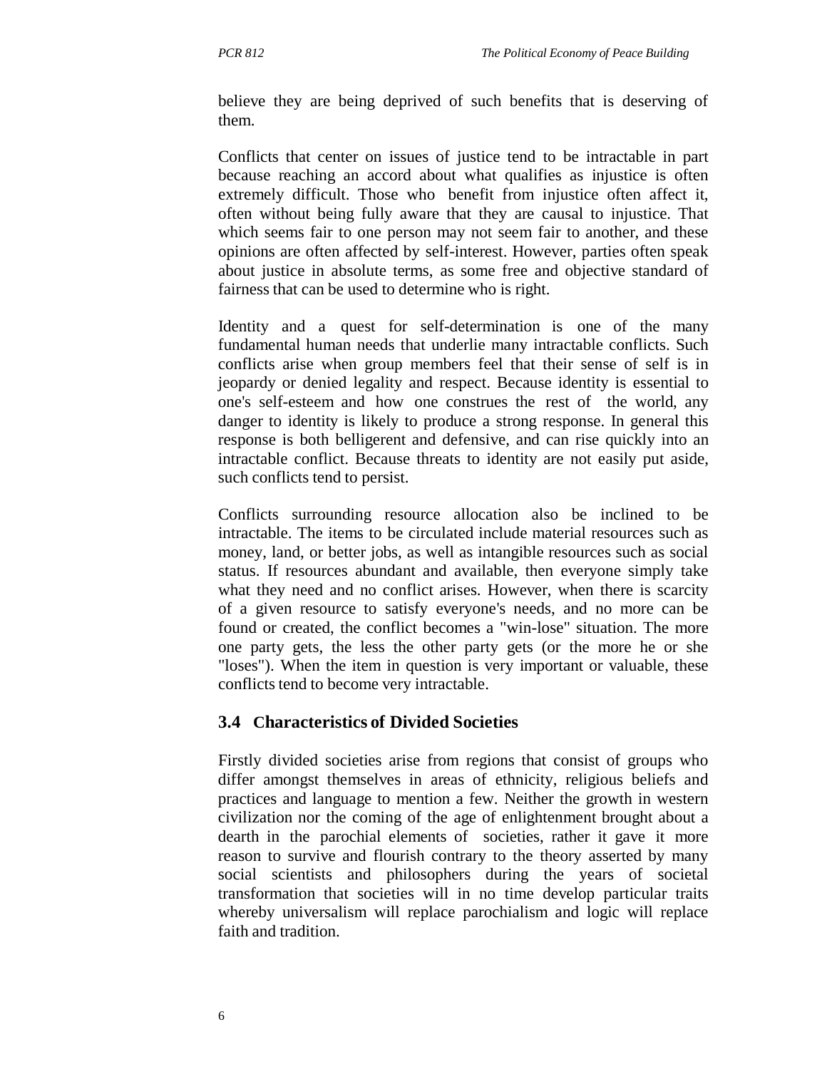believe they are being deprived of such benefits that is deserving of them.

Conflicts that center on issues of justice tend to be intractable in part because reaching an accord about what qualifies as injustice is often extremely difficult. Those who benefit from injustice often affect it, often without being fully aware that they are causal to injustice. That which seems fair to one person may not seem fair to another, and these opinions are often affected by self-interest. However, parties often speak about justice in absolute terms, as some free and objective standard of fairness that can be used to determine who is right.

Identity and a quest for self-determination is one of the many fundamental human needs that underlie many intractable conflicts. Such conflicts arise when group members feel that their sense of self is in jeopardy or denied legality and respect. Because identity is essential to one's self-esteem and how one construes the rest of the world, any danger to identity is likely to produce a strong response. In general this response is both belligerent and defensive, and can rise quickly into an intractable conflict. Because threats to identity are not easily put aside, such conflicts tend to persist.

Conflicts surrounding resource allocation also be inclined to be intractable. The items to be circulated include material resources such as money, land, or better jobs, as well as intangible resources such as social status. If resources abundant and available, then everyone simply take what they need and no conflict arises. However, when there is scarcity of a given resource to satisfy everyone's needs, and no more can be found or created, the conflict becomes a "win-lose" situation. The more one party gets, the less the other party gets (or the more he or she "loses"). When the item in question is very important or valuable, these conflicts tend to become very intractable.

### 3.4 Characteristics of Divided Societies

Firstly divided societies arise from regions that consist of groups who differ amongst themselves in areas of ethnicity, religious beliefs and practices and language to mention a few. Neither the growth in western civilization nor the coming of the age of enlightenment brought about a dearth in the parochial elements of societies, rather it gave it more reason to survive and flourish contrary to the theory asserted by many social scientists and philosophers during the years of societal transformation that societies will in no time develop particular traits whereby universalism will replace parochialism and logic will replace faith and tradition.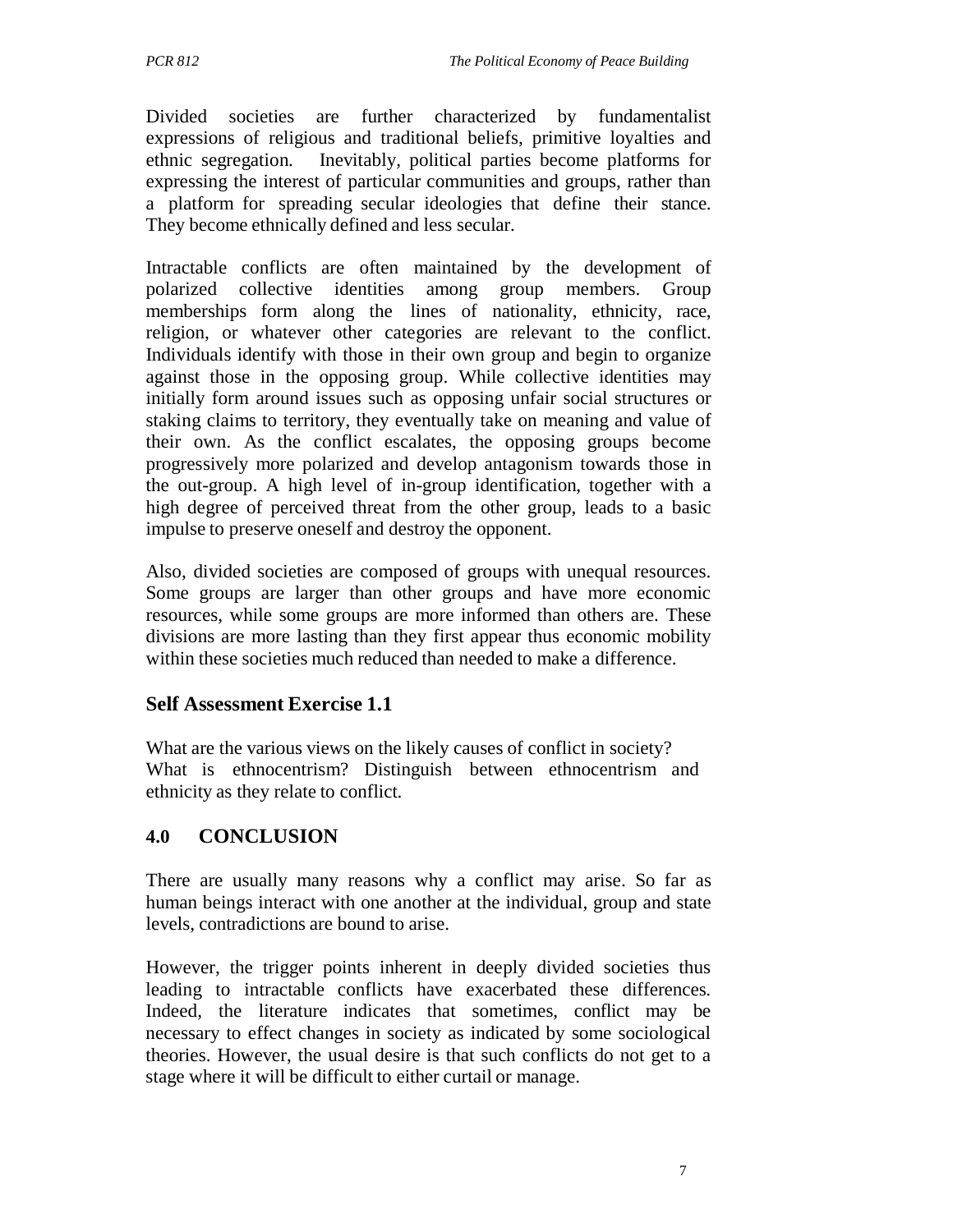Divided societies are further characterized by fundamentalist expressions of religious and traditional beliefs, primitive loyalties and ethnic segregation. Inevitably, political parties become platforms for expressing the interest of particular communities and groups, rather than a platform for spreading secular ideologies that define their stance. They become ethnically defined and less secular.

Intractable conflicts are often maintained by the development of polarized collective identities among group members. Group memberships form along the lines of nationality, ethnicity, race, religion, or whatever other categories are relevant to the conflict. Individuals identify with those in their own group and begin to organize against those in the opposing group. While collective identities may initially form around issues such as opposing unfair social structures or staking claims to territory, they eventually take on meaning and value of their own. As the conflict escalates, the opposing groups become progressively more polarized and develop antagonism towards those in the out-group. A high level of in-group identification, together with a high degree of perceived threat from the other group, leads to a basic impulse to preserve oneself and destroy the opponent.

Also, divided societies are composed of groups with unequal resources. Some groups are larger than other groups and have more economic resources, while some groups are more informed than others are. These divisions are more lasting than they first appear thus economic mobility within these societies much reduced than needed to make a difference.

### Self Assessment Exercise 1.1

What are the various views on the likely causes of conflict in society?
What is ethnocentrism? Distinguish between ethnocentrism and ethnicity as they relate to conflict.

## 4.0 CONCLUSION

There are usually many reasons why a conflict may arise. So far as human beings interact with one another at the individual, group and state levels, contradictions are bound to arise.

However, the trigger points inherent in deeply divided societies thus leading to intractable conflicts have exacerbated these differences. Indeed, the literature indicates that sometimes, conflict may be necessary to effect changes in society as indicated by some sociological theories. However, the usual desire is that such conflicts do not get to a stage where it will be difficult to either curtail or manage.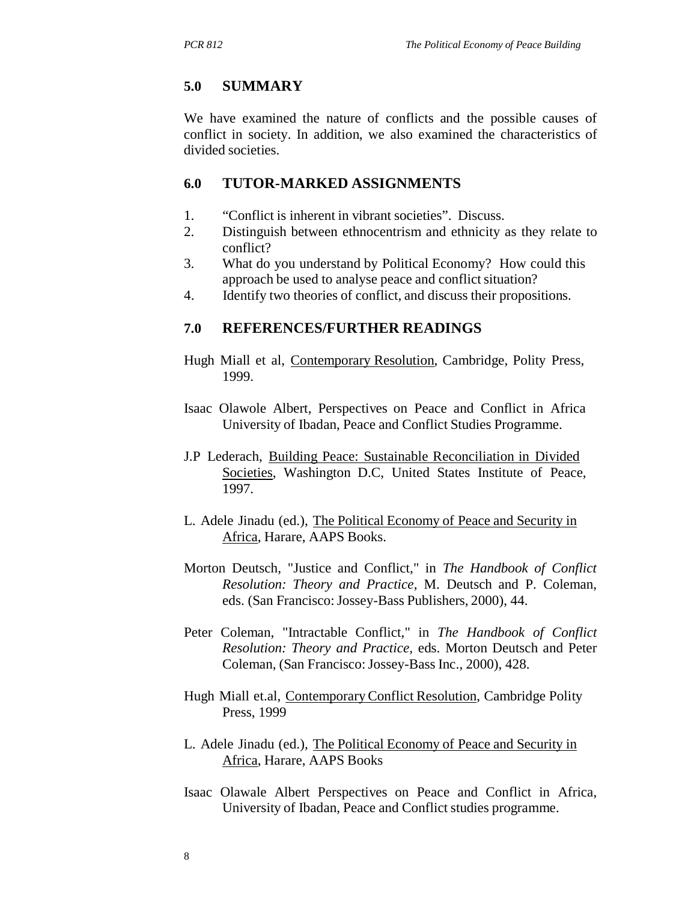## 5.0 SUMMARY

We have examined the nature of conflicts and the possible causes of conflict in society. In addition, we also examined the characteristics of divided societies.

## 6.0 TUTOR-MARKED ASSIGNMENTS

1. "Conflict is inherent in vibrant societies". Discuss.
2. Distinguish between ethnocentrism and ethnicity as they relate to conflict?
3. What do you understand by Political Economy? How could this approach be used to analyse peace and conflict situation?
4. Identify two theories of conflict, and discuss their propositions.

## 7.0 REFERENCES/FURTHER READINGS

Hugh Miall et al, Contemporary Resolution, Cambridge, Polity Press, 1999.

Isaac Olawole Albert, Perspectives on Peace and Conflict in Africa University of Ibadan, Peace and Conflict Studies Programme.

J.P Lederach, Building Peace: Sustainable Reconciliation in Divided Societies, Washington D.C, United States Institute of Peace, 1997.

L. Adele Jinadu (ed.), The Political Economy of Peace and Security in Africa, Harare, AAPS Books.

Morton Deutsch, "Justice and Conflict," in *The Handbook of Conflict Resolution: Theory and Practice*, M. Deutsch and P. Coleman, eds. (San Francisco: Jossey-Bass Publishers, 2000), 44.

Peter Coleman, "Intractable Conflict," in *The Handbook of Conflict Resolution: Theory and Practice,* eds. Morton Deutsch and Peter Coleman, (San Francisco: Jossey-Bass Inc., 2000), 428.

Hugh Miall et.al, Contemporary Conflict Resolution, Cambridge Polity Press, 1999

L. Adele Jinadu (ed.), The Political Economy of Peace and Security in Africa, Harare, AAPS Books

Isaac Olawale Albert Perspectives on Peace and Conflict in Africa, University of Ibadan, Peace and Conflict studies programme.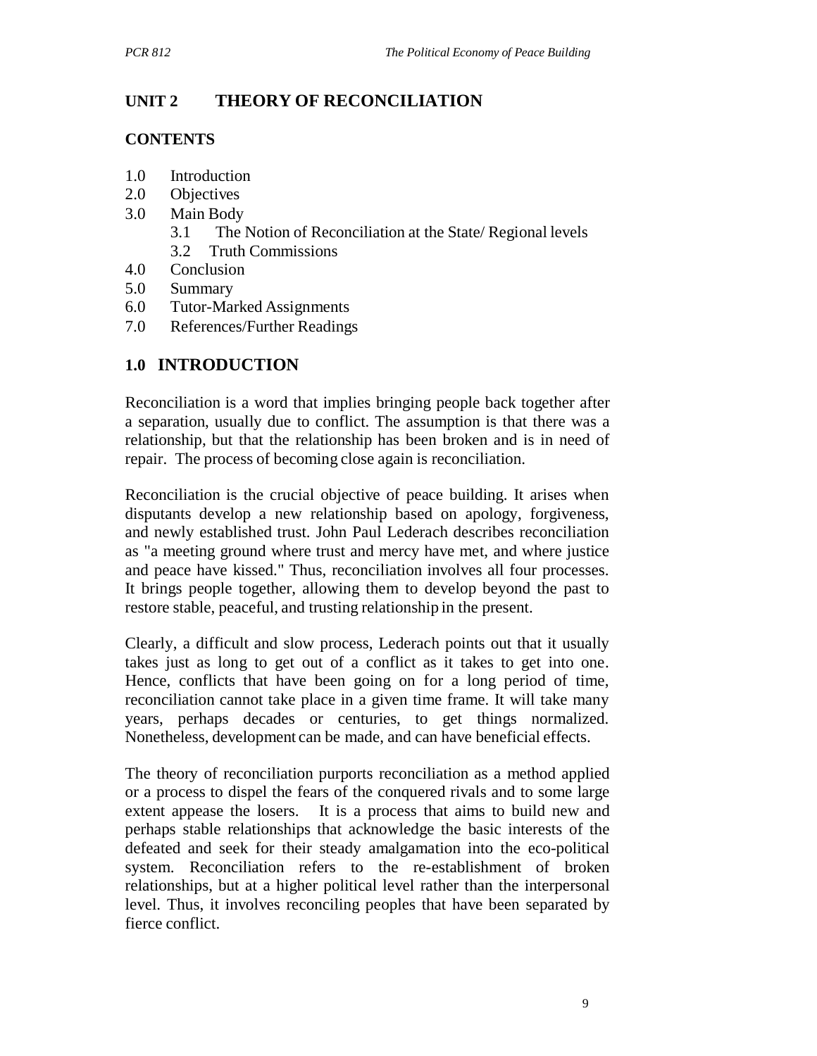## UNIT 2 THEORY OF RECONCILIATION

### CONTENTS

1.0 Introduction
2.0 Objectives
3.0 Main Body
  3.1 The Notion of Reconciliation at the State/ Regional levels
  3.2 Truth Commissions
4.0 Conclusion
5.0 Summary
6.0 Tutor-Marked Assignments
7.0 References/Further Readings

## 1.0 INTRODUCTION

Reconciliation is a word that implies bringing people back together after a separation, usually due to conflict. The assumption is that there was a relationship, but that the relationship has been broken and is in need of repair. The process of becoming close again is reconciliation.

Reconciliation is the crucial objective of peace building. It arises when disputants develop a new relationship based on apology, forgiveness, and newly established trust. John Paul Lederach describes reconciliation as "a meeting ground where trust and mercy have met, and where justice and peace have kissed." Thus, reconciliation involves all four processes. It brings people together, allowing them to develop beyond the past to restore stable, peaceful, and trusting relationship in the present.

Clearly, a difficult and slow process, Lederach points out that it usually takes just as long to get out of a conflict as it takes to get into one. Hence, conflicts that have been going on for a long period of time, reconciliation cannot take place in a given time frame. It will take many years, perhaps decades or centuries, to get things normalized. Nonetheless, development can be made, and can have beneficial effects.

The theory of reconciliation purports reconciliation as a method applied or a process to dispel the fears of the conquered rivals and to some large extent appease the losers. It is a process that aims to build new and perhaps stable relationships that acknowledge the basic interests of the defeated and seek for their steady amalgamation into the eco-political system. Reconciliation refers to the re-establishment of broken relationships, but at a higher political level rather than the interpersonal level. Thus, it involves reconciling peoples that have been separated by fierce conflict.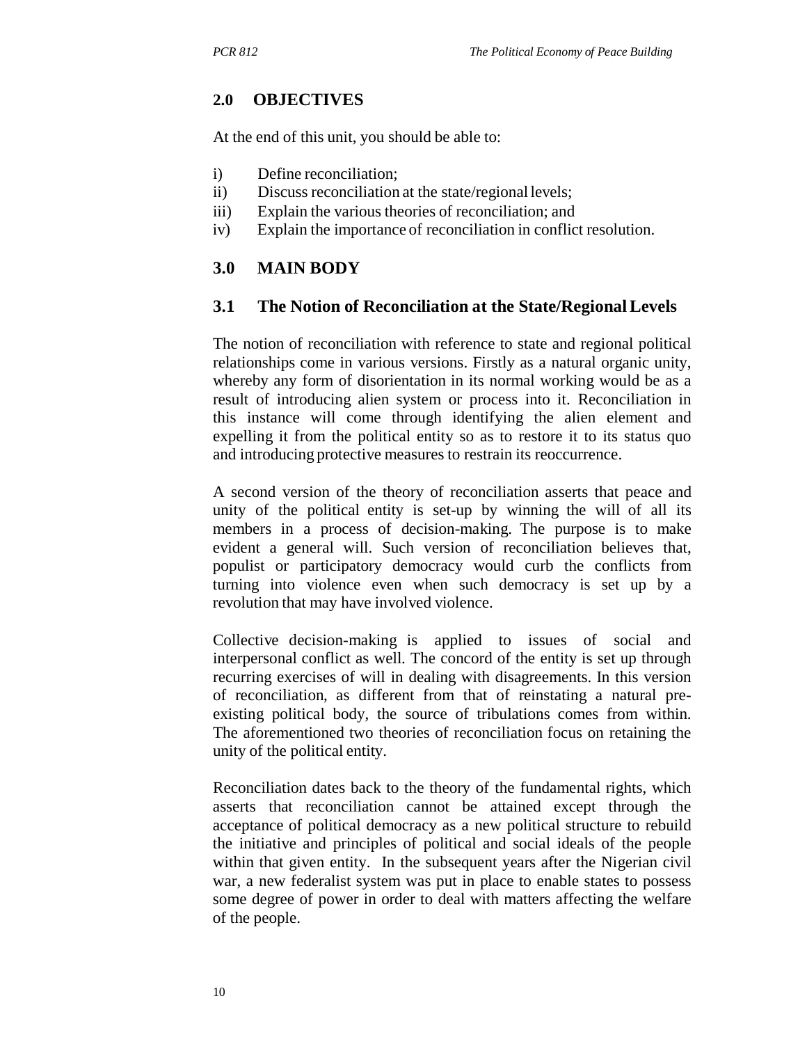## 2.0 OBJECTIVES

At the end of this unit, you should be able to:

i) Define reconciliation;
ii) Discuss reconciliation at the state/regional levels;
iii) Explain the various theories of reconciliation; and
iv) Explain the importance of reconciliation in conflict resolution.

## 3.0 MAIN BODY

### 3.1 The Notion of Reconciliation at the State/Regional Levels

The notion of reconciliation with reference to state and regional political relationships come in various versions. Firstly as a natural organic unity, whereby any form of disorientation in its normal working would be as a result of introducing alien system or process into it. Reconciliation in this instance will come through identifying the alien element and expelling it from the political entity so as to restore it to its status quo and introducing protective measures to restrain its reoccurrence.

A second version of the theory of reconciliation asserts that peace and unity of the political entity is set-up by winning the will of all its members in a process of decision-making. The purpose is to make evident a general will. Such version of reconciliation believes that, populist or participatory democracy would curb the conflicts from turning into violence even when such democracy is set up by a revolution that may have involved violence.

Collective decision-making is applied to issues of social and interpersonal conflict as well. The concord of the entity is set up through recurring exercises of will in dealing with disagreements. In this version of reconciliation, as different from that of reinstating a natural pre-existing political body, the source of tribulations comes from within. The aforementioned two theories of reconciliation focus on retaining the unity of the political entity.

Reconciliation dates back to the theory of the fundamental rights, which asserts that reconciliation cannot be attained except through the acceptance of political democracy as a new political structure to rebuild the initiative and principles of political and social ideals of the people within that given entity. In the subsequent years after the Nigerian civil war, a new federalist system was put in place to enable states to possess some degree of power in order to deal with matters affecting the welfare of the people.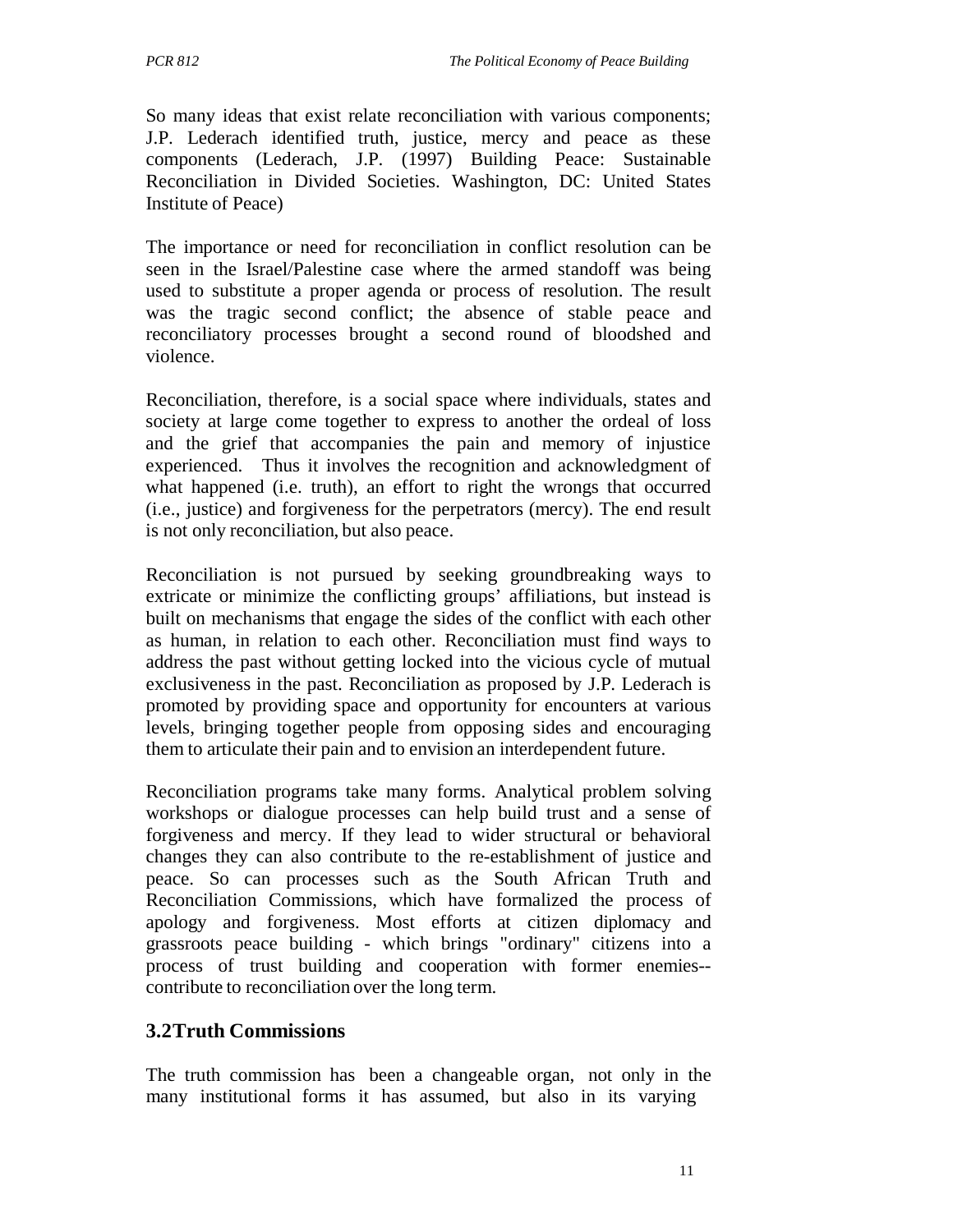So many ideas that exist relate reconciliation with various components; J.P. Lederach identified truth, justice, mercy and peace as these components (Lederach, J.P. (1997) Building Peace: Sustainable Reconciliation in Divided Societies. Washington, DC: United States Institute of Peace)

The importance or need for reconciliation in conflict resolution can be seen in the Israel/Palestine case where the armed standoff was being used to substitute a proper agenda or process of resolution. The result was the tragic second conflict; the absence of stable peace and reconciliatory processes brought a second round of bloodshed and violence.

Reconciliation, therefore, is a social space where individuals, states and society at large come together to express to another the ordeal of loss and the grief that accompanies the pain and memory of injustice experienced. Thus it involves the recognition and acknowledgment of what happened (i.e. truth), an effort to right the wrongs that occurred (i.e., justice) and forgiveness for the perpetrators (mercy). The end result is not only reconciliation, but also peace.

Reconciliation is not pursued by seeking groundbreaking ways to extricate or minimize the conflicting groups' affiliations, but instead is built on mechanisms that engage the sides of the conflict with each other as human, in relation to each other. Reconciliation must find ways to address the past without getting locked into the vicious cycle of mutual exclusiveness in the past. Reconciliation as proposed by J.P. Lederach is promoted by providing space and opportunity for encounters at various levels, bringing together people from opposing sides and encouraging them to articulate their pain and to envision an interdependent future.

Reconciliation programs take many forms. Analytical problem solving workshops or dialogue processes can help build trust and a sense of forgiveness and mercy. If they lead to wider structural or behavioral changes they can also contribute to the re-establishment of justice and peace. So can processes such as the South African Truth and Reconciliation Commissions, which have formalized the process of apology and forgiveness. Most efforts at citizen diplomacy and grassroots peace building - which brings "ordinary" citizens into a process of trust building and cooperation with former enemies--contribute to reconciliation over the long term.

## 3.2 Truth Commissions

The truth commission has been a changeable organ, not only in the many institutional forms it has assumed, but also in its varying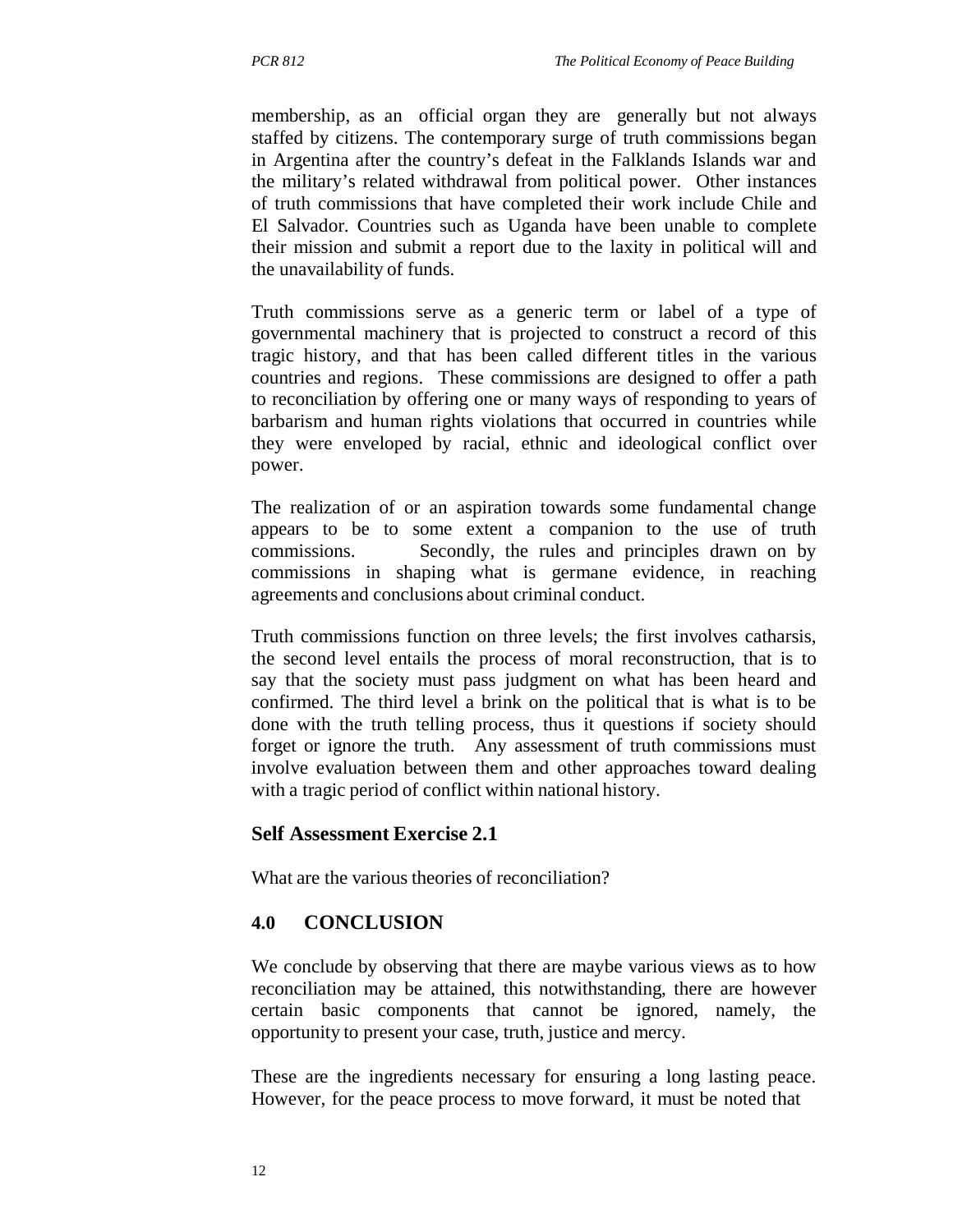membership, as an official organ they are generally but not always staffed by citizens. The contemporary surge of truth commissions began in Argentina after the country's defeat in the Falklands Islands war and the military's related withdrawal from political power. Other instances of truth commissions that have completed their work include Chile and El Salvador. Countries such as Uganda have been unable to complete their mission and submit a report due to the laxity in political will and the unavailability of funds.

Truth commissions serve as a generic term or label of a type of governmental machinery that is projected to construct a record of this tragic history, and that has been called different titles in the various countries and regions. These commissions are designed to offer a path to reconciliation by offering one or many ways of responding to years of barbarism and human rights violations that occurred in countries while they were enveloped by racial, ethnic and ideological conflict over power.

The realization of or an aspiration towards some fundamental change appears to be to some extent a companion to the use of truth commissions. Secondly, the rules and principles drawn on by commissions in shaping what is germane evidence, in reaching agreements and conclusions about criminal conduct.

Truth commissions function on three levels; the first involves catharsis, the second level entails the process of moral reconstruction, that is to say that the society must pass judgment on what has been heard and confirmed. The third level a brink on the political that is what is to be done with the truth telling process, thus it questions if society should forget or ignore the truth. Any assessment of truth commissions must involve evaluation between them and other approaches toward dealing with a tragic period of conflict within national history.

### Self Assessment Exercise 2.1

What are the various theories of reconciliation?

## 4.0 CONCLUSION

We conclude by observing that there are maybe various views as to how reconciliation may be attained, this notwithstanding, there are however certain basic components that cannot be ignored, namely, the opportunity to present your case, truth, justice and mercy.

These are the ingredients necessary for ensuring a long lasting peace. However, for the peace process to move forward, it must be noted that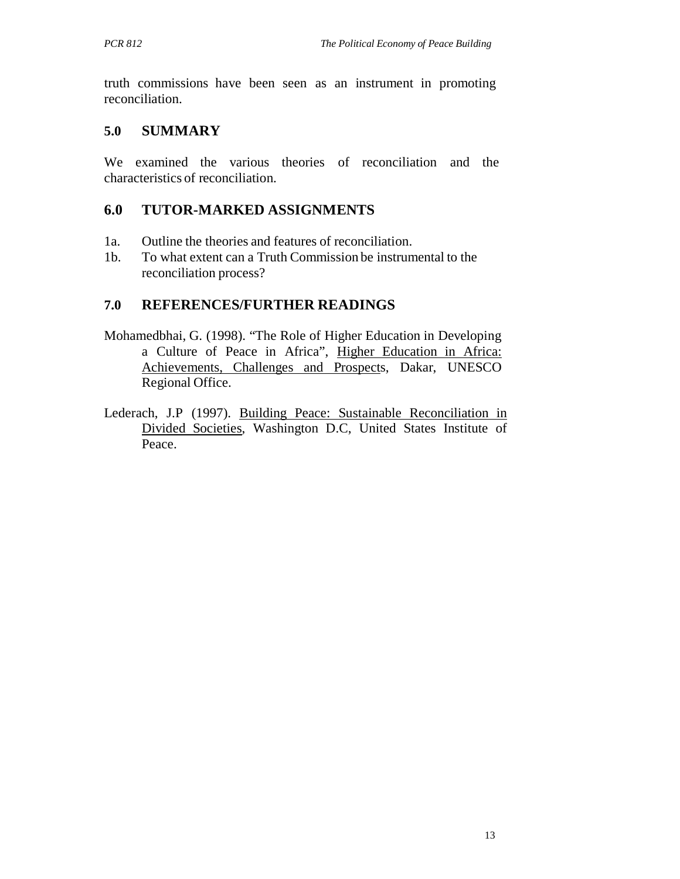truth commissions have been seen as an instrument in promoting reconciliation.

## 5.0 SUMMARY

We examined the various theories of reconciliation and the characteristics of reconciliation.

## 6.0 TUTOR-MARKED ASSIGNMENTS

1a. Outline the theories and features of reconciliation.
1b. To what extent can a Truth Commission be instrumental to the reconciliation process?

## 7.0 REFERENCES/FURTHER READINGS

Mohamedbhai, G. (1998). "The Role of Higher Education in Developing a Culture of Peace in Africa", Higher Education in Africa: Achievements, Challenges and Prospects, Dakar, UNESCO Regional Office.

Lederach, J.P (1997). Building Peace: Sustainable Reconciliation in Divided Societies, Washington D.C, United States Institute of Peace.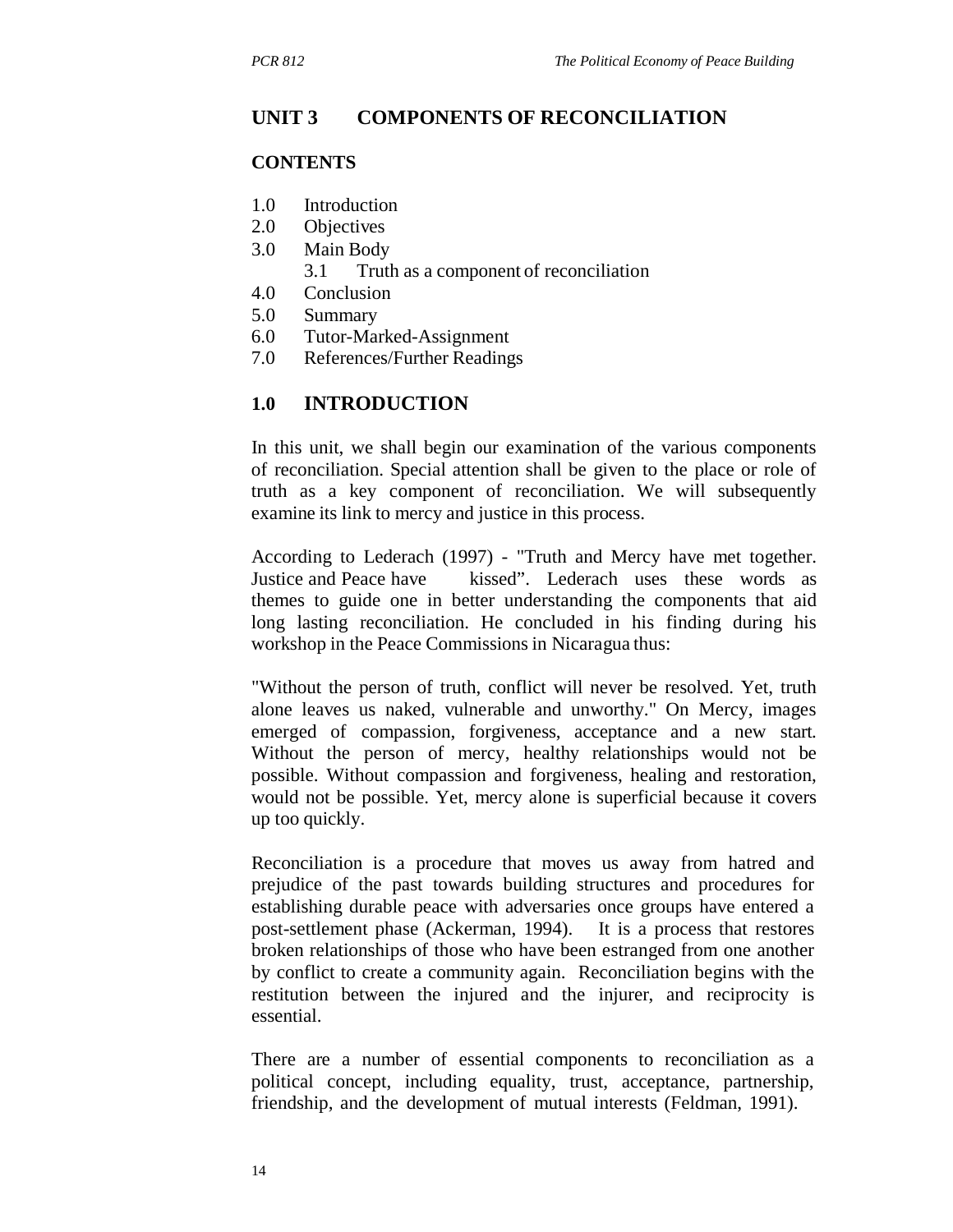## UNIT 3 COMPONENTS OF RECONCILIATION

### CONTENTS

1.0 Introduction
2.0 Objectives
3.0 Main Body
 3.1 Truth as a component of reconciliation
4.0 Conclusion
5.0 Summary
6.0 Tutor-Marked-Assignment
7.0 References/Further Readings

### 1.0 INTRODUCTION

In this unit, we shall begin our examination of the various components of reconciliation. Special attention shall be given to the place or role of truth as a key component of reconciliation. We will subsequently examine its link to mercy and justice in this process.

According to Lederach (1997) - "Truth and Mercy have met together. Justice and Peace have kissed". Lederach uses these words as themes to guide one in better understanding the components that aid long lasting reconciliation. He concluded in his finding during his workshop in the Peace Commissions in Nicaragua thus:

"Without the person of truth, conflict will never be resolved. Yet, truth alone leaves us naked, vulnerable and unworthy." On Mercy, images emerged of compassion, forgiveness, acceptance and a new start. Without the person of mercy, healthy relationships would not be possible. Without compassion and forgiveness, healing and restoration, would not be possible. Yet, mercy alone is superficial because it covers up too quickly.

Reconciliation is a procedure that moves us away from hatred and prejudice of the past towards building structures and procedures for establishing durable peace with adversaries once groups have entered a post-settlement phase (Ackerman, 1994). It is a process that restores broken relationships of those who have been estranged from one another by conflict to create a community again. Reconciliation begins with the restitution between the injured and the injurer, and reciprocity is essential.

There are a number of essential components to reconciliation as a political concept, including equality, trust, acceptance, partnership, friendship, and the development of mutual interests (Feldman, 1991).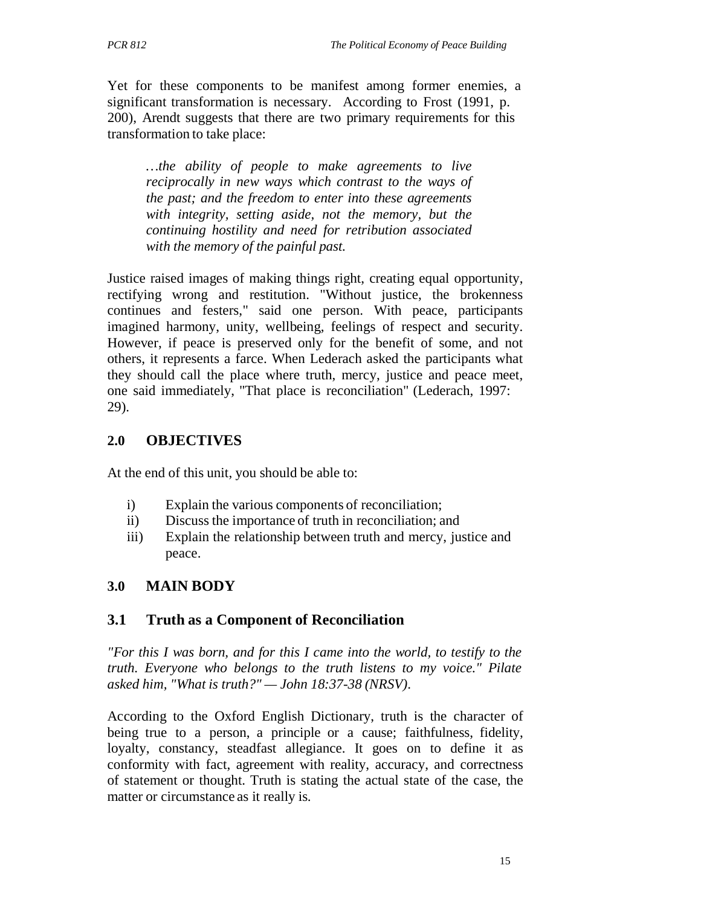Yet for these components to be manifest among former enemies, a significant transformation is necessary. According to Frost (1991, p. 200), Arendt suggests that there are two primary requirements for this transformation to take place:

> *…the ability of people to make agreements to live reciprocally in new ways which contrast to the ways of the past; and the freedom to enter into these agreements with integrity, setting aside, not the memory, but the continuing hostility and need for retribution associated with the memory of the painful past.*

Justice raised images of making things right, creating equal opportunity, rectifying wrong and restitution. "Without justice, the brokenness continues and festers," said one person. With peace, participants imagined harmony, unity, wellbeing, feelings of respect and security. However, if peace is preserved only for the benefit of some, and not others, it represents a farce. When Lederach asked the participants what they should call the place where truth, mercy, justice and peace meet, one said immediately, "That place is reconciliation" (Lederach, 1997: 29).

## 2.0 OBJECTIVES

At the end of this unit, you should be able to:

i) Explain the various components of reconciliation;
ii) Discuss the importance of truth in reconciliation; and
iii) Explain the relationship between truth and mercy, justice and peace.

## 3.0 MAIN BODY

### 3.1 Truth as a Component of Reconciliation

*"For this I was born, and for this I came into the world, to testify to the truth. Everyone who belongs to the truth listens to my voice." Pilate asked him, "What is truth?" — John 18:37-38 (NRSV).*

According to the Oxford English Dictionary, truth is the character of being true to a person, a principle or a cause; faithfulness, fidelity, loyalty, constancy, steadfast allegiance. It goes on to define it as conformity with fact, agreement with reality, accuracy, and correctness of statement or thought. Truth is stating the actual state of the case, the matter or circumstance as it really is.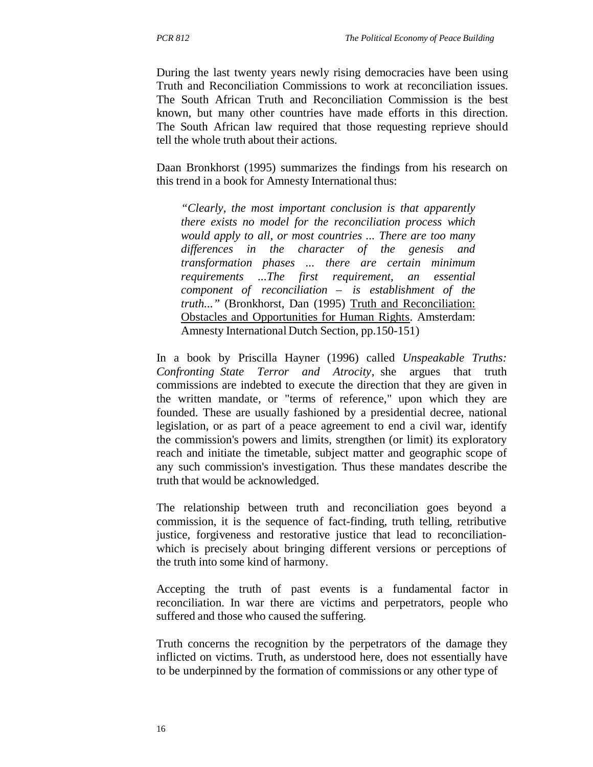During the last twenty years newly rising democracies have been using Truth and Reconciliation Commissions to work at reconciliation issues. The South African Truth and Reconciliation Commission is the best known, but many other countries have made efforts in this direction. The South African law required that those requesting reprieve should tell the whole truth about their actions.

Daan Bronkhorst (1995) summarizes the findings from his research on this trend in a book for Amnesty International thus:

> *"Clearly, the most important conclusion is that apparently there exists no model for the reconciliation process which would apply to all, or most countries ... There are too many differences in the character of the genesis and transformation phases ... there are certain minimum requirements ...The first requirement, an essential component of reconciliation – is establishment of the truth..."* (Bronkhorst, Dan (1995) Truth and Reconciliation: Obstacles and Opportunities for Human Rights. Amsterdam: Amnesty International Dutch Section, pp.150-151)

In a book by Priscilla Hayner (1996) called *Unspeakable Truths: Confronting State Terror and Atrocity*, she argues that truth commissions are indebted to execute the direction that they are given in the written mandate, or "terms of reference," upon which they are founded. These are usually fashioned by a presidential decree, national legislation, or as part of a peace agreement to end a civil war, identify the commission's powers and limits, strengthen (or limit) its exploratory reach and initiate the timetable, subject matter and geographic scope of any such commission's investigation. Thus these mandates describe the truth that would be acknowledged.

The relationship between truth and reconciliation goes beyond a commission, it is the sequence of fact-finding, truth telling, retributive justice, forgiveness and restorative justice that lead to reconciliation-which is precisely about bringing different versions or perceptions of the truth into some kind of harmony.

Accepting the truth of past events is a fundamental factor in reconciliation. In war there are victims and perpetrators, people who suffered and those who caused the suffering.

Truth concerns the recognition by the perpetrators of the damage they inflicted on victims. Truth, as understood here, does not essentially have to be underpinned by the formation of commissions or any other type of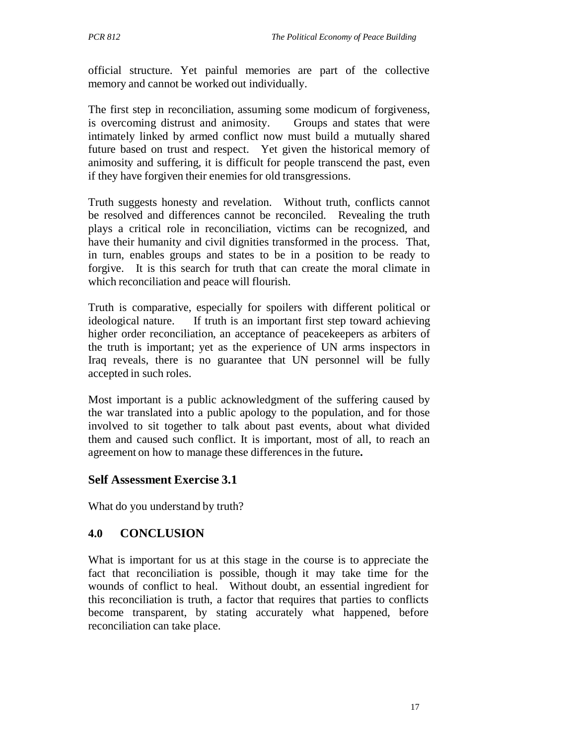official structure. Yet painful memories are part of the collective memory and cannot be worked out individually.

The first step in reconciliation, assuming some modicum of forgiveness, is overcoming distrust and animosity. Groups and states that were intimately linked by armed conflict now must build a mutually shared future based on trust and respect. Yet given the historical memory of animosity and suffering, it is difficult for people transcend the past, even if they have forgiven their enemies for old transgressions.

Truth suggests honesty and revelation. Without truth, conflicts cannot be resolved and differences cannot be reconciled. Revealing the truth plays a critical role in reconciliation, victims can be recognized, and have their humanity and civil dignities transformed in the process. That, in turn, enables groups and states to be in a position to be ready to forgive. It is this search for truth that can create the moral climate in which reconciliation and peace will flourish.

Truth is comparative, especially for spoilers with different political or ideological nature. If truth is an important first step toward achieving higher order reconciliation, an acceptance of peacekeepers as arbiters of the truth is important; yet as the experience of UN arms inspectors in Iraq reveals, there is no guarantee that UN personnel will be fully accepted in such roles.

Most important is a public acknowledgment of the suffering caused by the war translated into a public apology to the population, and for those involved to sit together to talk about past events, about what divided them and caused such conflict. It is important, most of all, to reach an agreement on how to manage these differences in the future**.**

### Self Assessment Exercise 3.1

What do you understand by truth?

## 4.0 CONCLUSION

What is important for us at this stage in the course is to appreciate the fact that reconciliation is possible, though it may take time for the wounds of conflict to heal. Without doubt, an essential ingredient for this reconciliation is truth, a factor that requires that parties to conflicts become transparent, by stating accurately what happened, before reconciliation can take place.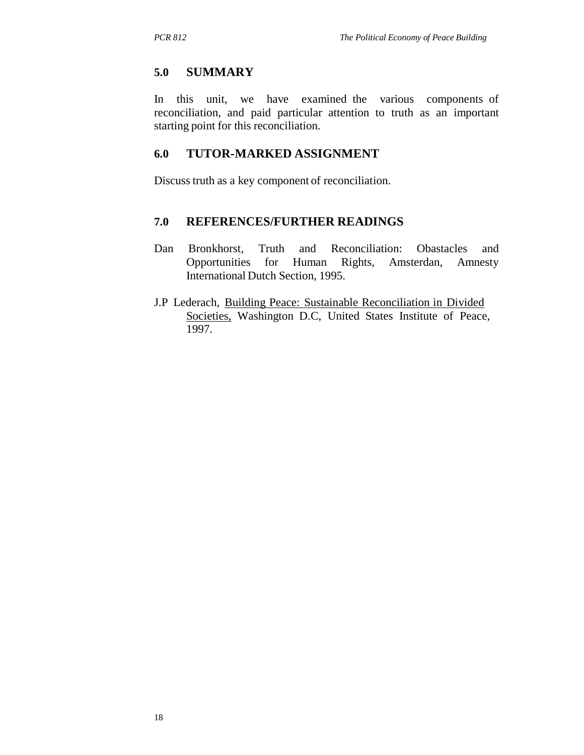## 5.0 SUMMARY

In this unit, we have examined the various components of reconciliation, and paid particular attention to truth as an important starting point for this reconciliation.

## 6.0 TUTOR-MARKED ASSIGNMENT

Discuss truth as a key component of reconciliation.

## 7.0 REFERENCES/FURTHER READINGS

Dan Bronkhorst, Truth and Reconciliation: Obastacles and Opportunities for Human Rights, Amsterdan, Amnesty International Dutch Section, 1995.

J.P Lederach, Building Peace: Sustainable Reconciliation in Divided Societies, Washington D.C, United States Institute of Peace, 1997.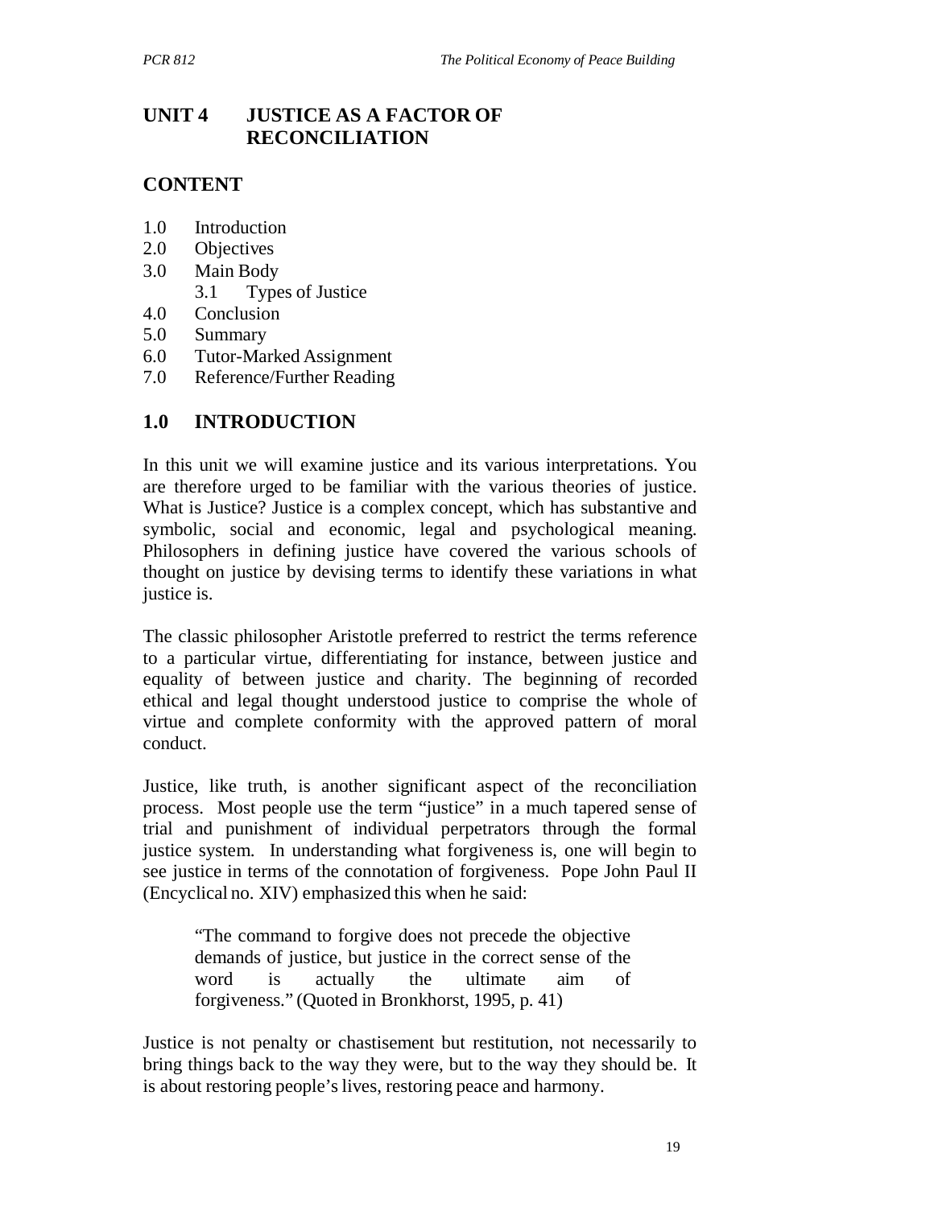# UNIT 4 JUSTICE AS A FACTOR OF RECONCILIATION

## CONTENT

1.0 Introduction
2.0 Objectives
3.0 Main Body
  3.1 Types of Justice
4.0 Conclusion
5.0 Summary
6.0 Tutor-Marked Assignment
7.0 Reference/Further Reading

## 1.0 INTRODUCTION

In this unit we will examine justice and its various interpretations. You are therefore urged to be familiar with the various theories of justice. What is Justice? Justice is a complex concept, which has substantive and symbolic, social and economic, legal and psychological meaning. Philosophers in defining justice have covered the various schools of thought on justice by devising terms to identify these variations in what justice is.

The classic philosopher Aristotle preferred to restrict the terms reference to a particular virtue, differentiating for instance, between justice and equality of between justice and charity. The beginning of recorded ethical and legal thought understood justice to comprise the whole of virtue and complete conformity with the approved pattern of moral conduct.

Justice, like truth, is another significant aspect of the reconciliation process. Most people use the term "justice" in a much tapered sense of trial and punishment of individual perpetrators through the formal justice system. In understanding what forgiveness is, one will begin to see justice in terms of the connotation of forgiveness. Pope John Paul II (Encyclical no. XIV) emphasized this when he said:

> "The command to forgive does not precede the objective demands of justice, but justice in the correct sense of the word is actually the ultimate aim of forgiveness." (Quoted in Bronkhorst, 1995, p. 41)

Justice is not penalty or chastisement but restitution, not necessarily to bring things back to the way they were, but to the way they should be. It is about restoring people's lives, restoring peace and harmony.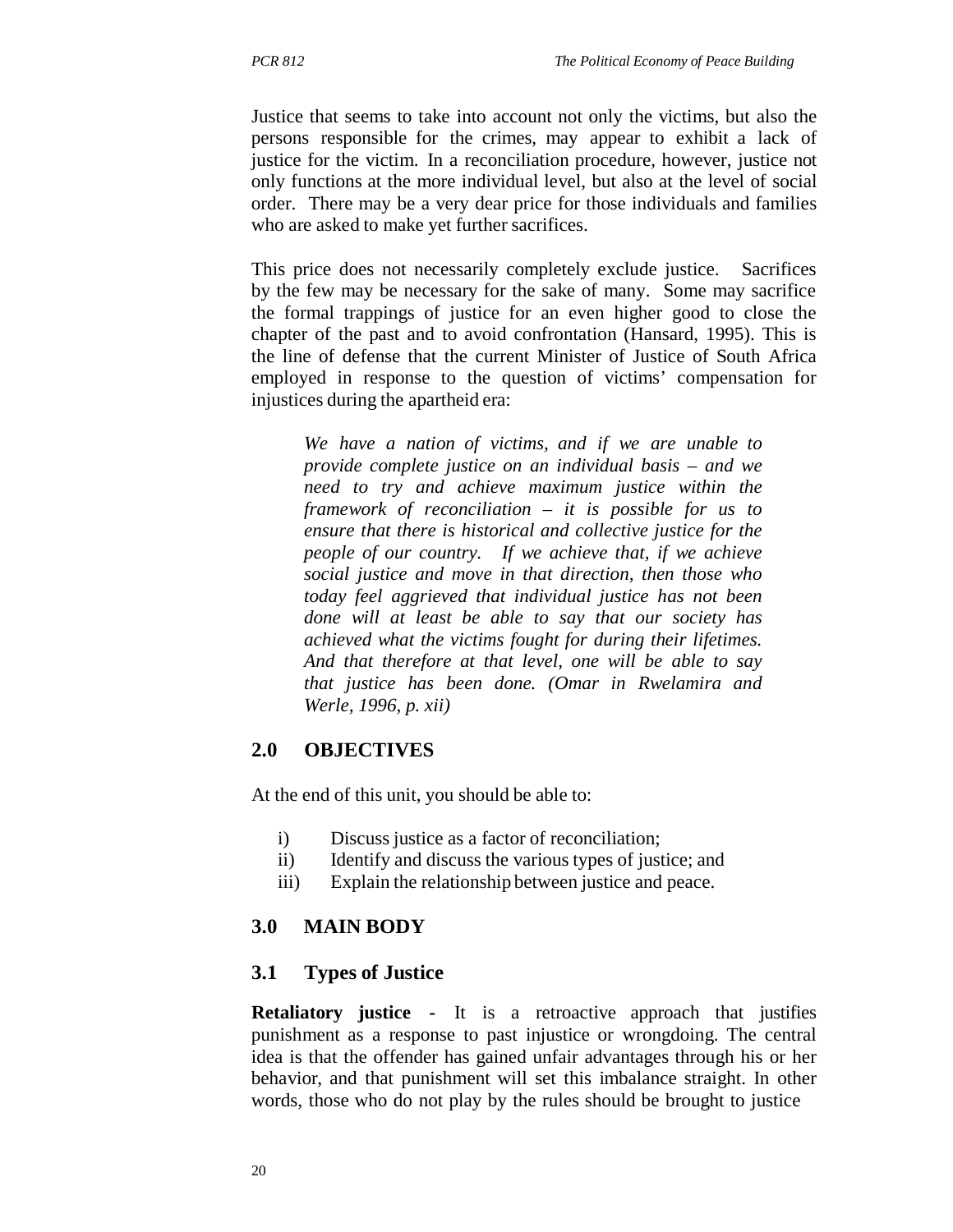Justice that seems to take into account not only the victims, but also the persons responsible for the crimes, may appear to exhibit a lack of justice for the victim. In a reconciliation procedure, however, justice not only functions at the more individual level, but also at the level of social order. There may be a very dear price for those individuals and families who are asked to make yet further sacrifices.

This price does not necessarily completely exclude justice. Sacrifices by the few may be necessary for the sake of many. Some may sacrifice the formal trappings of justice for an even higher good to close the chapter of the past and to avoid confrontation (Hansard, 1995). This is the line of defense that the current Minister of Justice of South Africa employed in response to the question of victims' compensation for injustices during the apartheid era:

> *We have a nation of victims, and if we are unable to provide complete justice on an individual basis – and we need to try and achieve maximum justice within the framework of reconciliation – it is possible for us to ensure that there is historical and collective justice for the people of our country. If we achieve that, if we achieve social justice and move in that direction, then those who today feel aggrieved that individual justice has not been done will at least be able to say that our society has achieved what the victims fought for during their lifetimes. And that therefore at that level, one will be able to say that justice has been done. (Omar in Rwelamira and Werle, 1996, p. xii)*

## 2.0 OBJECTIVES

At the end of this unit, you should be able to:

i) Discuss justice as a factor of reconciliation;
ii) Identify and discuss the various types of justice; and
iii) Explain the relationship between justice and peace.

## 3.0 MAIN BODY

### 3.1 Types of Justice

**Retaliatory justice -** It is a retroactive approach that justifies punishment as a response to past injustice or wrongdoing. The central idea is that the offender has gained unfair advantages through his or her behavior, and that punishment will set this imbalance straight. In other words, those who do not play by the rules should be brought to justice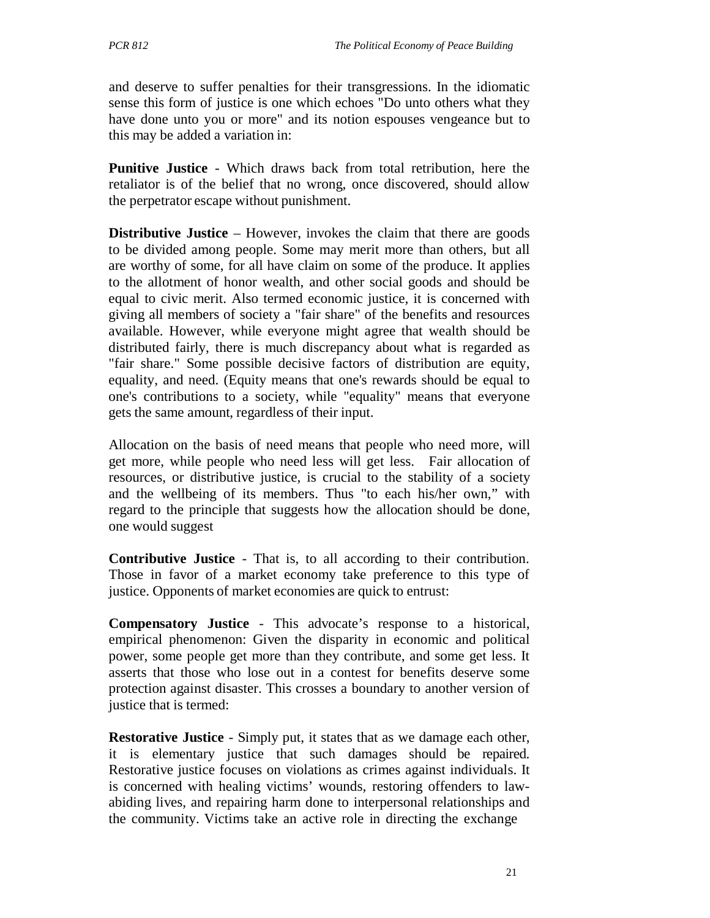and deserve to suffer penalties for their transgressions. In the idiomatic sense this form of justice is one which echoes "Do unto others what they have done unto you or more" and its notion espouses vengeance but to this may be added a variation in:

**Punitive Justice** - Which draws back from total retribution, here the retaliator is of the belief that no wrong, once discovered, should allow the perpetrator escape without punishment.

**Distributive Justice** – However, invokes the claim that there are goods to be divided among people. Some may merit more than others, but all are worthy of some, for all have claim on some of the produce. It applies to the allotment of honor wealth, and other social goods and should be equal to civic merit. Also termed economic justice, it is concerned with giving all members of society a "fair share" of the benefits and resources available. However, while everyone might agree that wealth should be distributed fairly, there is much discrepancy about what is regarded as "fair share." Some possible decisive factors of distribution are equity, equality, and need. (Equity means that one's rewards should be equal to one's contributions to a society, while "equality" means that everyone gets the same amount, regardless of their input.

Allocation on the basis of need means that people who need more, will get more, while people who need less will get less. Fair allocation of resources, or distributive justice, is crucial to the stability of a society and the wellbeing of its members. Thus "to each his/her own," with regard to the principle that suggests how the allocation should be done, one would suggest

**Contributive Justice** - That is, to all according to their contribution. Those in favor of a market economy take preference to this type of justice. Opponents of market economies are quick to entrust:

**Compensatory Justice** - This advocate's response to a historical, empirical phenomenon: Given the disparity in economic and political power, some people get more than they contribute, and some get less. It asserts that those who lose out in a contest for benefits deserve some protection against disaster. This crosses a boundary to another version of justice that is termed:

**Restorative Justice** - Simply put, it states that as we damage each other, it is elementary justice that such damages should be repaired. Restorative justice focuses on violations as crimes against individuals. It is concerned with healing victims' wounds, restoring offenders to law-abiding lives, and repairing harm done to interpersonal relationships and the community. Victims take an active role in directing the exchange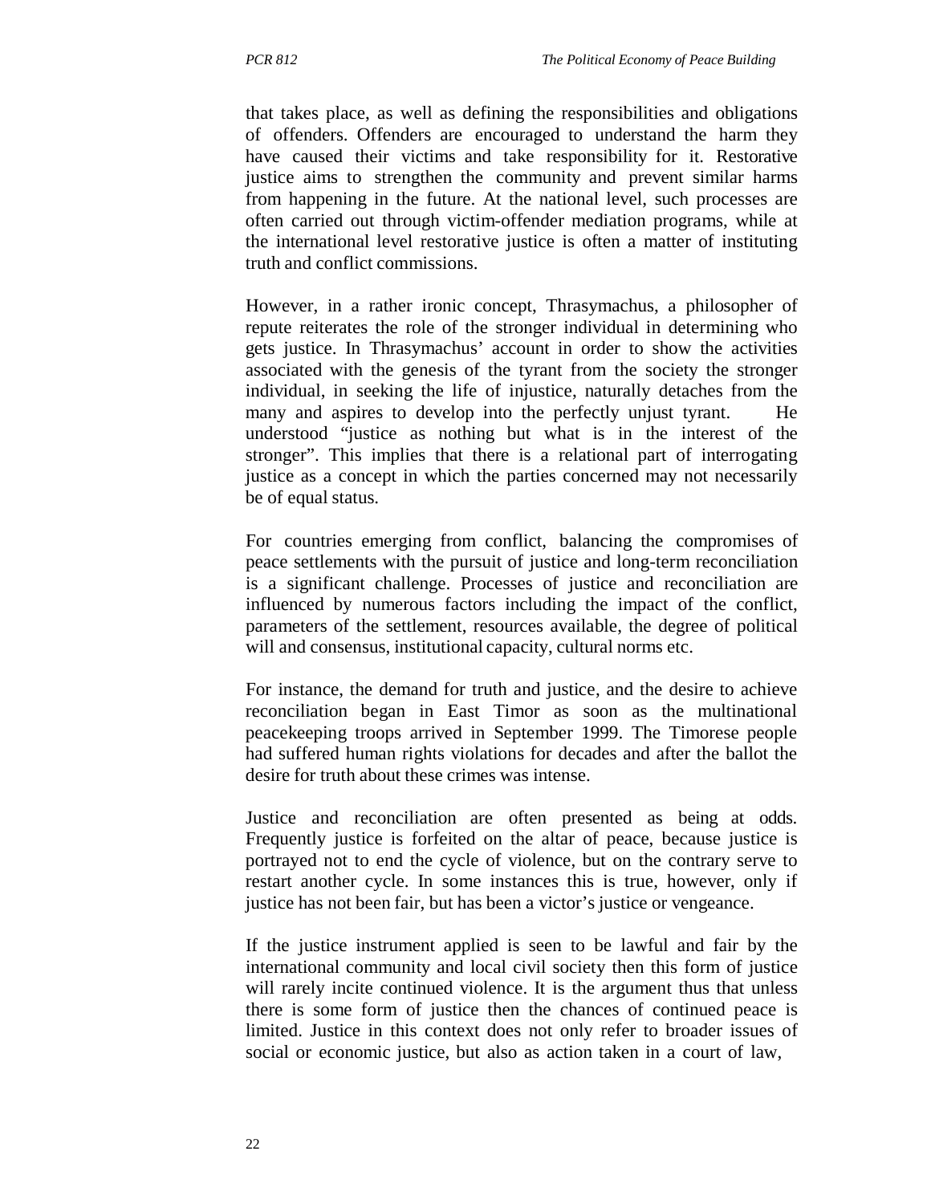that takes place, as well as defining the responsibilities and obligations of offenders. Offenders are encouraged to understand the harm they have caused their victims and take responsibility for it. Restorative justice aims to strengthen the community and prevent similar harms from happening in the future. At the national level, such processes are often carried out through victim-offender mediation programs, while at the international level restorative justice is often a matter of instituting truth and conflict commissions.

However, in a rather ironic concept, Thrasymachus, a philosopher of repute reiterates the role of the stronger individual in determining who gets justice. In Thrasymachus' account in order to show the activities associated with the genesis of the tyrant from the society the stronger individual, in seeking the life of injustice, naturally detaches from the many and aspires to develop into the perfectly unjust tyrant. He understood "justice as nothing but what is in the interest of the stronger". This implies that there is a relational part of interrogating justice as a concept in which the parties concerned may not necessarily be of equal status.

For countries emerging from conflict, balancing the compromises of peace settlements with the pursuit of justice and long-term reconciliation is a significant challenge. Processes of justice and reconciliation are influenced by numerous factors including the impact of the conflict, parameters of the settlement, resources available, the degree of political will and consensus, institutional capacity, cultural norms etc.

For instance, the demand for truth and justice, and the desire to achieve reconciliation began in East Timor as soon as the multinational peacekeeping troops arrived in September 1999. The Timorese people had suffered human rights violations for decades and after the ballot the desire for truth about these crimes was intense.

Justice and reconciliation are often presented as being at odds. Frequently justice is forfeited on the altar of peace, because justice is portrayed not to end the cycle of violence, but on the contrary serve to restart another cycle. In some instances this is true, however, only if justice has not been fair, but has been a victor's justice or vengeance.

If the justice instrument applied is seen to be lawful and fair by the international community and local civil society then this form of justice will rarely incite continued violence. It is the argument thus that unless there is some form of justice then the chances of continued peace is limited. Justice in this context does not only refer to broader issues of social or economic justice, but also as action taken in a court of law,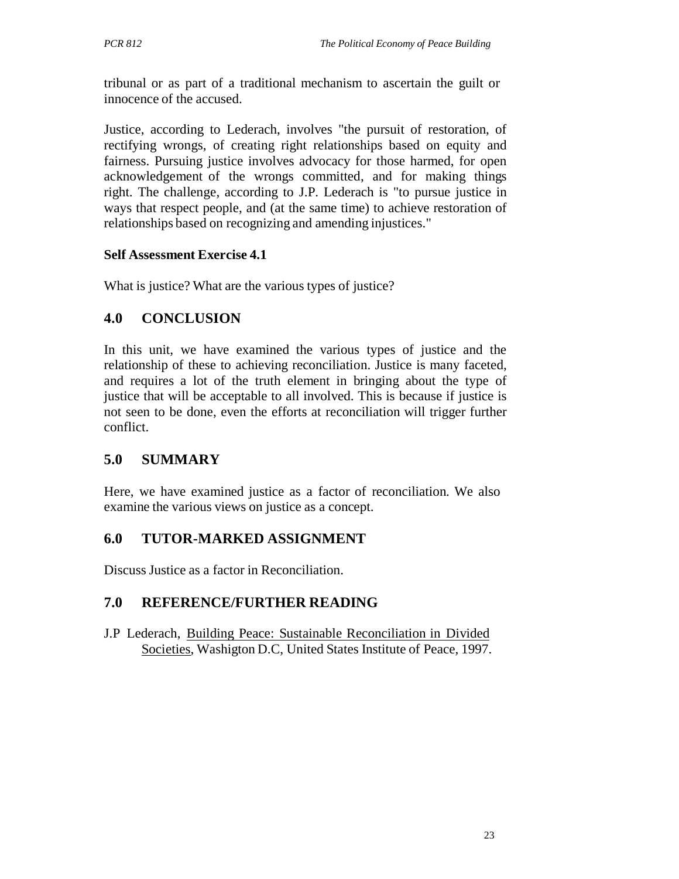tribunal or as part of a traditional mechanism to ascertain the guilt or innocence of the accused.

Justice, according to Lederach, involves "the pursuit of restoration, of rectifying wrongs, of creating right relationships based on equity and fairness. Pursuing justice involves advocacy for those harmed, for open acknowledgement of the wrongs committed, and for making things right. The challenge, according to J.P. Lederach is "to pursue justice in ways that respect people, and (at the same time) to achieve restoration of relationships based on recognizing and amending injustices."

**Self Assessment Exercise 4.1**

What is justice? What are the various types of justice?

## 4.0 CONCLUSION

In this unit, we have examined the various types of justice and the relationship of these to achieving reconciliation. Justice is many faceted, and requires a lot of the truth element in bringing about the type of justice that will be acceptable to all involved. This is because if justice is not seen to be done, even the efforts at reconciliation will trigger further conflict.

## 5.0 SUMMARY

Here, we have examined justice as a factor of reconciliation. We also examine the various views on justice as a concept.

## 6.0 TUTOR-MARKED ASSIGNMENT

Discuss Justice as a factor in Reconciliation.

## 7.0 REFERENCE/FURTHER READING

J.P Lederach, Building Peace: Sustainable Reconciliation in Divided Societies, Washigton D.C, United States Institute of Peace, 1997.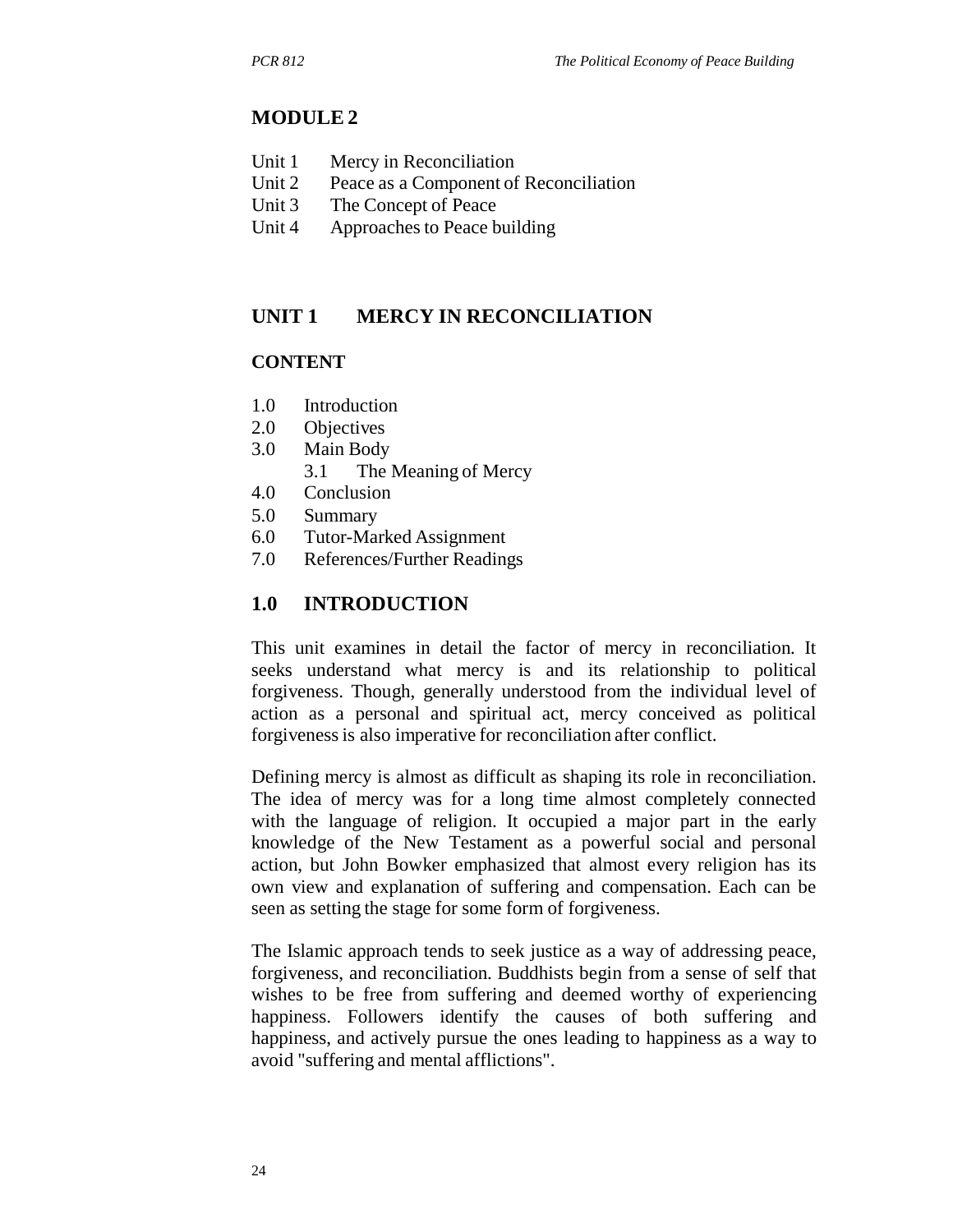## MODULE 2

Unit 1 Mercy in Reconciliation
Unit 2 Peace as a Component of Reconciliation
Unit 3 The Concept of Peace
Unit 4 Approaches to Peace building

## UNIT 1 MERCY IN RECONCILIATION

### CONTENT

1.0 Introduction
2.0 Objectives
3.0 Main Body
  3.1 The Meaning of Mercy
4.0 Conclusion
5.0 Summary
6.0 Tutor-Marked Assignment
7.0 References/Further Readings

### 1.0 INTRODUCTION

This unit examines in detail the factor of mercy in reconciliation. It seeks understand what mercy is and its relationship to political forgiveness. Though, generally understood from the individual level of action as a personal and spiritual act, mercy conceived as political forgiveness is also imperative for reconciliation after conflict.

Defining mercy is almost as difficult as shaping its role in reconciliation. The idea of mercy was for a long time almost completely connected with the language of religion. It occupied a major part in the early knowledge of the New Testament as a powerful social and personal action, but John Bowker emphasized that almost every religion has its own view and explanation of suffering and compensation. Each can be seen as setting the stage for some form of forgiveness.

The Islamic approach tends to seek justice as a way of addressing peace, forgiveness, and reconciliation. Buddhists begin from a sense of self that wishes to be free from suffering and deemed worthy of experiencing happiness. Followers identify the causes of both suffering and happiness, and actively pursue the ones leading to happiness as a way to avoid "suffering and mental afflictions".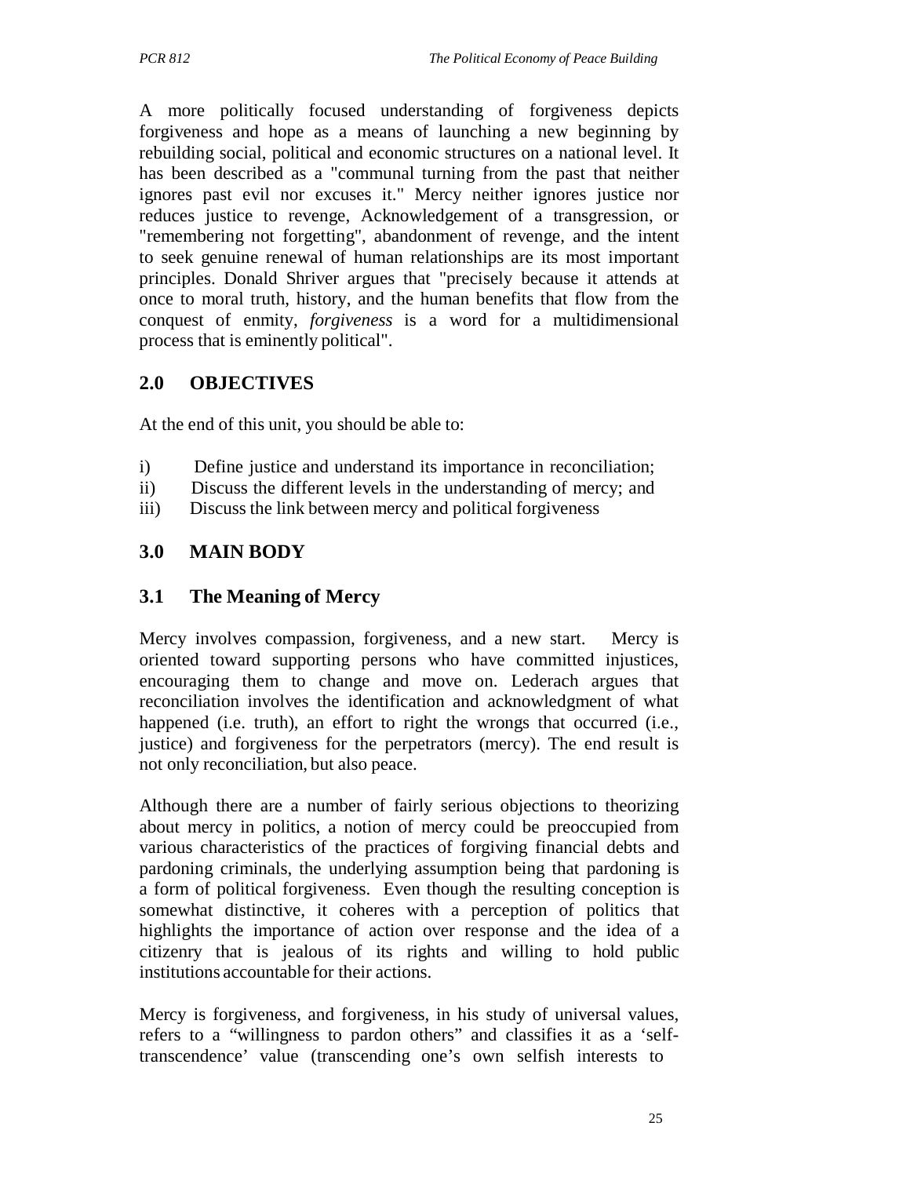A more politically focused understanding of forgiveness depicts forgiveness and hope as a means of launching a new beginning by rebuilding social, political and economic structures on a national level. It has been described as a "communal turning from the past that neither ignores past evil nor excuses it." Mercy neither ignores justice nor reduces justice to revenge, Acknowledgement of a transgression, or "remembering not forgetting", abandonment of revenge, and the intent to seek genuine renewal of human relationships are its most important principles. Donald Shriver argues that "precisely because it attends at once to moral truth, history, and the human benefits that flow from the conquest of enmity, *forgiveness* is a word for a multidimensional process that is eminently political".

## 2.0 OBJECTIVES

At the end of this unit, you should be able to:

i) Define justice and understand its importance in reconciliation;
ii) Discuss the different levels in the understanding of mercy; and
iii) Discuss the link between mercy and political forgiveness

## 3.0 MAIN BODY

### 3.1 The Meaning of Mercy

Mercy involves compassion, forgiveness, and a new start. Mercy is oriented toward supporting persons who have committed injustices, encouraging them to change and move on. Lederach argues that reconciliation involves the identification and acknowledgment of what happened (i.e. truth), an effort to right the wrongs that occurred (i.e., justice) and forgiveness for the perpetrators (mercy). The end result is not only reconciliation, but also peace.

Although there are a number of fairly serious objections to theorizing about mercy in politics, a notion of mercy could be preoccupied from various characteristics of the practices of forgiving financial debts and pardoning criminals, the underlying assumption being that pardoning is a form of political forgiveness. Even though the resulting conception is somewhat distinctive, it coheres with a perception of politics that highlights the importance of action over response and the idea of a citizenry that is jealous of its rights and willing to hold public institutions accountable for their actions.

Mercy is forgiveness, and forgiveness, in his study of universal values, refers to a "willingness to pardon others" and classifies it as a 'self-transcendence' value (transcending one's own selfish interests to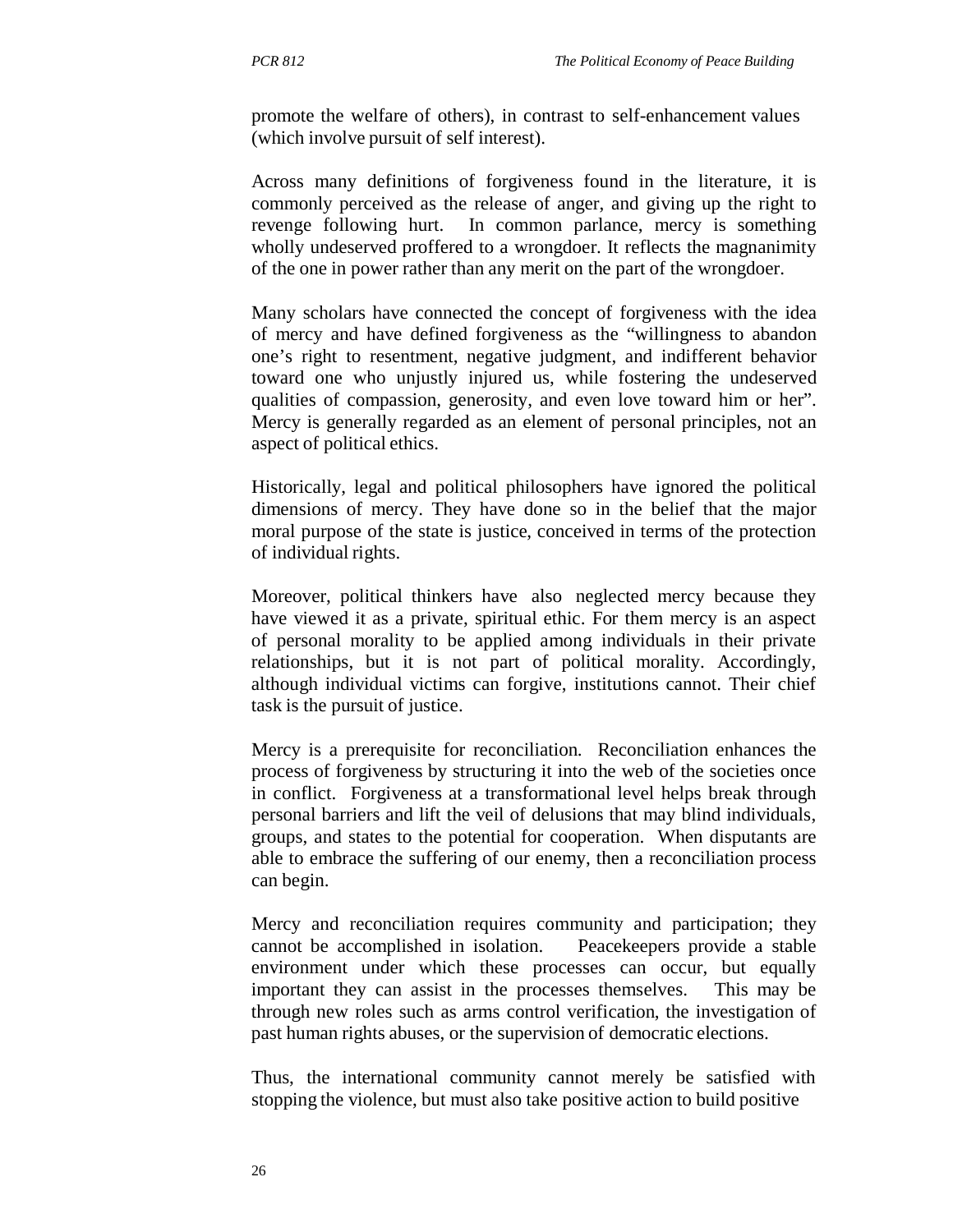promote the welfare of others), in contrast to self-enhancement values (which involve pursuit of self interest).

Across many definitions of forgiveness found in the literature, it is commonly perceived as the release of anger, and giving up the right to revenge following hurt. In common parlance, mercy is something wholly undeserved proffered to a wrongdoer. It reflects the magnanimity of the one in power rather than any merit on the part of the wrongdoer.

Many scholars have connected the concept of forgiveness with the idea of mercy and have defined forgiveness as the "willingness to abandon one's right to resentment, negative judgment, and indifferent behavior toward one who unjustly injured us, while fostering the undeserved qualities of compassion, generosity, and even love toward him or her". Mercy is generally regarded as an element of personal principles, not an aspect of political ethics.

Historically, legal and political philosophers have ignored the political dimensions of mercy. They have done so in the belief that the major moral purpose of the state is justice, conceived in terms of the protection of individual rights.

Moreover, political thinkers have also neglected mercy because they have viewed it as a private, spiritual ethic. For them mercy is an aspect of personal morality to be applied among individuals in their private relationships, but it is not part of political morality. Accordingly, although individual victims can forgive, institutions cannot. Their chief task is the pursuit of justice.

Mercy is a prerequisite for reconciliation. Reconciliation enhances the process of forgiveness by structuring it into the web of the societies once in conflict. Forgiveness at a transformational level helps break through personal barriers and lift the veil of delusions that may blind individuals, groups, and states to the potential for cooperation. When disputants are able to embrace the suffering of our enemy, then a reconciliation process can begin.

Mercy and reconciliation requires community and participation; they cannot be accomplished in isolation. Peacekeepers provide a stable environment under which these processes can occur, but equally important they can assist in the processes themselves. This may be through new roles such as arms control verification, the investigation of past human rights abuses, or the supervision of democratic elections.

Thus, the international community cannot merely be satisfied with stopping the violence, but must also take positive action to build positive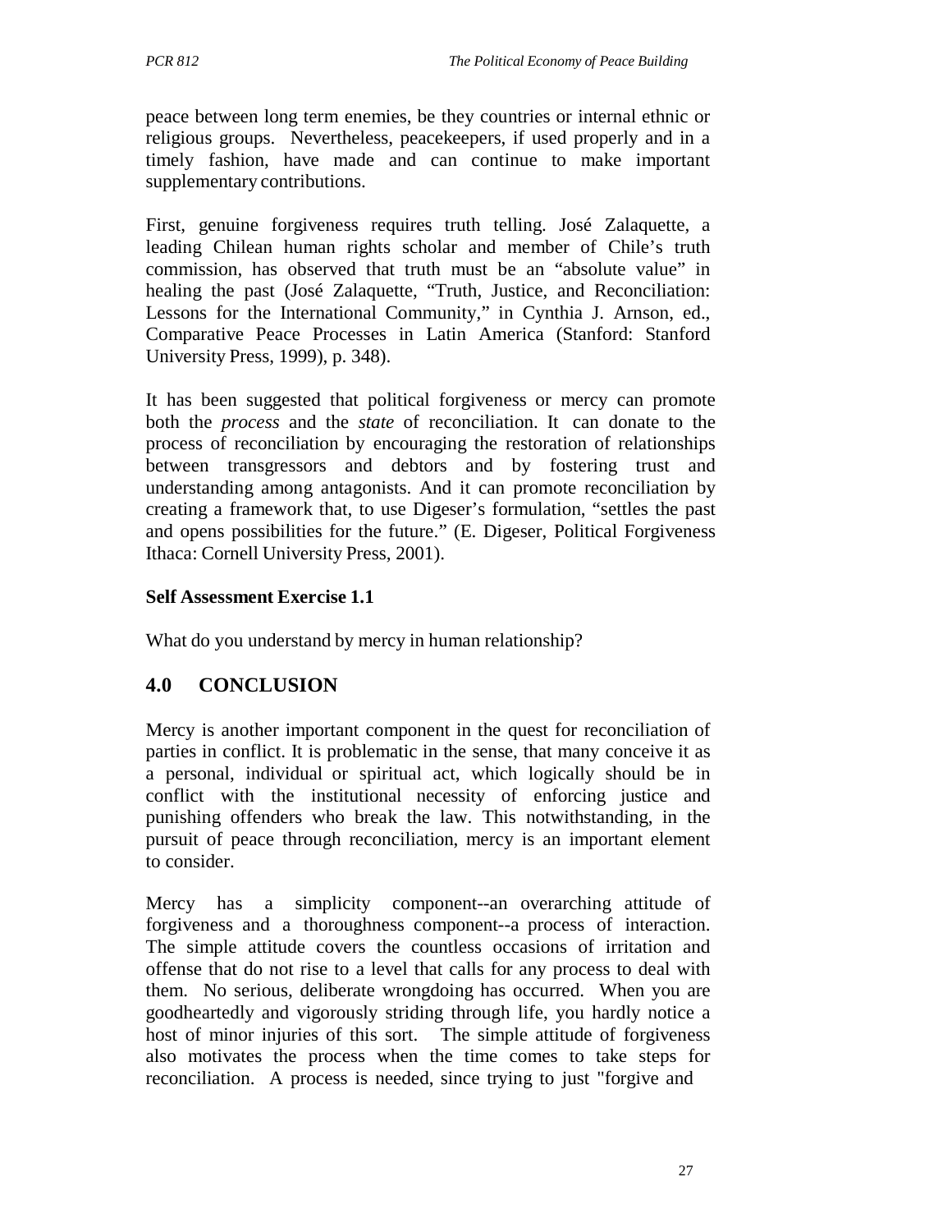peace between long term enemies, be they countries or internal ethnic or religious groups. Nevertheless, peacekeepers, if used properly and in a timely fashion, have made and can continue to make important supplementary contributions.

First, genuine forgiveness requires truth telling. José Zalaquette, a leading Chilean human rights scholar and member of Chile's truth commission, has observed that truth must be an "absolute value" in healing the past (José Zalaquette, "Truth, Justice, and Reconciliation: Lessons for the International Community," in Cynthia J. Arnson, ed., Comparative Peace Processes in Latin America (Stanford: Stanford University Press, 1999), p. 348).

It has been suggested that political forgiveness or mercy can promote both the *process* and the *state* of reconciliation. It can donate to the process of reconciliation by encouraging the restoration of relationships between transgressors and debtors and by fostering trust and understanding among antagonists. And it can promote reconciliation by creating a framework that, to use Digeser's formulation, "settles the past and opens possibilities for the future." (E. Digeser, Political Forgiveness Ithaca: Cornell University Press, 2001).

**Self Assessment Exercise 1.1**

What do you understand by mercy in human relationship?

## 4.0 CONCLUSION

Mercy is another important component in the quest for reconciliation of parties in conflict. It is problematic in the sense, that many conceive it as a personal, individual or spiritual act, which logically should be in conflict with the institutional necessity of enforcing justice and punishing offenders who break the law. This notwithstanding, in the pursuit of peace through reconciliation, mercy is an important element to consider.

Mercy has a simplicity component--an overarching attitude of forgiveness and a thoroughness component--a process of interaction. The simple attitude covers the countless occasions of irritation and offense that do not rise to a level that calls for any process to deal with them. No serious, deliberate wrongdoing has occurred. When you are goodheartedly and vigorously striding through life, you hardly notice a host of minor injuries of this sort. The simple attitude of forgiveness also motivates the process when the time comes to take steps for reconciliation. A process is needed, since trying to just "forgive and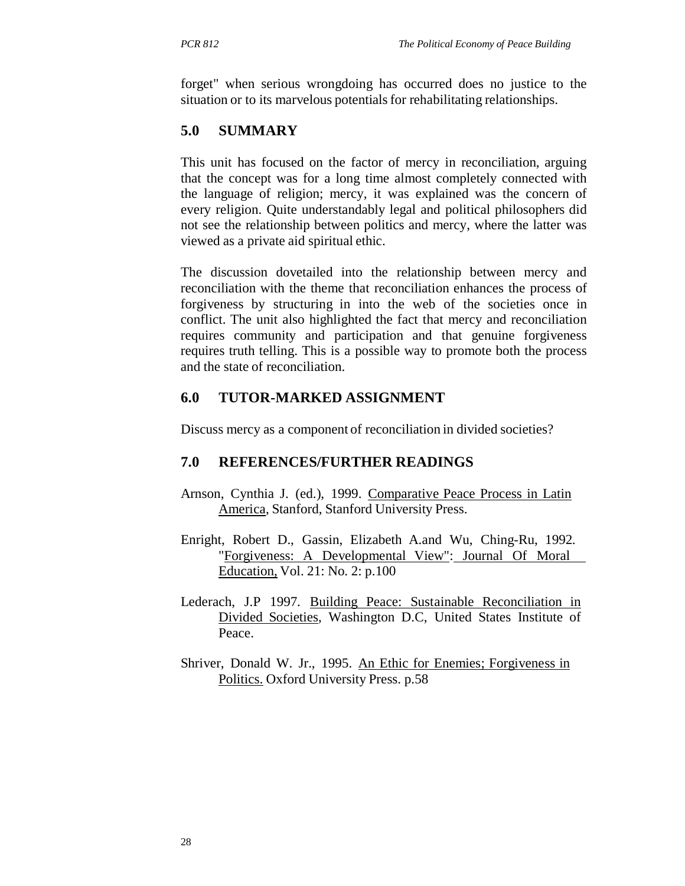forget" when serious wrongdoing has occurred does no justice to the situation or to its marvelous potentials for rehabilitating relationships.

## 5.0 SUMMARY

This unit has focused on the factor of mercy in reconciliation, arguing that the concept was for a long time almost completely connected with the language of religion; mercy, it was explained was the concern of every religion. Quite understandably legal and political philosophers did not see the relationship between politics and mercy, where the latter was viewed as a private aid spiritual ethic.

The discussion dovetailed into the relationship between mercy and reconciliation with the theme that reconciliation enhances the process of forgiveness by structuring in into the web of the societies once in conflict. The unit also highlighted the fact that mercy and reconciliation requires community and participation and that genuine forgiveness requires truth telling. This is a possible way to promote both the process and the state of reconciliation.

## 6.0 TUTOR-MARKED ASSIGNMENT

Discuss mercy as a component of reconciliation in divided societies?

## 7.0 REFERENCES/FURTHER READINGS

Arnson, Cynthia J. (ed.), 1999. Comparative Peace Process in Latin America, Stanford, Stanford University Press.

Enright, Robert D., Gassin, Elizabeth A.and Wu, Ching-Ru, 1992. "Forgiveness: A Developmental View": Journal Of Moral Education, Vol. 21: No. 2: p.100

Lederach, J.P 1997. Building Peace: Sustainable Reconciliation in Divided Societies, Washington D.C, United States Institute of Peace.

Shriver, Donald W. Jr., 1995. An Ethic for Enemies; Forgiveness in Politics. Oxford University Press. p.58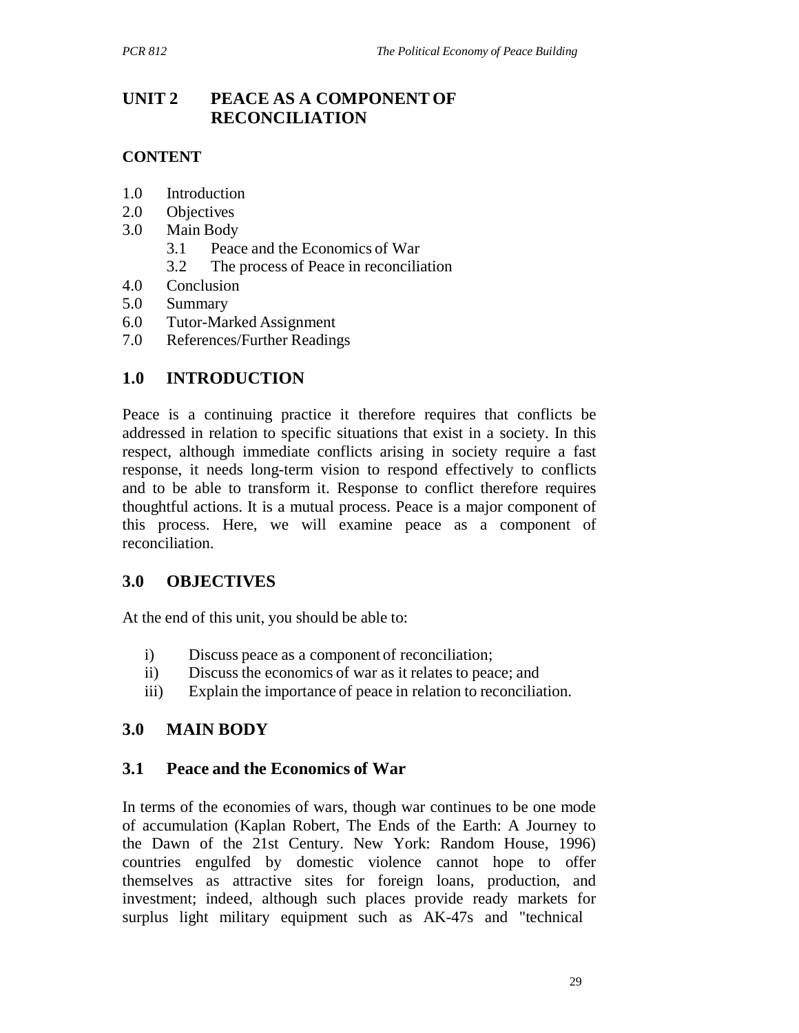## UNIT 2 PEACE AS A COMPONENT OF RECONCILIATION

**CONTENT**

1.0 Introduction
2.0 Objectives
3.0 Main Body
   3.1 Peace and the Economics of War
   3.2 The process of Peace in reconciliation
4.0 Conclusion
5.0 Summary
6.0 Tutor-Marked Assignment
7.0 References/Further Readings

## 1.0 INTRODUCTION

Peace is a continuing practice it therefore requires that conflicts be addressed in relation to specific situations that exist in a society. In this respect, although immediate conflicts arising in society require a fast response, it needs long-term vision to respond effectively to conflicts and to be able to transform it. Response to conflict therefore requires thoughtful actions. It is a mutual process. Peace is a major component of this process. Here, we will examine peace as a component of reconciliation.

## 3.0 OBJECTIVES

At the end of this unit, you should be able to:

i) Discuss peace as a component of reconciliation;
ii) Discuss the economics of war as it relates to peace; and
iii) Explain the importance of peace in relation to reconciliation.

## 3.0 MAIN BODY

### 3.1 Peace and the Economics of War

In terms of the economies of wars, though war continues to be one mode of accumulation (Kaplan Robert, The Ends of the Earth: A Journey to the Dawn of the 21st Century. New York: Random House, 1996) countries engulfed by domestic violence cannot hope to offer themselves as attractive sites for foreign loans, production, and investment; indeed, although such places provide ready markets for surplus light military equipment such as AK-47s and "technical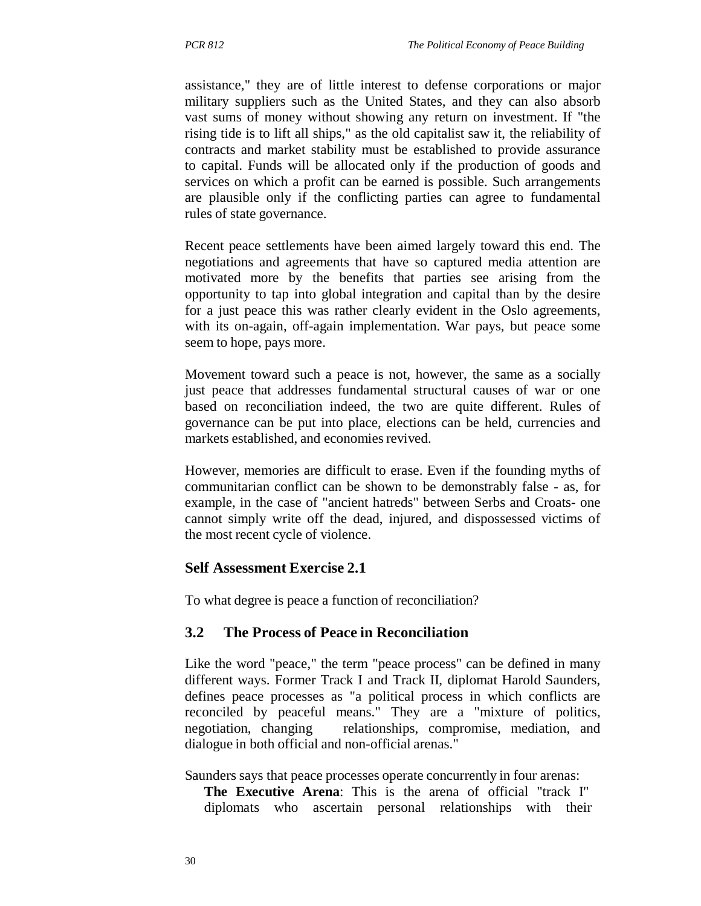assistance," they are of little interest to defense corporations or major military suppliers such as the United States, and they can also absorb vast sums of money without showing any return on investment. If "the rising tide is to lift all ships," as the old capitalist saw it, the reliability of contracts and market stability must be established to provide assurance to capital. Funds will be allocated only if the production of goods and services on which a profit can be earned is possible. Such arrangements are plausible only if the conflicting parties can agree to fundamental rules of state governance.

Recent peace settlements have been aimed largely toward this end. The negotiations and agreements that have so captured media attention are motivated more by the benefits that parties see arising from the opportunity to tap into global integration and capital than by the desire for a just peace this was rather clearly evident in the Oslo agreements, with its on-again, off-again implementation. War pays, but peace some seem to hope, pays more.

Movement toward such a peace is not, however, the same as a socially just peace that addresses fundamental structural causes of war or one based on reconciliation indeed, the two are quite different. Rules of governance can be put into place, elections can be held, currencies and markets established, and economies revived.

However, memories are difficult to erase. Even if the founding myths of communitarian conflict can be shown to be demonstrably false - as, for example, in the case of "ancient hatreds" between Serbs and Croats- one cannot simply write off the dead, injured, and dispossessed victims of the most recent cycle of violence.

### Self Assessment Exercise 2.1

To what degree is peace a function of reconciliation?

## 3.2 The Process of Peace in Reconciliation

Like the word "peace," the term "peace process" can be defined in many different ways. Former Track I and Track II, diplomat Harold Saunders, defines peace processes as "a political process in which conflicts are reconciled by peaceful means." They are a "mixture of politics, negotiation, changing relationships, compromise, mediation, and dialogue in both official and non-official arenas."

Saunders says that peace processes operate concurrently in four arenas:

**The Executive Arena**: This is the arena of official "track I" diplomats who ascertain personal relationships with their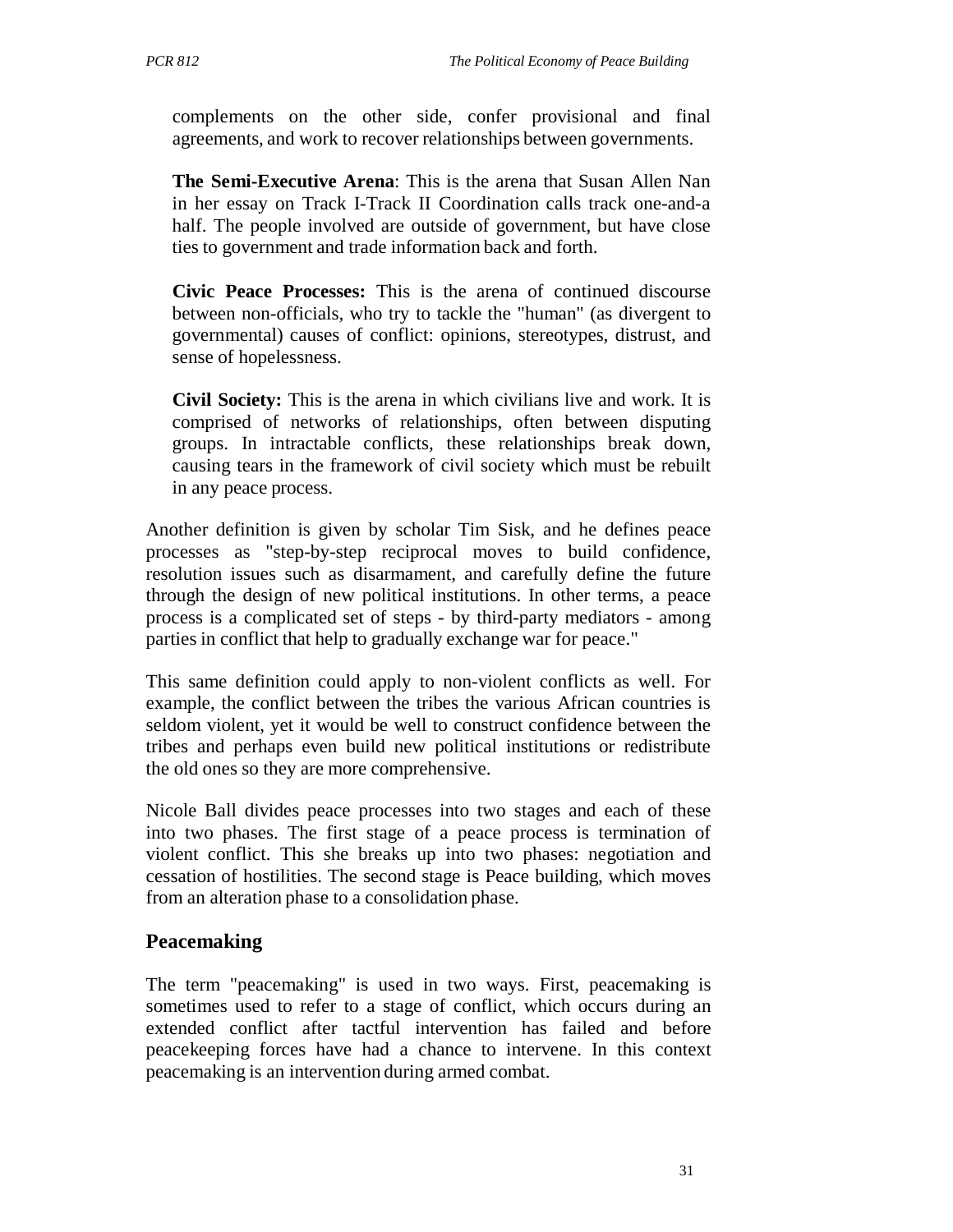complements on the other side, confer provisional and final agreements, and work to recover relationships between governments.

**The Semi-Executive Arena**: This is the arena that Susan Allen Nan in her essay on Track I-Track II Coordination calls track one-and-a half. The people involved are outside of government, but have close ties to government and trade information back and forth.

**Civic Peace Processes:** This is the arena of continued discourse between non-officials, who try to tackle the "human" (as divergent to governmental) causes of conflict: opinions, stereotypes, distrust, and sense of hopelessness.

**Civil Society:** This is the arena in which civilians live and work. It is comprised of networks of relationships, often between disputing groups. In intractable conflicts, these relationships break down, causing tears in the framework of civil society which must be rebuilt in any peace process.

Another definition is given by scholar Tim Sisk, and he defines peace processes as "step-by-step reciprocal moves to build confidence, resolution issues such as disarmament, and carefully define the future through the design of new political institutions. In other terms, a peace process is a complicated set of steps - by third-party mediators - among parties in conflict that help to gradually exchange war for peace."

This same definition could apply to non-violent conflicts as well. For example, the conflict between the tribes the various African countries is seldom violent, yet it would be well to construct confidence between the tribes and perhaps even build new political institutions or redistribute the old ones so they are more comprehensive.

Nicole Ball divides peace processes into two stages and each of these into two phases. The first stage of a peace process is termination of violent conflict. This she breaks up into two phases: negotiation and cessation of hostilities. The second stage is Peace building, which moves from an alteration phase to a consolidation phase.

## Peacemaking

The term "peacemaking" is used in two ways. First, peacemaking is sometimes used to refer to a stage of conflict, which occurs during an extended conflict after tactful intervention has failed and before peacekeeping forces have had a chance to intervene. In this context peacemaking is an intervention during armed combat.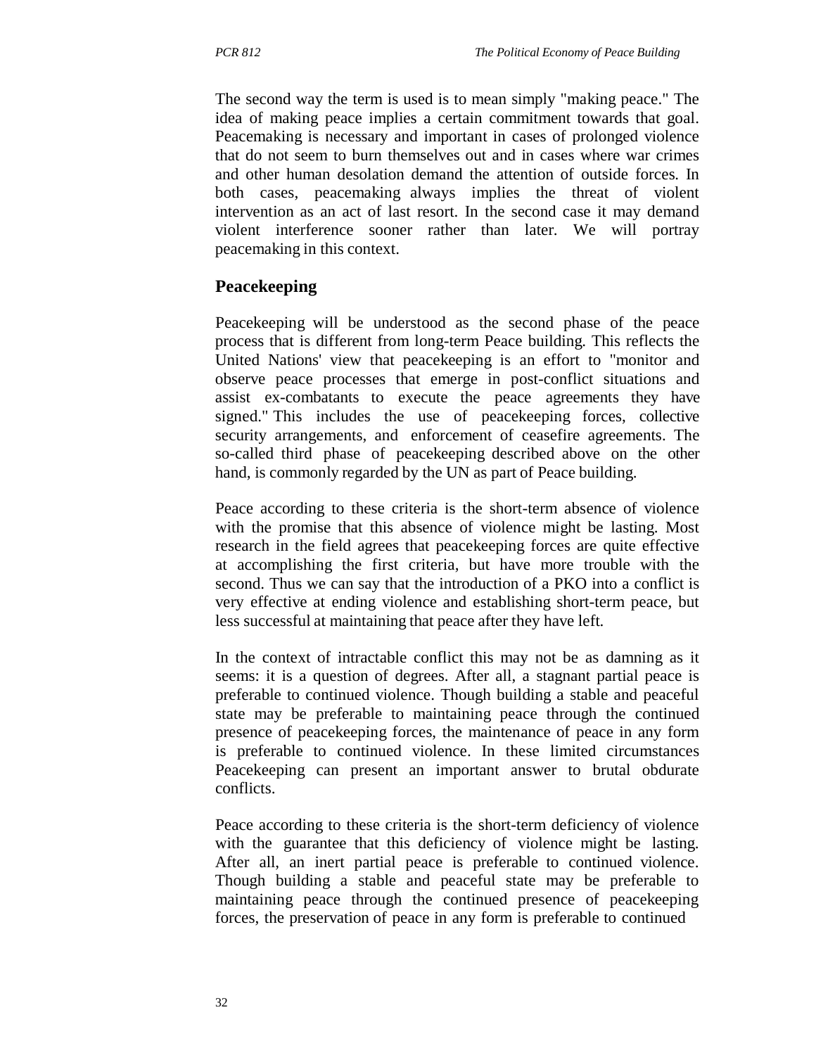The second way the term is used is to mean simply "making peace." The idea of making peace implies a certain commitment towards that goal. Peacemaking is necessary and important in cases of prolonged violence that do not seem to burn themselves out and in cases where war crimes and other human desolation demand the attention of outside forces. In both cases, peacemaking always implies the threat of violent intervention as an act of last resort. In the second case it may demand violent interference sooner rather than later. We will portray peacemaking in this context.

## Peacekeeping

Peacekeeping will be understood as the second phase of the peace process that is different from long-term Peace building. This reflects the United Nations' view that peacekeeping is an effort to "monitor and observe peace processes that emerge in post-conflict situations and assist ex-combatants to execute the peace agreements they have signed." This includes the use of peacekeeping forces, collective security arrangements, and enforcement of ceasefire agreements. The so-called third phase of peacekeeping described above on the other hand, is commonly regarded by the UN as part of Peace building.

Peace according to these criteria is the short-term absence of violence with the promise that this absence of violence might be lasting. Most research in the field agrees that peacekeeping forces are quite effective at accomplishing the first criteria, but have more trouble with the second. Thus we can say that the introduction of a PKO into a conflict is very effective at ending violence and establishing short-term peace, but less successful at maintaining that peace after they have left.

In the context of intractable conflict this may not be as damning as it seems: it is a question of degrees. After all, a stagnant partial peace is preferable to continued violence. Though building a stable and peaceful state may be preferable to maintaining peace through the continued presence of peacekeeping forces, the maintenance of peace in any form is preferable to continued violence. In these limited circumstances Peacekeeping can present an important answer to brutal obdurate conflicts.

Peace according to these criteria is the short-term deficiency of violence with the guarantee that this deficiency of violence might be lasting. After all, an inert partial peace is preferable to continued violence. Though building a stable and peaceful state may be preferable to maintaining peace through the continued presence of peacekeeping forces, the preservation of peace in any form is preferable to continued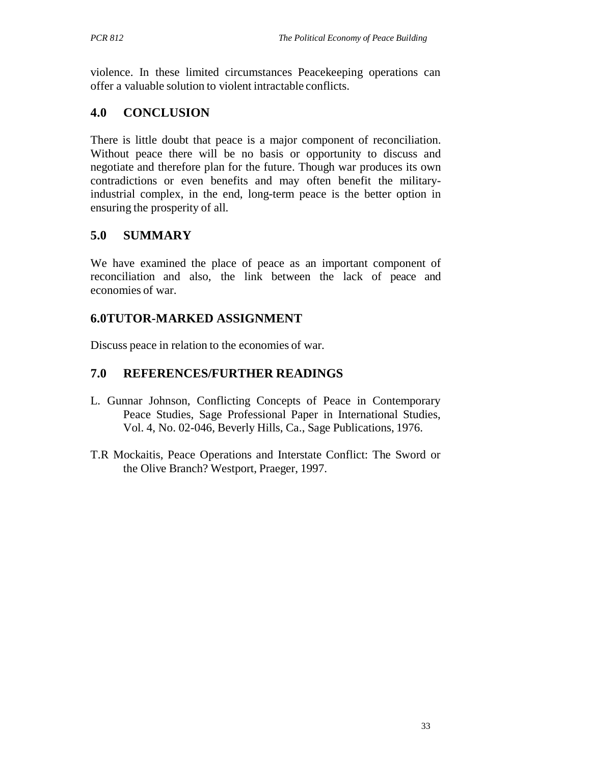violence. In these limited circumstances Peacekeeping operations can offer a valuable solution to violent intractable conflicts.

## 4.0 CONCLUSION

There is little doubt that peace is a major component of reconciliation. Without peace there will be no basis or opportunity to discuss and negotiate and therefore plan for the future. Though war produces its own contradictions or even benefits and may often benefit the military-industrial complex, in the end, long-term peace is the better option in ensuring the prosperity of all.

## 5.0 SUMMARY

We have examined the place of peace as an important component of reconciliation and also, the link between the lack of peace and economies of war.

## 6.0TUTOR-MARKED ASSIGNMENT

Discuss peace in relation to the economies of war.

## 7.0 REFERENCES/FURTHER READINGS

L. Gunnar Johnson, Conflicting Concepts of Peace in Contemporary Peace Studies, Sage Professional Paper in International Studies, Vol. 4, No. 02-046, Beverly Hills, Ca., Sage Publications, 1976.

T.R Mockaitis, Peace Operations and Interstate Conflict: The Sword or the Olive Branch? Westport, Praeger, 1997.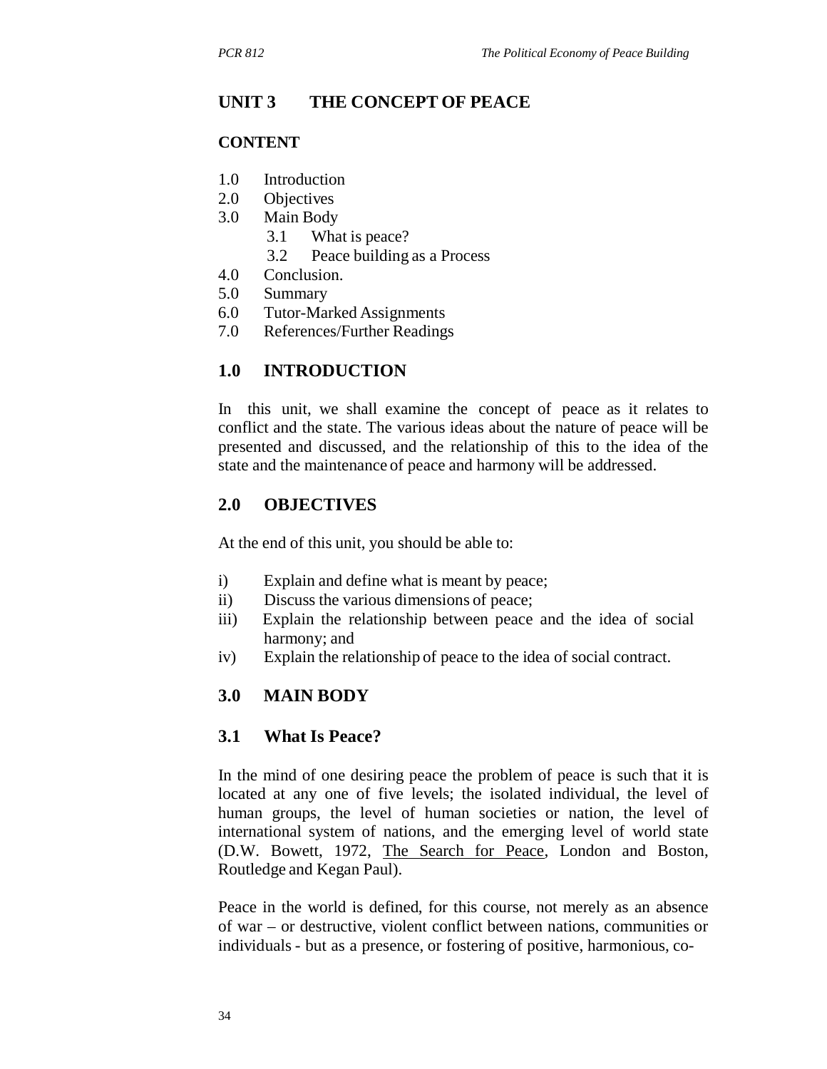## UNIT 3 THE CONCEPT OF PEACE

### CONTENT

1.0 Introduction
2.0 Objectives
3.0 Main Body
   3.1 What is peace?
   3.2 Peace building as a Process
4.0 Conclusion.
5.0 Summary
6.0 Tutor-Marked Assignments
7.0 References/Further Readings

### 1.0 INTRODUCTION

In this unit, we shall examine the concept of peace as it relates to conflict and the state. The various ideas about the nature of peace will be presented and discussed, and the relationship of this to the idea of the state and the maintenance of peace and harmony will be addressed.

### 2.0 OBJECTIVES

At the end of this unit, you should be able to:

i) Explain and define what is meant by peace;
ii) Discuss the various dimensions of peace;
iii) Explain the relationship between peace and the idea of social harmony; and
iv) Explain the relationship of peace to the idea of social contract.

### 3.0 MAIN BODY

### 3.1 What Is Peace?

In the mind of one desiring peace the problem of peace is such that it is located at any one of five levels; the isolated individual, the level of human groups, the level of human societies or nation, the level of international system of nations, and the emerging level of world state (D.W. Bowett, 1972, The Search for Peace, London and Boston, Routledge and Kegan Paul).

Peace in the world is defined, for this course, not merely as an absence of war – or destructive, violent conflict between nations, communities or individuals - but as a presence, or fostering of positive, harmonious, co-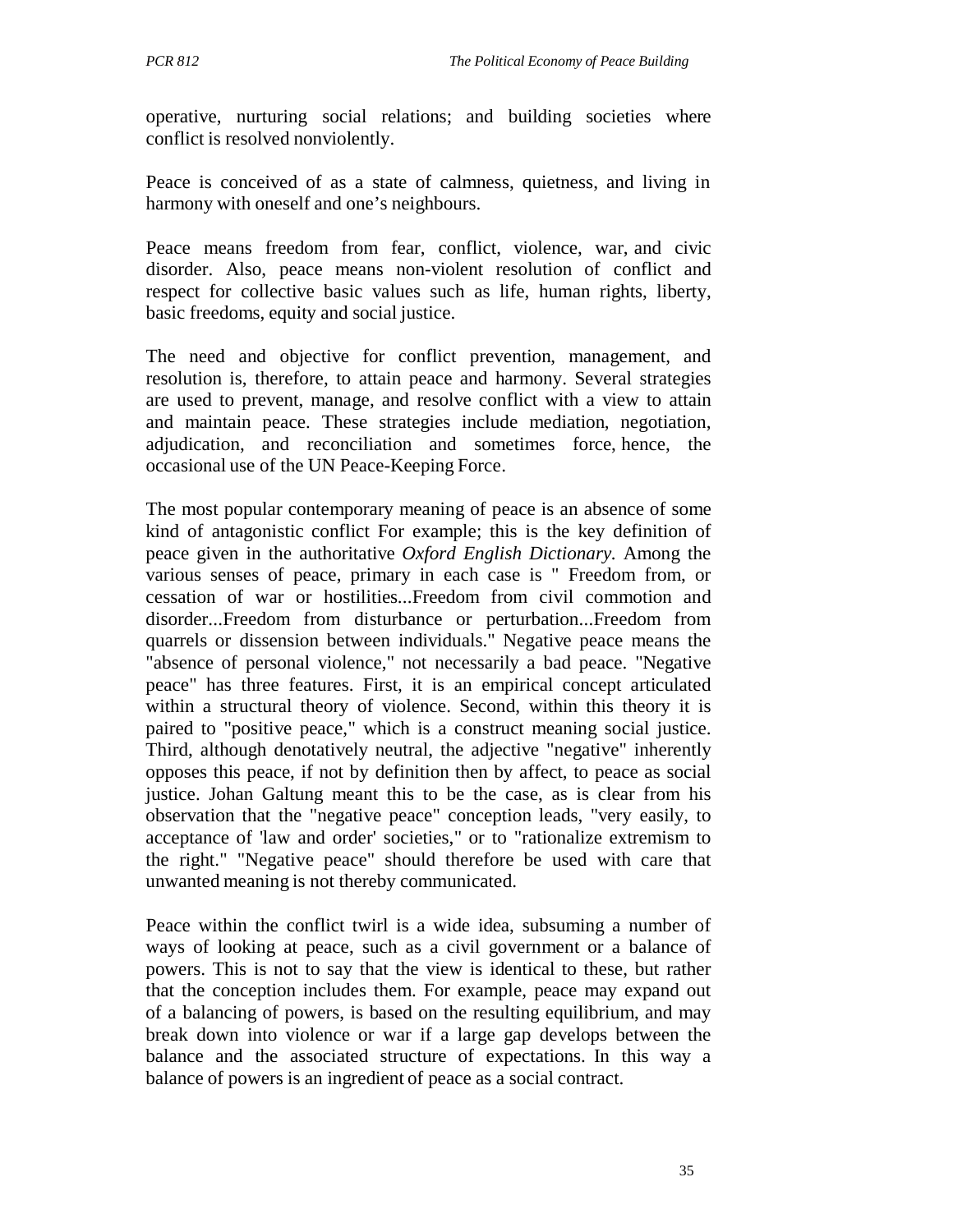operative, nurturing social relations; and building societies where conflict is resolved nonviolently.

Peace is conceived of as a state of calmness, quietness, and living in harmony with oneself and one's neighbours.

Peace means freedom from fear, conflict, violence, war, and civic disorder. Also, peace means non-violent resolution of conflict and respect for collective basic values such as life, human rights, liberty, basic freedoms, equity and social justice.

The need and objective for conflict prevention, management, and resolution is, therefore, to attain peace and harmony. Several strategies are used to prevent, manage, and resolve conflict with a view to attain and maintain peace. These strategies include mediation, negotiation, adjudication, and reconciliation and sometimes force, hence, the occasional use of the UN Peace-Keeping Force.

The most popular contemporary meaning of peace is an absence of some kind of antagonistic conflict For example; this is the key definition of peace given in the authoritative *Oxford English Dictionary.* Among the various senses of peace, primary in each case is " Freedom from, or cessation of war or hostilities...Freedom from civil commotion and disorder...Freedom from disturbance or perturbation...Freedom from quarrels or dissension between individuals." Negative peace means the "absence of personal violence," not necessarily a bad peace. "Negative peace" has three features. First, it is an empirical concept articulated within a structural theory of violence. Second, within this theory it is paired to "positive peace," which is a construct meaning social justice. Third, although denotatively neutral, the adjective "negative" inherently opposes this peace, if not by definition then by affect, to peace as social justice. Johan Galtung meant this to be the case, as is clear from his observation that the "negative peace" conception leads, "very easily, to acceptance of 'law and order' societies," or to "rationalize extremism to the right." "Negative peace" should therefore be used with care that unwanted meaning is not thereby communicated.

Peace within the conflict twirl is a wide idea, subsuming a number of ways of looking at peace, such as a civil government or a balance of powers. This is not to say that the view is identical to these, but rather that the conception includes them. For example, peace may expand out of a balancing of powers, is based on the resulting equilibrium, and may break down into violence or war if a large gap develops between the balance and the associated structure of expectations. In this way a balance of powers is an ingredient of peace as a social contract.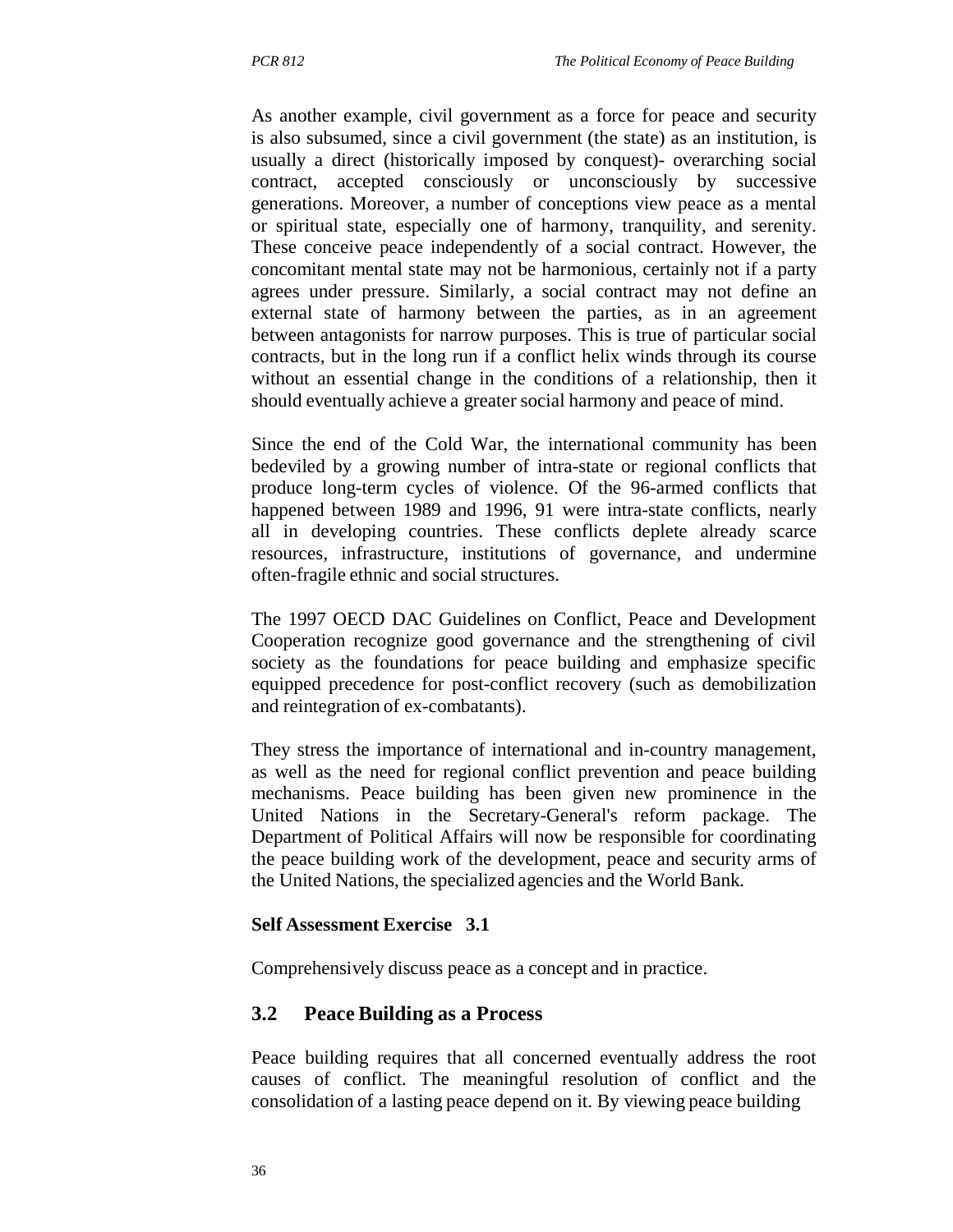As another example, civil government as a force for peace and security is also subsumed, since a civil government (the state) as an institution, is usually a direct (historically imposed by conquest)- overarching social contract, accepted consciously or unconsciously by successive generations. Moreover, a number of conceptions view peace as a mental or spiritual state, especially one of harmony, tranquility, and serenity. These conceive peace independently of a social contract. However, the concomitant mental state may not be harmonious, certainly not if a party agrees under pressure. Similarly, a social contract may not define an external state of harmony between the parties, as in an agreement between antagonists for narrow purposes. This is true of particular social contracts, but in the long run if a conflict helix winds through its course without an essential change in the conditions of a relationship, then it should eventually achieve a greater social harmony and peace of mind.

Since the end of the Cold War, the international community has been bedeviled by a growing number of intra-state or regional conflicts that produce long-term cycles of violence. Of the 96-armed conflicts that happened between 1989 and 1996, 91 were intra-state conflicts, nearly all in developing countries. These conflicts deplete already scarce resources, infrastructure, institutions of governance, and undermine often-fragile ethnic and social structures.

The 1997 OECD DAC Guidelines on Conflict, Peace and Development Cooperation recognize good governance and the strengthening of civil society as the foundations for peace building and emphasize specific equipped precedence for post-conflict recovery (such as demobilization and reintegration of ex-combatants).

They stress the importance of international and in-country management, as well as the need for regional conflict prevention and peace building mechanisms. Peace building has been given new prominence in the United Nations in the Secretary-General's reform package. The Department of Political Affairs will now be responsible for coordinating the peace building work of the development, peace and security arms of the United Nations, the specialized agencies and the World Bank.

**Self Assessment Exercise 3.1**

Comprehensively discuss peace as a concept and in practice.

## 3.2 Peace Building as a Process

Peace building requires that all concerned eventually address the root causes of conflict. The meaningful resolution of conflict and the consolidation of a lasting peace depend on it. By viewing peace building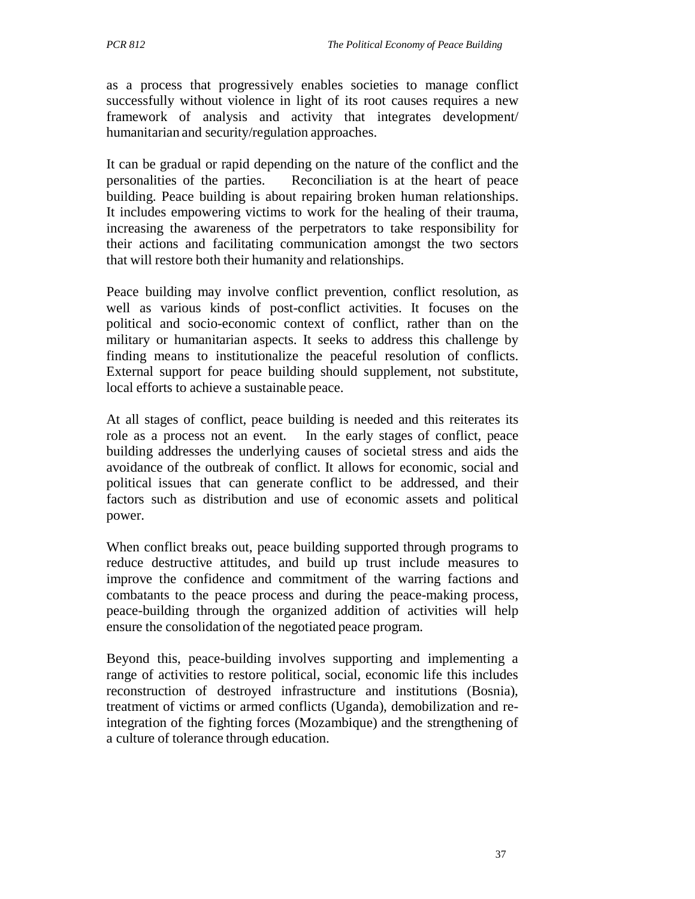as a process that progressively enables societies to manage conflict successfully without violence in light of its root causes requires a new framework of analysis and activity that integrates development/ humanitarian and security/regulation approaches.

It can be gradual or rapid depending on the nature of the conflict and the personalities of the parties. Reconciliation is at the heart of peace building. Peace building is about repairing broken human relationships. It includes empowering victims to work for the healing of their trauma, increasing the awareness of the perpetrators to take responsibility for their actions and facilitating communication amongst the two sectors that will restore both their humanity and relationships.

Peace building may involve conflict prevention, conflict resolution, as well as various kinds of post-conflict activities. It focuses on the political and socio-economic context of conflict, rather than on the military or humanitarian aspects. It seeks to address this challenge by finding means to institutionalize the peaceful resolution of conflicts. External support for peace building should supplement, not substitute, local efforts to achieve a sustainable peace.

At all stages of conflict, peace building is needed and this reiterates its role as a process not an event. In the early stages of conflict, peace building addresses the underlying causes of societal stress and aids the avoidance of the outbreak of conflict. It allows for economic, social and political issues that can generate conflict to be addressed, and their factors such as distribution and use of economic assets and political power.

When conflict breaks out, peace building supported through programs to reduce destructive attitudes, and build up trust include measures to improve the confidence and commitment of the warring factions and combatants to the peace process and during the peace-making process, peace-building through the organized addition of activities will help ensure the consolidation of the negotiated peace program.

Beyond this, peace-building involves supporting and implementing a range of activities to restore political, social, economic life this includes reconstruction of destroyed infrastructure and institutions (Bosnia), treatment of victims or armed conflicts (Uganda), demobilization and re-integration of the fighting forces (Mozambique) and the strengthening of a culture of tolerance through education.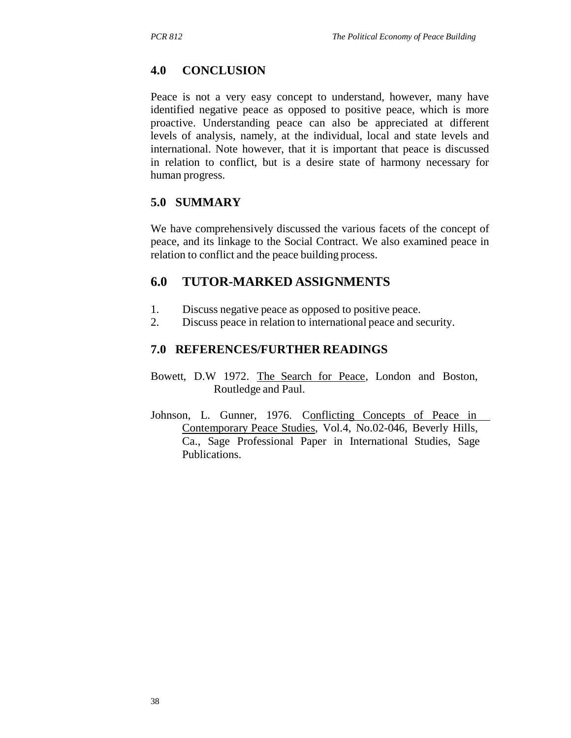## 4.0 CONCLUSION

Peace is not a very easy concept to understand, however, many have identified negative peace as opposed to positive peace, which is more proactive. Understanding peace can also be appreciated at different levels of analysis, namely, at the individual, local and state levels and international. Note however, that it is important that peace is discussed in relation to conflict, but is a desire state of harmony necessary for human progress.

## 5.0 SUMMARY

We have comprehensively discussed the various facets of the concept of peace, and its linkage to the Social Contract. We also examined peace in relation to conflict and the peace building process.

## 6.0 TUTOR-MARKED ASSIGNMENTS

1. Discuss negative peace as opposed to positive peace.
2. Discuss peace in relation to international peace and security.

## 7.0 REFERENCES/FURTHER READINGS

Bowett, D.W 1972. The Search for Peace, London and Boston, Routledge and Paul.

Johnson, L. Gunner, 1976. Conflicting Concepts of Peace in Contemporary Peace Studies, Vol.4, No.02-046, Beverly Hills, Ca., Sage Professional Paper in International Studies, Sage Publications.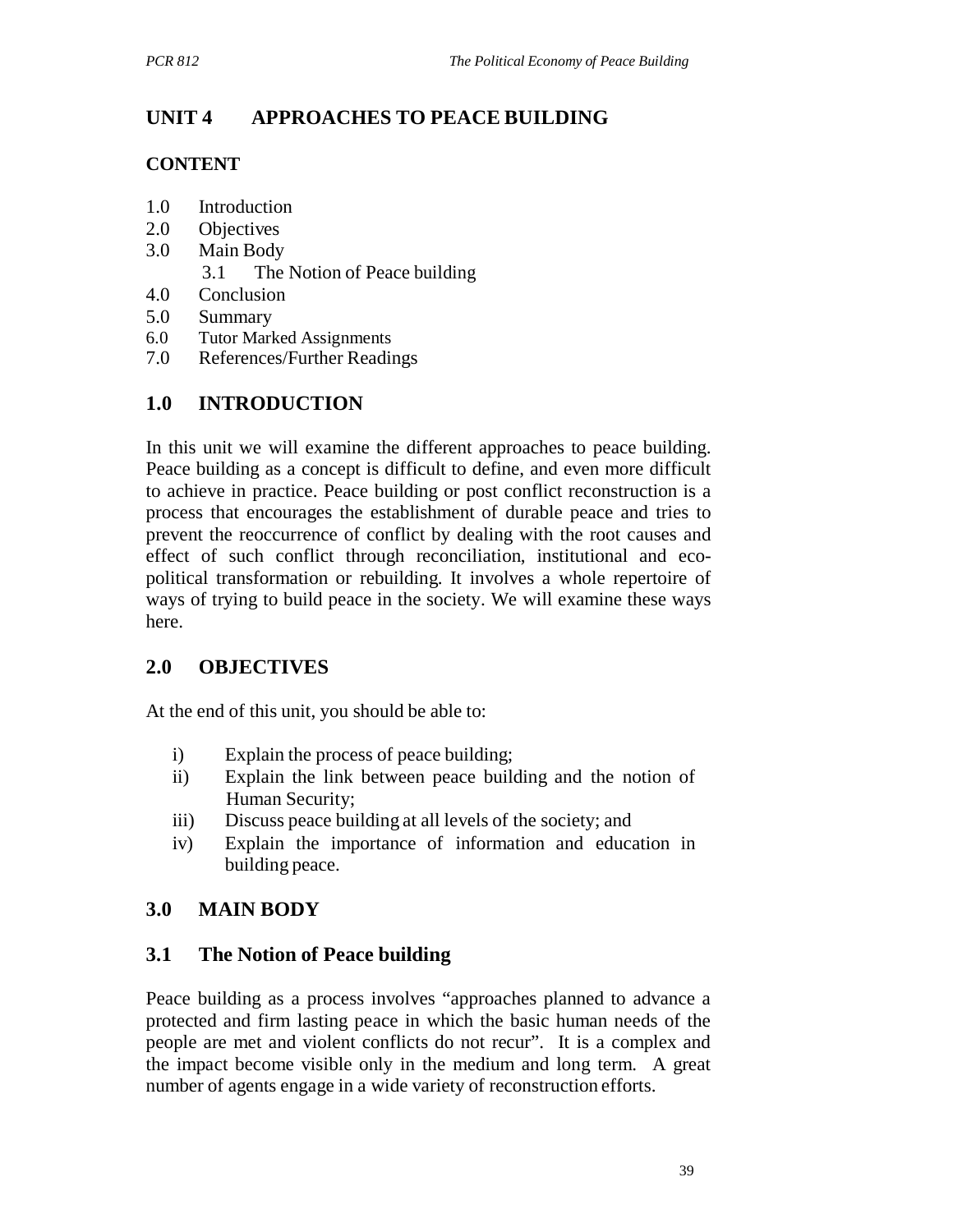## UNIT 4 APPROACHES TO PEACE BUILDING

### CONTENT

1.0 Introduction
2.0 Objectives
3.0 Main Body
  3.1 The Notion of Peace building
4.0 Conclusion
5.0 Summary
6.0 Tutor Marked Assignments
7.0 References/Further Readings

## 1.0 INTRODUCTION

In this unit we will examine the different approaches to peace building. Peace building as a concept is difficult to define, and even more difficult to achieve in practice. Peace building or post conflict reconstruction is a process that encourages the establishment of durable peace and tries to prevent the reoccurrence of conflict by dealing with the root causes and effect of such conflict through reconciliation, institutional and eco-political transformation or rebuilding. It involves a whole repertoire of ways of trying to build peace in the society. We will examine these ways here.

## 2.0 OBJECTIVES

At the end of this unit, you should be able to:

i) Explain the process of peace building;
ii) Explain the link between peace building and the notion of Human Security;
iii) Discuss peace building at all levels of the society; and
iv) Explain the importance of information and education in building peace.

## 3.0 MAIN BODY

### 3.1 The Notion of Peace building

Peace building as a process involves "approaches planned to advance a protected and firm lasting peace in which the basic human needs of the people are met and violent conflicts do not recur". It is a complex and the impact become visible only in the medium and long term. A great number of agents engage in a wide variety of reconstruction efforts.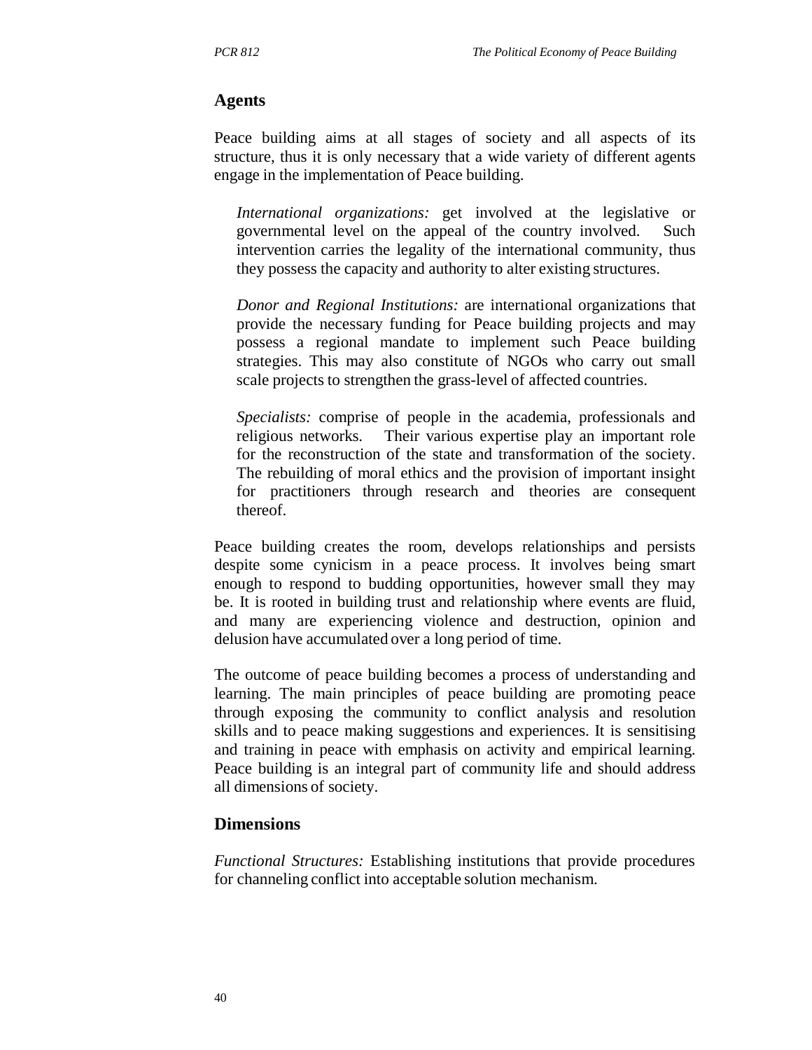## Agents

Peace building aims at all stages of society and all aspects of its structure, thus it is only necessary that a wide variety of different agents engage in the implementation of Peace building.

*International organizations:* get involved at the legislative or governmental level on the appeal of the country involved. Such intervention carries the legality of the international community, thus they possess the capacity and authority to alter existing structures.

*Donor and Regional Institutions:* are international organizations that provide the necessary funding for Peace building projects and may possess a regional mandate to implement such Peace building strategies. This may also constitute of NGOs who carry out small scale projects to strengthen the grass-level of affected countries.

*Specialists:* comprise of people in the academia, professionals and religious networks. Their various expertise play an important role for the reconstruction of the state and transformation of the society. The rebuilding of moral ethics and the provision of important insight for practitioners through research and theories are consequent thereof.

Peace building creates the room, develops relationships and persists despite some cynicism in a peace process. It involves being smart enough to respond to budding opportunities, however small they may be. It is rooted in building trust and relationship where events are fluid, and many are experiencing violence and destruction, opinion and delusion have accumulated over a long period of time.

The outcome of peace building becomes a process of understanding and learning. The main principles of peace building are promoting peace through exposing the community to conflict analysis and resolution skills and to peace making suggestions and experiences. It is sensitising and training in peace with emphasis on activity and empirical learning. Peace building is an integral part of community life and should address all dimensions of society.

## Dimensions

*Functional Structures:* Establishing institutions that provide procedures for channeling conflict into acceptable solution mechanism.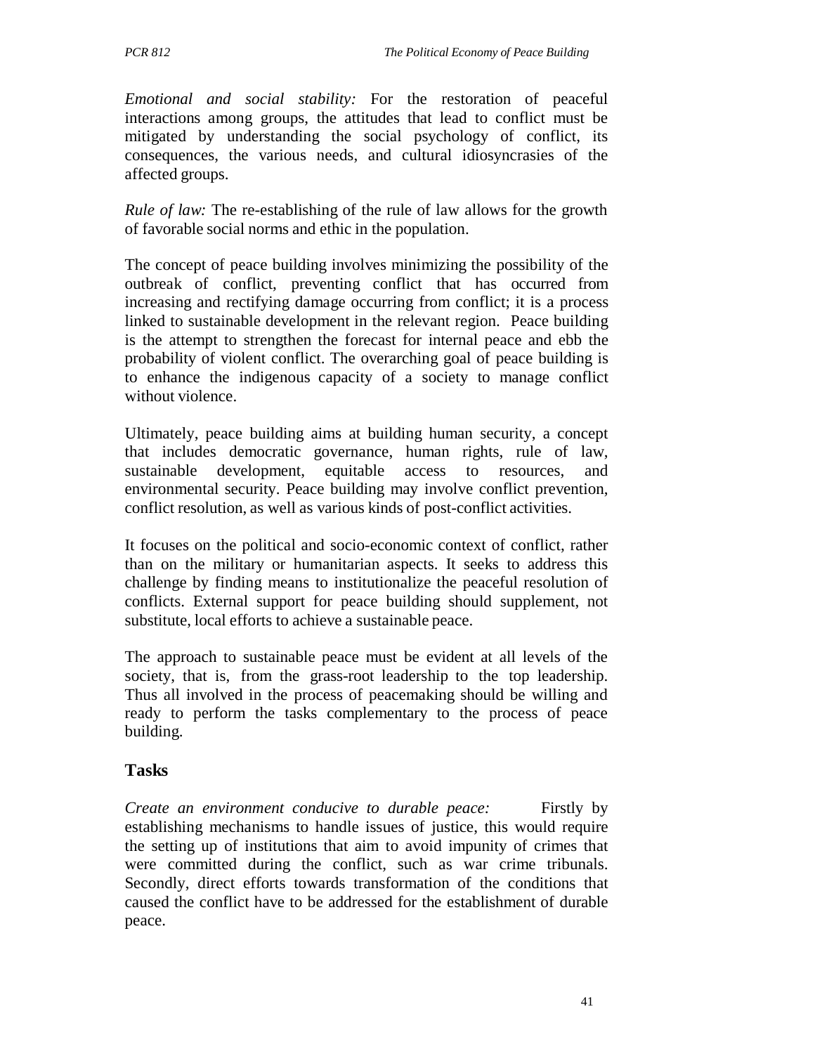*Emotional and social stability:* For the restoration of peaceful interactions among groups, the attitudes that lead to conflict must be mitigated by understanding the social psychology of conflict, its consequences, the various needs, and cultural idiosyncrasies of the affected groups.

*Rule of law:* The re-establishing of the rule of law allows for the growth of favorable social norms and ethic in the population.

The concept of peace building involves minimizing the possibility of the outbreak of conflict, preventing conflict that has occurred from increasing and rectifying damage occurring from conflict; it is a process linked to sustainable development in the relevant region. Peace building is the attempt to strengthen the forecast for internal peace and ebb the probability of violent conflict. The overarching goal of peace building is to enhance the indigenous capacity of a society to manage conflict without violence.

Ultimately, peace building aims at building human security, a concept that includes democratic governance, human rights, rule of law, sustainable development, equitable access to resources, and environmental security. Peace building may involve conflict prevention, conflict resolution, as well as various kinds of post-conflict activities.

It focuses on the political and socio-economic context of conflict, rather than on the military or humanitarian aspects. It seeks to address this challenge by finding means to institutionalize the peaceful resolution of conflicts. External support for peace building should supplement, not substitute, local efforts to achieve a sustainable peace.

The approach to sustainable peace must be evident at all levels of the society, that is, from the grass-root leadership to the top leadership. Thus all involved in the process of peacemaking should be willing and ready to perform the tasks complementary to the process of peace building.

## Tasks

*Create an environment conducive to durable peace:* Firstly by establishing mechanisms to handle issues of justice, this would require the setting up of institutions that aim to avoid impunity of crimes that were committed during the conflict, such as war crime tribunals. Secondly, direct efforts towards transformation of the conditions that caused the conflict have to be addressed for the establishment of durable peace.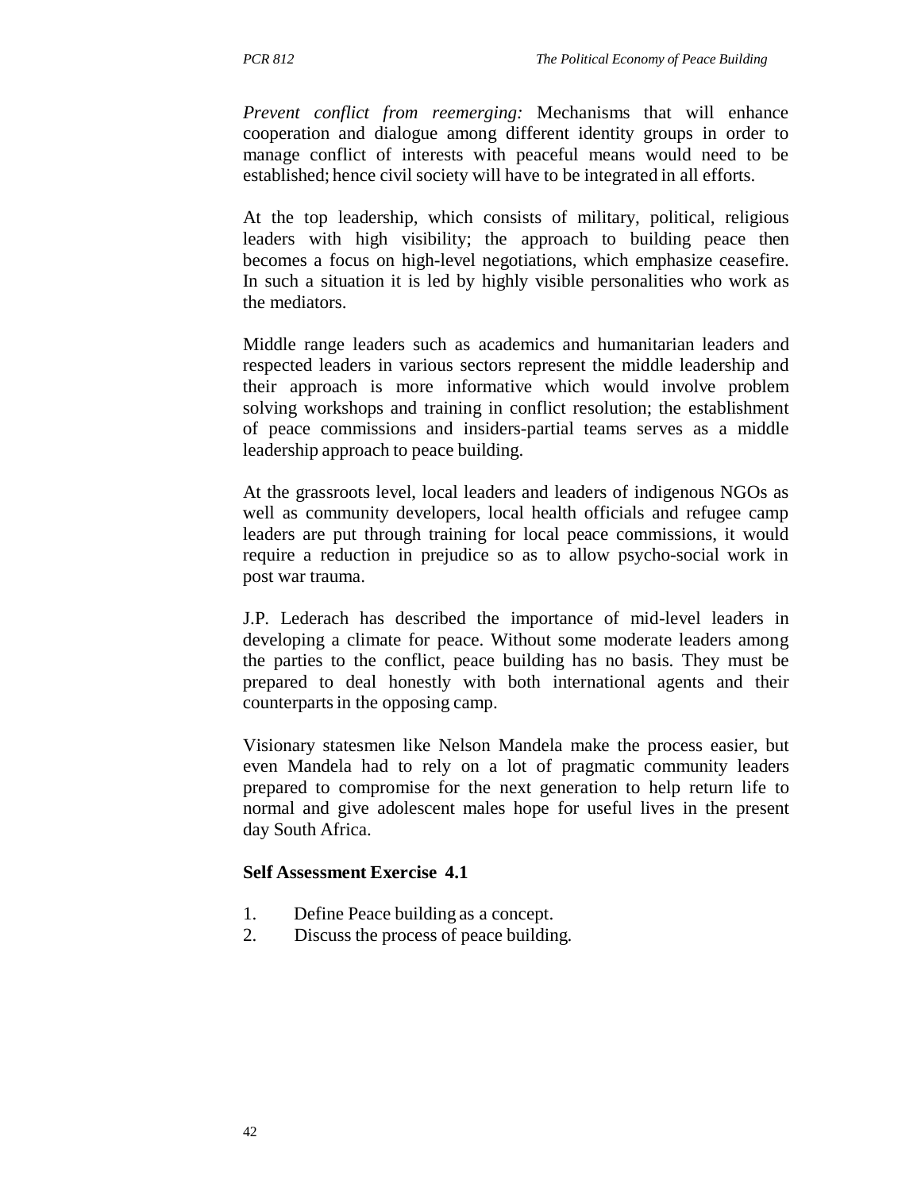*Prevent conflict from reemerging:* Mechanisms that will enhance cooperation and dialogue among different identity groups in order to manage conflict of interests with peaceful means would need to be established; hence civil society will have to be integrated in all efforts.

At the top leadership, which consists of military, political, religious leaders with high visibility; the approach to building peace then becomes a focus on high-level negotiations, which emphasize ceasefire. In such a situation it is led by highly visible personalities who work as the mediators.

Middle range leaders such as academics and humanitarian leaders and respected leaders in various sectors represent the middle leadership and their approach is more informative which would involve problem solving workshops and training in conflict resolution; the establishment of peace commissions and insiders-partial teams serves as a middle leadership approach to peace building.

At the grassroots level, local leaders and leaders of indigenous NGOs as well as community developers, local health officials and refugee camp leaders are put through training for local peace commissions, it would require a reduction in prejudice so as to allow psycho-social work in post war trauma.

J.P. Lederach has described the importance of mid-level leaders in developing a climate for peace. Without some moderate leaders among the parties to the conflict, peace building has no basis. They must be prepared to deal honestly with both international agents and their counterparts in the opposing camp.

Visionary statesmen like Nelson Mandela make the process easier, but even Mandela had to rely on a lot of pragmatic community leaders prepared to compromise for the next generation to help return life to normal and give adolescent males hope for useful lives in the present day South Africa.

**Self Assessment Exercise 4.1**

1. Define Peace building as a concept.
2. Discuss the process of peace building.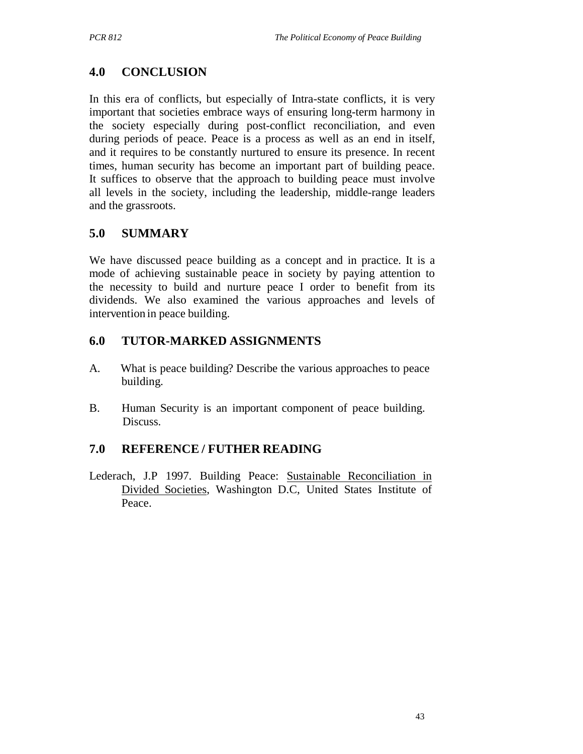## 4.0 CONCLUSION

In this era of conflicts, but especially of Intra-state conflicts, it is very important that societies embrace ways of ensuring long-term harmony in the society especially during post-conflict reconciliation, and even during periods of peace. Peace is a process as well as an end in itself, and it requires to be constantly nurtured to ensure its presence. In recent times, human security has become an important part of building peace. It suffices to observe that the approach to building peace must involve all levels in the society, including the leadership, middle-range leaders and the grassroots.

## 5.0 SUMMARY

We have discussed peace building as a concept and in practice. It is a mode of achieving sustainable peace in society by paying attention to the necessity to build and nurture peace I order to benefit from its dividends. We also examined the various approaches and levels of intervention in peace building.

## 6.0 TUTOR-MARKED ASSIGNMENTS

A. What is peace building? Describe the various approaches to peace building.

B. Human Security is an important component of peace building. Discuss.

## 7.0 REFERENCE / FUTHER READING

Lederach, J.P 1997. Building Peace: Sustainable Reconciliation in Divided Societies, Washington D.C, United States Institute of Peace.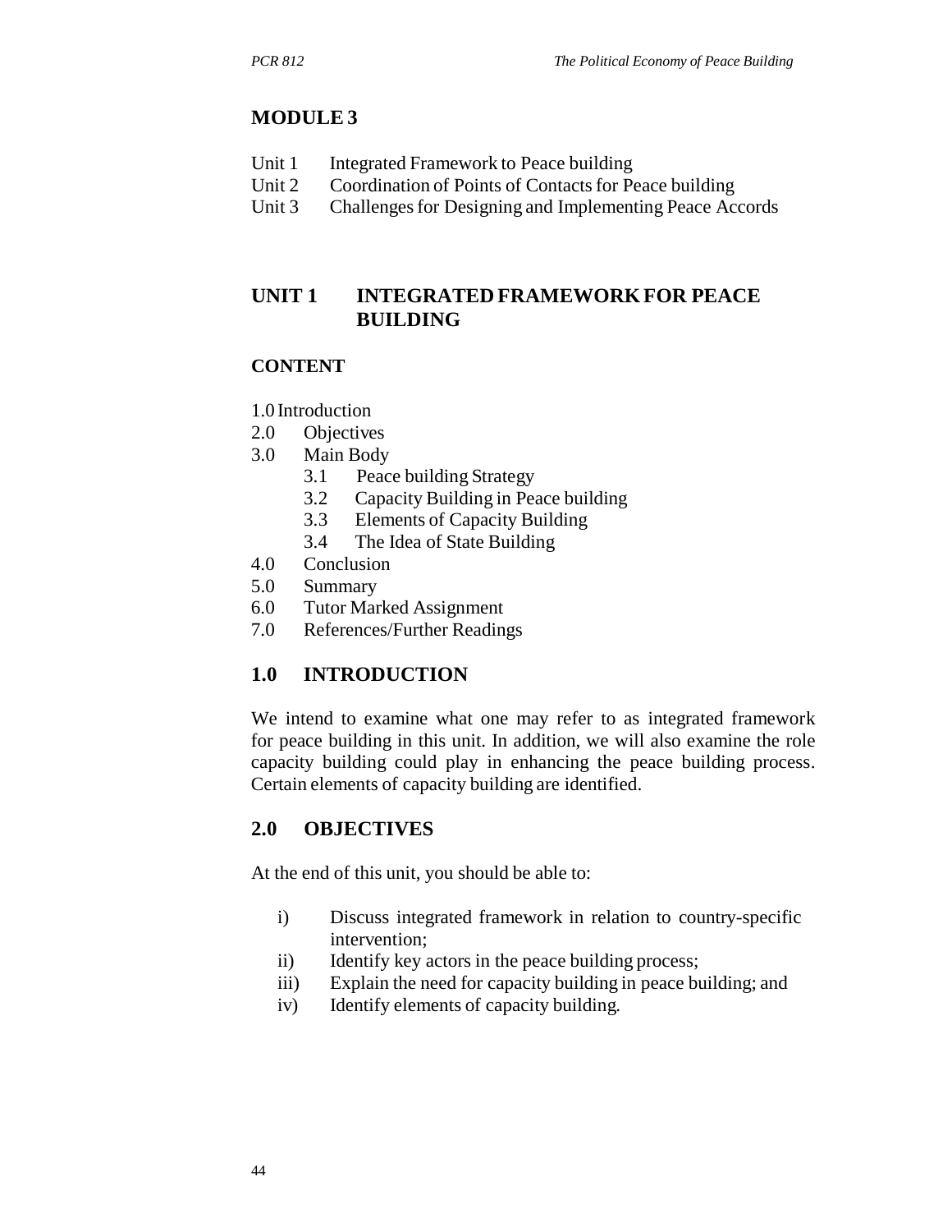## MODULE 3

Unit 1 Integrated Framework to Peace building
Unit 2 Coordination of Points of Contacts for Peace building
Unit 3 Challenges for Designing and Implementing Peace Accords

## UNIT 1 INTEGRATED FRAMEWORK FOR PEACE BUILDING

### CONTENT

1.0 Introduction
2.0 Objectives
3.0 Main Body
  3.1 Peace building Strategy
  3.2 Capacity Building in Peace building
  3.3 Elements of Capacity Building
  3.4 The Idea of State Building
4.0 Conclusion
5.0 Summary
6.0 Tutor Marked Assignment
7.0 References/Further Readings

## 1.0 INTRODUCTION

We intend to examine what one may refer to as integrated framework for peace building in this unit. In addition, we will also examine the role capacity building could play in enhancing the peace building process. Certain elements of capacity building are identified.

## 2.0 OBJECTIVES

At the end of this unit, you should be able to:

i) Discuss integrated framework in relation to country-specific intervention;
ii) Identify key actors in the peace building process;
iii) Explain the need for capacity building in peace building; and
iv) Identify elements of capacity building.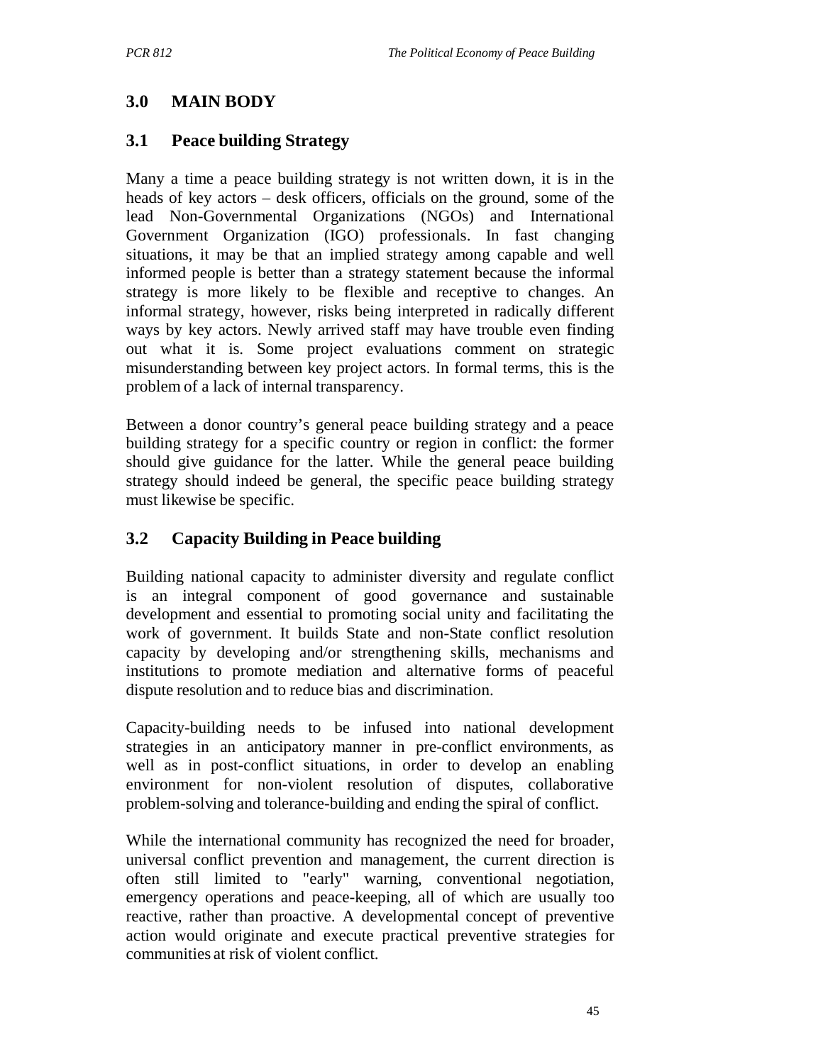## 3.0 MAIN BODY

### 3.1 Peace building Strategy

Many a time a peace building strategy is not written down, it is in the heads of key actors – desk officers, officials on the ground, some of the lead Non-Governmental Organizations (NGOs) and International Government Organization (IGO) professionals. In fast changing situations, it may be that an implied strategy among capable and well informed people is better than a strategy statement because the informal strategy is more likely to be flexible and receptive to changes. An informal strategy, however, risks being interpreted in radically different ways by key actors. Newly arrived staff may have trouble even finding out what it is. Some project evaluations comment on strategic misunderstanding between key project actors. In formal terms, this is the problem of a lack of internal transparency.

Between a donor country's general peace building strategy and a peace building strategy for a specific country or region in conflict: the former should give guidance for the latter. While the general peace building strategy should indeed be general, the specific peace building strategy must likewise be specific.

### 3.2 Capacity Building in Peace building

Building national capacity to administer diversity and regulate conflict is an integral component of good governance and sustainable development and essential to promoting social unity and facilitating the work of government. It builds State and non-State conflict resolution capacity by developing and/or strengthening skills, mechanisms and institutions to promote mediation and alternative forms of peaceful dispute resolution and to reduce bias and discrimination.

Capacity-building needs to be infused into national development strategies in an anticipatory manner in pre-conflict environments, as well as in post-conflict situations, in order to develop an enabling environment for non-violent resolution of disputes, collaborative problem-solving and tolerance-building and ending the spiral of conflict.

While the international community has recognized the need for broader, universal conflict prevention and management, the current direction is often still limited to "early" warning, conventional negotiation, emergency operations and peace-keeping, all of which are usually too reactive, rather than proactive. A developmental concept of preventive action would originate and execute practical preventive strategies for communities at risk of violent conflict.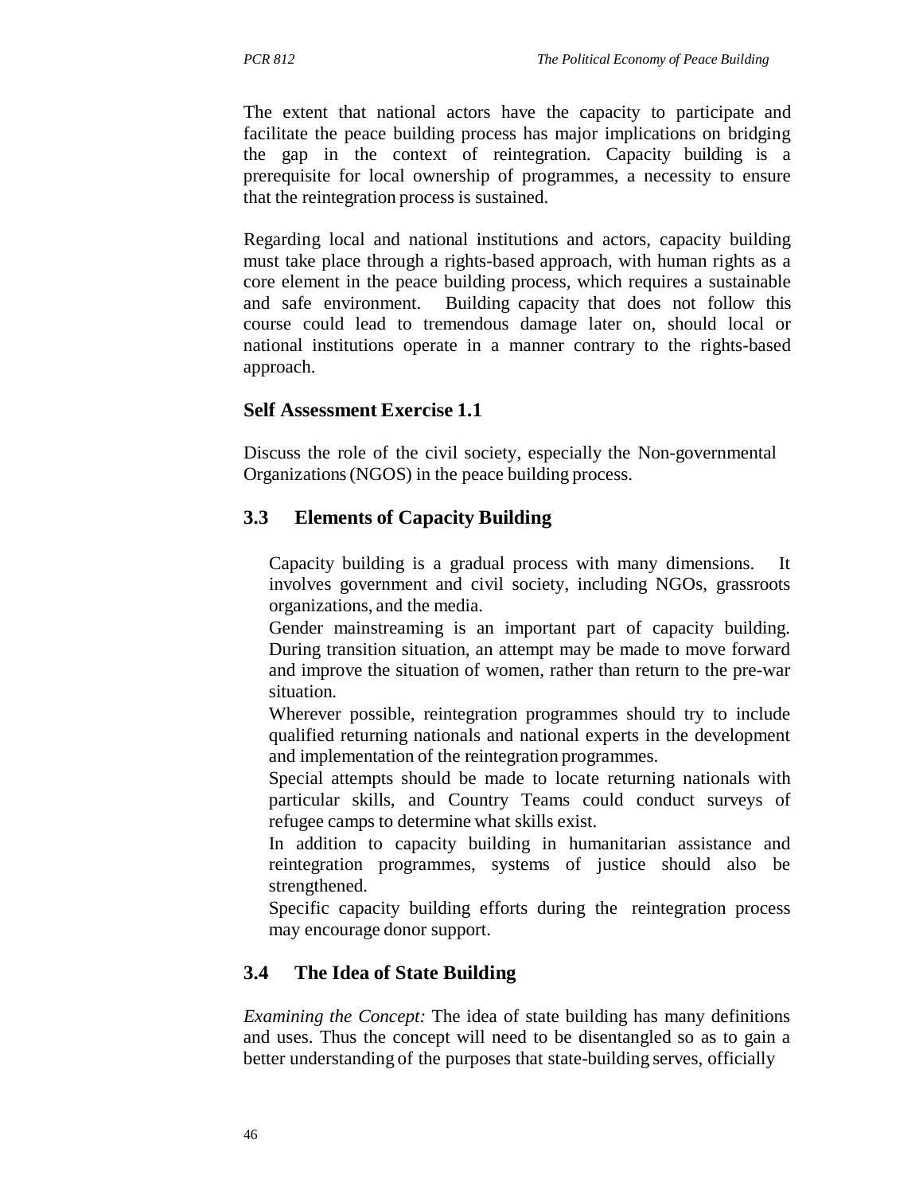The extent that national actors have the capacity to participate and facilitate the peace building process has major implications on bridging the gap in the context of reintegration. Capacity building is a prerequisite for local ownership of programmes, a necessity to ensure that the reintegration process is sustained.

Regarding local and national institutions and actors, capacity building must take place through a rights-based approach, with human rights as a core element in the peace building process, which requires a sustainable and safe environment. Building capacity that does not follow this course could lead to tremendous damage later on, should local or national institutions operate in a manner contrary to the rights-based approach.

**Self Assessment Exercise 1.1**

Discuss the role of the civil society, especially the Non-governmental Organizations (NGOS) in the peace building process.

## 3.3 Elements of Capacity Building

Capacity building is a gradual process with many dimensions. It involves government and civil society, including NGOs, grassroots organizations, and the media.

Gender mainstreaming is an important part of capacity building. During transition situation, an attempt may be made to move forward and improve the situation of women, rather than return to the pre-war situation.

Wherever possible, reintegration programmes should try to include qualified returning nationals and national experts in the development and implementation of the reintegration programmes.

Special attempts should be made to locate returning nationals with particular skills, and Country Teams could conduct surveys of refugee camps to determine what skills exist.

In addition to capacity building in humanitarian assistance and reintegration programmes, systems of justice should also be strengthened.

Specific capacity building efforts during the reintegration process may encourage donor support.

## 3.4 The Idea of State Building

*Examining the Concept:* The idea of state building has many definitions and uses. Thus the concept will need to be disentangled so as to gain a better understanding of the purposes that state-building serves, officially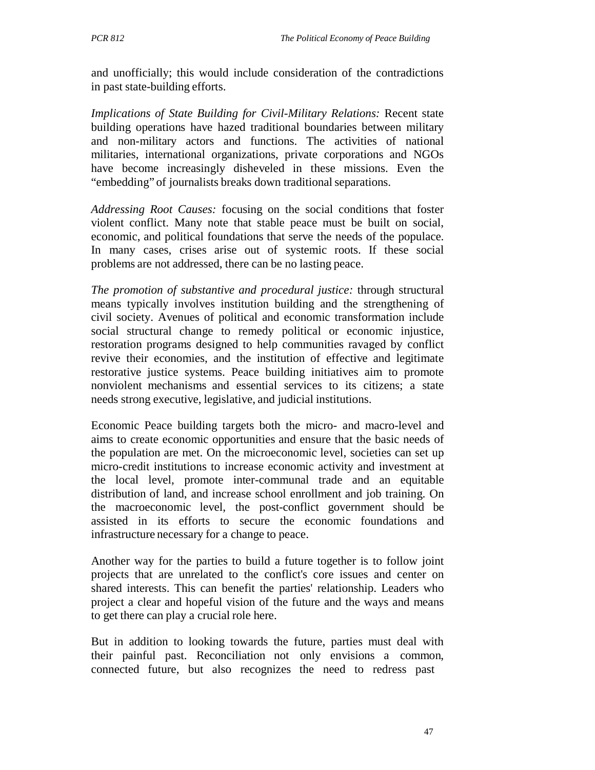and unofficially; this would include consideration of the contradictions in past state-building efforts.

*Implications of State Building for Civil-Military Relations:* Recent state building operations have hazed traditional boundaries between military and non-military actors and functions. The activities of national militaries, international organizations, private corporations and NGOs have become increasingly disheveled in these missions. Even the "embedding" of journalists breaks down traditional separations.

*Addressing Root Causes:* focusing on the social conditions that foster violent conflict. Many note that stable peace must be built on social, economic, and political foundations that serve the needs of the populace. In many cases, crises arise out of systemic roots. If these social problems are not addressed, there can be no lasting peace.

*The promotion of substantive and procedural justice:* through structural means typically involves institution building and the strengthening of civil society. Avenues of political and economic transformation include social structural change to remedy political or economic injustice, restoration programs designed to help communities ravaged by conflict revive their economies, and the institution of effective and legitimate restorative justice systems. Peace building initiatives aim to promote nonviolent mechanisms and essential services to its citizens; a state needs strong executive, legislative, and judicial institutions.

Economic Peace building targets both the micro- and macro-level and aims to create economic opportunities and ensure that the basic needs of the population are met. On the microeconomic level, societies can set up micro-credit institutions to increase economic activity and investment at the local level, promote inter-communal trade and an equitable distribution of land, and increase school enrollment and job training. On the macroeconomic level, the post-conflict government should be assisted in its efforts to secure the economic foundations and infrastructure necessary for a change to peace.

Another way for the parties to build a future together is to follow joint projects that are unrelated to the conflict's core issues and center on shared interests. This can benefit the parties' relationship. Leaders who project a clear and hopeful vision of the future and the ways and means to get there can play a crucial role here.

But in addition to looking towards the future, parties must deal with their painful past. Reconciliation not only envisions a common, connected future, but also recognizes the need to redress past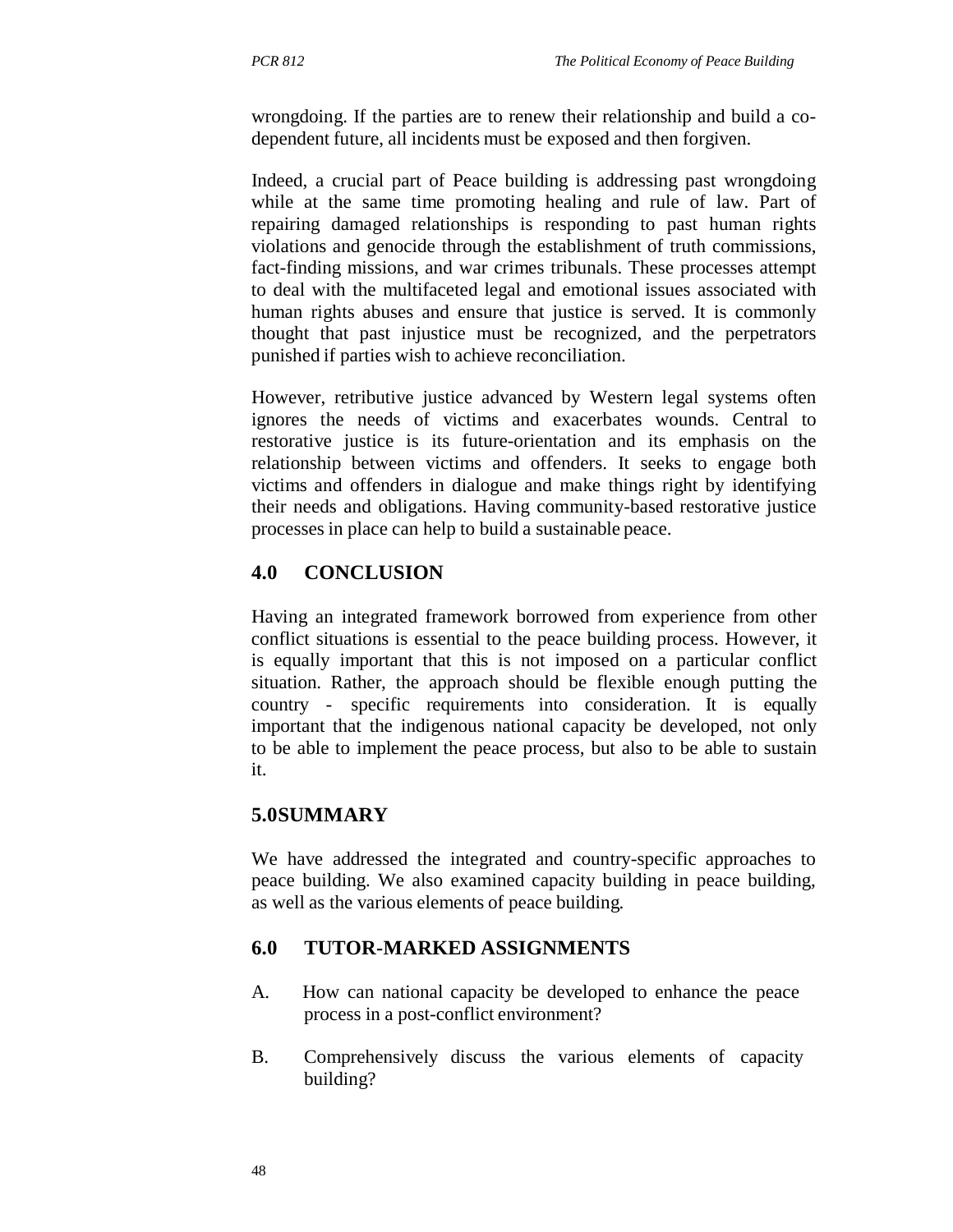wrongdoing. If the parties are to renew their relationship and build a co-dependent future, all incidents must be exposed and then forgiven.

Indeed, a crucial part of Peace building is addressing past wrongdoing while at the same time promoting healing and rule of law. Part of repairing damaged relationships is responding to past human rights violations and genocide through the establishment of truth commissions, fact-finding missions, and war crimes tribunals. These processes attempt to deal with the multifaceted legal and emotional issues associated with human rights abuses and ensure that justice is served. It is commonly thought that past injustice must be recognized, and the perpetrators punished if parties wish to achieve reconciliation.

However, retributive justice advanced by Western legal systems often ignores the needs of victims and exacerbates wounds. Central to restorative justice is its future-orientation and its emphasis on the relationship between victims and offenders. It seeks to engage both victims and offenders in dialogue and make things right by identifying their needs and obligations. Having community-based restorative justice processes in place can help to build a sustainable peace.

## 4.0 CONCLUSION

Having an integrated framework borrowed from experience from other conflict situations is essential to the peace building process. However, it is equally important that this is not imposed on a particular conflict situation. Rather, the approach should be flexible enough putting the country - specific requirements into consideration. It is equally important that the indigenous national capacity be developed, not only to be able to implement the peace process, but also to be able to sustain it.

## 5.0SUMMARY

We have addressed the integrated and country-specific approaches to peace building. We also examined capacity building in peace building, as well as the various elements of peace building.

## 6.0 TUTOR-MARKED ASSIGNMENTS

A. How can national capacity be developed to enhance the peace process in a post-conflict environment?

B. Comprehensively discuss the various elements of capacity building?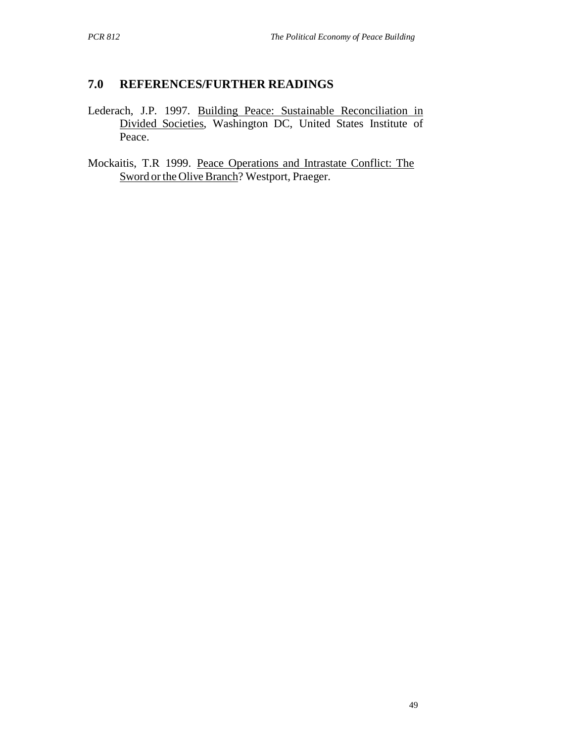## 7.0 REFERENCES/FURTHER READINGS

Lederach, J.P. 1997. Building Peace: Sustainable Reconciliation in Divided Societies, Washington DC, United States Institute of Peace.

Mockaitis, T.R 1999. Peace Operations and Intrastate Conflict: The Sword or the Olive Branch? Westport, Praeger.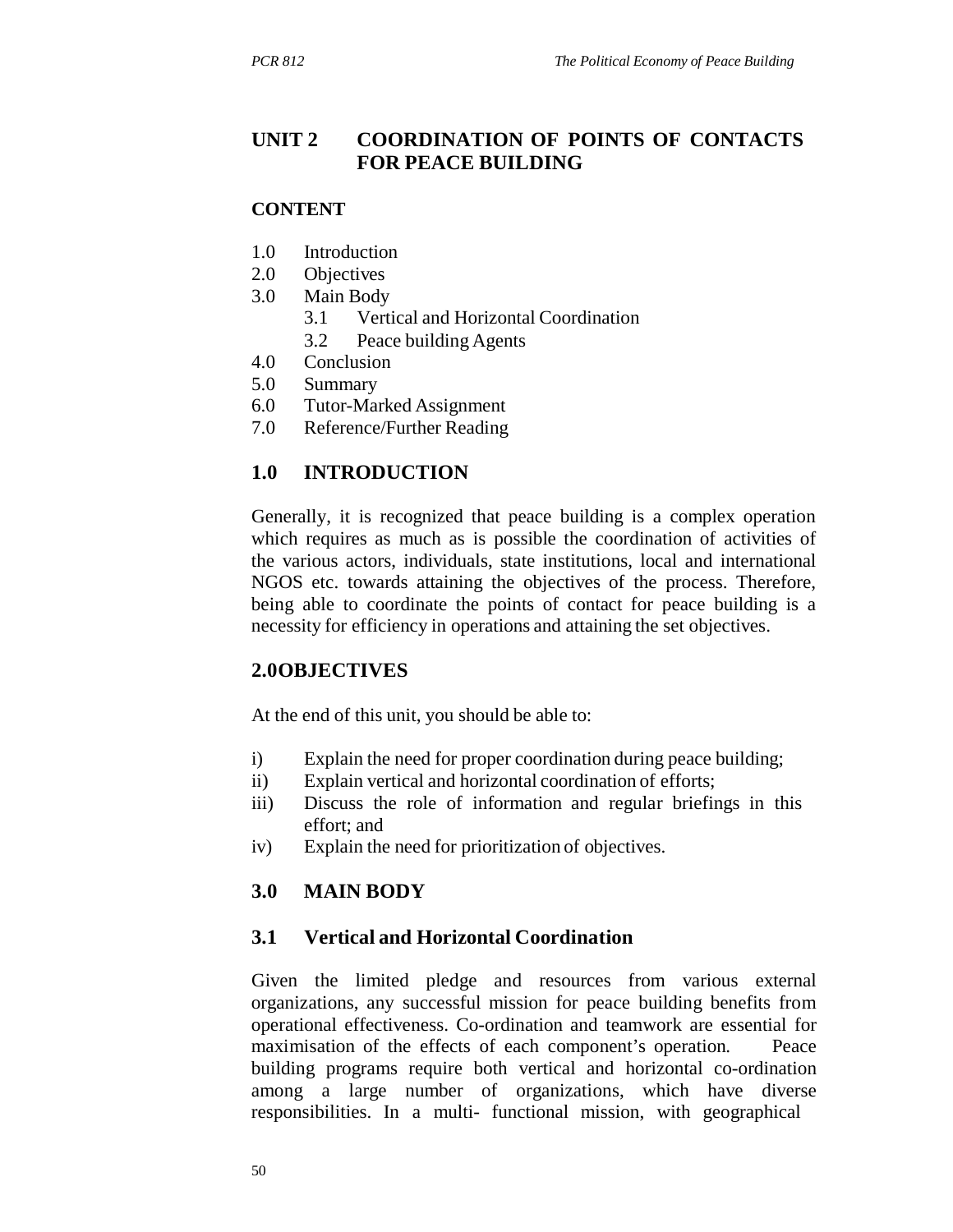## UNIT 2 COORDINATION OF POINTS OF CONTACTS FOR PEACE BUILDING

### CONTENT

1.0 Introduction
2.0 Objectives
3.0 Main Body
  3.1 Vertical and Horizontal Coordination
  3.2 Peace building Agents
4.0 Conclusion
5.0 Summary
6.0 Tutor-Marked Assignment
7.0 Reference/Further Reading

### 1.0 INTRODUCTION

Generally, it is recognized that peace building is a complex operation which requires as much as is possible the coordination of activities of the various actors, individuals, state institutions, local and international NGOS etc. towards attaining the objectives of the process. Therefore, being able to coordinate the points of contact for peace building is a necessity for efficiency in operations and attaining the set objectives.

### 2.0OBJECTIVES

At the end of this unit, you should be able to:

i) Explain the need for proper coordination during peace building;
ii) Explain vertical and horizontal coordination of efforts;
iii) Discuss the role of information and regular briefings in this effort; and
iv) Explain the need for prioritization of objectives.

### 3.0 MAIN BODY

### 3.1 Vertical and Horizontal Coordination

Given the limited pledge and resources from various external organizations, any successful mission for peace building benefits from operational effectiveness. Co-ordination and teamwork are essential for maximisation of the effects of each component's operation. Peace building programs require both vertical and horizontal co-ordination among a large number of organizations, which have diverse responsibilities. In a multi- functional mission, with geographical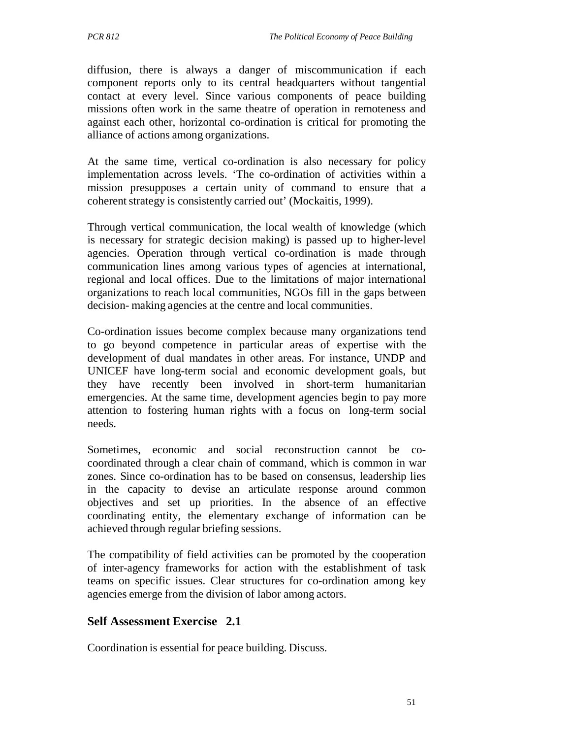diffusion, there is always a danger of miscommunication if each component reports only to its central headquarters without tangential contact at every level. Since various components of peace building missions often work in the same theatre of operation in remoteness and against each other, horizontal co-ordination is critical for promoting the alliance of actions among organizations.

At the same time, vertical co-ordination is also necessary for policy implementation across levels. 'The co-ordination of activities within a mission presupposes a certain unity of command to ensure that a coherent strategy is consistently carried out' (Mockaitis, 1999).

Through vertical communication, the local wealth of knowledge (which is necessary for strategic decision making) is passed up to higher-level agencies. Operation through vertical co-ordination is made through communication lines among various types of agencies at international, regional and local offices. Due to the limitations of major international organizations to reach local communities, NGOs fill in the gaps between decision- making agencies at the centre and local communities.

Co-ordination issues become complex because many organizations tend to go beyond competence in particular areas of expertise with the development of dual mandates in other areas. For instance, UNDP and UNICEF have long-term social and economic development goals, but they have recently been involved in short-term humanitarian emergencies. At the same time, development agencies begin to pay more attention to fostering human rights with a focus on long-term social needs.

Sometimes, economic and social reconstruction cannot be co-coordinated through a clear chain of command, which is common in war zones. Since co-ordination has to be based on consensus, leadership lies in the capacity to devise an articulate response around common objectives and set up priorities. In the absence of an effective coordinating entity, the elementary exchange of information can be achieved through regular briefing sessions.

The compatibility of field activities can be promoted by the cooperation of inter-agency frameworks for action with the establishment of task teams on specific issues. Clear structures for co-ordination among key agencies emerge from the division of labor among actors.

## Self Assessment Exercise 2.1

Coordination is essential for peace building. Discuss.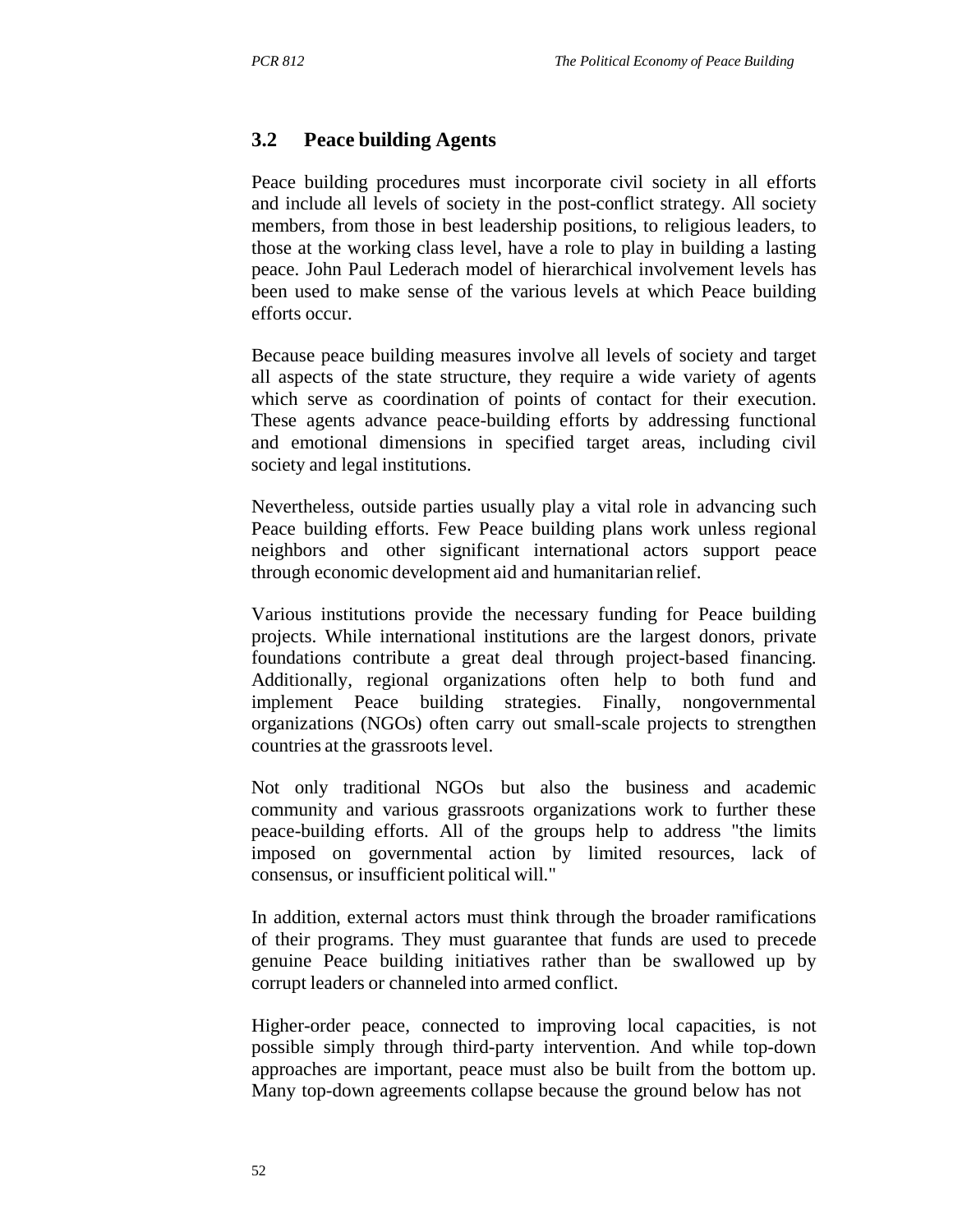### 3.2 Peace building Agents

Peace building procedures must incorporate civil society in all efforts and include all levels of society in the post-conflict strategy. All society members, from those in best leadership positions, to religious leaders, to those at the working class level, have a role to play in building a lasting peace. John Paul Lederach model of hierarchical involvement levels has been used to make sense of the various levels at which Peace building efforts occur.

Because peace building measures involve all levels of society and target all aspects of the state structure, they require a wide variety of agents which serve as coordination of points of contact for their execution. These agents advance peace-building efforts by addressing functional and emotional dimensions in specified target areas, including civil society and legal institutions.

Nevertheless, outside parties usually play a vital role in advancing such Peace building efforts. Few Peace building plans work unless regional neighbors and other significant international actors support peace through economic development aid and humanitarian relief.

Various institutions provide the necessary funding for Peace building projects. While international institutions are the largest donors, private foundations contribute a great deal through project-based financing. Additionally, regional organizations often help to both fund and implement Peace building strategies. Finally, nongovernmental organizations (NGOs) often carry out small-scale projects to strengthen countries at the grassroots level.

Not only traditional NGOs but also the business and academic community and various grassroots organizations work to further these peace-building efforts. All of the groups help to address "the limits imposed on governmental action by limited resources, lack of consensus, or insufficient political will."

In addition, external actors must think through the broader ramifications of their programs. They must guarantee that funds are used to precede genuine Peace building initiatives rather than be swallowed up by corrupt leaders or channeled into armed conflict.

Higher-order peace, connected to improving local capacities, is not possible simply through third-party intervention. And while top-down approaches are important, peace must also be built from the bottom up. Many top-down agreements collapse because the ground below has not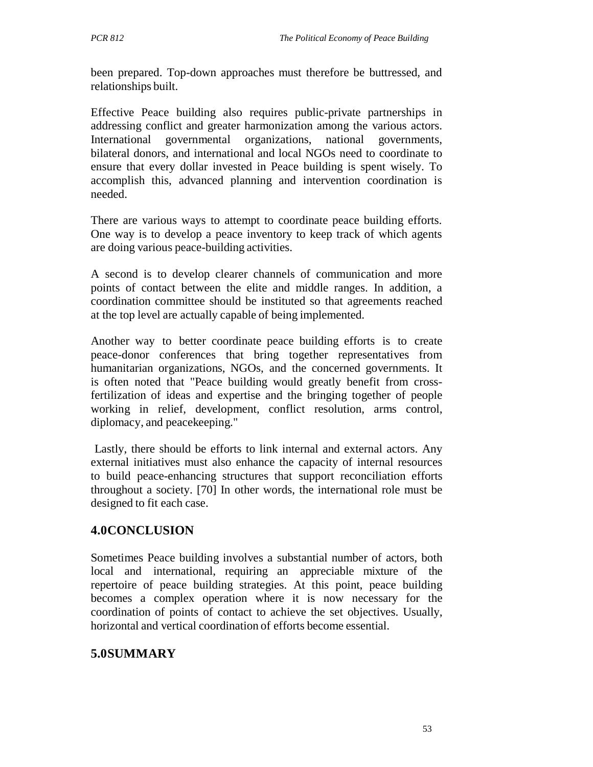been prepared. Top-down approaches must therefore be buttressed, and relationships built.

Effective Peace building also requires public-private partnerships in addressing conflict and greater harmonization among the various actors. International governmental organizations, national governments, bilateral donors, and international and local NGOs need to coordinate to ensure that every dollar invested in Peace building is spent wisely. To accomplish this, advanced planning and intervention coordination is needed.

There are various ways to attempt to coordinate peace building efforts. One way is to develop a peace inventory to keep track of which agents are doing various peace-building activities.

A second is to develop clearer channels of communication and more points of contact between the elite and middle ranges. In addition, a coordination committee should be instituted so that agreements reached at the top level are actually capable of being implemented.

Another way to better coordinate peace building efforts is to create peace-donor conferences that bring together representatives from humanitarian organizations, NGOs, and the concerned governments. It is often noted that "Peace building would greatly benefit from cross-fertilization of ideas and expertise and the bringing together of people working in relief, development, conflict resolution, arms control, diplomacy, and peacekeeping."

Lastly, there should be efforts to link internal and external actors. Any external initiatives must also enhance the capacity of internal resources to build peace-enhancing structures that support reconciliation efforts throughout a society. [70] In other words, the international role must be designed to fit each case.

## 4.0CONCLUSION

Sometimes Peace building involves a substantial number of actors, both local and international, requiring an appreciable mixture of the repertoire of peace building strategies. At this point, peace building becomes a complex operation where it is now necessary for the coordination of points of contact to achieve the set objectives. Usually, horizontal and vertical coordination of efforts become essential.

## 5.0SUMMARY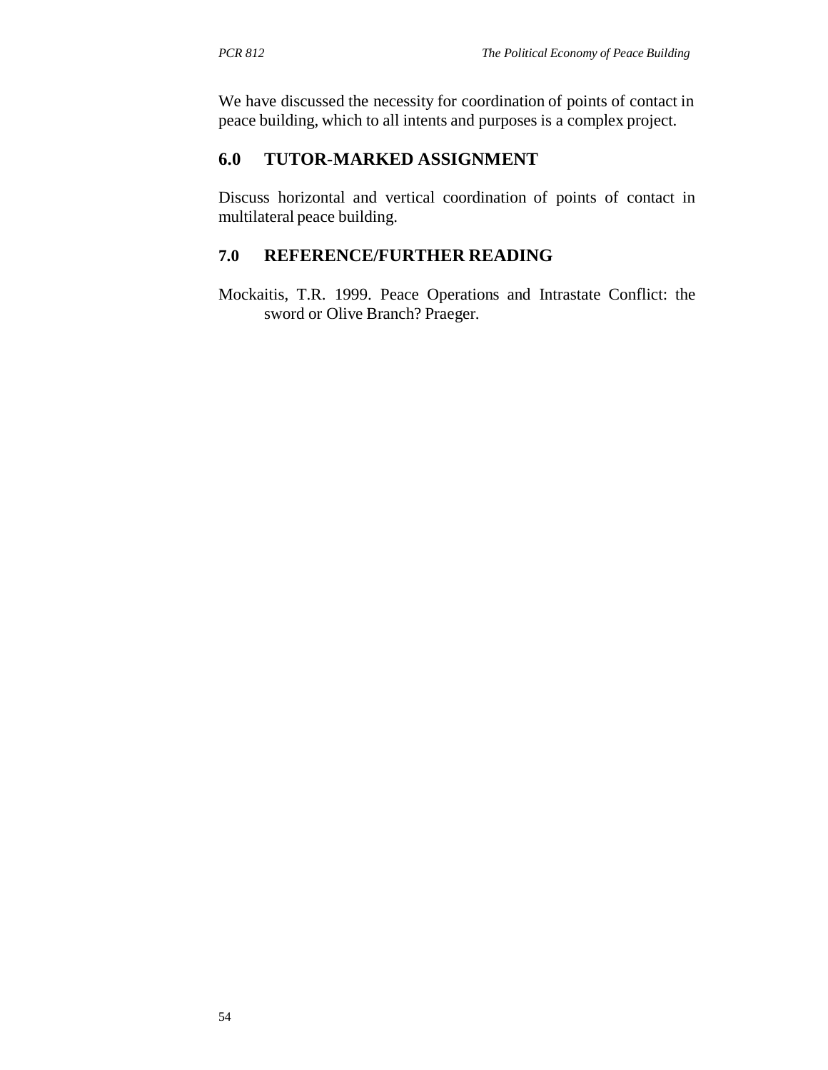We have discussed the necessity for coordination of points of contact in peace building, which to all intents and purposes is a complex project.

## 6.0 TUTOR-MARKED ASSIGNMENT

Discuss horizontal and vertical coordination of points of contact in multilateral peace building.

## 7.0 REFERENCE/FURTHER READING

Mockaitis, T.R. 1999. Peace Operations and Intrastate Conflict: the sword or Olive Branch? Praeger.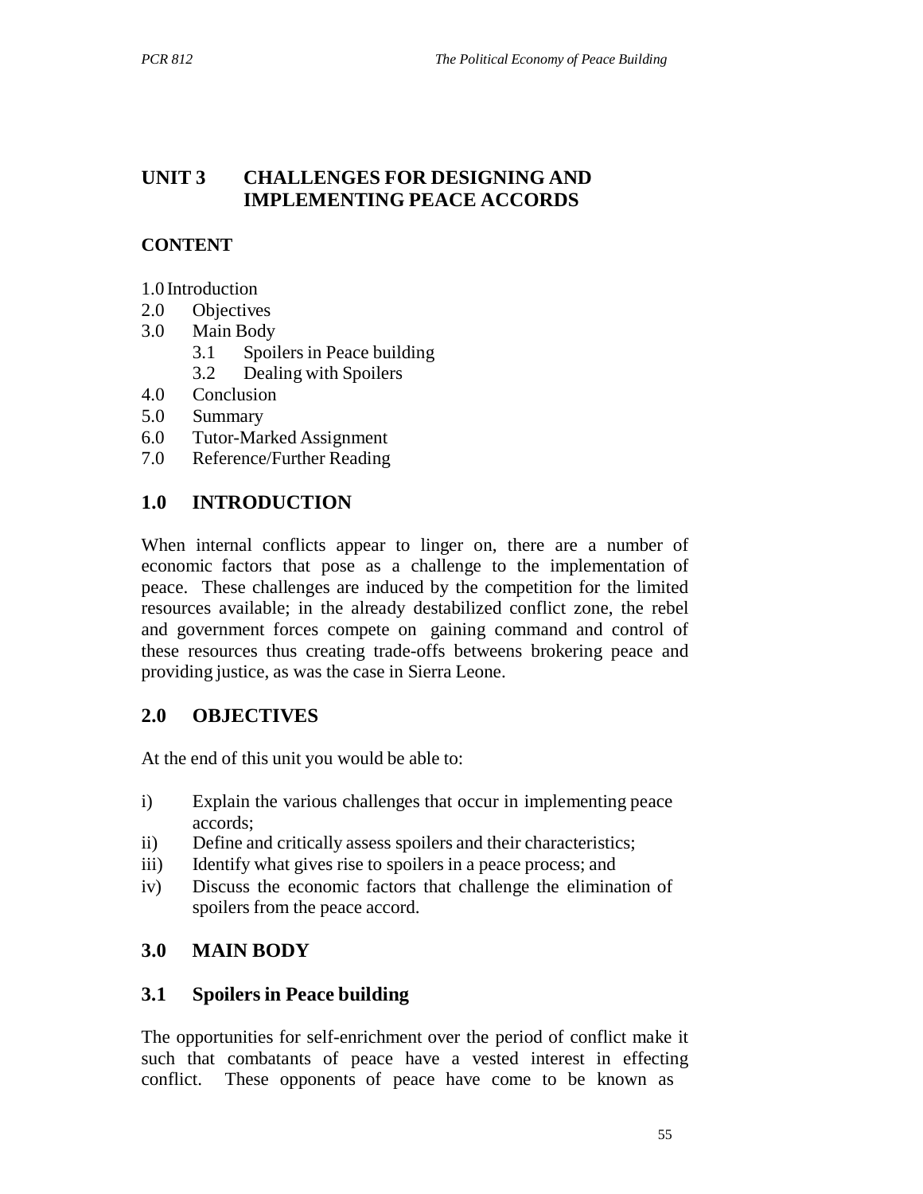## UNIT 3 CHALLENGES FOR DESIGNING AND IMPLEMENTING PEACE ACCORDS

### CONTENT

1.0 Introduction
2.0 Objectives
3.0 Main Body
  3.1 Spoilers in Peace building
  3.2 Dealing with Spoilers
4.0 Conclusion
5.0 Summary
6.0 Tutor-Marked Assignment
7.0 Reference/Further Reading

## 1.0 INTRODUCTION

When internal conflicts appear to linger on, there are a number of economic factors that pose as a challenge to the implementation of peace. These challenges are induced by the competition for the limited resources available; in the already destabilized conflict zone, the rebel and government forces compete on gaining command and control of these resources thus creating trade-offs betweens brokering peace and providing justice, as was the case in Sierra Leone.

## 2.0 OBJECTIVES

At the end of this unit you would be able to:

i) Explain the various challenges that occur in implementing peace accords;
ii) Define and critically assess spoilers and their characteristics;
iii) Identify what gives rise to spoilers in a peace process; and
iv) Discuss the economic factors that challenge the elimination of spoilers from the peace accord.

## 3.0 MAIN BODY

### 3.1 Spoilers in Peace building

The opportunities for self-enrichment over the period of conflict make it such that combatants of peace have a vested interest in effecting conflict. These opponents of peace have come to be known as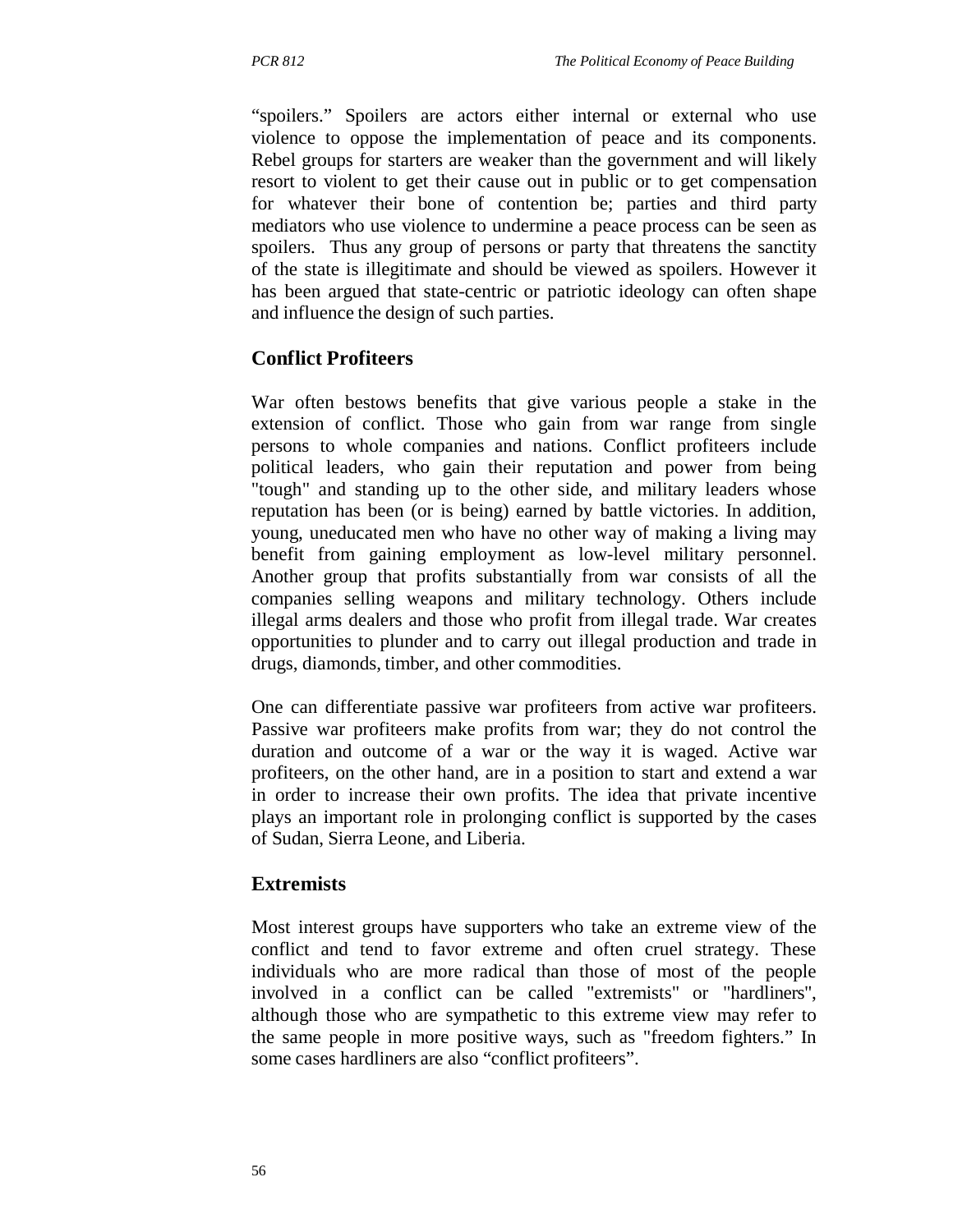"spoilers." Spoilers are actors either internal or external who use violence to oppose the implementation of peace and its components. Rebel groups for starters are weaker than the government and will likely resort to violent to get their cause out in public or to get compensation for whatever their bone of contention be; parties and third party mediators who use violence to undermine a peace process can be seen as spoilers. Thus any group of persons or party that threatens the sanctity of the state is illegitimate and should be viewed as spoilers. However it has been argued that state-centric or patriotic ideology can often shape and influence the design of such parties.

## Conflict Profiteers

War often bestows benefits that give various people a stake in the extension of conflict. Those who gain from war range from single persons to whole companies and nations. Conflict profiteers include political leaders, who gain their reputation and power from being "tough" and standing up to the other side, and military leaders whose reputation has been (or is being) earned by battle victories. In addition, young, uneducated men who have no other way of making a living may benefit from gaining employment as low-level military personnel. Another group that profits substantially from war consists of all the companies selling weapons and military technology. Others include illegal arms dealers and those who profit from illegal trade. War creates opportunities to plunder and to carry out illegal production and trade in drugs, diamonds, timber, and other commodities.

One can differentiate passive war profiteers from active war profiteers. Passive war profiteers make profits from war; they do not control the duration and outcome of a war or the way it is waged. Active war profiteers, on the other hand, are in a position to start and extend a war in order to increase their own profits. The idea that private incentive plays an important role in prolonging conflict is supported by the cases of Sudan, Sierra Leone, and Liberia.

## Extremists

Most interest groups have supporters who take an extreme view of the conflict and tend to favor extreme and often cruel strategy. These individuals who are more radical than those of most of the people involved in a conflict can be called "extremists" or "hardliners", although those who are sympathetic to this extreme view may refer to the same people in more positive ways, such as "freedom fighters." In some cases hardliners are also "conflict profiteers".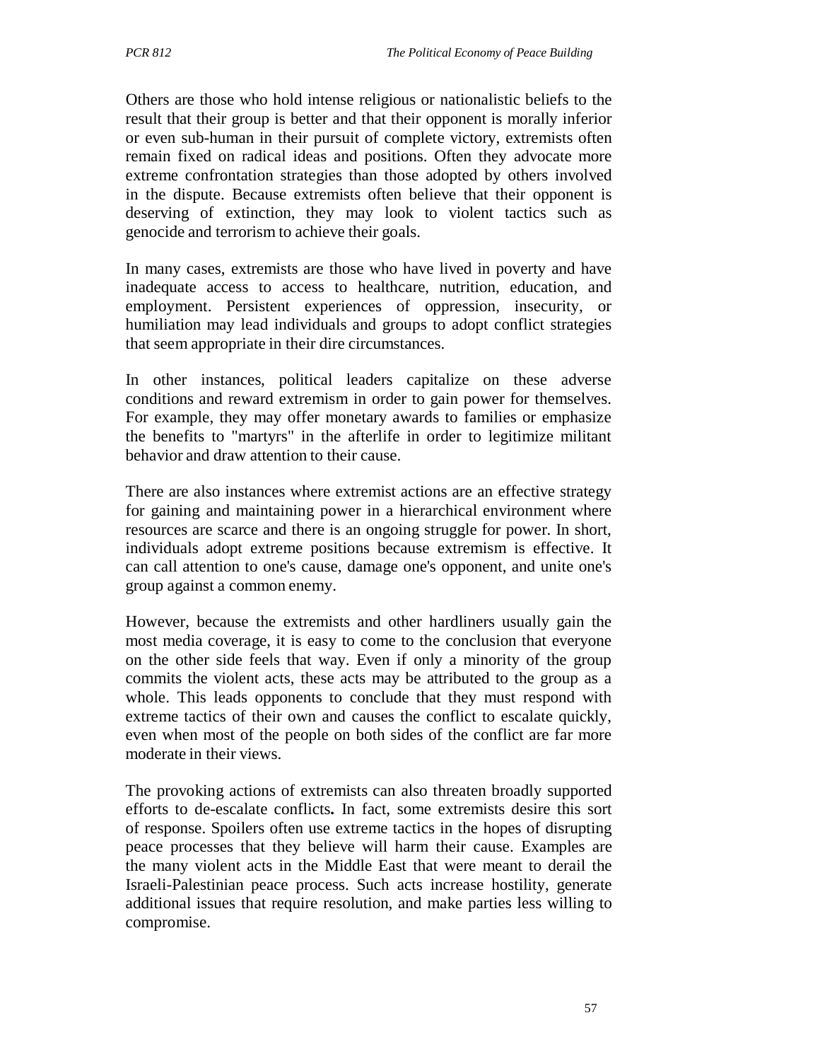Others are those who hold intense religious or nationalistic beliefs to the result that their group is better and that their opponent is morally inferior or even sub-human in their pursuit of complete victory, extremists often remain fixed on radical ideas and positions. Often they advocate more extreme confrontation strategies than those adopted by others involved in the dispute. Because extremists often believe that their opponent is deserving of extinction, they may look to violent tactics such as genocide and terrorism to achieve their goals.

In many cases, extremists are those who have lived in poverty and have inadequate access to access to healthcare, nutrition, education, and employment. Persistent experiences of oppression, insecurity, or humiliation may lead individuals and groups to adopt conflict strategies that seem appropriate in their dire circumstances.

In other instances, political leaders capitalize on these adverse conditions and reward extremism in order to gain power for themselves. For example, they may offer monetary awards to families or emphasize the benefits to "martyrs" in the afterlife in order to legitimize militant behavior and draw attention to their cause.

There are also instances where extremist actions are an effective strategy for gaining and maintaining power in a hierarchical environment where resources are scarce and there is an ongoing struggle for power. In short, individuals adopt extreme positions because extremism is effective. It can call attention to one's cause, damage one's opponent, and unite one's group against a common enemy.

However, because the extremists and other hardliners usually gain the most media coverage, it is easy to come to the conclusion that everyone on the other side feels that way. Even if only a minority of the group commits the violent acts, these acts may be attributed to the group as a whole. This leads opponents to conclude that they must respond with extreme tactics of their own and causes the conflict to escalate quickly, even when most of the people on both sides of the conflict are far more moderate in their views.

The provoking actions of extremists can also threaten broadly supported efforts to de-escalate conflicts**.** In fact, some extremists desire this sort of response. Spoilers often use extreme tactics in the hopes of disrupting peace processes that they believe will harm their cause. Examples are the many violent acts in the Middle East that were meant to derail the Israeli-Palestinian peace process. Such acts increase hostility, generate additional issues that require resolution, and make parties less willing to compromise.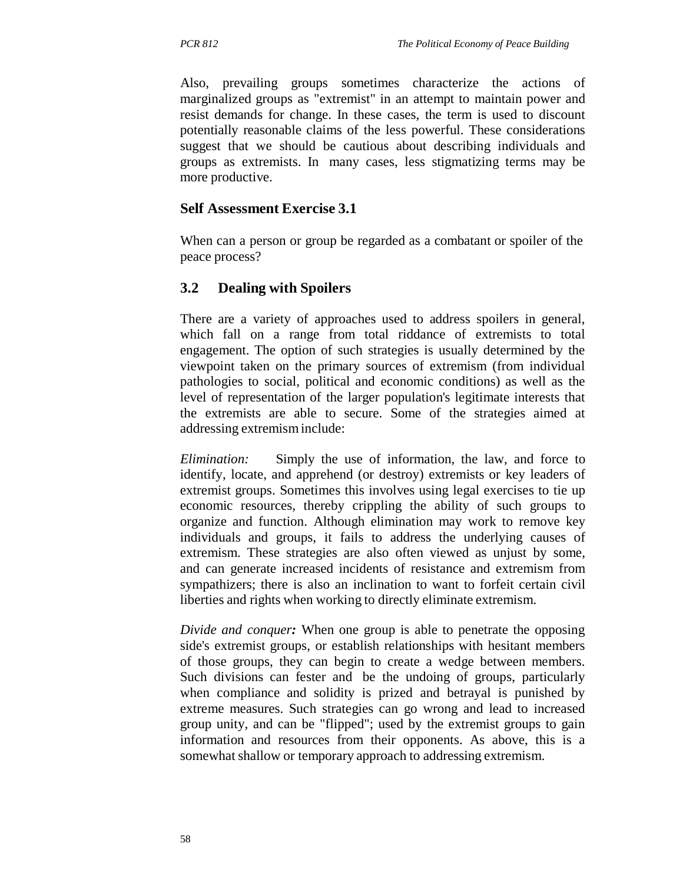Also, prevailing groups sometimes characterize the actions of marginalized groups as "extremist" in an attempt to maintain power and resist demands for change. In these cases, the term is used to discount potentially reasonable claims of the less powerful. These considerations suggest that we should be cautious about describing individuals and groups as extremists. In many cases, less stigmatizing terms may be more productive.

### Self Assessment Exercise 3.1

When can a person or group be regarded as a combatant or spoiler of the peace process?

## 3.2 Dealing with Spoilers

There are a variety of approaches used to address spoilers in general, which fall on a range from total riddance of extremists to total engagement. The option of such strategies is usually determined by the viewpoint taken on the primary sources of extremism (from individual pathologies to social, political and economic conditions) as well as the level of representation of the larger population's legitimate interests that the extremists are able to secure. Some of the strategies aimed at addressing extremism include:

*Elimination:* Simply the use of information, the law, and force to identify, locate, and apprehend (or destroy) extremists or key leaders of extremist groups. Sometimes this involves using legal exercises to tie up economic resources, thereby crippling the ability of such groups to organize and function. Although elimination may work to remove key individuals and groups, it fails to address the underlying causes of extremism. These strategies are also often viewed as unjust by some, and can generate increased incidents of resistance and extremism from sympathizers; there is also an inclination to want to forfeit certain civil liberties and rights when working to directly eliminate extremism.

*Divide and conquer:* When one group is able to penetrate the opposing side's extremist groups, or establish relationships with hesitant members of those groups, they can begin to create a wedge between members. Such divisions can fester and be the undoing of groups, particularly when compliance and solidity is prized and betrayal is punished by extreme measures. Such strategies can go wrong and lead to increased group unity, and can be "flipped"; used by the extremist groups to gain information and resources from their opponents. As above, this is a somewhat shallow or temporary approach to addressing extremism.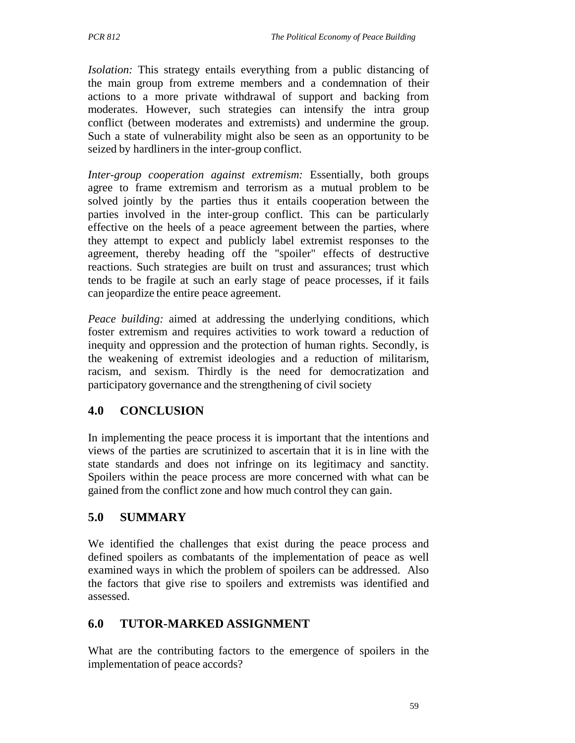*Isolation:* This strategy entails everything from a public distancing of the main group from extreme members and a condemnation of their actions to a more private withdrawal of support and backing from moderates. However, such strategies can intensify the intra group conflict (between moderates and extremists) and undermine the group. Such a state of vulnerability might also be seen as an opportunity to be seized by hardliners in the inter-group conflict.

*Inter-group cooperation against extremism:* Essentially, both groups agree to frame extremism and terrorism as a mutual problem to be solved jointly by the parties thus it entails cooperation between the parties involved in the inter-group conflict. This can be particularly effective on the heels of a peace agreement between the parties, where they attempt to expect and publicly label extremist responses to the agreement, thereby heading off the "spoiler" effects of destructive reactions. Such strategies are built on trust and assurances; trust which tends to be fragile at such an early stage of peace processes, if it fails can jeopardize the entire peace agreement.

*Peace building:* aimed at addressing the underlying conditions, which foster extremism and requires activities to work toward a reduction of inequity and oppression and the protection of human rights. Secondly, is the weakening of extremist ideologies and a reduction of militarism, racism, and sexism. Thirdly is the need for democratization and participatory governance and the strengthening of civil society

## 4.0 CONCLUSION

In implementing the peace process it is important that the intentions and views of the parties are scrutinized to ascertain that it is in line with the state standards and does not infringe on its legitimacy and sanctity. Spoilers within the peace process are more concerned with what can be gained from the conflict zone and how much control they can gain.

## 5.0 SUMMARY

We identified the challenges that exist during the peace process and defined spoilers as combatants of the implementation of peace as well examined ways in which the problem of spoilers can be addressed. Also the factors that give rise to spoilers and extremists was identified and assessed.

## 6.0 TUTOR-MARKED ASSIGNMENT

What are the contributing factors to the emergence of spoilers in the implementation of peace accords?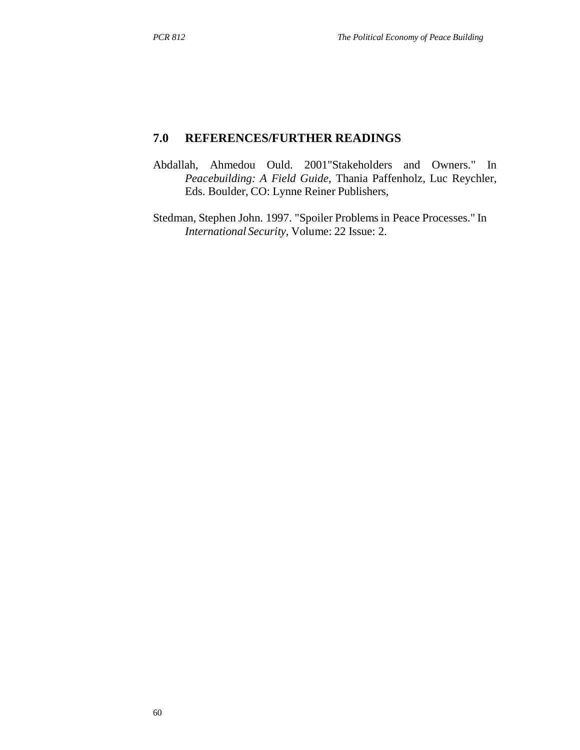## 7.0 REFERENCES/FURTHER READINGS

Abdallah, Ahmedou Ould. 2001"Stakeholders and Owners." In *Peacebuilding: A Field Guide*, Thania Paffenholz, Luc Reychler, Eds. Boulder, CO: Lynne Reiner Publishers,

Stedman, Stephen John. 1997. "Spoiler Problems in Peace Processes." In *International Security*, Volume: 22 Issue: 2.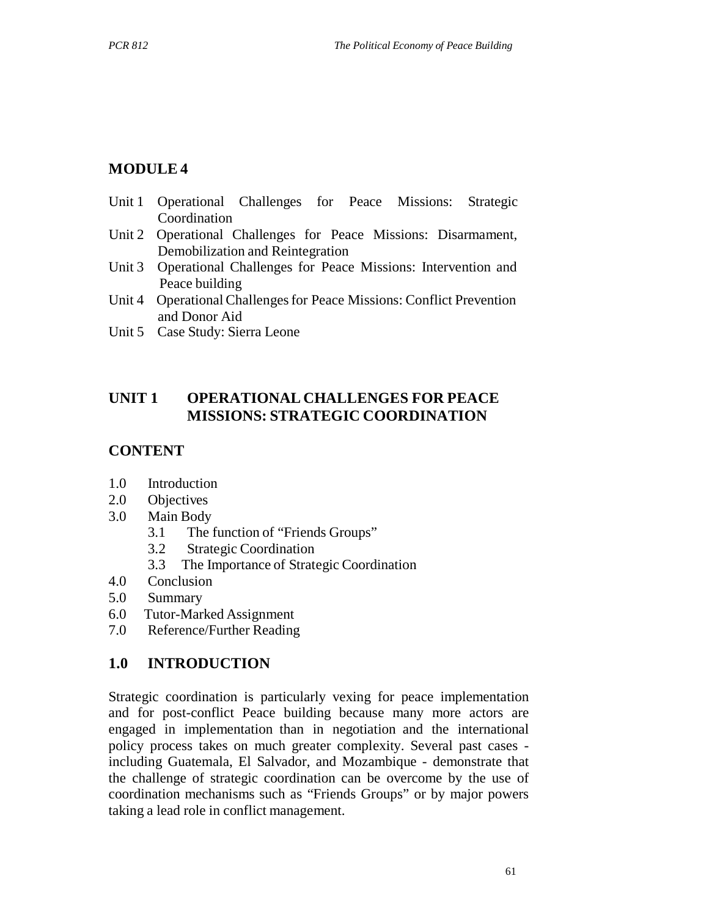# MODULE 4

- Unit 1 Operational Challenges for Peace Missions: Strategic Coordination
- Unit 2 Operational Challenges for Peace Missions: Disarmament, Demobilization and Reintegration
- Unit 3 Operational Challenges for Peace Missions: Intervention and Peace building
- Unit 4 Operational Challenges for Peace Missions: Conflict Prevention and Donor Aid
- Unit 5 Case Study: Sierra Leone

## UNIT 1 OPERATIONAL CHALLENGES FOR PEACE MISSIONS: STRATEGIC COORDINATION

## CONTENT

- 1.0 Introduction
- 2.0 Objectives
- 3.0 Main Body
  - 3.1 The function of "Friends Groups"
  - 3.2 Strategic Coordination
  - 3.3 The Importance of Strategic Coordination
- 4.0 Conclusion
- 5.0 Summary
- 6.0 Tutor-Marked Assignment
- 7.0 Reference/Further Reading

## 1.0 INTRODUCTION

Strategic coordination is particularly vexing for peace implementation and for post-conflict Peace building because many more actors are engaged in implementation than in negotiation and the international policy process takes on much greater complexity. Several past cases - including Guatemala, El Salvador, and Mozambique - demonstrate that the challenge of strategic coordination can be overcome by the use of coordination mechanisms such as "Friends Groups" or by major powers taking a lead role in conflict management.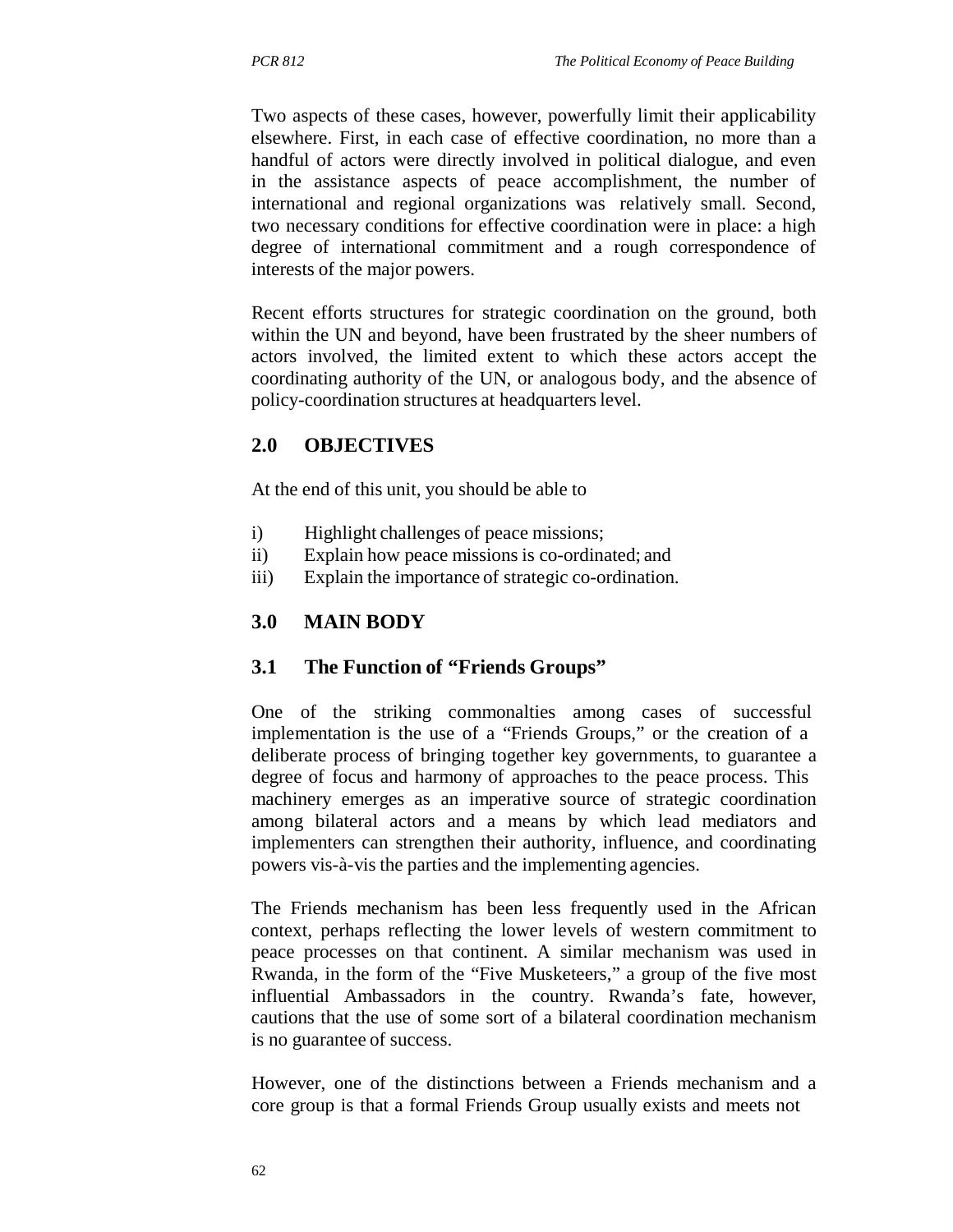Two aspects of these cases, however, powerfully limit their applicability elsewhere. First, in each case of effective coordination, no more than a handful of actors were directly involved in political dialogue, and even in the assistance aspects of peace accomplishment, the number of international and regional organizations was relatively small. Second, two necessary conditions for effective coordination were in place: a high degree of international commitment and a rough correspondence of interests of the major powers.

Recent efforts structures for strategic coordination on the ground, both within the UN and beyond, have been frustrated by the sheer numbers of actors involved, the limited extent to which these actors accept the coordinating authority of the UN, or analogous body, and the absence of policy-coordination structures at headquarters level.

## 2.0 OBJECTIVES

At the end of this unit, you should be able to

i) Highlight challenges of peace missions;
ii) Explain how peace missions is co-ordinated; and
iii) Explain the importance of strategic co-ordination.

## 3.0 MAIN BODY

### 3.1 The Function of "Friends Groups"

One of the striking commonalties among cases of successful implementation is the use of a "Friends Groups," or the creation of a deliberate process of bringing together key governments, to guarantee a degree of focus and harmony of approaches to the peace process. This machinery emerges as an imperative source of strategic coordination among bilateral actors and a means by which lead mediators and implementers can strengthen their authority, influence, and coordinating powers vis-à-vis the parties and the implementing agencies.

The Friends mechanism has been less frequently used in the African context, perhaps reflecting the lower levels of western commitment to peace processes on that continent. A similar mechanism was used in Rwanda, in the form of the "Five Musketeers," a group of the five most influential Ambassadors in the country. Rwanda's fate, however, cautions that the use of some sort of a bilateral coordination mechanism is no guarantee of success.

However, one of the distinctions between a Friends mechanism and a core group is that a formal Friends Group usually exists and meets not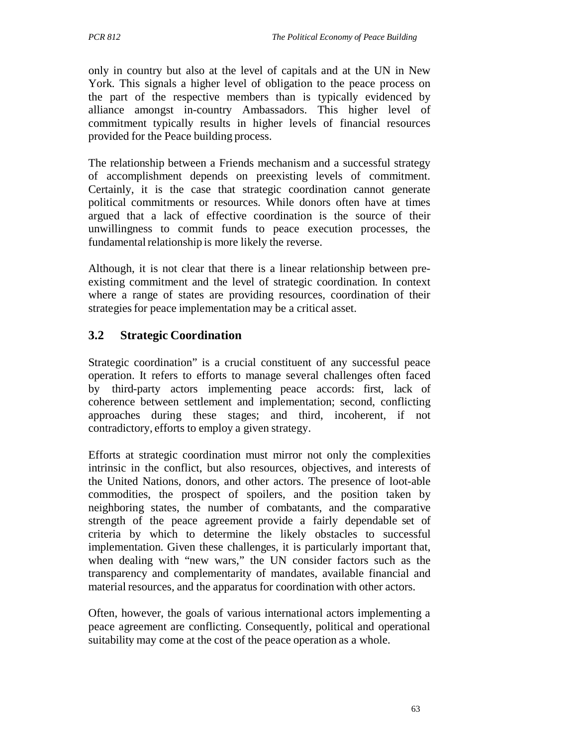only in country but also at the level of capitals and at the UN in New York. This signals a higher level of obligation to the peace process on the part of the respective members than is typically evidenced by alliance amongst in-country Ambassadors. This higher level of commitment typically results in higher levels of financial resources provided for the Peace building process.

The relationship between a Friends mechanism and a successful strategy of accomplishment depends on preexisting levels of commitment. Certainly, it is the case that strategic coordination cannot generate political commitments or resources. While donors often have at times argued that a lack of effective coordination is the source of their unwillingness to commit funds to peace execution processes, the fundamental relationship is more likely the reverse.

Although, it is not clear that there is a linear relationship between pre-existing commitment and the level of strategic coordination. In context where a range of states are providing resources, coordination of their strategies for peace implementation may be a critical asset.

## 3.2 Strategic Coordination

Strategic coordination" is a crucial constituent of any successful peace operation. It refers to efforts to manage several challenges often faced by third-party actors implementing peace accords: first, lack of coherence between settlement and implementation; second, conflicting approaches during these stages; and third, incoherent, if not contradictory, efforts to employ a given strategy.

Efforts at strategic coordination must mirror not only the complexities intrinsic in the conflict, but also resources, objectives, and interests of the United Nations, donors, and other actors. The presence of loot-able commodities, the prospect of spoilers, and the position taken by neighboring states, the number of combatants, and the comparative strength of the peace agreement provide a fairly dependable set of criteria by which to determine the likely obstacles to successful implementation. Given these challenges, it is particularly important that, when dealing with "new wars," the UN consider factors such as the transparency and complementarity of mandates, available financial and material resources, and the apparatus for coordination with other actors.

Often, however, the goals of various international actors implementing a peace agreement are conflicting. Consequently, political and operational suitability may come at the cost of the peace operation as a whole.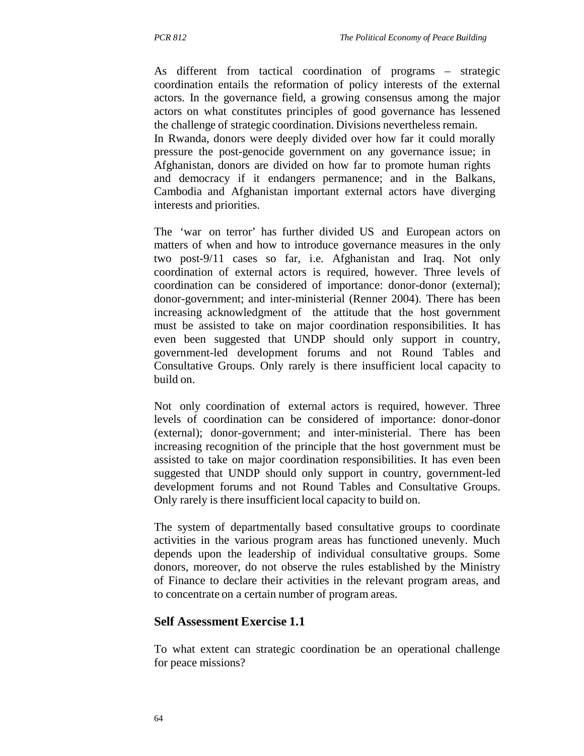As different from tactical coordination of programs – strategic coordination entails the reformation of policy interests of the external actors. In the governance field, a growing consensus among the major actors on what constitutes principles of good governance has lessened the challenge of strategic coordination. Divisions nevertheless remain. In Rwanda, donors were deeply divided over how far it could morally pressure the post-genocide government on any governance issue; in Afghanistan, donors are divided on how far to promote human rights and democracy if it endangers permanence; and in the Balkans, Cambodia and Afghanistan important external actors have diverging interests and priorities.

The 'war on terror' has further divided US and European actors on matters of when and how to introduce governance measures in the only two post-9/11 cases so far, i.e. Afghanistan and Iraq. Not only coordination of external actors is required, however. Three levels of coordination can be considered of importance: donor-donor (external); donor-government; and inter-ministerial (Renner 2004). There has been increasing acknowledgment of the attitude that the host government must be assisted to take on major coordination responsibilities. It has even been suggested that UNDP should only support in country, government-led development forums and not Round Tables and Consultative Groups. Only rarely is there insufficient local capacity to build on.

Not only coordination of external actors is required, however. Three levels of coordination can be considered of importance: donor-donor (external); donor-government; and inter-ministerial. There has been increasing recognition of the principle that the host government must be assisted to take on major coordination responsibilities. It has even been suggested that UNDP should only support in country, government-led development forums and not Round Tables and Consultative Groups. Only rarely is there insufficient local capacity to build on.

The system of departmentally based consultative groups to coordinate activities in the various program areas has functioned unevenly. Much depends upon the leadership of individual consultative groups. Some donors, moreover, do not observe the rules established by the Ministry of Finance to declare their activities in the relevant program areas, and to concentrate on a certain number of program areas.

## Self Assessment Exercise 1.1

To what extent can strategic coordination be an operational challenge for peace missions?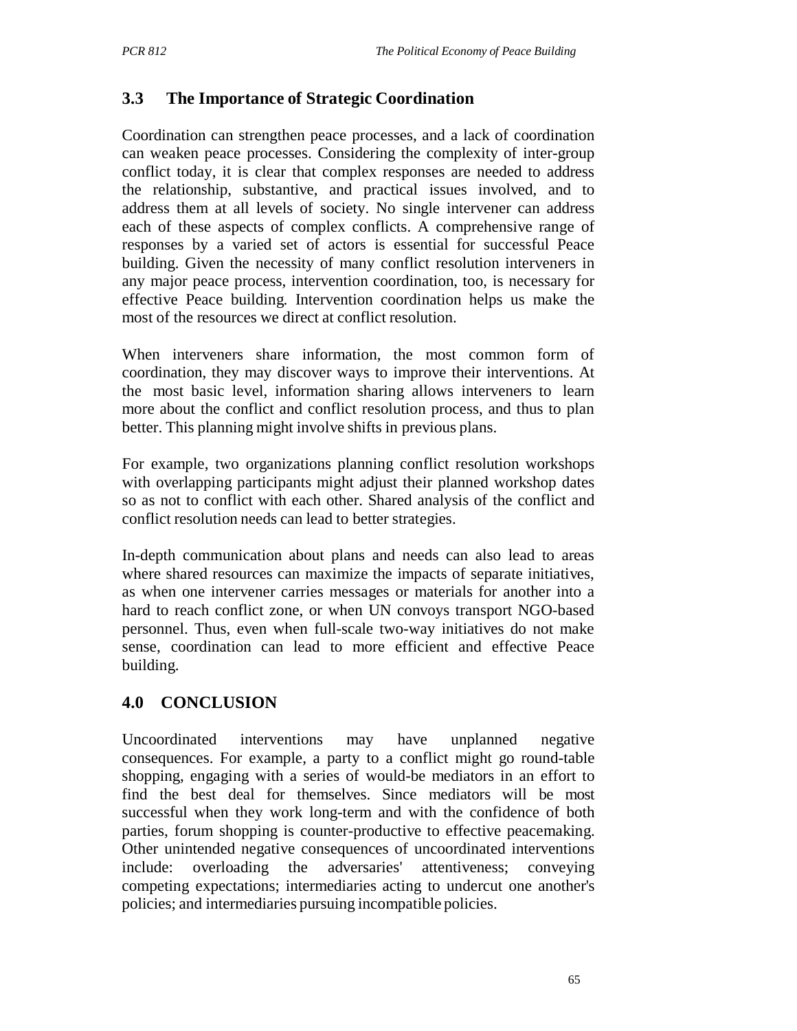## 3.3 The Importance of Strategic Coordination

Coordination can strengthen peace processes, and a lack of coordination can weaken peace processes. Considering the complexity of inter-group conflict today, it is clear that complex responses are needed to address the relationship, substantive, and practical issues involved, and to address them at all levels of society. No single intervener can address each of these aspects of complex conflicts. A comprehensive range of responses by a varied set of actors is essential for successful Peace building. Given the necessity of many conflict resolution interveners in any major peace process, intervention coordination, too, is necessary for effective Peace building. Intervention coordination helps us make the most of the resources we direct at conflict resolution.

When interveners share information, the most common form of coordination, they may discover ways to improve their interventions. At the most basic level, information sharing allows interveners to learn more about the conflict and conflict resolution process, and thus to plan better. This planning might involve shifts in previous plans.

For example, two organizations planning conflict resolution workshops with overlapping participants might adjust their planned workshop dates so as not to conflict with each other. Shared analysis of the conflict and conflict resolution needs can lead to better strategies.

In-depth communication about plans and needs can also lead to areas where shared resources can maximize the impacts of separate initiatives, as when one intervener carries messages or materials for another into a hard to reach conflict zone, or when UN convoys transport NGO-based personnel. Thus, even when full-scale two-way initiatives do not make sense, coordination can lead to more efficient and effective Peace building.

# 4.0 CONCLUSION

Uncoordinated interventions may have unplanned negative consequences. For example, a party to a conflict might go round-table shopping, engaging with a series of would-be mediators in an effort to find the best deal for themselves. Since mediators will be most successful when they work long-term and with the confidence of both parties, forum shopping is counter-productive to effective peacemaking. Other unintended negative consequences of uncoordinated interventions include: overloading the adversaries' attentiveness; conveying competing expectations; intermediaries acting to undercut one another's policies; and intermediaries pursuing incompatible policies.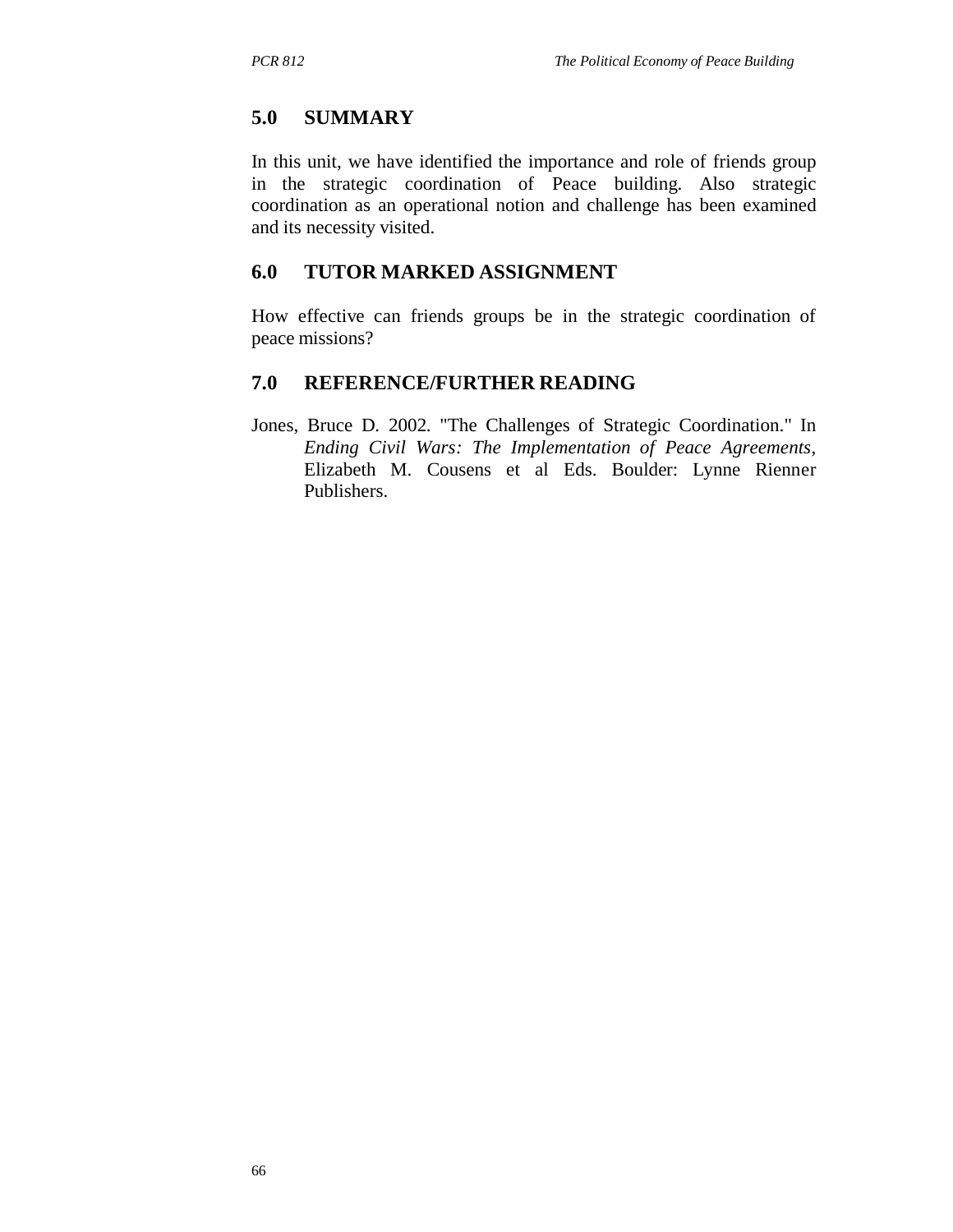## 5.0 SUMMARY

In this unit, we have identified the importance and role of friends group in the strategic coordination of Peace building. Also strategic coordination as an operational notion and challenge has been examined and its necessity visited.

## 6.0 TUTOR MARKED ASSIGNMENT

How effective can friends groups be in the strategic coordination of peace missions?

## 7.0 REFERENCE/FURTHER READING

Jones, Bruce D. 2002. "The Challenges of Strategic Coordination." In *Ending Civil Wars: The Implementation of Peace Agreements*, Elizabeth M. Cousens et al Eds. Boulder: Lynne Rienner Publishers.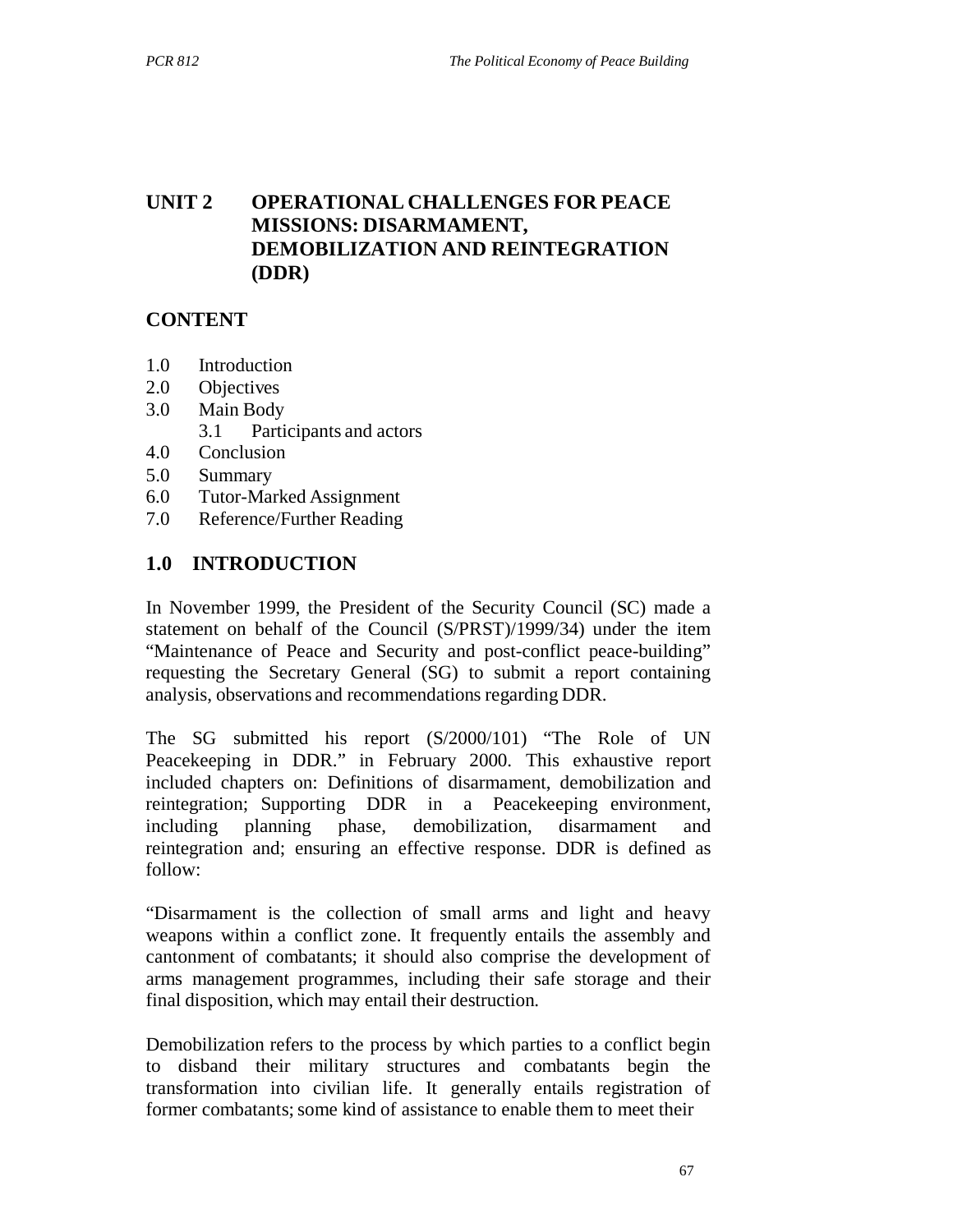## UNIT 2 OPERATIONAL CHALLENGES FOR PEACE MISSIONS: DISARMAMENT, DEMOBILIZATION AND REINTEGRATION (DDR)

### CONTENT

1.0 Introduction
2.0 Objectives
3.0 Main Body
  3.1 Participants and actors
4.0 Conclusion
5.0 Summary
6.0 Tutor-Marked Assignment
7.0 Reference/Further Reading

### 1.0 INTRODUCTION

In November 1999, the President of the Security Council (SC) made a statement on behalf of the Council (S/PRST)/1999/34) under the item "Maintenance of Peace and Security and post-conflict peace-building" requesting the Secretary General (SG) to submit a report containing analysis, observations and recommendations regarding DDR.

The SG submitted his report (S/2000/101) "The Role of UN Peacekeeping in DDR." in February 2000. This exhaustive report included chapters on: Definitions of disarmament, demobilization and reintegration; Supporting DDR in a Peacekeeping environment, including planning phase, demobilization, disarmament and reintegration and; ensuring an effective response. DDR is defined as follow:

"Disarmament is the collection of small arms and light and heavy weapons within a conflict zone. It frequently entails the assembly and cantonment of combatants; it should also comprise the development of arms management programmes, including their safe storage and their final disposition, which may entail their destruction.

Demobilization refers to the process by which parties to a conflict begin to disband their military structures and combatants begin the transformation into civilian life. It generally entails registration of former combatants; some kind of assistance to enable them to meet their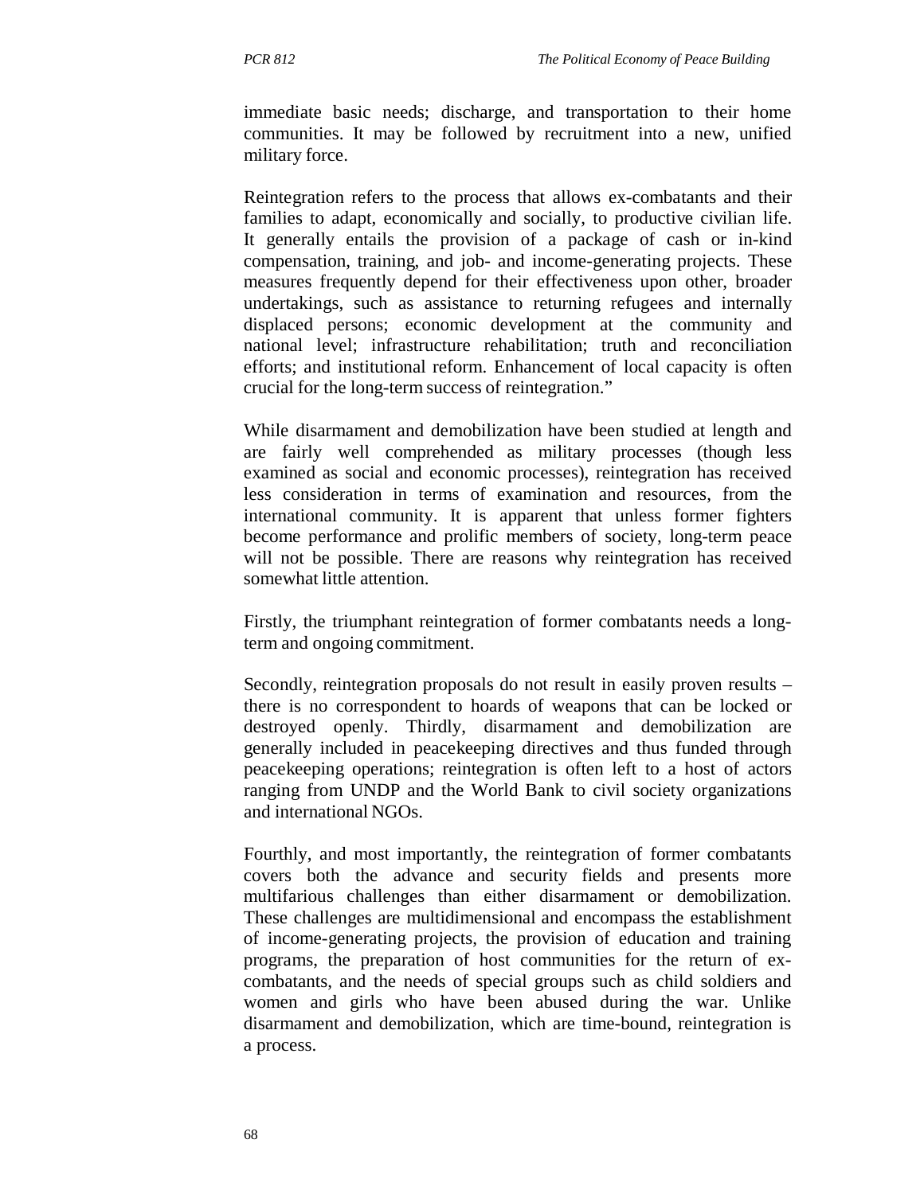immediate basic needs; discharge, and transportation to their home communities. It may be followed by recruitment into a new, unified military force.

Reintegration refers to the process that allows ex-combatants and their families to adapt, economically and socially, to productive civilian life. It generally entails the provision of a package of cash or in-kind compensation, training, and job- and income-generating projects. These measures frequently depend for their effectiveness upon other, broader undertakings, such as assistance to returning refugees and internally displaced persons; economic development at the community and national level; infrastructure rehabilitation; truth and reconciliation efforts; and institutional reform. Enhancement of local capacity is often crucial for the long-term success of reintegration."

While disarmament and demobilization have been studied at length and are fairly well comprehended as military processes (though less examined as social and economic processes), reintegration has received less consideration in terms of examination and resources, from the international community. It is apparent that unless former fighters become performance and prolific members of society, long-term peace will not be possible. There are reasons why reintegration has received somewhat little attention.

Firstly, the triumphant reintegration of former combatants needs a long-term and ongoing commitment.

Secondly, reintegration proposals do not result in easily proven results – there is no correspondent to hoards of weapons that can be locked or destroyed openly. Thirdly, disarmament and demobilization are generally included in peacekeeping directives and thus funded through peacekeeping operations; reintegration is often left to a host of actors ranging from UNDP and the World Bank to civil society organizations and international NGOs.

Fourthly, and most importantly, the reintegration of former combatants covers both the advance and security fields and presents more multifarious challenges than either disarmament or demobilization. These challenges are multidimensional and encompass the establishment of income-generating projects, the provision of education and training programs, the preparation of host communities for the return of ex-combatants, and the needs of special groups such as child soldiers and women and girls who have been abused during the war. Unlike disarmament and demobilization, which are time-bound, reintegration is a process.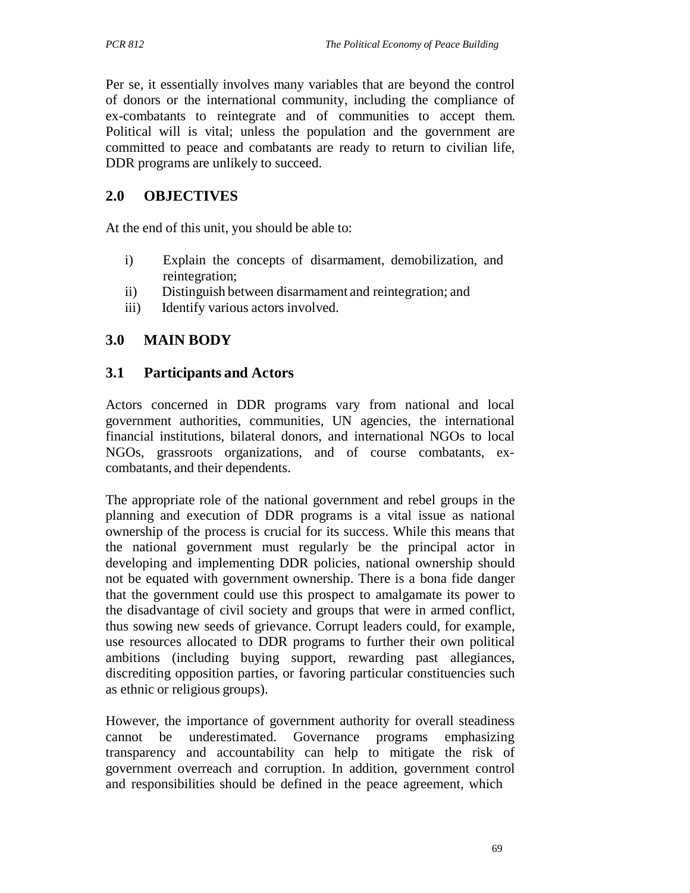Per se, it essentially involves many variables that are beyond the control of donors or the international community, including the compliance of ex-combatants to reintegrate and of communities to accept them. Political will is vital; unless the population and the government are committed to peace and combatants are ready to return to civilian life, DDR programs are unlikely to succeed.

## 2.0 OBJECTIVES

At the end of this unit, you should be able to:

i) Explain the concepts of disarmament, demobilization, and reintegration;
ii) Distinguish between disarmament and reintegration; and
iii) Identify various actors involved.

## 3.0 MAIN BODY

### 3.1 Participants and Actors

Actors concerned in DDR programs vary from national and local government authorities, communities, UN agencies, the international financial institutions, bilateral donors, and international NGOs to local NGOs, grassroots organizations, and of course combatants, ex-combatants, and their dependents.

The appropriate role of the national government and rebel groups in the planning and execution of DDR programs is a vital issue as national ownership of the process is crucial for its success. While this means that the national government must regularly be the principal actor in developing and implementing DDR policies, national ownership should not be equated with government ownership. There is a bona fide danger that the government could use this prospect to amalgamate its power to the disadvantage of civil society and groups that were in armed conflict, thus sowing new seeds of grievance. Corrupt leaders could, for example, use resources allocated to DDR programs to further their own political ambitions (including buying support, rewarding past allegiances, discrediting opposition parties, or favoring particular constituencies such as ethnic or religious groups).

However, the importance of government authority for overall steadiness cannot be underestimated. Governance programs emphasizing transparency and accountability can help to mitigate the risk of government overreach and corruption. In addition, government control and responsibilities should be defined in the peace agreement, which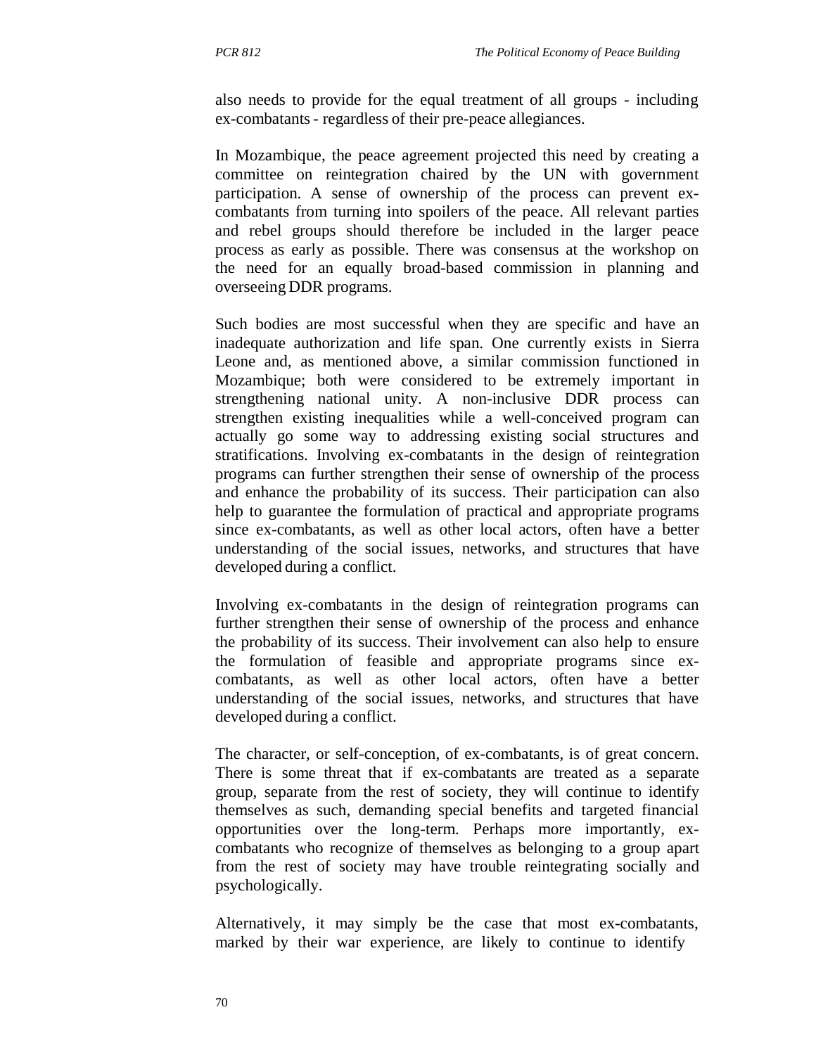also needs to provide for the equal treatment of all groups - including ex-combatants - regardless of their pre-peace allegiances.

In Mozambique, the peace agreement projected this need by creating a committee on reintegration chaired by the UN with government participation. A sense of ownership of the process can prevent ex-combatants from turning into spoilers of the peace. All relevant parties and rebel groups should therefore be included in the larger peace process as early as possible. There was consensus at the workshop on the need for an equally broad-based commission in planning and overseeing DDR programs.

Such bodies are most successful when they are specific and have an inadequate authorization and life span. One currently exists in Sierra Leone and, as mentioned above, a similar commission functioned in Mozambique; both were considered to be extremely important in strengthening national unity. A non-inclusive DDR process can strengthen existing inequalities while a well-conceived program can actually go some way to addressing existing social structures and stratifications. Involving ex-combatants in the design of reintegration programs can further strengthen their sense of ownership of the process and enhance the probability of its success. Their participation can also help to guarantee the formulation of practical and appropriate programs since ex-combatants, as well as other local actors, often have a better understanding of the social issues, networks, and structures that have developed during a conflict.

Involving ex-combatants in the design of reintegration programs can further strengthen their sense of ownership of the process and enhance the probability of its success. Their involvement can also help to ensure the formulation of feasible and appropriate programs since ex-combatants, as well as other local actors, often have a better understanding of the social issues, networks, and structures that have developed during a conflict.

The character, or self-conception, of ex-combatants, is of great concern. There is some threat that if ex-combatants are treated as a separate group, separate from the rest of society, they will continue to identify themselves as such, demanding special benefits and targeted financial opportunities over the long-term. Perhaps more importantly, ex-combatants who recognize of themselves as belonging to a group apart from the rest of society may have trouble reintegrating socially and psychologically.

Alternatively, it may simply be the case that most ex-combatants, marked by their war experience, are likely to continue to identify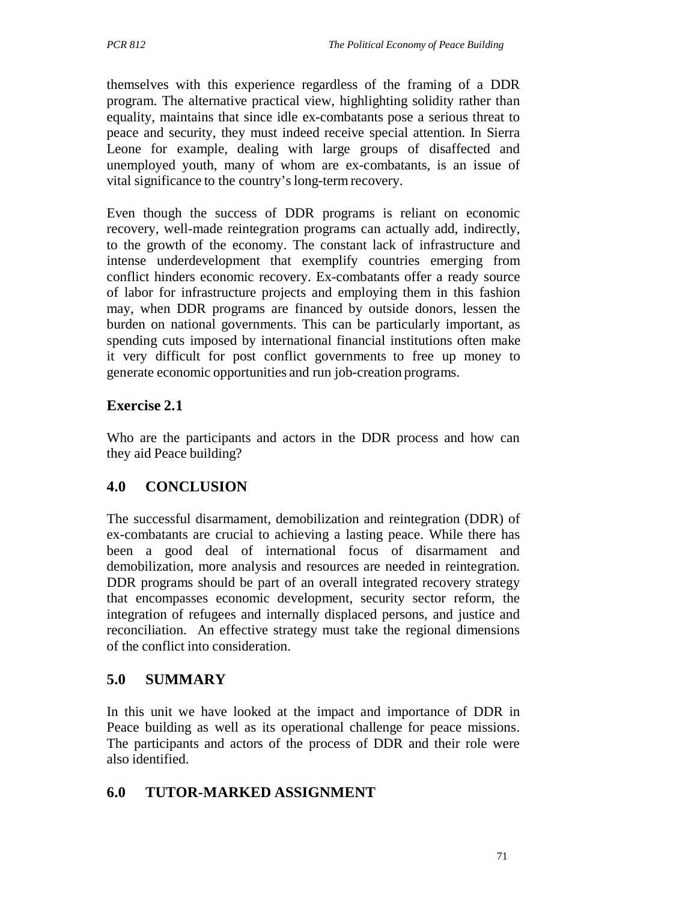themselves with this experience regardless of the framing of a DDR program. The alternative practical view, highlighting solidity rather than equality, maintains that since idle ex-combatants pose a serious threat to peace and security, they must indeed receive special attention. In Sierra Leone for example, dealing with large groups of disaffected and unemployed youth, many of whom are ex-combatants, is an issue of vital significance to the country's long-term recovery.

Even though the success of DDR programs is reliant on economic recovery, well-made reintegration programs can actually add, indirectly, to the growth of the economy. The constant lack of infrastructure and intense underdevelopment that exemplify countries emerging from conflict hinders economic recovery. Ex-combatants offer a ready source of labor for infrastructure projects and employing them in this fashion may, when DDR programs are financed by outside donors, lessen the burden on national governments. This can be particularly important, as spending cuts imposed by international financial institutions often make it very difficult for post conflict governments to free up money to generate economic opportunities and run job-creation programs.

### Exercise 2.1

Who are the participants and actors in the DDR process and how can they aid Peace building?

## 4.0 CONCLUSION

The successful disarmament, demobilization and reintegration (DDR) of ex-combatants are crucial to achieving a lasting peace. While there has been a good deal of international focus of disarmament and demobilization, more analysis and resources are needed in reintegration. DDR programs should be part of an overall integrated recovery strategy that encompasses economic development, security sector reform, the integration of refugees and internally displaced persons, and justice and reconciliation. An effective strategy must take the regional dimensions of the conflict into consideration.

## 5.0 SUMMARY

In this unit we have looked at the impact and importance of DDR in Peace building as well as its operational challenge for peace missions. The participants and actors of the process of DDR and their role were also identified.

## 6.0 TUTOR-MARKED ASSIGNMENT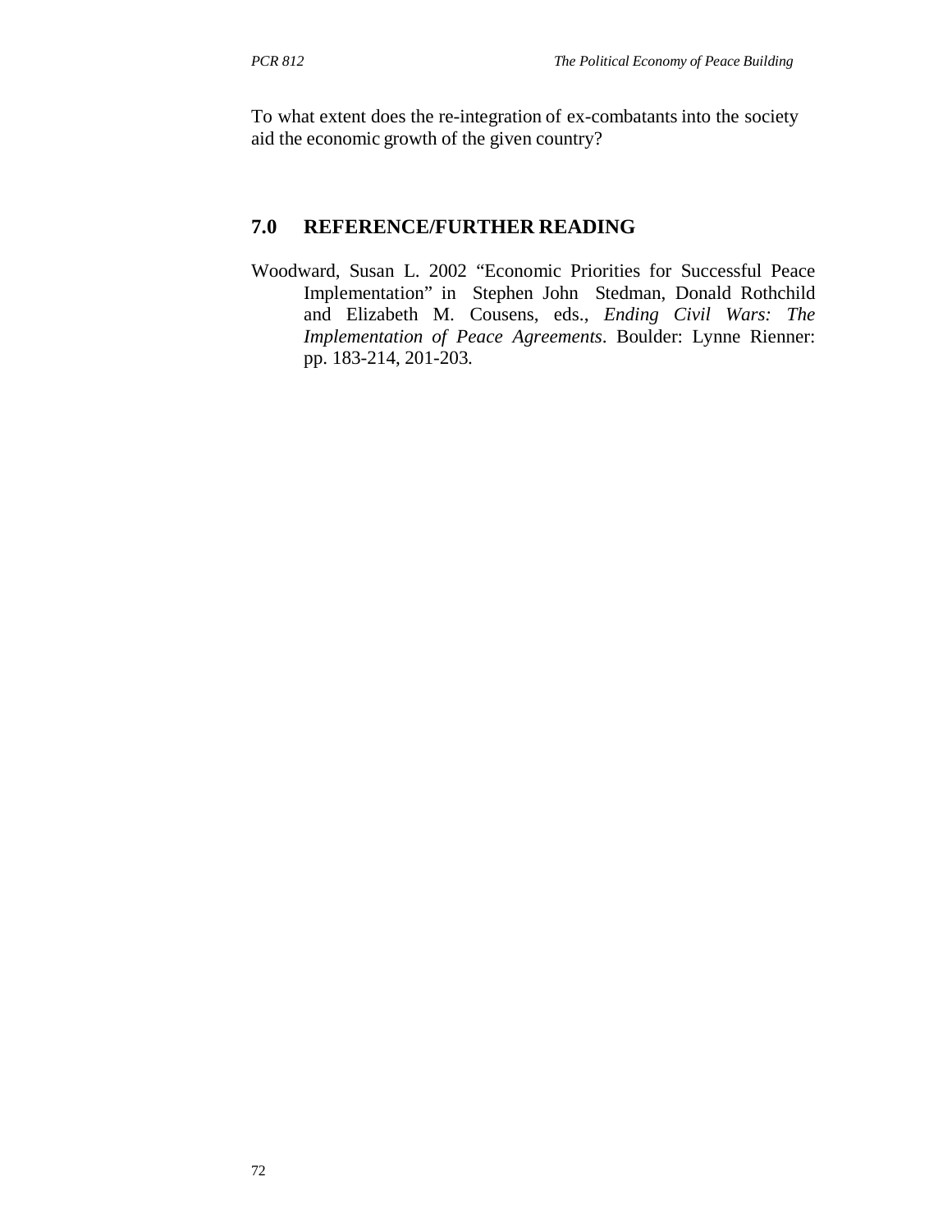To what extent does the re-integration of ex-combatants into the society aid the economic growth of the given country?

## 7.0 REFERENCE/FURTHER READING

Woodward, Susan L. 2002 "Economic Priorities for Successful Peace Implementation" in Stephen John Stedman, Donald Rothchild and Elizabeth M. Cousens, eds., *Ending Civil Wars: The Implementation of Peace Agreements*. Boulder: Lynne Rienner: pp. 183-214, 201-203.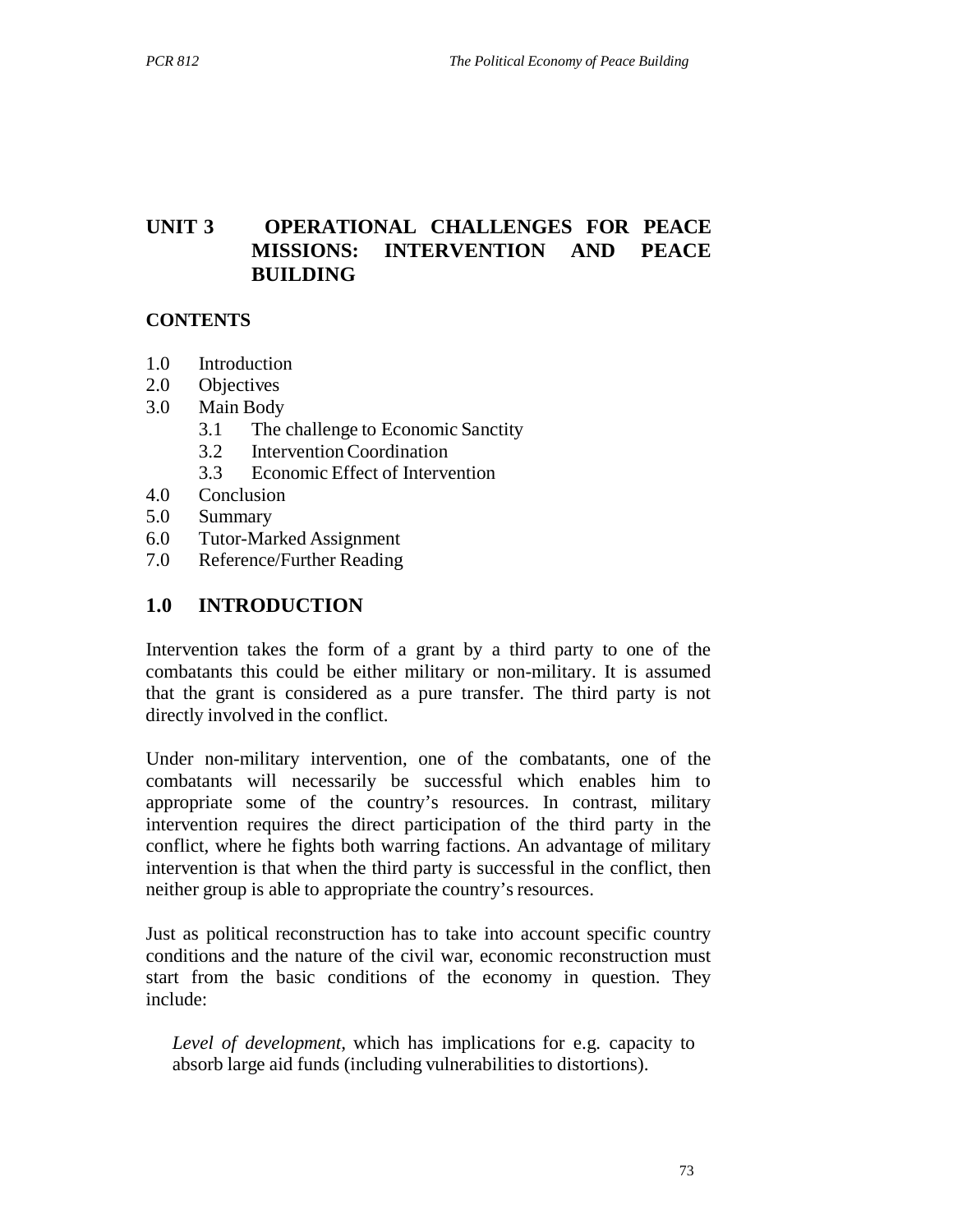# UNIT 3 OPERATIONAL CHALLENGES FOR PEACE MISSIONS: INTERVENTION AND PEACE BUILDING

**CONTENTS**

- 1.0 Introduction
- 2.0 Objectives
- 3.0 Main Body
  - 3.1 The challenge to Economic Sanctity
  - 3.2 Intervention Coordination
  - 3.3 Economic Effect of Intervention
- 4.0 Conclusion
- 5.0 Summary
- 6.0 Tutor-Marked Assignment
- 7.0 Reference/Further Reading

## 1.0 INTRODUCTION

Intervention takes the form of a grant by a third party to one of the combatants this could be either military or non-military. It is assumed that the grant is considered as a pure transfer. The third party is not directly involved in the conflict.

Under non-military intervention, one of the combatants, one of the combatants will necessarily be successful which enables him to appropriate some of the country's resources. In contrast, military intervention requires the direct participation of the third party in the conflict, where he fights both warring factions. An advantage of military intervention is that when the third party is successful in the conflict, then neither group is able to appropriate the country's resources.

Just as political reconstruction has to take into account specific country conditions and the nature of the civil war, economic reconstruction must start from the basic conditions of the economy in question. They include:

*Level of development,* which has implications for e.g. capacity to absorb large aid funds (including vulnerabilities to distortions).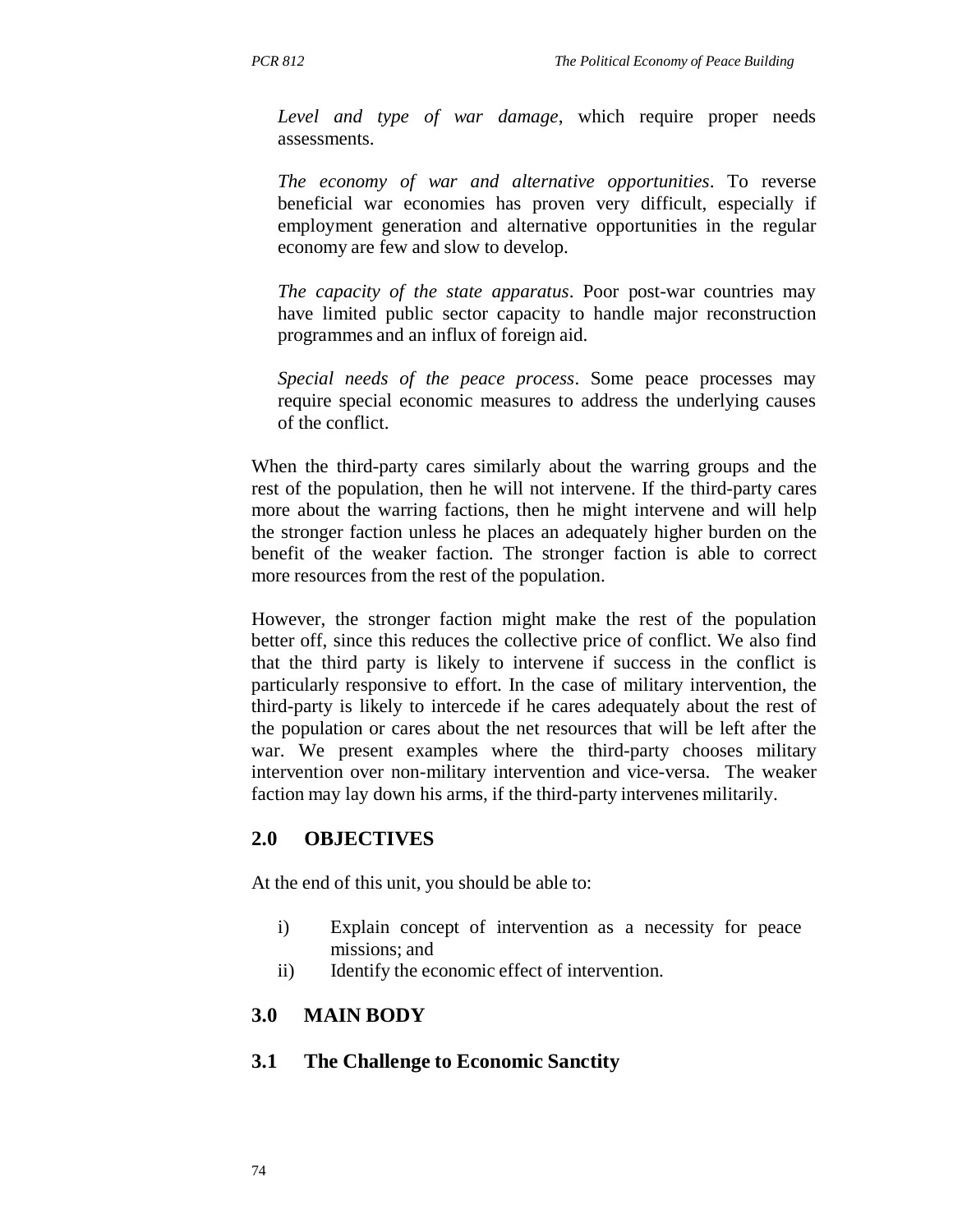*Level and type of war damage*, which require proper needs assessments.

*The economy of war and alternative opportunities*. To reverse beneficial war economies has proven very difficult, especially if employment generation and alternative opportunities in the regular economy are few and slow to develop.

*The capacity of the state apparatus*. Poor post-war countries may have limited public sector capacity to handle major reconstruction programmes and an influx of foreign aid.

*Special needs of the peace process*. Some peace processes may require special economic measures to address the underlying causes of the conflict.

When the third-party cares similarly about the warring groups and the rest of the population, then he will not intervene. If the third-party cares more about the warring factions, then he might intervene and will help the stronger faction unless he places an adequately higher burden on the benefit of the weaker faction. The stronger faction is able to correct more resources from the rest of the population.

However, the stronger faction might make the rest of the population better off, since this reduces the collective price of conflict. We also find that the third party is likely to intervene if success in the conflict is particularly responsive to effort. In the case of military intervention, the third-party is likely to intercede if he cares adequately about the rest of the population or cares about the net resources that will be left after the war. We present examples where the third-party chooses military intervention over non-military intervention and vice-versa. The weaker faction may lay down his arms, if the third-party intervenes militarily.

## 2.0 OBJECTIVES

At the end of this unit, you should be able to:

i) Explain concept of intervention as a necessity for peace missions; and
ii) Identify the economic effect of intervention.

## 3.0 MAIN BODY

### 3.1 The Challenge to Economic Sanctity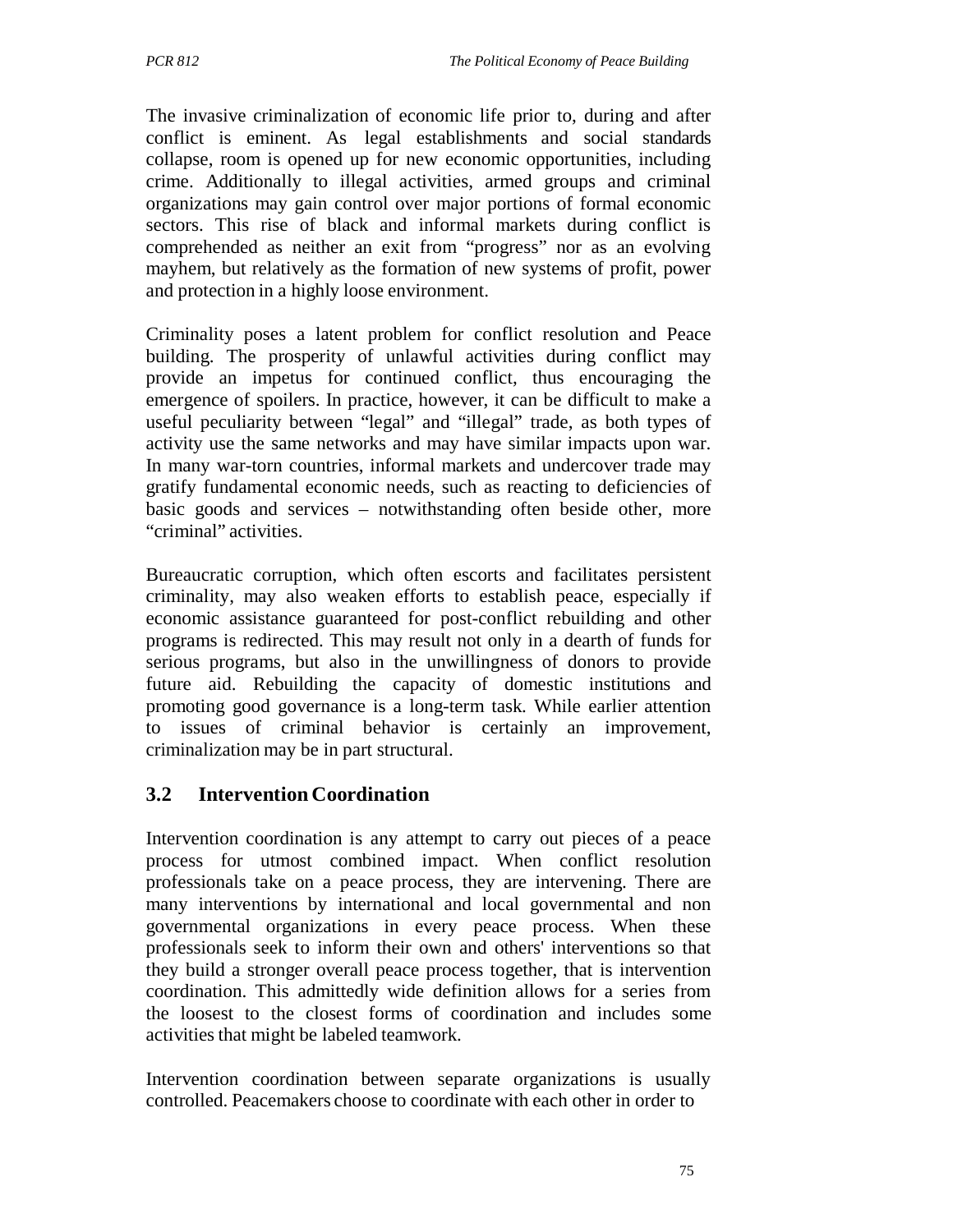The invasive criminalization of economic life prior to, during and after conflict is eminent. As legal establishments and social standards collapse, room is opened up for new economic opportunities, including crime. Additionally to illegal activities, armed groups and criminal organizations may gain control over major portions of formal economic sectors. This rise of black and informal markets during conflict is comprehended as neither an exit from "progress" nor as an evolving mayhem, but relatively as the formation of new systems of profit, power and protection in a highly loose environment.

Criminality poses a latent problem for conflict resolution and Peace building. The prosperity of unlawful activities during conflict may provide an impetus for continued conflict, thus encouraging the emergence of spoilers. In practice, however, it can be difficult to make a useful peculiarity between "legal" and "illegal" trade, as both types of activity use the same networks and may have similar impacts upon war. In many war-torn countries, informal markets and undercover trade may gratify fundamental economic needs, such as reacting to deficiencies of basic goods and services – notwithstanding often beside other, more "criminal" activities.

Bureaucratic corruption, which often escorts and facilitates persistent criminality, may also weaken efforts to establish peace, especially if economic assistance guaranteed for post-conflict rebuilding and other programs is redirected. This may result not only in a dearth of funds for serious programs, but also in the unwillingness of donors to provide future aid. Rebuilding the capacity of domestic institutions and promoting good governance is a long-term task. While earlier attention to issues of criminal behavior is certainly an improvement, criminalization may be in part structural.

## 3.2 Intervention Coordination

Intervention coordination is any attempt to carry out pieces of a peace process for utmost combined impact. When conflict resolution professionals take on a peace process, they are intervening. There are many interventions by international and local governmental and non governmental organizations in every peace process. When these professionals seek to inform their own and others' interventions so that they build a stronger overall peace process together, that is intervention coordination. This admittedly wide definition allows for a series from the loosest to the closest forms of coordination and includes some activities that might be labeled teamwork.

Intervention coordination between separate organizations is usually controlled. Peacemakers choose to coordinate with each other in order to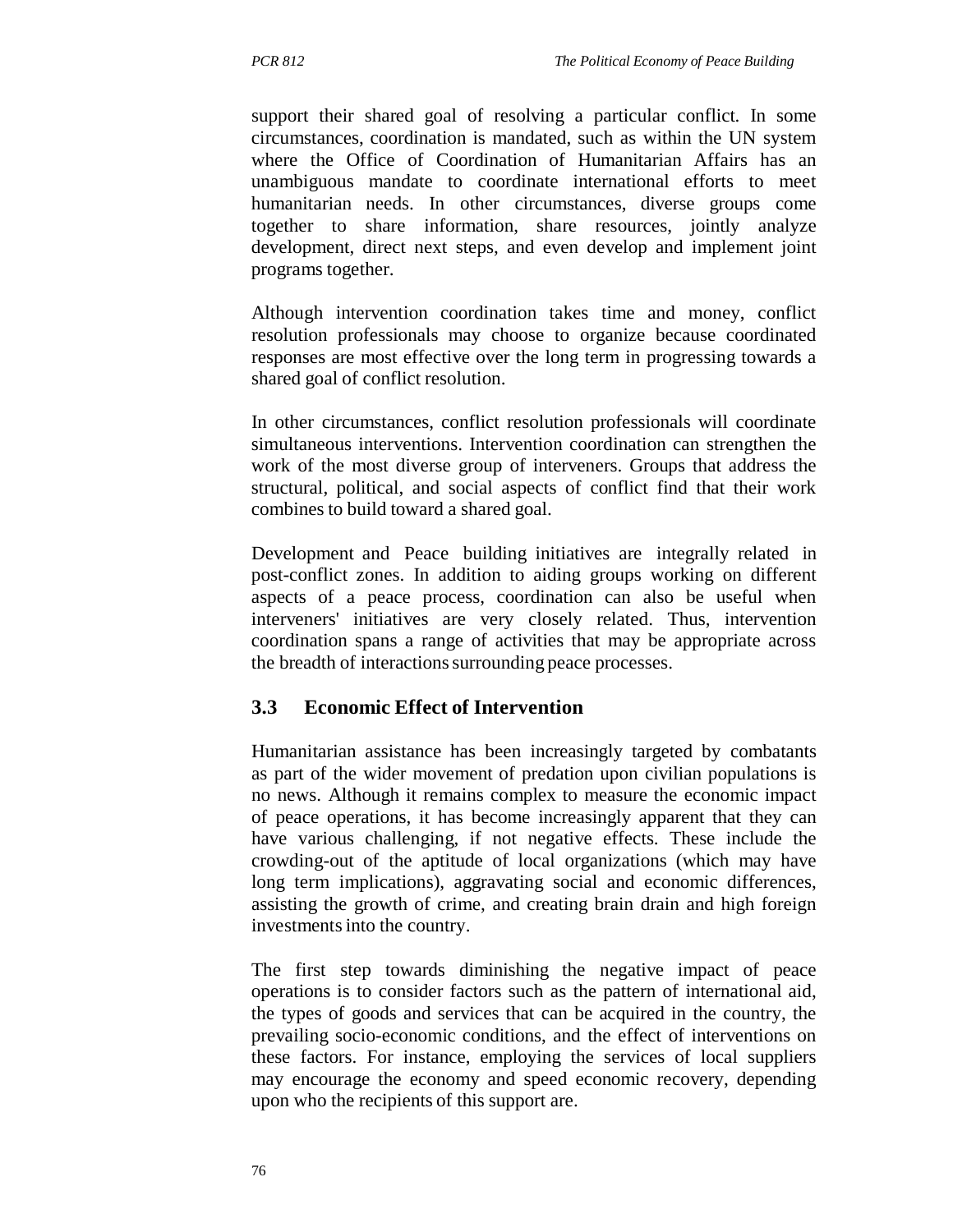support their shared goal of resolving a particular conflict. In some circumstances, coordination is mandated, such as within the UN system where the Office of Coordination of Humanitarian Affairs has an unambiguous mandate to coordinate international efforts to meet humanitarian needs. In other circumstances, diverse groups come together to share information, share resources, jointly analyze development, direct next steps, and even develop and implement joint programs together.

Although intervention coordination takes time and money, conflict resolution professionals may choose to organize because coordinated responses are most effective over the long term in progressing towards a shared goal of conflict resolution.

In other circumstances, conflict resolution professionals will coordinate simultaneous interventions. Intervention coordination can strengthen the work of the most diverse group of interveners. Groups that address the structural, political, and social aspects of conflict find that their work combines to build toward a shared goal.

Development and Peace building initiatives are integrally related in post-conflict zones. In addition to aiding groups working on different aspects of a peace process, coordination can also be useful when interveners' initiatives are very closely related. Thus, intervention coordination spans a range of activities that may be appropriate across the breadth of interactions surrounding peace processes.

### 3.3 Economic Effect of Intervention

Humanitarian assistance has been increasingly targeted by combatants as part of the wider movement of predation upon civilian populations is no news. Although it remains complex to measure the economic impact of peace operations, it has become increasingly apparent that they can have various challenging, if not negative effects. These include the crowding-out of the aptitude of local organizations (which may have long term implications), aggravating social and economic differences, assisting the growth of crime, and creating brain drain and high foreign investments into the country.

The first step towards diminishing the negative impact of peace operations is to consider factors such as the pattern of international aid, the types of goods and services that can be acquired in the country, the prevailing socio-economic conditions, and the effect of interventions on these factors. For instance, employing the services of local suppliers may encourage the economy and speed economic recovery, depending upon who the recipients of this support are.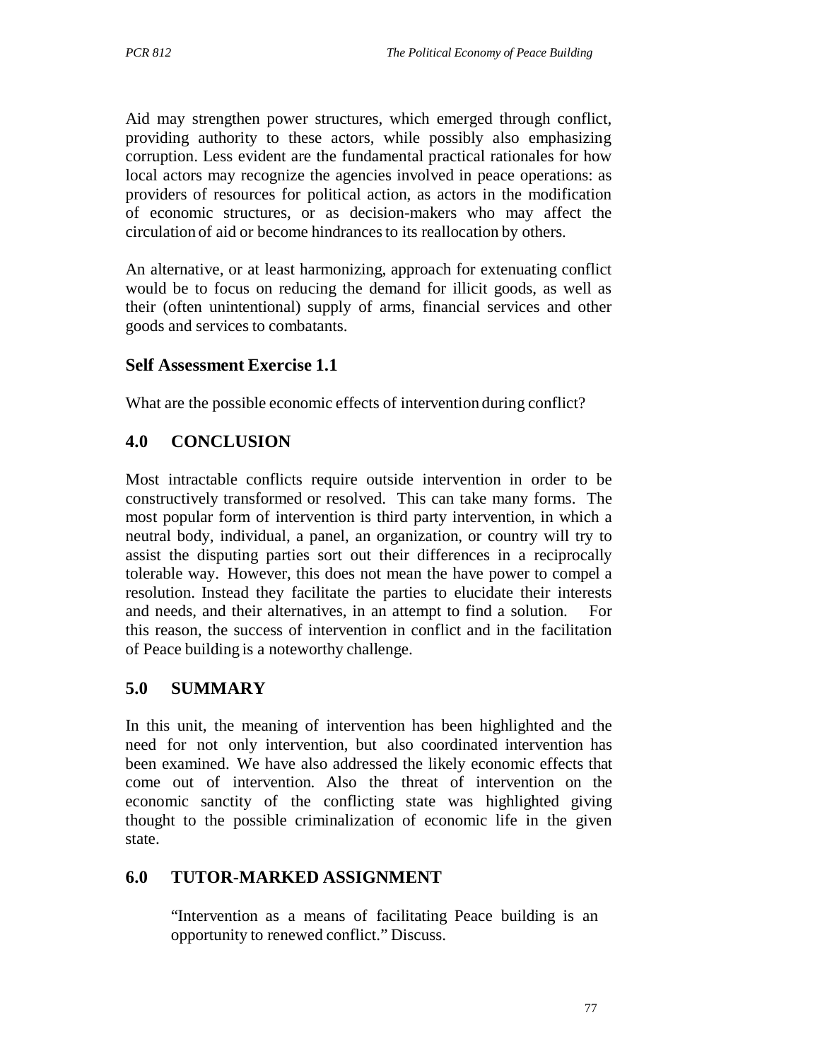Aid may strengthen power structures, which emerged through conflict, providing authority to these actors, while possibly also emphasizing corruption. Less evident are the fundamental practical rationales for how local actors may recognize the agencies involved in peace operations: as providers of resources for political action, as actors in the modification of economic structures, or as decision-makers who may affect the circulation of aid or become hindrances to its reallocation by others.

An alternative, or at least harmonizing, approach for extenuating conflict would be to focus on reducing the demand for illicit goods, as well as their (often unintentional) supply of arms, financial services and other goods and services to combatants.

### Self Assessment Exercise 1.1

What are the possible economic effects of intervention during conflict?

## 4.0 CONCLUSION

Most intractable conflicts require outside intervention in order to be constructively transformed or resolved. This can take many forms. The most popular form of intervention is third party intervention, in which a neutral body, individual, a panel, an organization, or country will try to assist the disputing parties sort out their differences in a reciprocally tolerable way. However, this does not mean the have power to compel a resolution. Instead they facilitate the parties to elucidate their interests and needs, and their alternatives, in an attempt to find a solution. For this reason, the success of intervention in conflict and in the facilitation of Peace building is a noteworthy challenge.

## 5.0 SUMMARY

In this unit, the meaning of intervention has been highlighted and the need for not only intervention, but also coordinated intervention has been examined. We have also addressed the likely economic effects that come out of intervention. Also the threat of intervention on the economic sanctity of the conflicting state was highlighted giving thought to the possible criminalization of economic life in the given state.

## 6.0 TUTOR-MARKED ASSIGNMENT

"Intervention as a means of facilitating Peace building is an opportunity to renewed conflict." Discuss.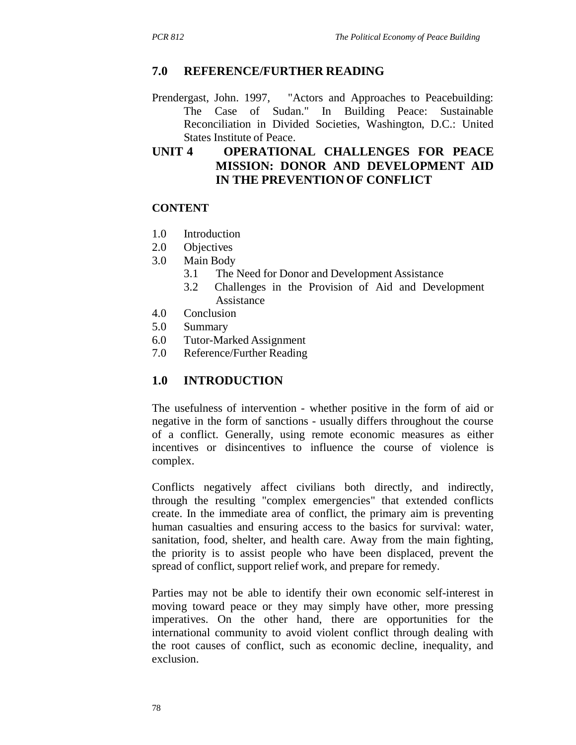## 7.0 REFERENCE/FURTHER READING

Prendergast, John. 1997, "Actors and Approaches to Peacebuilding: The Case of Sudan." In Building Peace: Sustainable Reconciliation in Divided Societies, Washington, D.C.: United States Institute of Peace.

# UNIT 4 OPERATIONAL CHALLENGES FOR PEACE MISSION: DONOR AND DEVELOPMENT AID IN THE PREVENTION OF CONFLICT

## CONTENT

- 1.0 Introduction
- 2.0 Objectives
- 3.0 Main Body
  - 3.1 The Need for Donor and Development Assistance
  - 3.2 Challenges in the Provision of Aid and Development Assistance
- 4.0 Conclusion
- 5.0 Summary
- 6.0 Tutor-Marked Assignment
- 7.0 Reference/Further Reading

## 1.0 INTRODUCTION

The usefulness of intervention - whether positive in the form of aid or negative in the form of sanctions - usually differs throughout the course of a conflict. Generally, using remote economic measures as either incentives or disincentives to influence the course of violence is complex.

Conflicts negatively affect civilians both directly, and indirectly, through the resulting "complex emergencies" that extended conflicts create. In the immediate area of conflict, the primary aim is preventing human casualties and ensuring access to the basics for survival: water, sanitation, food, shelter, and health care. Away from the main fighting, the priority is to assist people who have been displaced, prevent the spread of conflict, support relief work, and prepare for remedy.

Parties may not be able to identify their own economic self-interest in moving toward peace or they may simply have other, more pressing imperatives. On the other hand, there are opportunities for the international community to avoid violent conflict through dealing with the root causes of conflict, such as economic decline, inequality, and exclusion.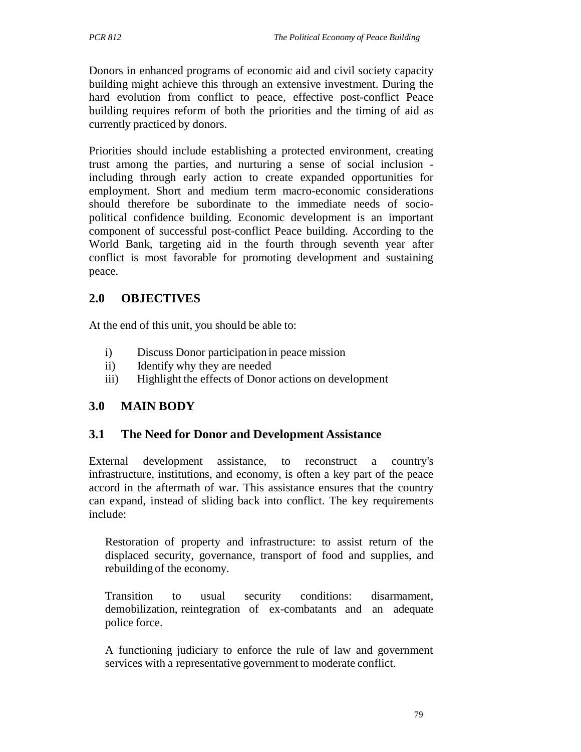Donors in enhanced programs of economic aid and civil society capacity building might achieve this through an extensive investment. During the hard evolution from conflict to peace, effective post-conflict Peace building requires reform of both the priorities and the timing of aid as currently practiced by donors.

Priorities should include establishing a protected environment, creating trust among the parties, and nurturing a sense of social inclusion - including through early action to create expanded opportunities for employment. Short and medium term macro-economic considerations should therefore be subordinate to the immediate needs of socio-political confidence building. Economic development is an important component of successful post-conflict Peace building. According to the World Bank, targeting aid in the fourth through seventh year after conflict is most favorable for promoting development and sustaining peace.

## 2.0 OBJECTIVES

At the end of this unit, you should be able to:

i) Discuss Donor participation in peace mission
ii) Identify why they are needed
iii) Highlight the effects of Donor actions on development

## 3.0 MAIN BODY

### 3.1 The Need for Donor and Development Assistance

External development assistance, to reconstruct a country's infrastructure, institutions, and economy, is often a key part of the peace accord in the aftermath of war. This assistance ensures that the country can expand, instead of sliding back into conflict. The key requirements include:

Restoration of property and infrastructure: to assist return of the displaced security, governance, transport of food and supplies, and rebuilding of the economy.

Transition to usual security conditions: disarmament, demobilization, reintegration of ex-combatants and an adequate police force.

A functioning judiciary to enforce the rule of law and government services with a representative government to moderate conflict.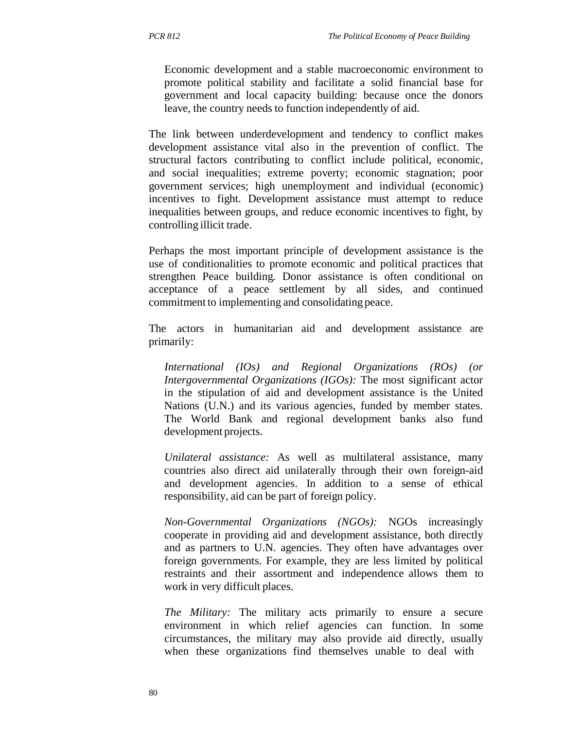Economic development and a stable macroeconomic environment to promote political stability and facilitate a solid financial base for government and local capacity building: because once the donors leave, the country needs to function independently of aid.

The link between underdevelopment and tendency to conflict makes development assistance vital also in the prevention of conflict. The structural factors contributing to conflict include political, economic, and social inequalities; extreme poverty; economic stagnation; poor government services; high unemployment and individual (economic) incentives to fight. Development assistance must attempt to reduce inequalities between groups, and reduce economic incentives to fight, by controlling illicit trade.

Perhaps the most important principle of development assistance is the use of conditionalities to promote economic and political practices that strengthen Peace building. Donor assistance is often conditional on acceptance of a peace settlement by all sides, and continued commitment to implementing and consolidating peace.

The actors in humanitarian aid and development assistance are primarily:

*International (IOs) and Regional Organizations (ROs) (or Intergovernmental Organizations (IGOs):* The most significant actor in the stipulation of aid and development assistance is the United Nations (U.N.) and its various agencies, funded by member states. The World Bank and regional development banks also fund development projects.

*Unilateral assistance:* As well as multilateral assistance, many countries also direct aid unilaterally through their own foreign-aid and development agencies. In addition to a sense of ethical responsibility, aid can be part of foreign policy.

*Non-Governmental Organizations (NGOs):* NGOs increasingly cooperate in providing aid and development assistance, both directly and as partners to U.N. agencies. They often have advantages over foreign governments. For example, they are less limited by political restraints and their assortment and independence allows them to work in very difficult places.

*The Military:* The military acts primarily to ensure a secure environment in which relief agencies can function. In some circumstances, the military may also provide aid directly, usually when these organizations find themselves unable to deal with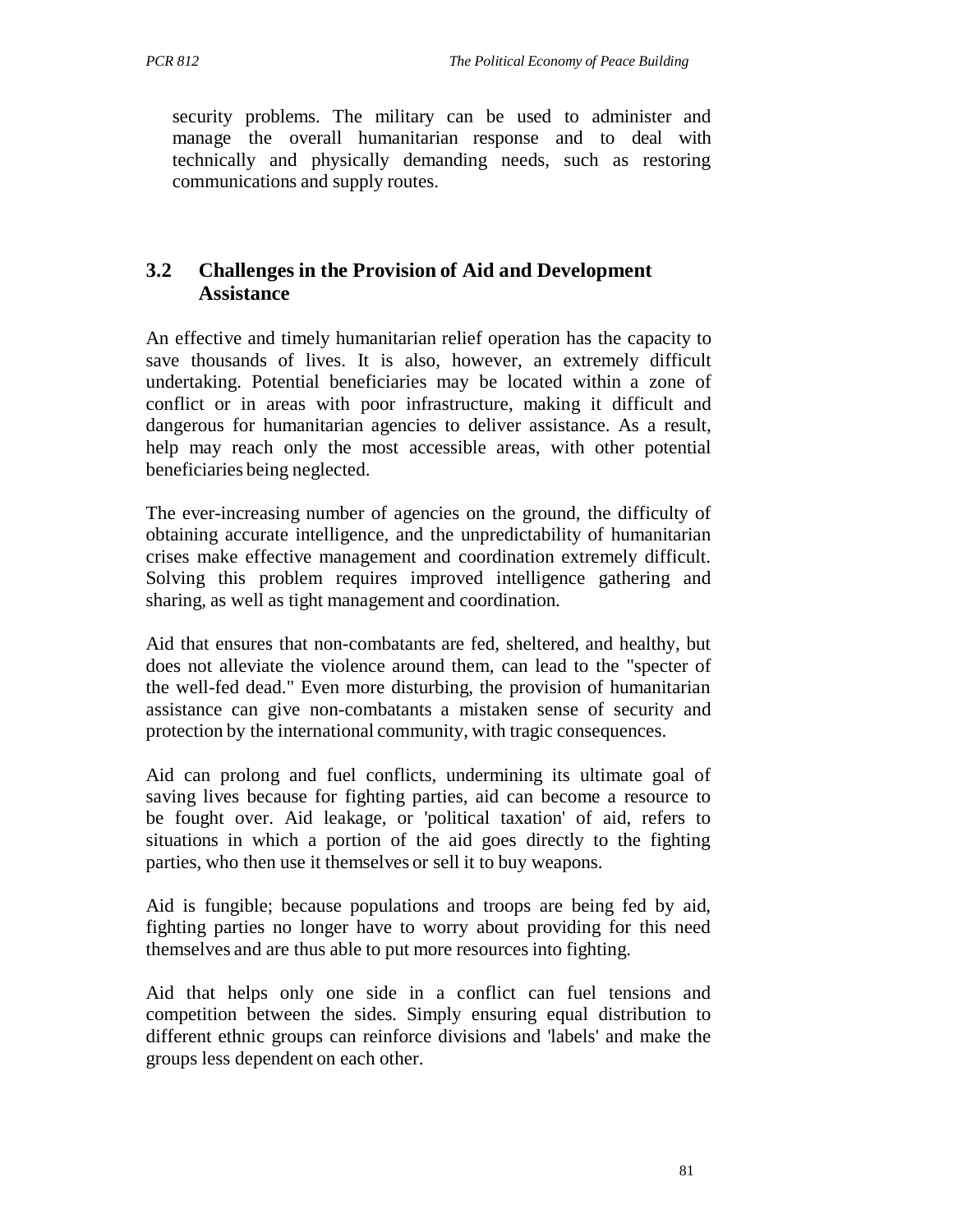security problems. The military can be used to administer and manage the overall humanitarian response and to deal with technically and physically demanding needs, such as restoring communications and supply routes.

### 3.2 Challenges in the Provision of Aid and Development Assistance

An effective and timely humanitarian relief operation has the capacity to save thousands of lives. It is also, however, an extremely difficult undertaking. Potential beneficiaries may be located within a zone of conflict or in areas with poor infrastructure, making it difficult and dangerous for humanitarian agencies to deliver assistance. As a result, help may reach only the most accessible areas, with other potential beneficiaries being neglected.

The ever-increasing number of agencies on the ground, the difficulty of obtaining accurate intelligence, and the unpredictability of humanitarian crises make effective management and coordination extremely difficult. Solving this problem requires improved intelligence gathering and sharing, as well as tight management and coordination.

Aid that ensures that non-combatants are fed, sheltered, and healthy, but does not alleviate the violence around them, can lead to the "specter of the well-fed dead." Even more disturbing, the provision of humanitarian assistance can give non-combatants a mistaken sense of security and protection by the international community, with tragic consequences.

Aid can prolong and fuel conflicts, undermining its ultimate goal of saving lives because for fighting parties, aid can become a resource to be fought over. Aid leakage, or 'political taxation' of aid, refers to situations in which a portion of the aid goes directly to the fighting parties, who then use it themselves or sell it to buy weapons.

Aid is fungible; because populations and troops are being fed by aid, fighting parties no longer have to worry about providing for this need themselves and are thus able to put more resources into fighting.

Aid that helps only one side in a conflict can fuel tensions and competition between the sides. Simply ensuring equal distribution to different ethnic groups can reinforce divisions and 'labels' and make the groups less dependent on each other.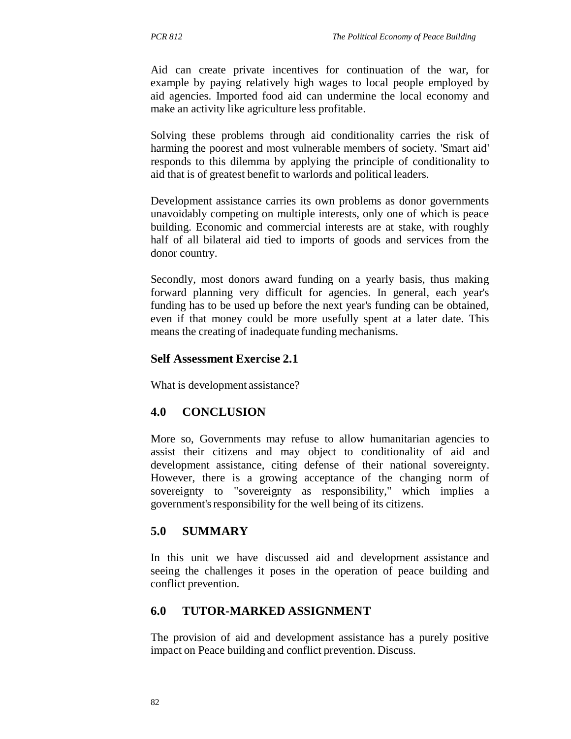Aid can create private incentives for continuation of the war, for example by paying relatively high wages to local people employed by aid agencies. Imported food aid can undermine the local economy and make an activity like agriculture less profitable.

Solving these problems through aid conditionality carries the risk of harming the poorest and most vulnerable members of society. 'Smart aid' responds to this dilemma by applying the principle of conditionality to aid that is of greatest benefit to warlords and political leaders.

Development assistance carries its own problems as donor governments unavoidably competing on multiple interests, only one of which is peace building. Economic and commercial interests are at stake, with roughly half of all bilateral aid tied to imports of goods and services from the donor country.

Secondly, most donors award funding on a yearly basis, thus making forward planning very difficult for agencies. In general, each year's funding has to be used up before the next year's funding can be obtained, even if that money could be more usefully spent at a later date. This means the creating of inadequate funding mechanisms.

### Self Assessment Exercise 2.1

What is development assistance?

## 4.0 CONCLUSION

More so, Governments may refuse to allow humanitarian agencies to assist their citizens and may object to conditionality of aid and development assistance, citing defense of their national sovereignty. However, there is a growing acceptance of the changing norm of sovereignty to "sovereignty as responsibility," which implies a government's responsibility for the well being of its citizens.

## 5.0 SUMMARY

In this unit we have discussed aid and development assistance and seeing the challenges it poses in the operation of peace building and conflict prevention.

## 6.0 TUTOR-MARKED ASSIGNMENT

The provision of aid and development assistance has a purely positive impact on Peace building and conflict prevention. Discuss.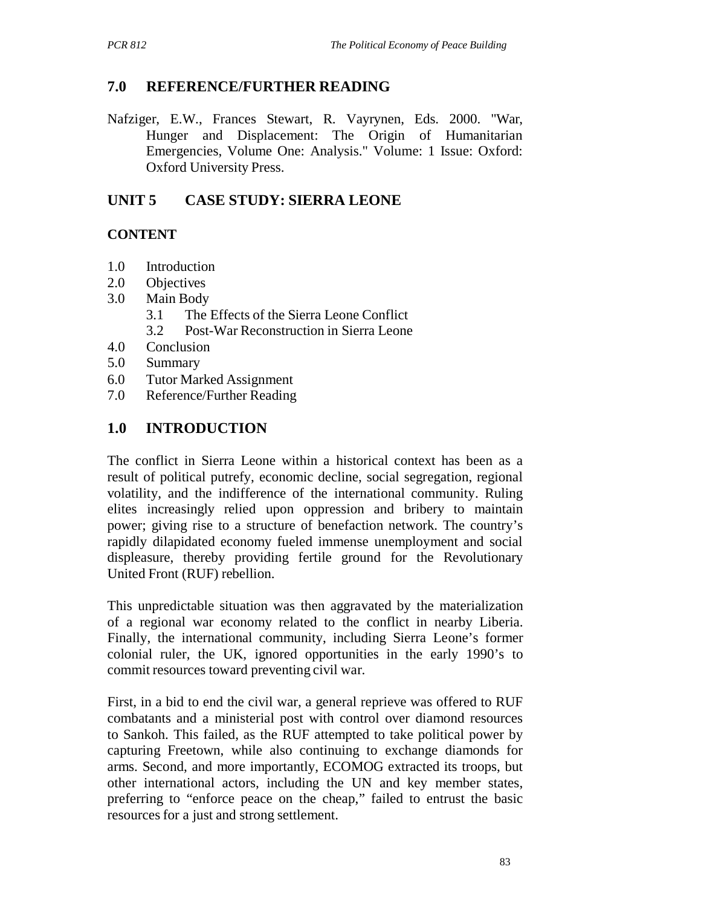## 7.0 REFERENCE/FURTHER READING

Nafziger, E.W., Frances Stewart, R. Vayrynen, Eds. 2000. "War, Hunger and Displacement: The Origin of Humanitarian Emergencies, Volume One: Analysis." Volume: 1 Issue: Oxford: Oxford University Press.

# UNIT 5 CASE STUDY: SIERRA LEONE

## CONTENT

1.0 Introduction
2.0 Objectives
3.0 Main Body
  3.1 The Effects of the Sierra Leone Conflict
  3.2 Post-War Reconstruction in Sierra Leone
4.0 Conclusion
5.0 Summary
6.0 Tutor Marked Assignment
7.0 Reference/Further Reading

## 1.0 INTRODUCTION

The conflict in Sierra Leone within a historical context has been as a result of political putrefy, economic decline, social segregation, regional volatility, and the indifference of the international community. Ruling elites increasingly relied upon oppression and bribery to maintain power; giving rise to a structure of benefaction network. The country's rapidly dilapidated economy fueled immense unemployment and social displeasure, thereby providing fertile ground for the Revolutionary United Front (RUF) rebellion.

This unpredictable situation was then aggravated by the materialization of a regional war economy related to the conflict in nearby Liberia. Finally, the international community, including Sierra Leone's former colonial ruler, the UK, ignored opportunities in the early 1990's to commit resources toward preventing civil war.

First, in a bid to end the civil war, a general reprieve was offered to RUF combatants and a ministerial post with control over diamond resources to Sankoh. This failed, as the RUF attempted to take political power by capturing Freetown, while also continuing to exchange diamonds for arms. Second, and more importantly, ECOMOG extracted its troops, but other international actors, including the UN and key member states, preferring to "enforce peace on the cheap," failed to entrust the basic resources for a just and strong settlement.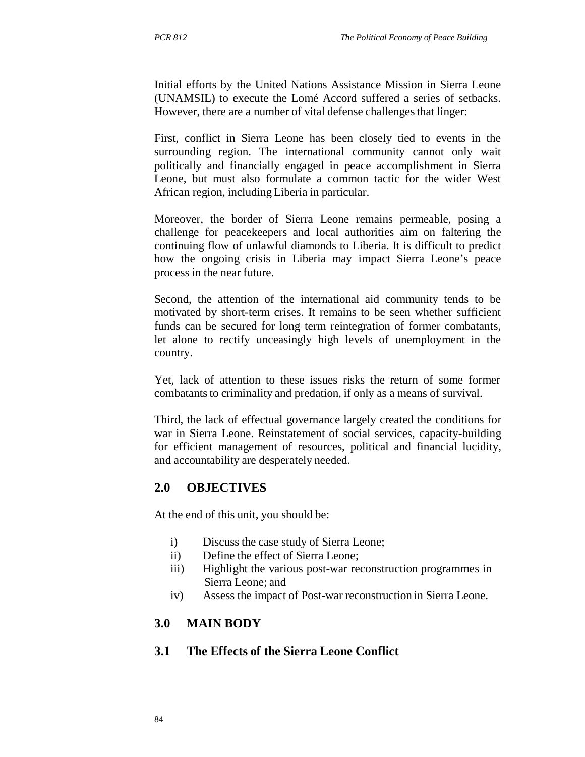Initial efforts by the United Nations Assistance Mission in Sierra Leone (UNAMSIL) to execute the Lomé Accord suffered a series of setbacks. However, there are a number of vital defense challenges that linger:

First, conflict in Sierra Leone has been closely tied to events in the surrounding region. The international community cannot only wait politically and financially engaged in peace accomplishment in Sierra Leone, but must also formulate a common tactic for the wider West African region, including Liberia in particular.

Moreover, the border of Sierra Leone remains permeable, posing a challenge for peacekeepers and local authorities aim on faltering the continuing flow of unlawful diamonds to Liberia. It is difficult to predict how the ongoing crisis in Liberia may impact Sierra Leone's peace process in the near future.

Second, the attention of the international aid community tends to be motivated by short-term crises. It remains to be seen whether sufficient funds can be secured for long term reintegration of former combatants, let alone to rectify unceasingly high levels of unemployment in the country.

Yet, lack of attention to these issues risks the return of some former combatants to criminality and predation, if only as a means of survival.

Third, the lack of effectual governance largely created the conditions for war in Sierra Leone. Reinstatement of social services, capacity-building for efficient management of resources, political and financial lucidity, and accountability are desperately needed.

## 2.0 OBJECTIVES

At the end of this unit, you should be:

i) Discuss the case study of Sierra Leone;
ii) Define the effect of Sierra Leone;
iii) Highlight the various post-war reconstruction programmes in Sierra Leone; and
iv) Assess the impact of Post-war reconstruction in Sierra Leone.

## 3.0 MAIN BODY

### 3.1 The Effects of the Sierra Leone Conflict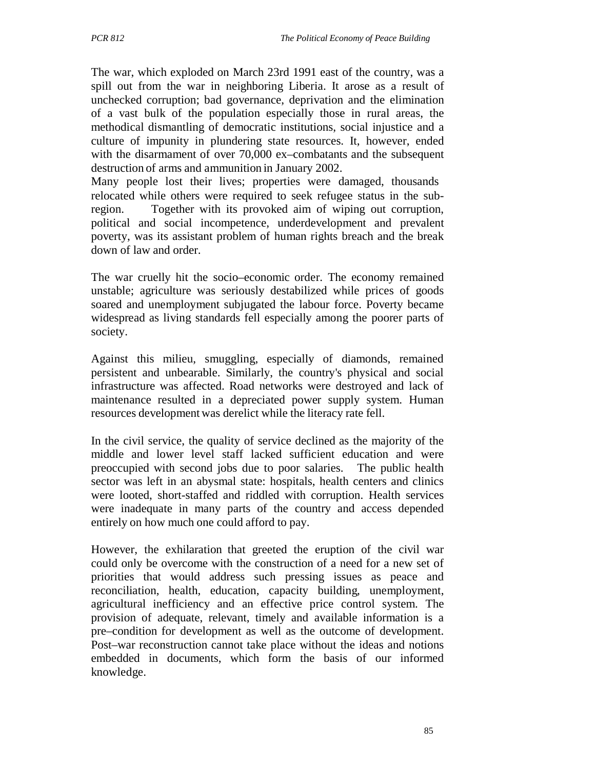The war, which exploded on March 23rd 1991 east of the country, was a spill out from the war in neighboring Liberia. It arose as a result of unchecked corruption; bad governance, deprivation and the elimination of a vast bulk of the population especially those in rural areas, the methodical dismantling of democratic institutions, social injustice and a culture of impunity in plundering state resources. It, however, ended with the disarmament of over 70,000 ex–combatants and the subsequent destruction of arms and ammunition in January 2002.

Many people lost their lives; properties were damaged, thousands relocated while others were required to seek refugee status in the sub-region. Together with its provoked aim of wiping out corruption, political and social incompetence, underdevelopment and prevalent poverty, was its assistant problem of human rights breach and the break down of law and order.

The war cruelly hit the socio–economic order. The economy remained unstable; agriculture was seriously destabilized while prices of goods soared and unemployment subjugated the labour force. Poverty became widespread as living standards fell especially among the poorer parts of society.

Against this milieu, smuggling, especially of diamonds, remained persistent and unbearable. Similarly, the country's physical and social infrastructure was affected. Road networks were destroyed and lack of maintenance resulted in a depreciated power supply system. Human resources development was derelict while the literacy rate fell.

In the civil service, the quality of service declined as the majority of the middle and lower level staff lacked sufficient education and were preoccupied with second jobs due to poor salaries. The public health sector was left in an abysmal state: hospitals, health centers and clinics were looted, short-staffed and riddled with corruption. Health services were inadequate in many parts of the country and access depended entirely on how much one could afford to pay.

However, the exhilaration that greeted the eruption of the civil war could only be overcome with the construction of a need for a new set of priorities that would address such pressing issues as peace and reconciliation, health, education, capacity building, unemployment, agricultural inefficiency and an effective price control system. The provision of adequate, relevant, timely and available information is a pre–condition for development as well as the outcome of development. Post–war reconstruction cannot take place without the ideas and notions embedded in documents, which form the basis of our informed knowledge.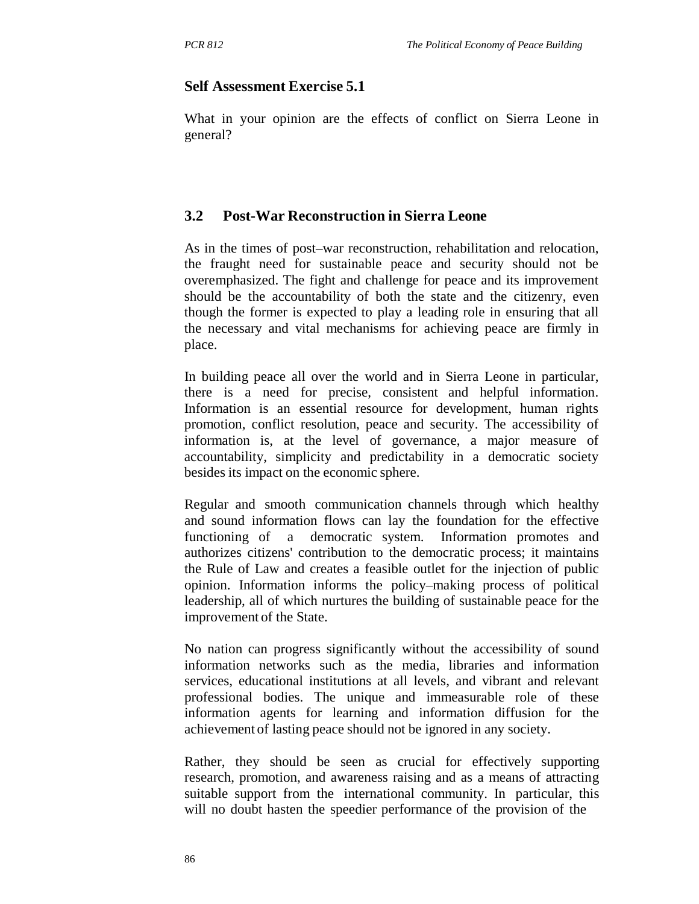### Self Assessment Exercise 5.1

What in your opinion are the effects of conflict on Sierra Leone in general?

## 3.2 Post-War Reconstruction in Sierra Leone

As in the times of post–war reconstruction, rehabilitation and relocation, the fraught need for sustainable peace and security should not be overemphasized. The fight and challenge for peace and its improvement should be the accountability of both the state and the citizenry, even though the former is expected to play a leading role in ensuring that all the necessary and vital mechanisms for achieving peace are firmly in place.

In building peace all over the world and in Sierra Leone in particular, there is a need for precise, consistent and helpful information. Information is an essential resource for development, human rights promotion, conflict resolution, peace and security. The accessibility of information is, at the level of governance, a major measure of accountability, simplicity and predictability in a democratic society besides its impact on the economic sphere.

Regular and smooth communication channels through which healthy and sound information flows can lay the foundation for the effective functioning of a democratic system. Information promotes and authorizes citizens' contribution to the democratic process; it maintains the Rule of Law and creates a feasible outlet for the injection of public opinion. Information informs the policy–making process of political leadership, all of which nurtures the building of sustainable peace for the improvement of the State.

No nation can progress significantly without the accessibility of sound information networks such as the media, libraries and information services, educational institutions at all levels, and vibrant and relevant professional bodies. The unique and immeasurable role of these information agents for learning and information diffusion for the achievement of lasting peace should not be ignored in any society.

Rather, they should be seen as crucial for effectively supporting research, promotion, and awareness raising and as a means of attracting suitable support from the international community. In particular, this will no doubt hasten the speedier performance of the provision of the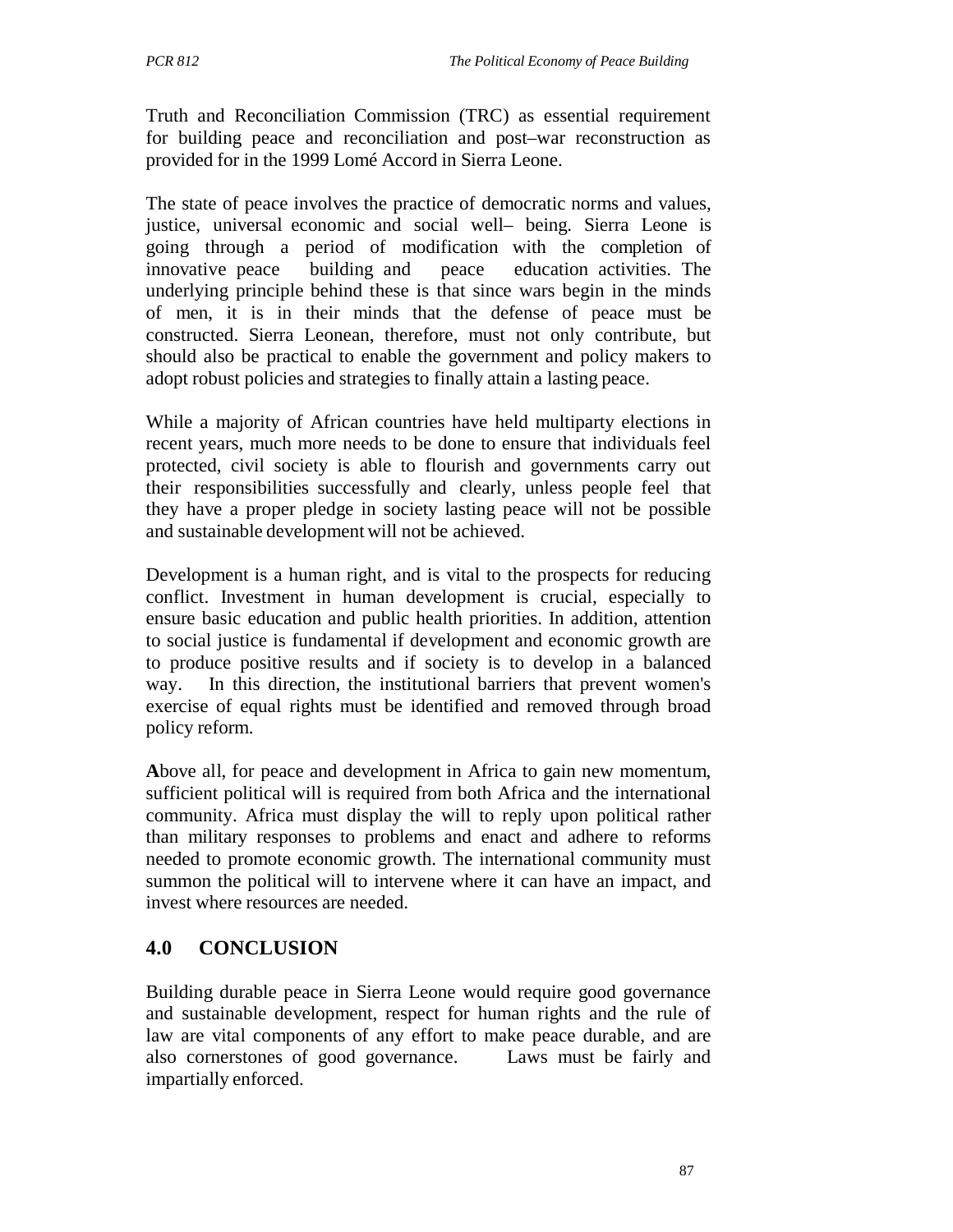Truth and Reconciliation Commission (TRC) as essential requirement for building peace and reconciliation and post–war reconstruction as provided for in the 1999 Lomé Accord in Sierra Leone.

The state of peace involves the practice of democratic norms and values, justice, universal economic and social well– being. Sierra Leone is going through a period of modification with the completion of innovative peace building and peace education activities. The underlying principle behind these is that since wars begin in the minds of men, it is in their minds that the defense of peace must be constructed. Sierra Leonean, therefore, must not only contribute, but should also be practical to enable the government and policy makers to adopt robust policies and strategies to finally attain a lasting peace.

While a majority of African countries have held multiparty elections in recent years, much more needs to be done to ensure that individuals feel protected, civil society is able to flourish and governments carry out their responsibilities successfully and clearly, unless people feel that they have a proper pledge in society lasting peace will not be possible and sustainable development will not be achieved.

Development is a human right, and is vital to the prospects for reducing conflict. Investment in human development is crucial, especially to ensure basic education and public health priorities. In addition, attention to social justice is fundamental if development and economic growth are to produce positive results and if society is to develop in a balanced way. In this direction, the institutional barriers that prevent women's exercise of equal rights must be identified and removed through broad policy reform.

**A**bove all, for peace and development in Africa to gain new momentum, sufficient political will is required from both Africa and the international community. Africa must display the will to reply upon political rather than military responses to problems and enact and adhere to reforms needed to promote economic growth. The international community must summon the political will to intervene where it can have an impact, and invest where resources are needed.

## 4.0 CONCLUSION

Building durable peace in Sierra Leone would require good governance and sustainable development, respect for human rights and the rule of law are vital components of any effort to make peace durable, and are also cornerstones of good governance. Laws must be fairly and impartially enforced.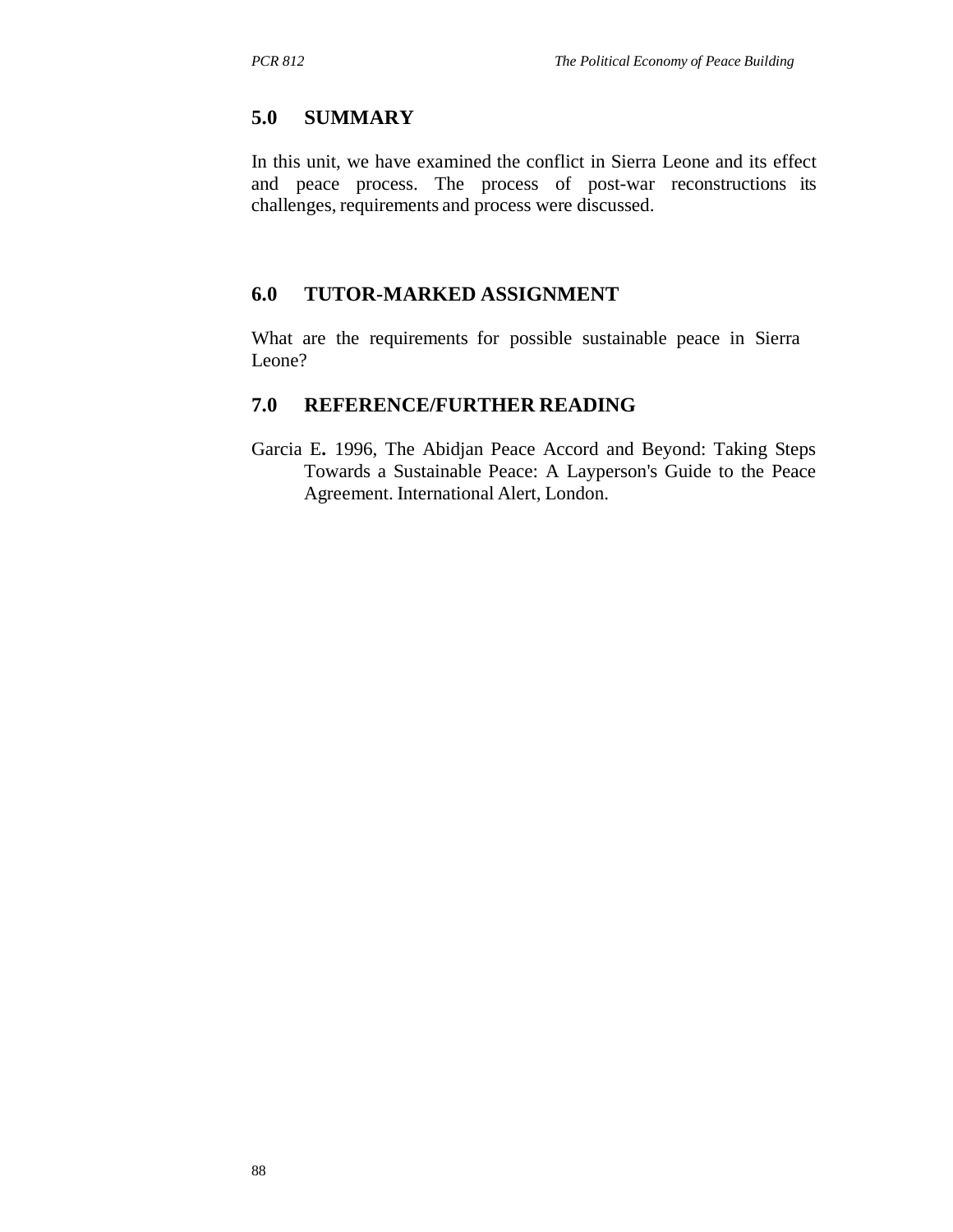## 5.0 SUMMARY

In this unit, we have examined the conflict in Sierra Leone and its effect and peace process. The process of post-war reconstructions its challenges, requirements and process were discussed.

## 6.0 TUTOR-MARKED ASSIGNMENT

What are the requirements for possible sustainable peace in Sierra Leone?

## 7.0 REFERENCE/FURTHER READING

Garcia E**.** 1996, The Abidjan Peace Accord and Beyond: Taking Steps Towards a Sustainable Peace: A Layperson's Guide to the Peace Agreement. International Alert, London.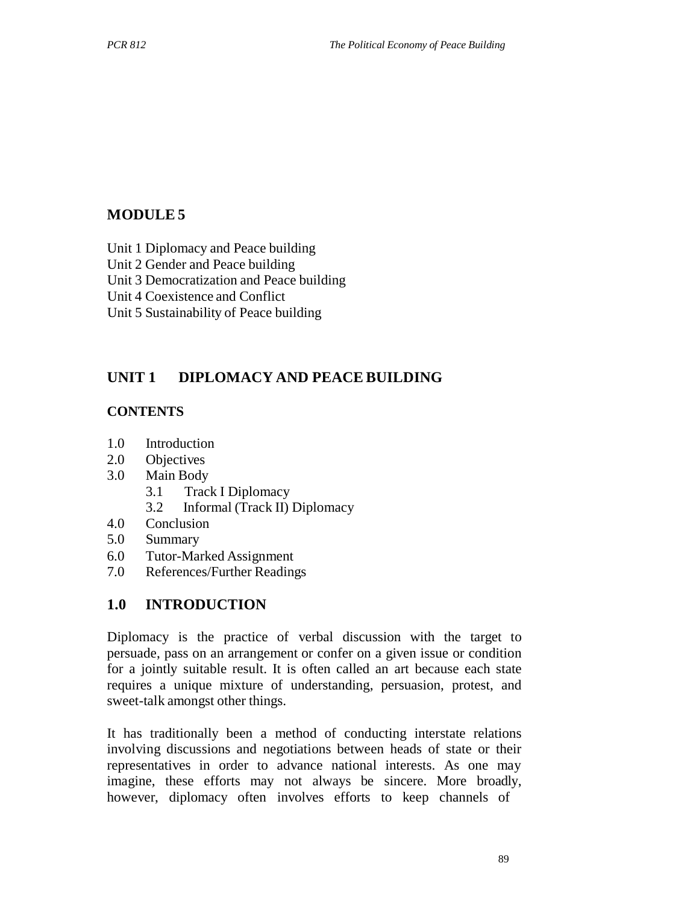## MODULE 5

Unit 1 Diplomacy and Peace building
Unit 2 Gender and Peace building
Unit 3 Democratization and Peace building
Unit 4 Coexistence and Conflict
Unit 5 Sustainability of Peace building

## UNIT 1 DIPLOMACY AND PEACE BUILDING

### CONTENTS

1.0 Introduction
2.0 Objectives
3.0 Main Body
 3.1 Track I Diplomacy
 3.2 Informal (Track II) Diplomacy
4.0 Conclusion
5.0 Summary
6.0 Tutor-Marked Assignment
7.0 References/Further Readings

### 1.0 INTRODUCTION

Diplomacy is the practice of verbal discussion with the target to persuade, pass on an arrangement or confer on a given issue or condition for a jointly suitable result. It is often called an art because each state requires a unique mixture of understanding, persuasion, protest, and sweet-talk amongst other things.

It has traditionally been a method of conducting interstate relations involving discussions and negotiations between heads of state or their representatives in order to advance national interests. As one may imagine, these efforts may not always be sincere. More broadly, however, diplomacy often involves efforts to keep channels of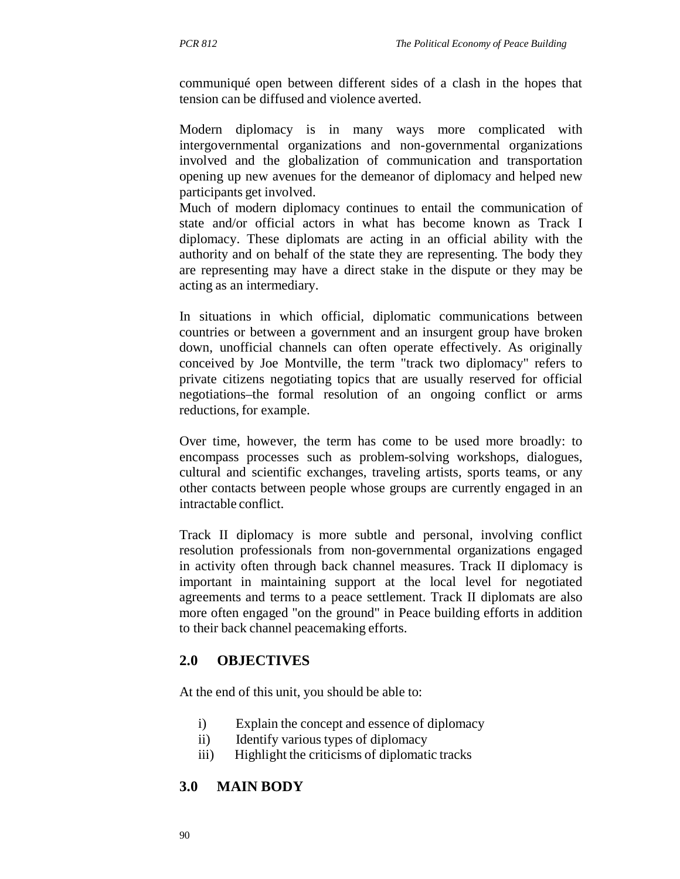communiqué open between different sides of a clash in the hopes that tension can be diffused and violence averted.

Modern diplomacy is in many ways more complicated with intergovernmental organizations and non-governmental organizations involved and the globalization of communication and transportation opening up new avenues for the demeanor of diplomacy and helped new participants get involved.

Much of modern diplomacy continues to entail the communication of state and/or official actors in what has become known as Track I diplomacy. These diplomats are acting in an official ability with the authority and on behalf of the state they are representing. The body they are representing may have a direct stake in the dispute or they may be acting as an intermediary.

In situations in which official, diplomatic communications between countries or between a government and an insurgent group have broken down, unofficial channels can often operate effectively. As originally conceived by Joe Montville, the term "track two diplomacy" refers to private citizens negotiating topics that are usually reserved for official negotiations–the formal resolution of an ongoing conflict or arms reductions, for example.

Over time, however, the term has come to be used more broadly: to encompass processes such as problem-solving workshops, dialogues, cultural and scientific exchanges, traveling artists, sports teams, or any other contacts between people whose groups are currently engaged in an intractable conflict.

Track II diplomacy is more subtle and personal, involving conflict resolution professionals from non-governmental organizations engaged in activity often through back channel measures. Track II diplomacy is important in maintaining support at the local level for negotiated agreements and terms to a peace settlement. Track II diplomats are also more often engaged "on the ground" in Peace building efforts in addition to their back channel peacemaking efforts.

## 2.0 OBJECTIVES

At the end of this unit, you should be able to:

i) Explain the concept and essence of diplomacy
ii) Identify various types of diplomacy
iii) Highlight the criticisms of diplomatic tracks

## 3.0 MAIN BODY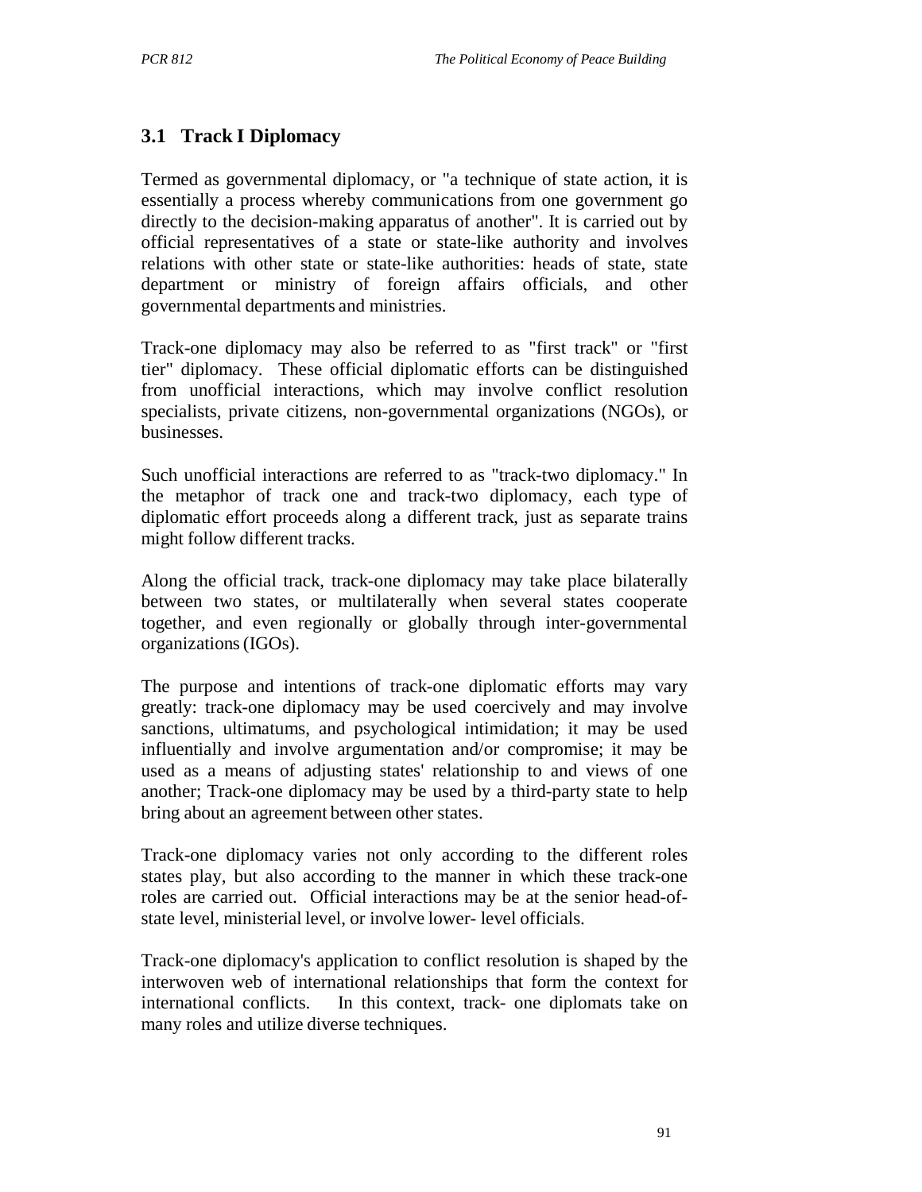### 3.1 Track I Diplomacy

Termed as governmental diplomacy, or "a technique of state action, it is essentially a process whereby communications from one government go directly to the decision-making apparatus of another". It is carried out by official representatives of a state or state-like authority and involves relations with other state or state-like authorities: heads of state, state department or ministry of foreign affairs officials, and other governmental departments and ministries.

Track-one diplomacy may also be referred to as "first track" or "first tier" diplomacy. These official diplomatic efforts can be distinguished from unofficial interactions, which may involve conflict resolution specialists, private citizens, non-governmental organizations (NGOs), or businesses.

Such unofficial interactions are referred to as "track-two diplomacy." In the metaphor of track one and track-two diplomacy, each type of diplomatic effort proceeds along a different track, just as separate trains might follow different tracks.

Along the official track, track-one diplomacy may take place bilaterally between two states, or multilaterally when several states cooperate together, and even regionally or globally through inter-governmental organizations (IGOs).

The purpose and intentions of track-one diplomatic efforts may vary greatly: track-one diplomacy may be used coercively and may involve sanctions, ultimatums, and psychological intimidation; it may be used influentially and involve argumentation and/or compromise; it may be used as a means of adjusting states' relationship to and views of one another; Track-one diplomacy may be used by a third-party state to help bring about an agreement between other states.

Track-one diplomacy varies not only according to the different roles states play, but also according to the manner in which these track-one roles are carried out. Official interactions may be at the senior head-of-state level, ministerial level, or involve lower- level officials.

Track-one diplomacy's application to conflict resolution is shaped by the interwoven web of international relationships that form the context for international conflicts. In this context, track- one diplomats take on many roles and utilize diverse techniques.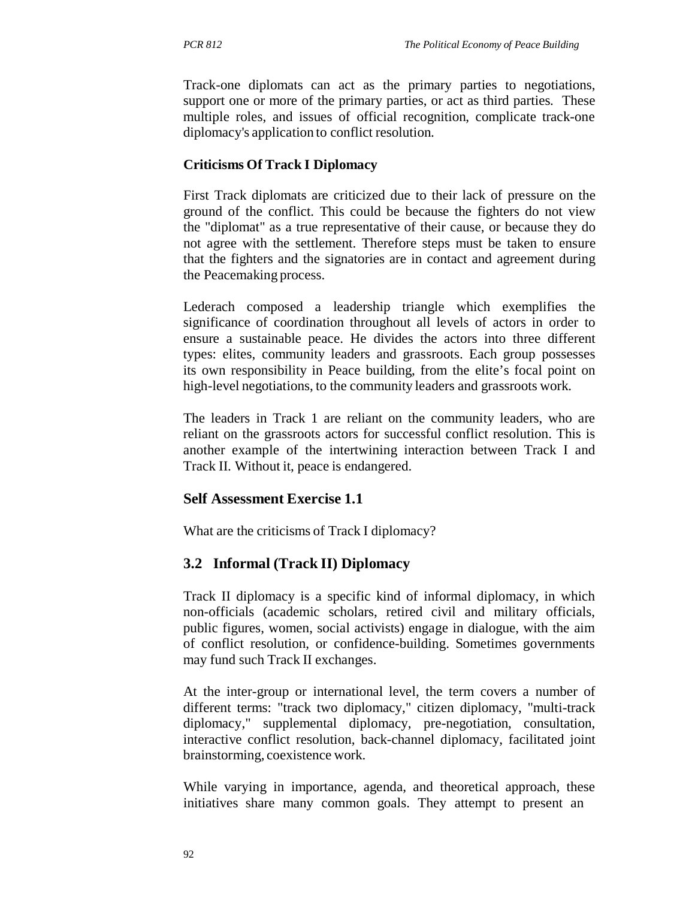Track-one diplomats can act as the primary parties to negotiations, support one or more of the primary parties, or act as third parties. These multiple roles, and issues of official recognition, complicate track-one diplomacy's application to conflict resolution.

**Criticisms Of Track I Diplomacy**

First Track diplomats are criticized due to their lack of pressure on the ground of the conflict. This could be because the fighters do not view the "diplomat" as a true representative of their cause, or because they do not agree with the settlement. Therefore steps must be taken to ensure that the fighters and the signatories are in contact and agreement during the Peacemaking process.

Lederach composed a leadership triangle which exemplifies the significance of coordination throughout all levels of actors in order to ensure a sustainable peace. He divides the actors into three different types: elites, community leaders and grassroots. Each group possesses its own responsibility in Peace building, from the elite's focal point on high-level negotiations, to the community leaders and grassroots work.

The leaders in Track 1 are reliant on the community leaders, who are reliant on the grassroots actors for successful conflict resolution. This is another example of the intertwining interaction between Track I and Track II. Without it, peace is endangered.

### Self Assessment Exercise 1.1

What are the criticisms of Track I diplomacy?

## 3.2 Informal (Track II) Diplomacy

Track II diplomacy is a specific kind of informal diplomacy, in which non-officials (academic scholars, retired civil and military officials, public figures, women, social activists) engage in dialogue, with the aim of conflict resolution, or confidence-building. Sometimes governments may fund such Track II exchanges.

At the inter-group or international level, the term covers a number of different terms: "track two diplomacy," citizen diplomacy, "multi-track diplomacy," supplemental diplomacy, pre-negotiation, consultation, interactive conflict resolution, back-channel diplomacy, facilitated joint brainstorming, coexistence work.

While varying in importance, agenda, and theoretical approach, these initiatives share many common goals. They attempt to present an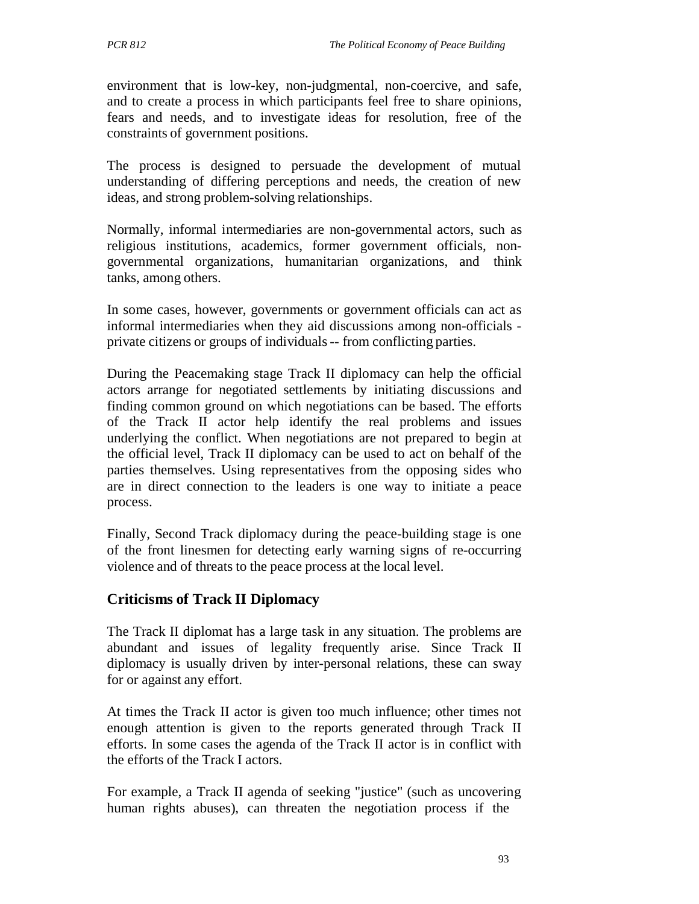environment that is low-key, non-judgmental, non-coercive, and safe, and to create a process in which participants feel free to share opinions, fears and needs, and to investigate ideas for resolution, free of the constraints of government positions.

The process is designed to persuade the development of mutual understanding of differing perceptions and needs, the creation of new ideas, and strong problem-solving relationships.

Normally, informal intermediaries are non-governmental actors, such as religious institutions, academics, former government officials, non-governmental organizations, humanitarian organizations, and think tanks, among others.

In some cases, however, governments or government officials can act as informal intermediaries when they aid discussions among non-officials - private citizens or groups of individuals -- from conflicting parties.

During the Peacemaking stage Track II diplomacy can help the official actors arrange for negotiated settlements by initiating discussions and finding common ground on which negotiations can be based. The efforts of the Track II actor help identify the real problems and issues underlying the conflict. When negotiations are not prepared to begin at the official level, Track II diplomacy can be used to act on behalf of the parties themselves. Using representatives from the opposing sides who are in direct connection to the leaders is one way to initiate a peace process.

Finally, Second Track diplomacy during the peace-building stage is one of the front linesmen for detecting early warning signs of re-occurring violence and of threats to the peace process at the local level.

## Criticisms of Track II Diplomacy

The Track II diplomat has a large task in any situation. The problems are abundant and issues of legality frequently arise. Since Track II diplomacy is usually driven by inter-personal relations, these can sway for or against any effort.

At times the Track II actor is given too much influence; other times not enough attention is given to the reports generated through Track II efforts. In some cases the agenda of the Track II actor is in conflict with the efforts of the Track I actors.

For example, a Track II agenda of seeking "justice" (such as uncovering human rights abuses), can threaten the negotiation process if the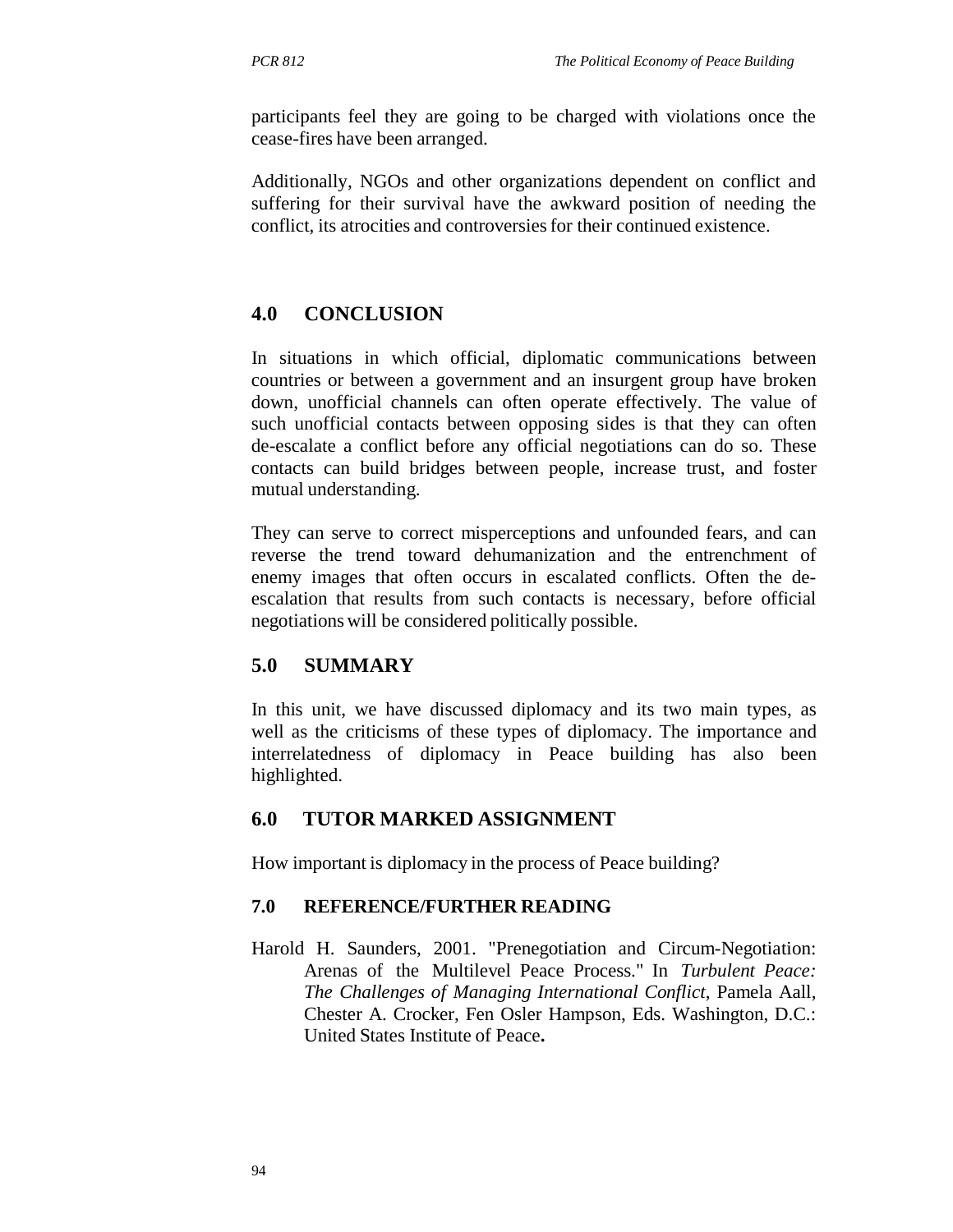participants feel they are going to be charged with violations once the cease-fires have been arranged.

Additionally, NGOs and other organizations dependent on conflict and suffering for their survival have the awkward position of needing the conflict, its atrocities and controversies for their continued existence.

## 4.0 CONCLUSION

In situations in which official, diplomatic communications between countries or between a government and an insurgent group have broken down, unofficial channels can often operate effectively. The value of such unofficial contacts between opposing sides is that they can often de-escalate a conflict before any official negotiations can do so. These contacts can build bridges between people, increase trust, and foster mutual understanding.

They can serve to correct misperceptions and unfounded fears, and can reverse the trend toward dehumanization and the entrenchment of enemy images that often occurs in escalated conflicts. Often the de-escalation that results from such contacts is necessary, before official negotiations will be considered politically possible.

## 5.0 SUMMARY

In this unit, we have discussed diplomacy and its two main types, as well as the criticisms of these types of diplomacy. The importance and interrelatedness of diplomacy in Peace building has also been highlighted.

## 6.0 TUTOR MARKED ASSIGNMENT

How important is diplomacy in the process of Peace building?

### 7.0 REFERENCE/FURTHER READING

Harold H. Saunders, 2001. "Prenegotiation and Circum-Negotiation: Arenas of the Multilevel Peace Process." In *Turbulent Peace: The Challenges of Managing International Conflict*, Pamela Aall, Chester A. Crocker, Fen Osler Hampson, Eds. Washington, D.C.: United States Institute of Peace**.**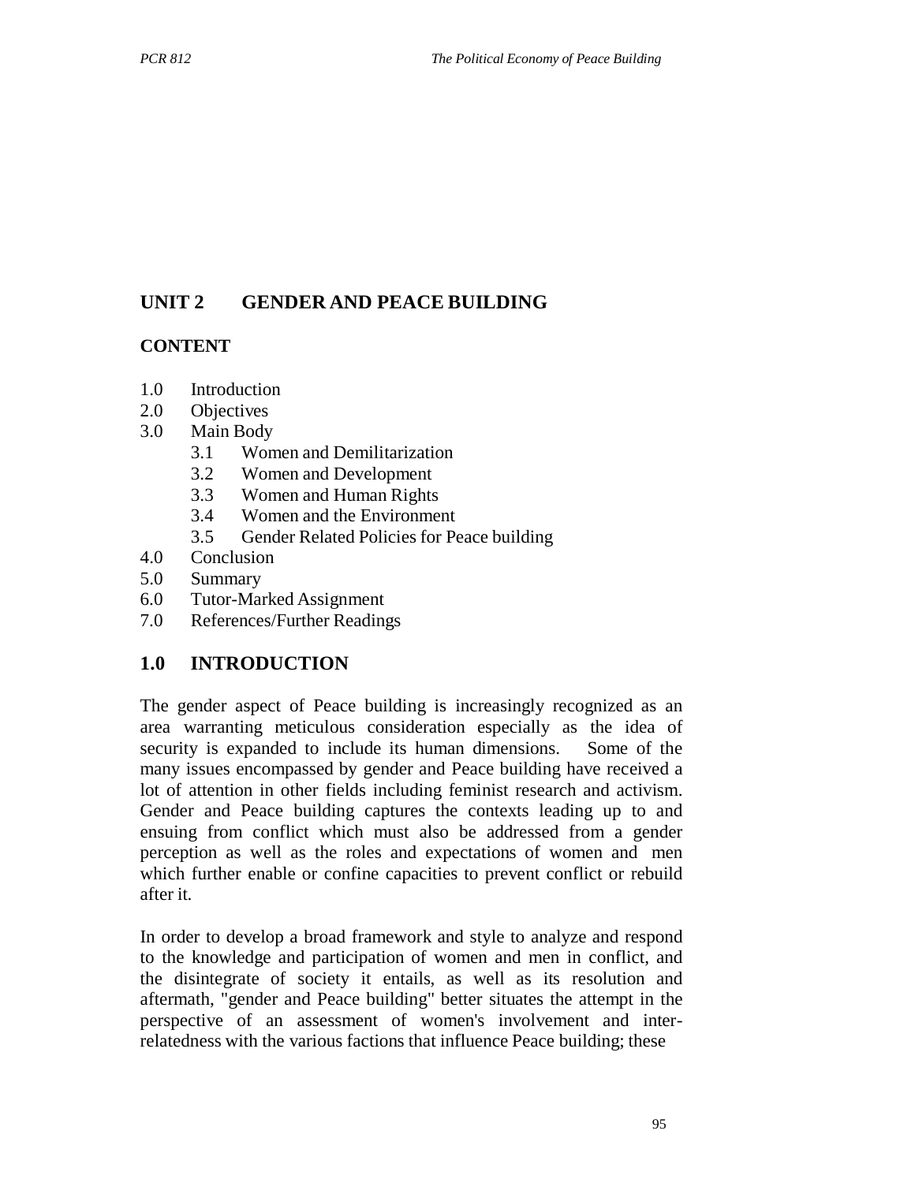## UNIT 2 GENDER AND PEACE BUILDING

### CONTENT

1.0 Introduction
2.0 Objectives
3.0 Main Body
   3.1 Women and Demilitarization
   3.2 Women and Development
   3.3 Women and Human Rights
   3.4 Women and the Environment
   3.5 Gender Related Policies for Peace building
4.0 Conclusion
5.0 Summary
6.0 Tutor-Marked Assignment
7.0 References/Further Readings

## 1.0 INTRODUCTION

The gender aspect of Peace building is increasingly recognized as an area warranting meticulous consideration especially as the idea of security is expanded to include its human dimensions. Some of the many issues encompassed by gender and Peace building have received a lot of attention in other fields including feminist research and activism. Gender and Peace building captures the contexts leading up to and ensuing from conflict which must also be addressed from a gender perception as well as the roles and expectations of women and men which further enable or confine capacities to prevent conflict or rebuild after it.

In order to develop a broad framework and style to analyze and respond to the knowledge and participation of women and men in conflict, and the disintegrate of society it entails, as well as its resolution and aftermath, "gender and Peace building" better situates the attempt in the perspective of an assessment of women's involvement and inter-relatedness with the various factions that influence Peace building; these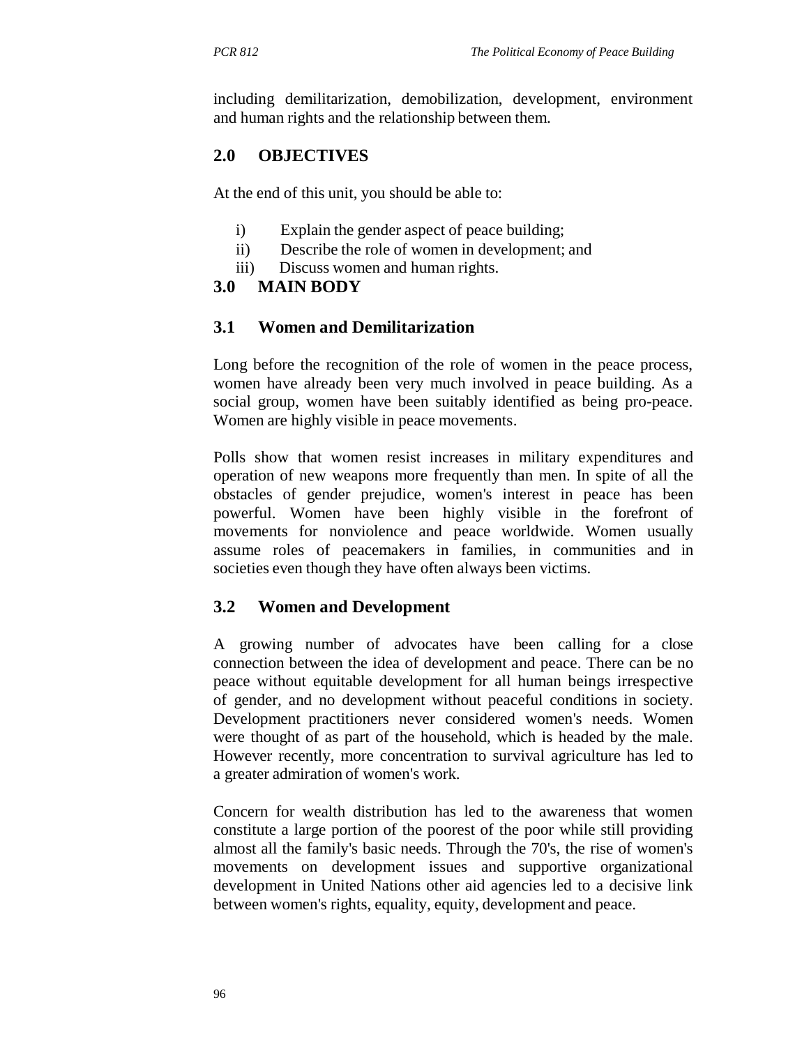including demilitarization, demobilization, development, environment and human rights and the relationship between them.

## 2.0 OBJECTIVES

At the end of this unit, you should be able to:

i) Explain the gender aspect of peace building;
ii) Describe the role of women in development; and
iii) Discuss women and human rights.

## 3.0 MAIN BODY

### 3.1 Women and Demilitarization

Long before the recognition of the role of women in the peace process, women have already been very much involved in peace building. As a social group, women have been suitably identified as being pro-peace. Women are highly visible in peace movements.

Polls show that women resist increases in military expenditures and operation of new weapons more frequently than men. In spite of all the obstacles of gender prejudice, women's interest in peace has been powerful. Women have been highly visible in the forefront of movements for nonviolence and peace worldwide. Women usually assume roles of peacemakers in families, in communities and in societies even though they have often always been victims.

### 3.2 Women and Development

A growing number of advocates have been calling for a close connection between the idea of development and peace. There can be no peace without equitable development for all human beings irrespective of gender, and no development without peaceful conditions in society. Development practitioners never considered women's needs. Women were thought of as part of the household, which is headed by the male. However recently, more concentration to survival agriculture has led to a greater admiration of women's work.

Concern for wealth distribution has led to the awareness that women constitute a large portion of the poorest of the poor while still providing almost all the family's basic needs. Through the 70's, the rise of women's movements on development issues and supportive organizational development in United Nations other aid agencies led to a decisive link between women's rights, equality, equity, development and peace.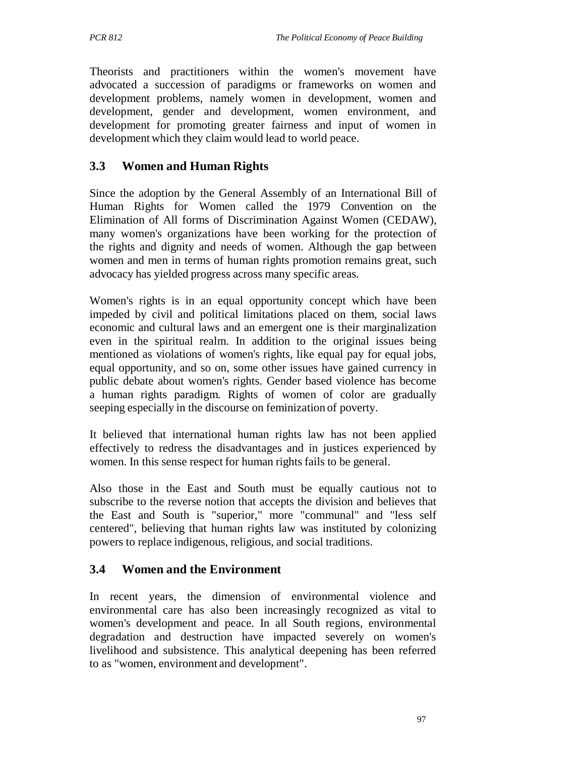Theorists and practitioners within the women's movement have advocated a succession of paradigms or frameworks on women and development problems, namely women in development, women and development, gender and development, women environment, and development for promoting greater fairness and input of women in development which they claim would lead to world peace.

### 3.3 Women and Human Rights

Since the adoption by the General Assembly of an International Bill of Human Rights for Women called the 1979 Convention on the Elimination of All forms of Discrimination Against Women (CEDAW), many women's organizations have been working for the protection of the rights and dignity and needs of women. Although the gap between women and men in terms of human rights promotion remains great, such advocacy has yielded progress across many specific areas.

Women's rights is in an equal opportunity concept which have been impeded by civil and political limitations placed on them, social laws economic and cultural laws and an emergent one is their marginalization even in the spiritual realm. In addition to the original issues being mentioned as violations of women's rights, like equal pay for equal jobs, equal opportunity, and so on, some other issues have gained currency in public debate about women's rights. Gender based violence has become a human rights paradigm. Rights of women of color are gradually seeping especially in the discourse on feminization of poverty.

It believed that international human rights law has not been applied effectively to redress the disadvantages and in justices experienced by women. In this sense respect for human rights fails to be general.

Also those in the East and South must be equally cautious not to subscribe to the reverse notion that accepts the division and believes that the East and South is "superior," more "communal" and "less self centered", believing that human rights law was instituted by colonizing powers to replace indigenous, religious, and social traditions.

### 3.4 Women and the Environment

In recent years, the dimension of environmental violence and environmental care has also been increasingly recognized as vital to women's development and peace. In all South regions, environmental degradation and destruction have impacted severely on women's livelihood and subsistence. This analytical deepening has been referred to as "women, environment and development".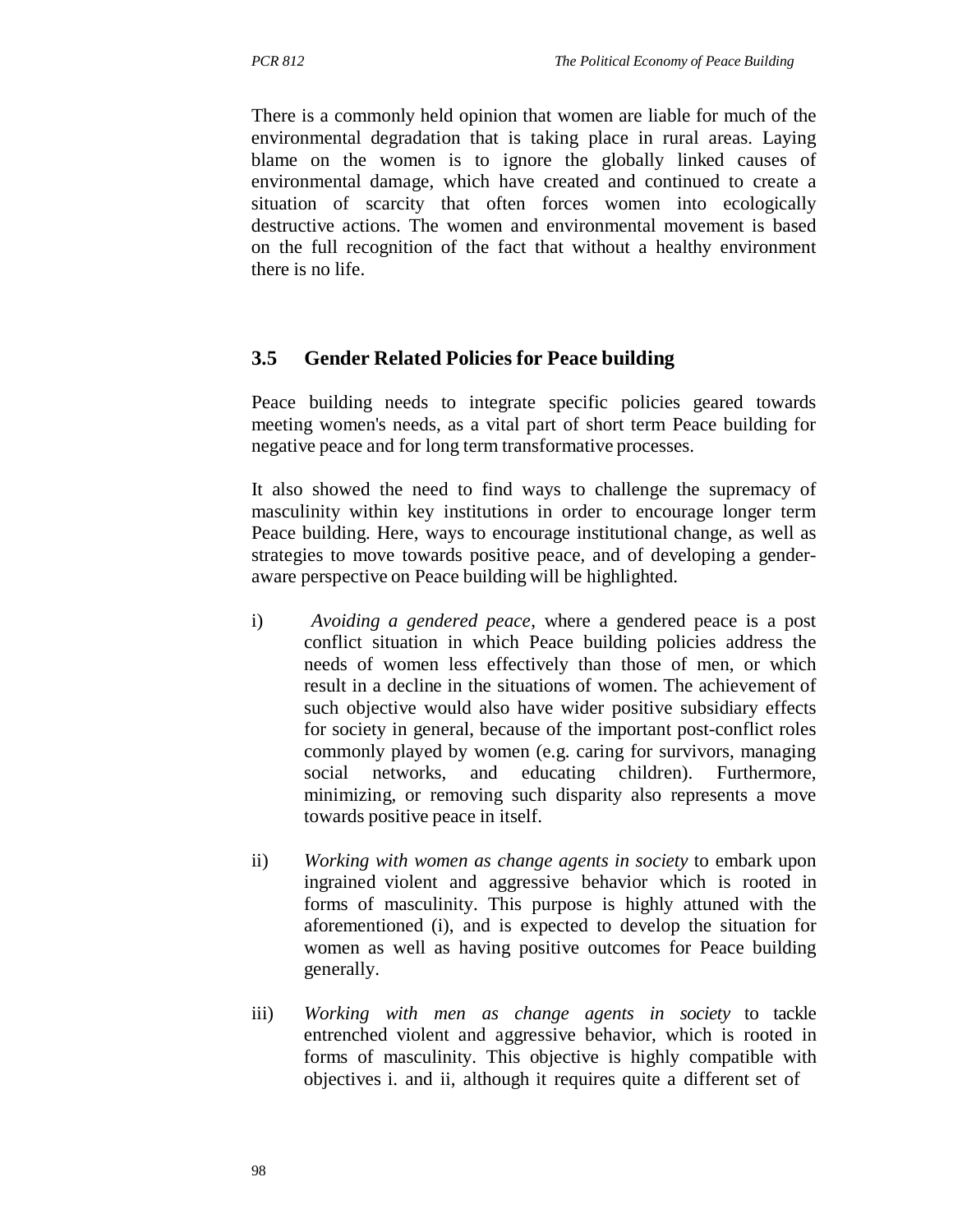There is a commonly held opinion that women are liable for much of the environmental degradation that is taking place in rural areas. Laying blame on the women is to ignore the globally linked causes of environmental damage, which have created and continued to create a situation of scarcity that often forces women into ecologically destructive actions. The women and environmental movement is based on the full recognition of the fact that without a healthy environment there is no life.

## 3.5 Gender Related Policies for Peace building

Peace building needs to integrate specific policies geared towards meeting women's needs, as a vital part of short term Peace building for negative peace and for long term transformative processes.

It also showed the need to find ways to challenge the supremacy of masculinity within key institutions in order to encourage longer term Peace building. Here, ways to encourage institutional change, as well as strategies to move towards positive peace, and of developing a gender-aware perspective on Peace building will be highlighted.

i) *Avoiding a gendered peace*, where a gendered peace is a post conflict situation in which Peace building policies address the needs of women less effectively than those of men, or which result in a decline in the situations of women. The achievement of such objective would also have wider positive subsidiary effects for society in general, because of the important post-conflict roles commonly played by women (e.g. caring for survivors, managing social networks, and educating children). Furthermore, minimizing, or removing such disparity also represents a move towards positive peace in itself.

ii) *Working with women as change agents in society* to embark upon ingrained violent and aggressive behavior which is rooted in forms of masculinity. This purpose is highly attuned with the aforementioned (i), and is expected to develop the situation for women as well as having positive outcomes for Peace building generally.

iii) *Working with men as change agents in society* to tackle entrenched violent and aggressive behavior, which is rooted in forms of masculinity. This objective is highly compatible with objectives i. and ii, although it requires quite a different set of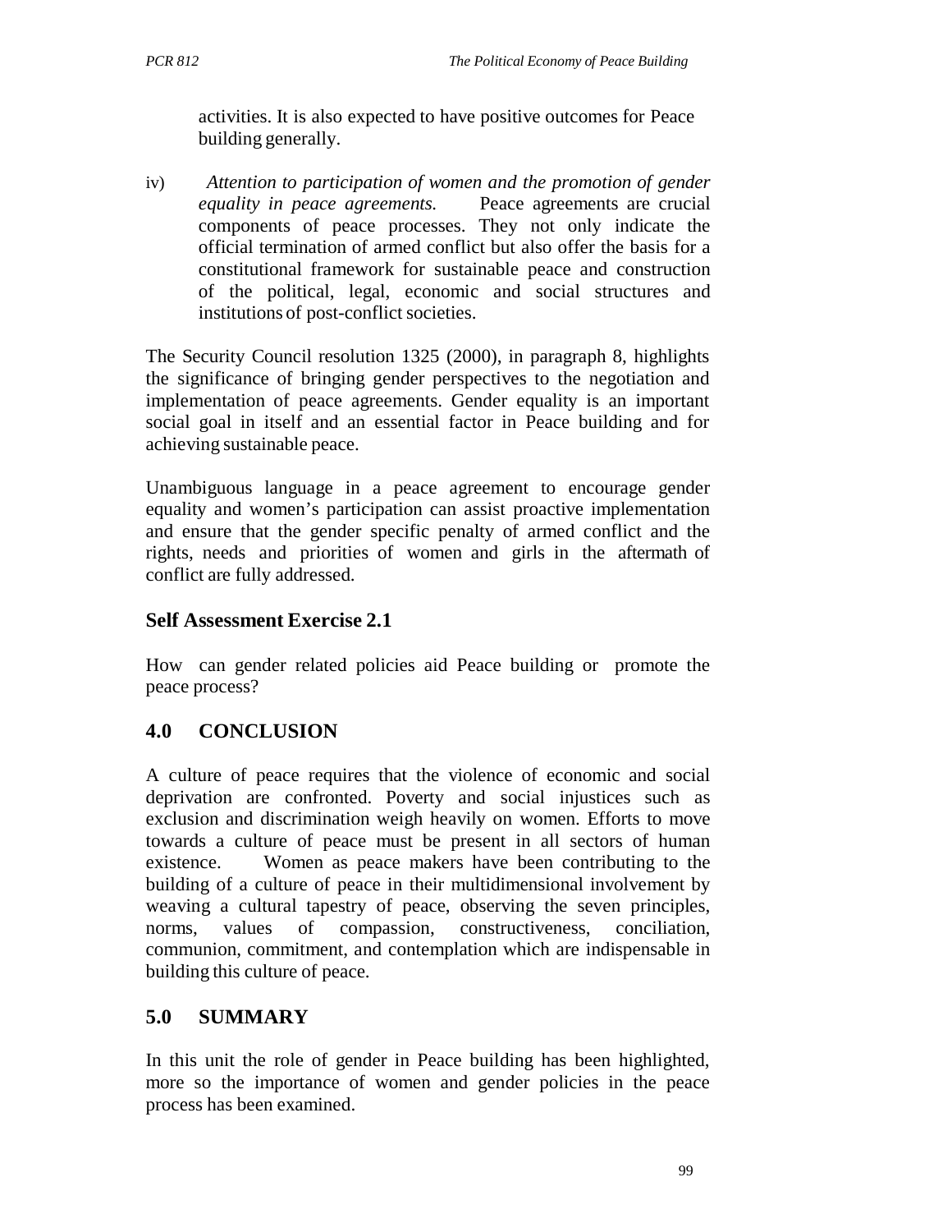activities. It is also expected to have positive outcomes for Peace building generally.

iv) *Attention to participation of women and the promotion of gender equality in peace agreements.* Peace agreements are crucial components of peace processes. They not only indicate the official termination of armed conflict but also offer the basis for a constitutional framework for sustainable peace and construction of the political, legal, economic and social structures and institutions of post-conflict societies.

The Security Council resolution 1325 (2000), in paragraph 8, highlights the significance of bringing gender perspectives to the negotiation and implementation of peace agreements. Gender equality is an important social goal in itself and an essential factor in Peace building and for achieving sustainable peace.

Unambiguous language in a peace agreement to encourage gender equality and women's participation can assist proactive implementation and ensure that the gender specific penalty of armed conflict and the rights, needs and priorities of women and girls in the aftermath of conflict are fully addressed.

### Self Assessment Exercise 2.1

How can gender related policies aid Peace building or promote the peace process?

## 4.0 CONCLUSION

A culture of peace requires that the violence of economic and social deprivation are confronted. Poverty and social injustices such as exclusion and discrimination weigh heavily on women. Efforts to move towards a culture of peace must be present in all sectors of human existence. Women as peace makers have been contributing to the building of a culture of peace in their multidimensional involvement by weaving a cultural tapestry of peace, observing the seven principles, norms, values of compassion, constructiveness, conciliation, communion, commitment, and contemplation which are indispensable in building this culture of peace.

## 5.0 SUMMARY

In this unit the role of gender in Peace building has been highlighted, more so the importance of women and gender policies in the peace process has been examined.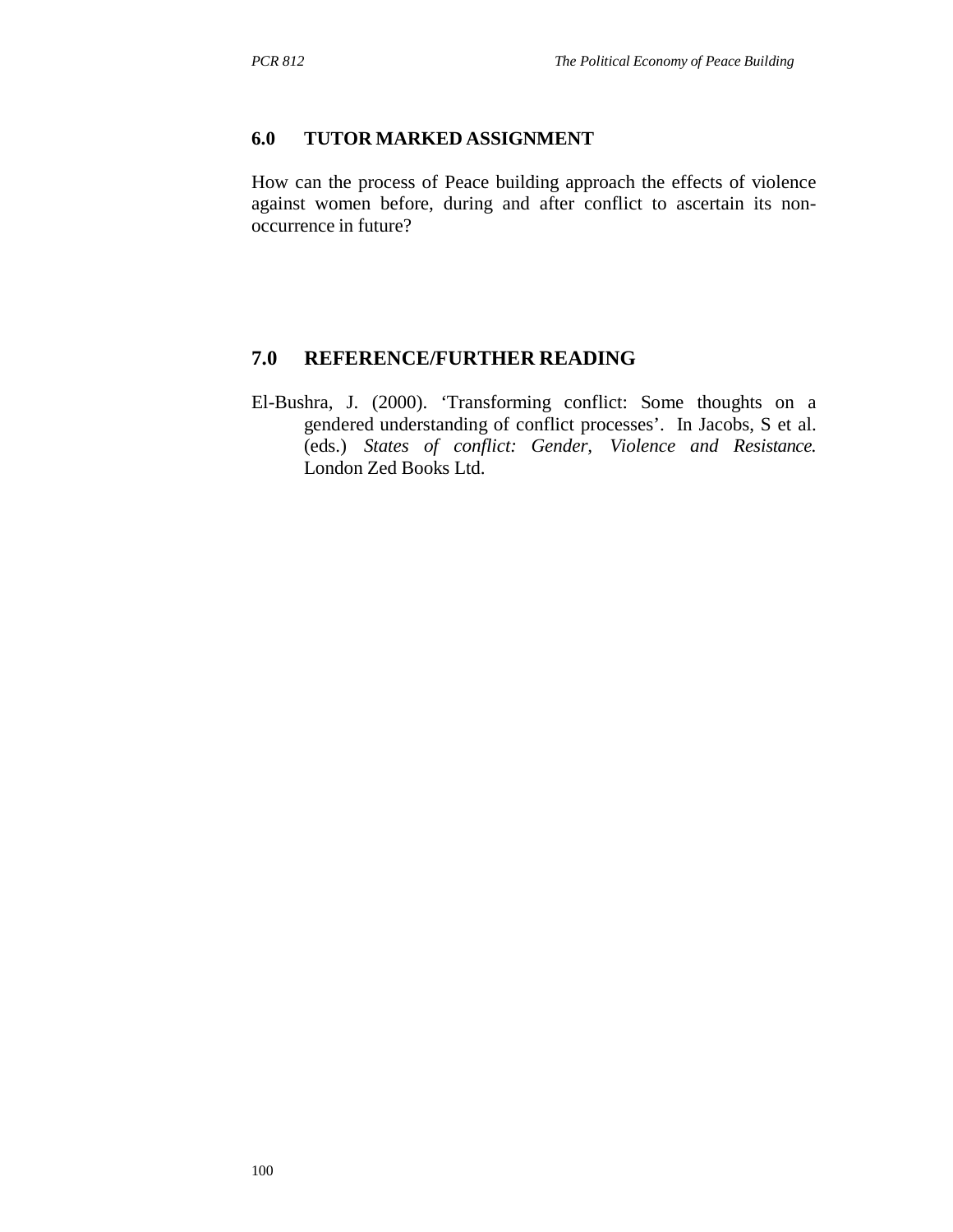## 6.0 TUTOR MARKED ASSIGNMENT

How can the process of Peace building approach the effects of violence against women before, during and after conflict to ascertain its non-occurrence in future?

## 7.0 REFERENCE/FURTHER READING

El-Bushra, J. (2000). 'Transforming conflict: Some thoughts on a gendered understanding of conflict processes'. In Jacobs, S et al. (eds.) *States of conflict: Gender, Violence and Resistance.* London Zed Books Ltd.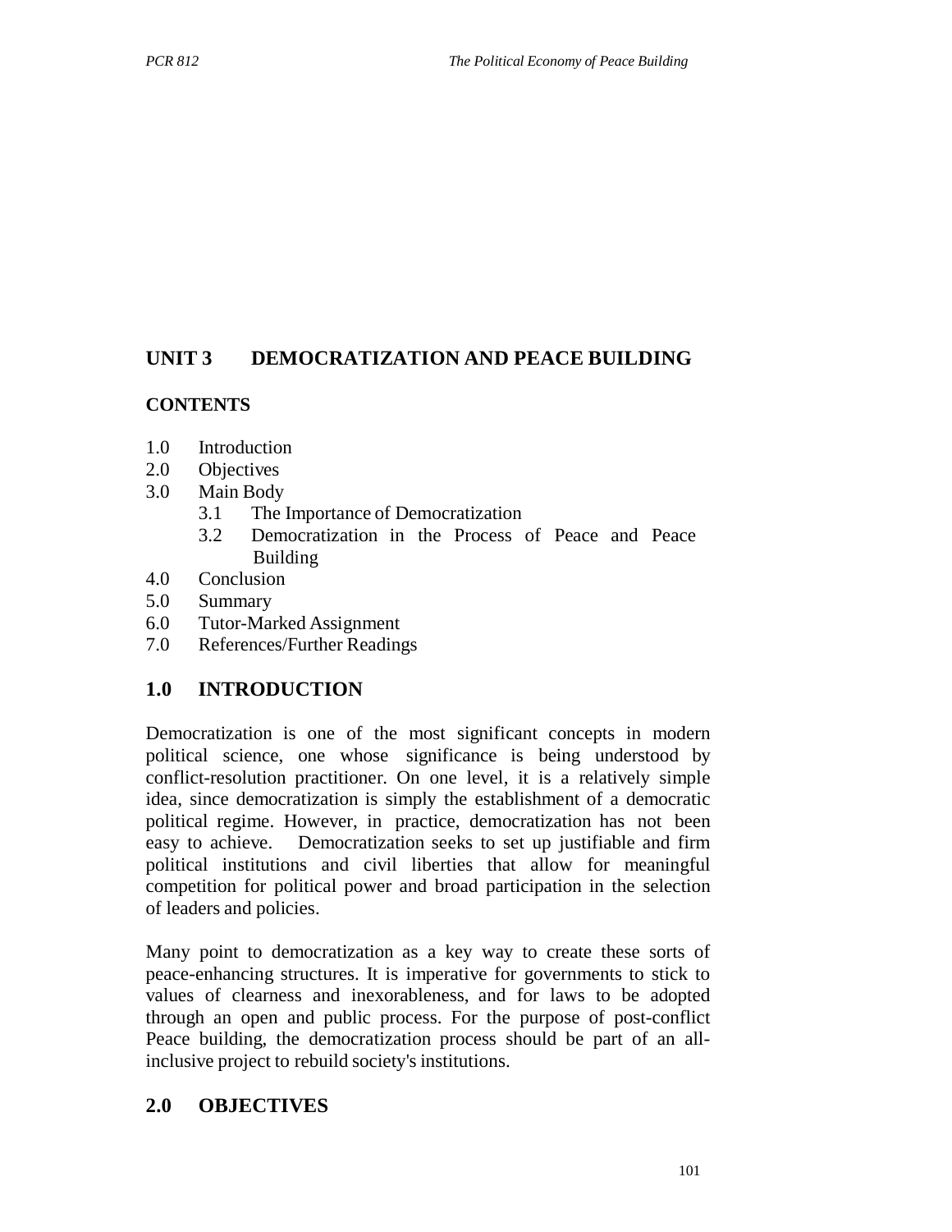## UNIT 3 DEMOCRATIZATION AND PEACE BUILDING

### CONTENTS

1.0 Introduction
2.0 Objectives
3.0 Main Body
  3.1 The Importance of Democratization
  3.2 Democratization in the Process of Peace and Peace Building
4.0 Conclusion
5.0 Summary
6.0 Tutor-Marked Assignment
7.0 References/Further Readings

## 1.0 INTRODUCTION

Democratization is one of the most significant concepts in modern political science, one whose significance is being understood by conflict-resolution practitioner. On one level, it is a relatively simple idea, since democratization is simply the establishment of a democratic political regime. However, in practice, democratization has not been easy to achieve. Democratization seeks to set up justifiable and firm political institutions and civil liberties that allow for meaningful competition for political power and broad participation in the selection of leaders and policies.

Many point to democratization as a key way to create these sorts of peace-enhancing structures. It is imperative for governments to stick to values of clearness and inexorableness, and for laws to be adopted through an open and public process. For the purpose of post-conflict Peace building, the democratization process should be part of an all-inclusive project to rebuild society's institutions.

## 2.0 OBJECTIVES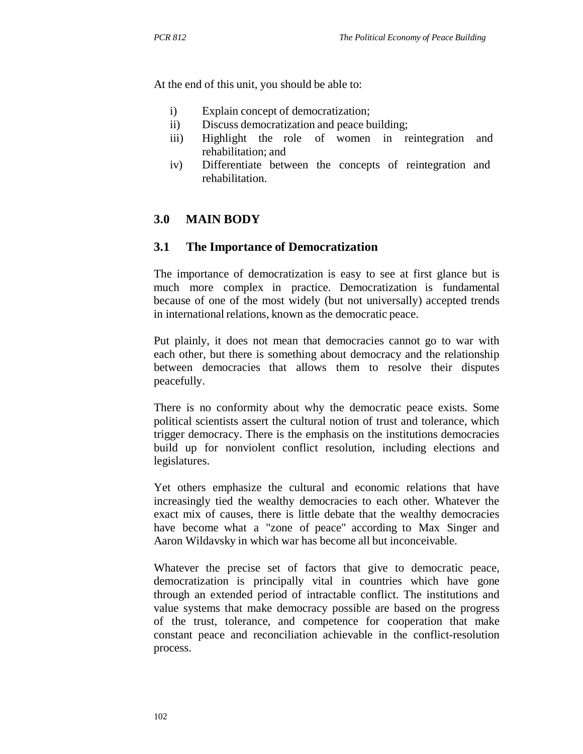At the end of this unit, you should be able to:

i) Explain concept of democratization;
ii) Discuss democratization and peace building;
iii) Highlight the role of women in reintegration and rehabilitation; and
iv) Differentiate between the concepts of reintegration and rehabilitation.

## 3.0 MAIN BODY

### 3.1 The Importance of Democratization

The importance of democratization is easy to see at first glance but is much more complex in practice. Democratization is fundamental because of one of the most widely (but not universally) accepted trends in international relations, known as the democratic peace.

Put plainly, it does not mean that democracies cannot go to war with each other, but there is something about democracy and the relationship between democracies that allows them to resolve their disputes peacefully.

There is no conformity about why the democratic peace exists. Some political scientists assert the cultural notion of trust and tolerance, which trigger democracy. There is the emphasis on the institutions democracies build up for nonviolent conflict resolution, including elections and legislatures.

Yet others emphasize the cultural and economic relations that have increasingly tied the wealthy democracies to each other. Whatever the exact mix of causes, there is little debate that the wealthy democracies have become what a "zone of peace" according to Max Singer and Aaron Wildavsky in which war has become all but inconceivable.

Whatever the precise set of factors that give to democratic peace, democratization is principally vital in countries which have gone through an extended period of intractable conflict. The institutions and value systems that make democracy possible are based on the progress of the trust, tolerance, and competence for cooperation that make constant peace and reconciliation achievable in the conflict-resolution process.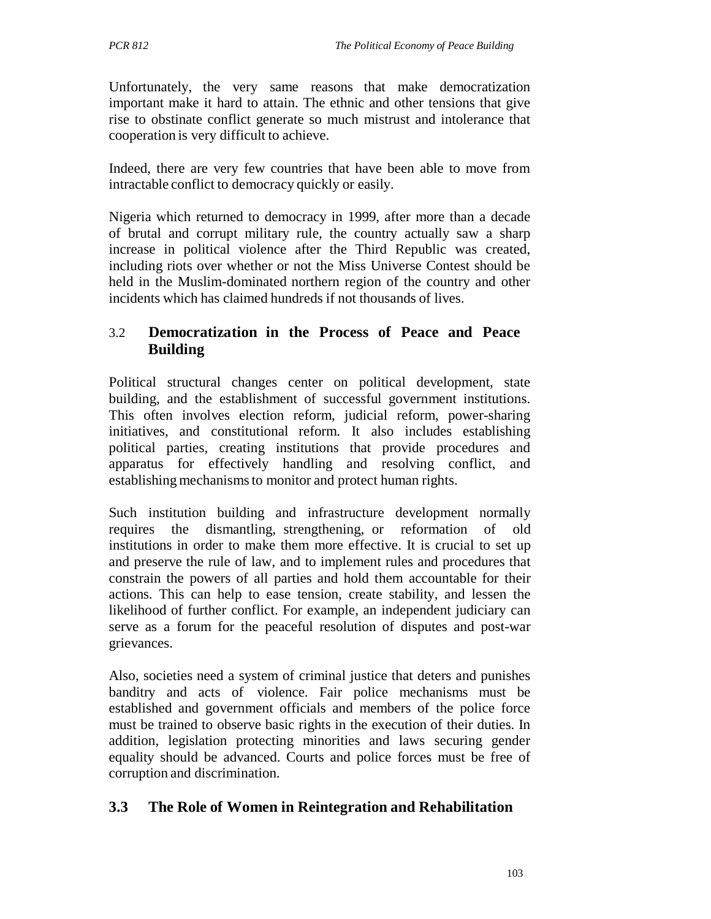Unfortunately, the very same reasons that make democratization important make it hard to attain. The ethnic and other tensions that give rise to obstinate conflict generate so much mistrust and intolerance that cooperation is very difficult to achieve.

Indeed, there are very few countries that have been able to move from intractable conflict to democracy quickly or easily.

Nigeria which returned to democracy in 1999, after more than a decade of brutal and corrupt military rule, the country actually saw a sharp increase in political violence after the Third Republic was created, including riots over whether or not the Miss Universe Contest should be held in the Muslim-dominated northern region of the country and other incidents which has claimed hundreds if not thousands of lives.

## 3.2 Democratization in the Process of Peace and Peace Building

Political structural changes center on political development, state building, and the establishment of successful government institutions. This often involves election reform, judicial reform, power-sharing initiatives, and constitutional reform. It also includes establishing political parties, creating institutions that provide procedures and apparatus for effectively handling and resolving conflict, and establishing mechanisms to monitor and protect human rights.

Such institution building and infrastructure development normally requires the dismantling, strengthening, or reformation of old institutions in order to make them more effective. It is crucial to set up and preserve the rule of law, and to implement rules and procedures that constrain the powers of all parties and hold them accountable for their actions. This can help to ease tension, create stability, and lessen the likelihood of further conflict. For example, an independent judiciary can serve as a forum for the peaceful resolution of disputes and post-war grievances.

Also, societies need a system of criminal justice that deters and punishes banditry and acts of violence. Fair police mechanisms must be established and government officials and members of the police force must be trained to observe basic rights in the execution of their duties. In addition, legislation protecting minorities and laws securing gender equality should be advanced. Courts and police forces must be free of corruption and discrimination.

## 3.3 The Role of Women in Reintegration and Rehabilitation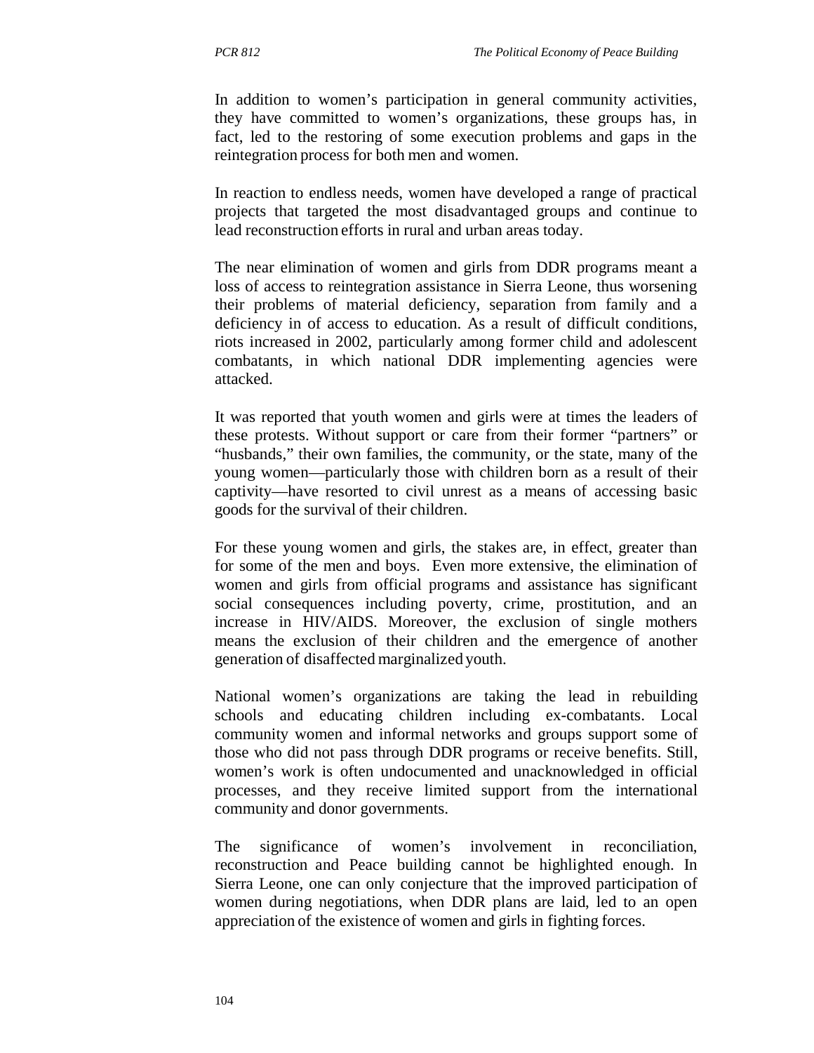In addition to women's participation in general community activities, they have committed to women's organizations, these groups has, in fact, led to the restoring of some execution problems and gaps in the reintegration process for both men and women.

In reaction to endless needs, women have developed a range of practical projects that targeted the most disadvantaged groups and continue to lead reconstruction efforts in rural and urban areas today.

The near elimination of women and girls from DDR programs meant a loss of access to reintegration assistance in Sierra Leone, thus worsening their problems of material deficiency, separation from family and a deficiency in of access to education. As a result of difficult conditions, riots increased in 2002, particularly among former child and adolescent combatants, in which national DDR implementing agencies were attacked.

It was reported that youth women and girls were at times the leaders of these protests. Without support or care from their former "partners" or "husbands," their own families, the community, or the state, many of the young women—particularly those with children born as a result of their captivity—have resorted to civil unrest as a means of accessing basic goods for the survival of their children.

For these young women and girls, the stakes are, in effect, greater than for some of the men and boys. Even more extensive, the elimination of women and girls from official programs and assistance has significant social consequences including poverty, crime, prostitution, and an increase in HIV/AIDS. Moreover, the exclusion of single mothers means the exclusion of their children and the emergence of another generation of disaffected marginalized youth.

National women's organizations are taking the lead in rebuilding schools and educating children including ex-combatants. Local community women and informal networks and groups support some of those who did not pass through DDR programs or receive benefits. Still, women's work is often undocumented and unacknowledged in official processes, and they receive limited support from the international community and donor governments.

The significance of women's involvement in reconciliation, reconstruction and Peace building cannot be highlighted enough. In Sierra Leone, one can only conjecture that the improved participation of women during negotiations, when DDR plans are laid, led to an open appreciation of the existence of women and girls in fighting forces.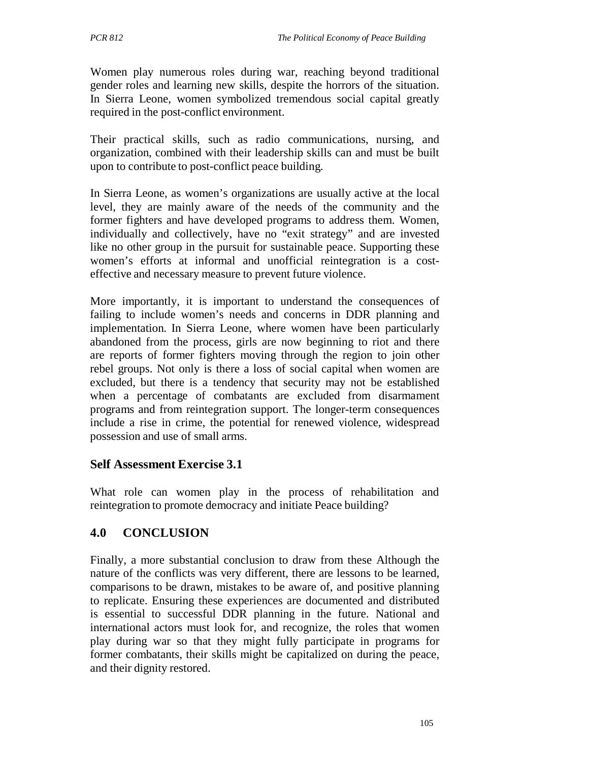Women play numerous roles during war, reaching beyond traditional gender roles and learning new skills, despite the horrors of the situation. In Sierra Leone, women symbolized tremendous social capital greatly required in the post-conflict environment.

Their practical skills, such as radio communications, nursing, and organization, combined with their leadership skills can and must be built upon to contribute to post-conflict peace building.

In Sierra Leone, as women's organizations are usually active at the local level, they are mainly aware of the needs of the community and the former fighters and have developed programs to address them. Women, individually and collectively, have no "exit strategy" and are invested like no other group in the pursuit for sustainable peace. Supporting these women's efforts at informal and unofficial reintegration is a cost-effective and necessary measure to prevent future violence.

More importantly, it is important to understand the consequences of failing to include women's needs and concerns in DDR planning and implementation. In Sierra Leone, where women have been particularly abandoned from the process, girls are now beginning to riot and there are reports of former fighters moving through the region to join other rebel groups. Not only is there a loss of social capital when women are excluded, but there is a tendency that security may not be established when a percentage of combatants are excluded from disarmament programs and from reintegration support. The longer-term consequences include a rise in crime, the potential for renewed violence, widespread possession and use of small arms.

### Self Assessment Exercise 3.1

What role can women play in the process of rehabilitation and reintegration to promote democracy and initiate Peace building?

## 4.0 CONCLUSION

Finally, a more substantial conclusion to draw from these Although the nature of the conflicts was very different, there are lessons to be learned, comparisons to be drawn, mistakes to be aware of, and positive planning to replicate. Ensuring these experiences are documented and distributed is essential to successful DDR planning in the future. National and international actors must look for, and recognize, the roles that women play during war so that they might fully participate in programs for former combatants, their skills might be capitalized on during the peace, and their dignity restored.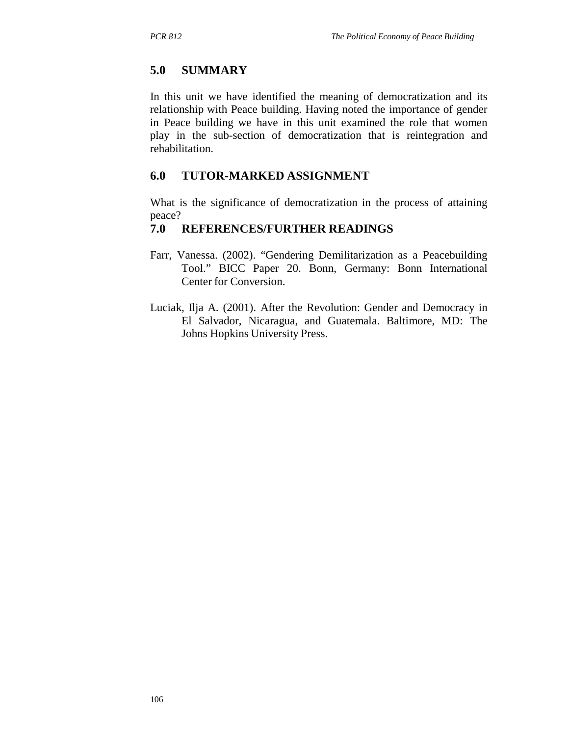## 5.0 SUMMARY

In this unit we have identified the meaning of democratization and its relationship with Peace building. Having noted the importance of gender in Peace building we have in this unit examined the role that women play in the sub-section of democratization that is reintegration and rehabilitation.

## 6.0 TUTOR-MARKED ASSIGNMENT

What is the significance of democratization in the process of attaining peace?

## 7.0 REFERENCES/FURTHER READINGS

Farr, Vanessa. (2002). "Gendering Demilitarization as a Peacebuilding Tool." BICC Paper 20. Bonn, Germany: Bonn International Center for Conversion.

Luciak, Ilja A. (2001). After the Revolution: Gender and Democracy in El Salvador, Nicaragua, and Guatemala. Baltimore, MD: The Johns Hopkins University Press.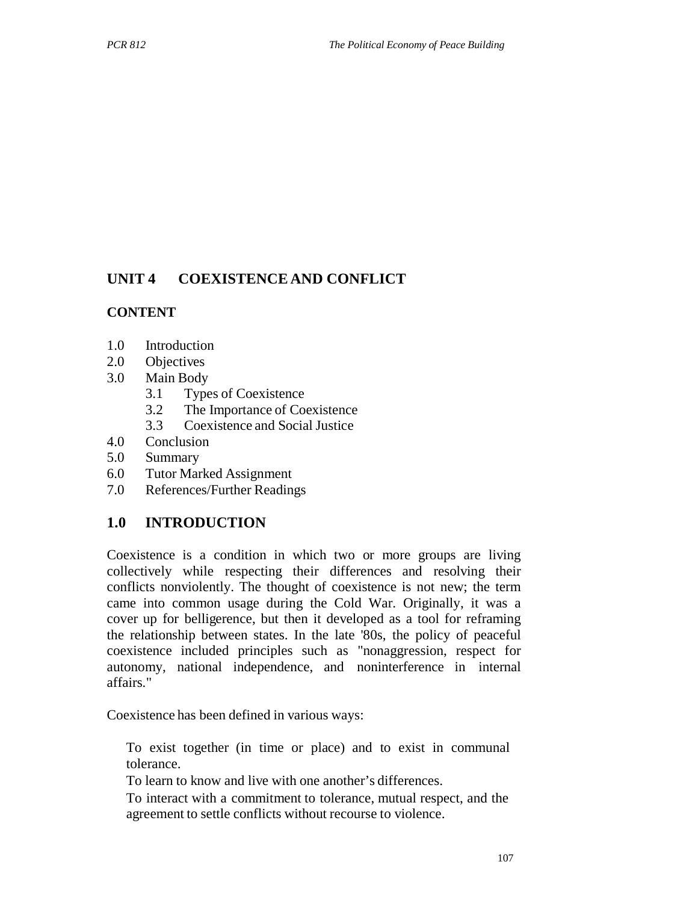## UNIT 4 COEXISTENCE AND CONFLICT

### CONTENT

1.0 Introduction
2.0 Objectives
3.0 Main Body
   3.1 Types of Coexistence
   3.2 The Importance of Coexistence
   3.3 Coexistence and Social Justice
4.0 Conclusion
5.0 Summary
6.0 Tutor Marked Assignment
7.0 References/Further Readings

## 1.0 INTRODUCTION

Coexistence is a condition in which two or more groups are living collectively while respecting their differences and resolving their conflicts nonviolently. The thought of coexistence is not new; the term came into common usage during the Cold War. Originally, it was a cover up for belligerence, but then it developed as a tool for reframing the relationship between states. In the late '80s, the policy of peaceful coexistence included principles such as "nonaggression, respect for autonomy, national independence, and noninterference in internal affairs."

Coexistence has been defined in various ways:

To exist together (in time or place) and to exist in communal tolerance.

To learn to know and live with one another's differences.

To interact with a commitment to tolerance, mutual respect, and the agreement to settle conflicts without recourse to violence.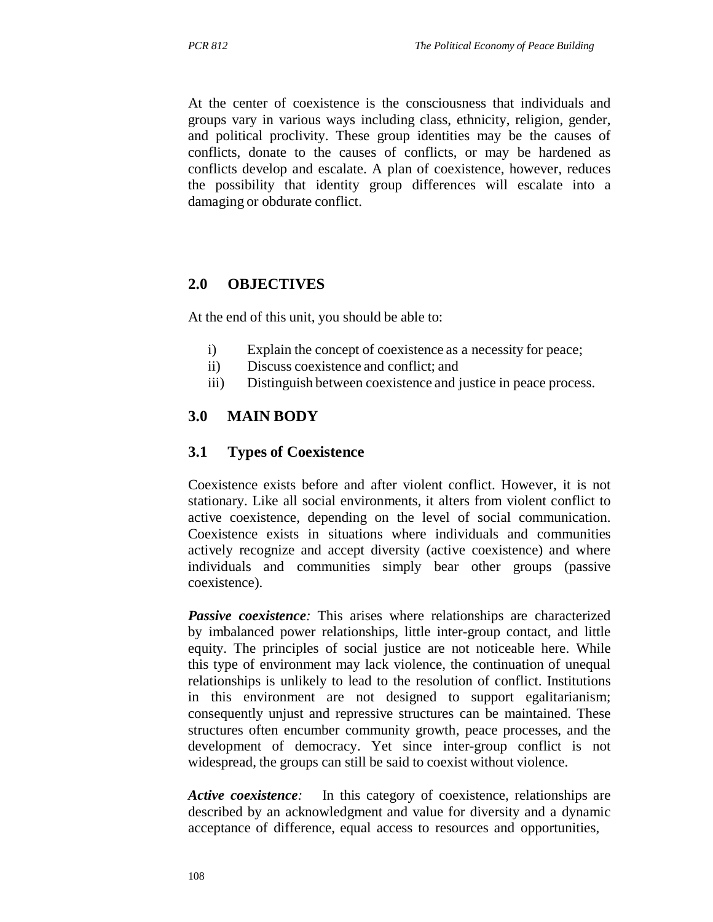At the center of coexistence is the consciousness that individuals and groups vary in various ways including class, ethnicity, religion, gender, and political proclivity. These group identities may be the causes of conflicts, donate to the causes of conflicts, or may be hardened as conflicts develop and escalate. A plan of coexistence, however, reduces the possibility that identity group differences will escalate into a damaging or obdurate conflict.

## 2.0 OBJECTIVES

At the end of this unit, you should be able to:

i) Explain the concept of coexistence as a necessity for peace;
ii) Discuss coexistence and conflict; and
iii) Distinguish between coexistence and justice in peace process.

## 3.0 MAIN BODY

### 3.1 Types of Coexistence

Coexistence exists before and after violent conflict. However, it is not stationary. Like all social environments, it alters from violent conflict to active coexistence, depending on the level of social communication. Coexistence exists in situations where individuals and communities actively recognize and accept diversity (active coexistence) and where individuals and communities simply bear other groups (passive coexistence).

***Passive coexistence****:* This arises where relationships are characterized by imbalanced power relationships, little inter-group contact, and little equity. The principles of social justice are not noticeable here. While this type of environment may lack violence, the continuation of unequal relationships is unlikely to lead to the resolution of conflict. Institutions in this environment are not designed to support egalitarianism; consequently unjust and repressive structures can be maintained. These structures often encumber community growth, peace processes, and the development of democracy. Yet since inter-group conflict is not widespread, the groups can still be said to coexist without violence.

***Active coexistence****:* In this category of coexistence, relationships are described by an acknowledgment and value for diversity and a dynamic acceptance of difference, equal access to resources and opportunities,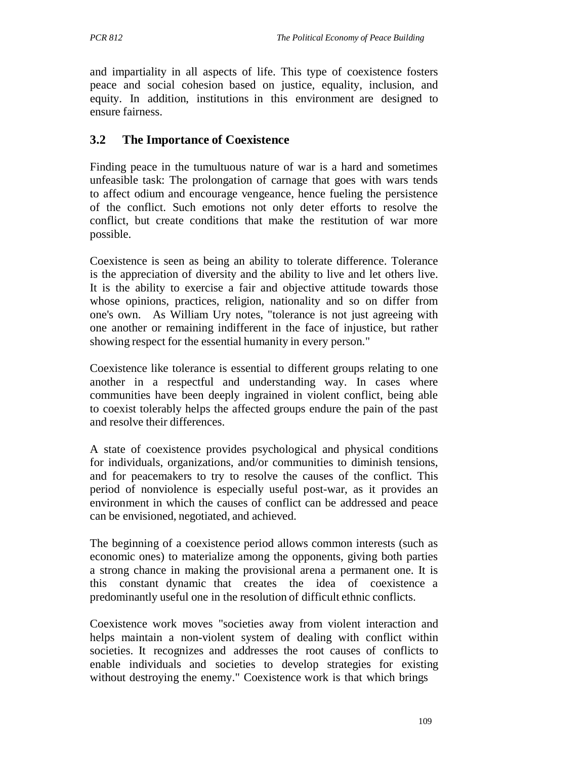and impartiality in all aspects of life. This type of coexistence fosters peace and social cohesion based on justice, equality, inclusion, and equity. In addition, institutions in this environment are designed to ensure fairness.

## 3.2 The Importance of Coexistence

Finding peace in the tumultuous nature of war is a hard and sometimes unfeasible task: The prolongation of carnage that goes with wars tends to affect odium and encourage vengeance, hence fueling the persistence of the conflict. Such emotions not only deter efforts to resolve the conflict, but create conditions that make the restitution of war more possible.

Coexistence is seen as being an ability to tolerate difference. Tolerance is the appreciation of diversity and the ability to live and let others live. It is the ability to exercise a fair and objective attitude towards those whose opinions, practices, religion, nationality and so on differ from one's own. As William Ury notes, "tolerance is not just agreeing with one another or remaining indifferent in the face of injustice, but rather showing respect for the essential humanity in every person."

Coexistence like tolerance is essential to different groups relating to one another in a respectful and understanding way. In cases where communities have been deeply ingrained in violent conflict, being able to coexist tolerably helps the affected groups endure the pain of the past and resolve their differences.

A state of coexistence provides psychological and physical conditions for individuals, organizations, and/or communities to diminish tensions, and for peacemakers to try to resolve the causes of the conflict. This period of nonviolence is especially useful post-war, as it provides an environment in which the causes of conflict can be addressed and peace can be envisioned, negotiated, and achieved.

The beginning of a coexistence period allows common interests (such as economic ones) to materialize among the opponents, giving both parties a strong chance in making the provisional arena a permanent one. It is this constant dynamic that creates the idea of coexistence a predominantly useful one in the resolution of difficult ethnic conflicts.

Coexistence work moves "societies away from violent interaction and helps maintain a non-violent system of dealing with conflict within societies. It recognizes and addresses the root causes of conflicts to enable individuals and societies to develop strategies for existing without destroying the enemy." Coexistence work is that which brings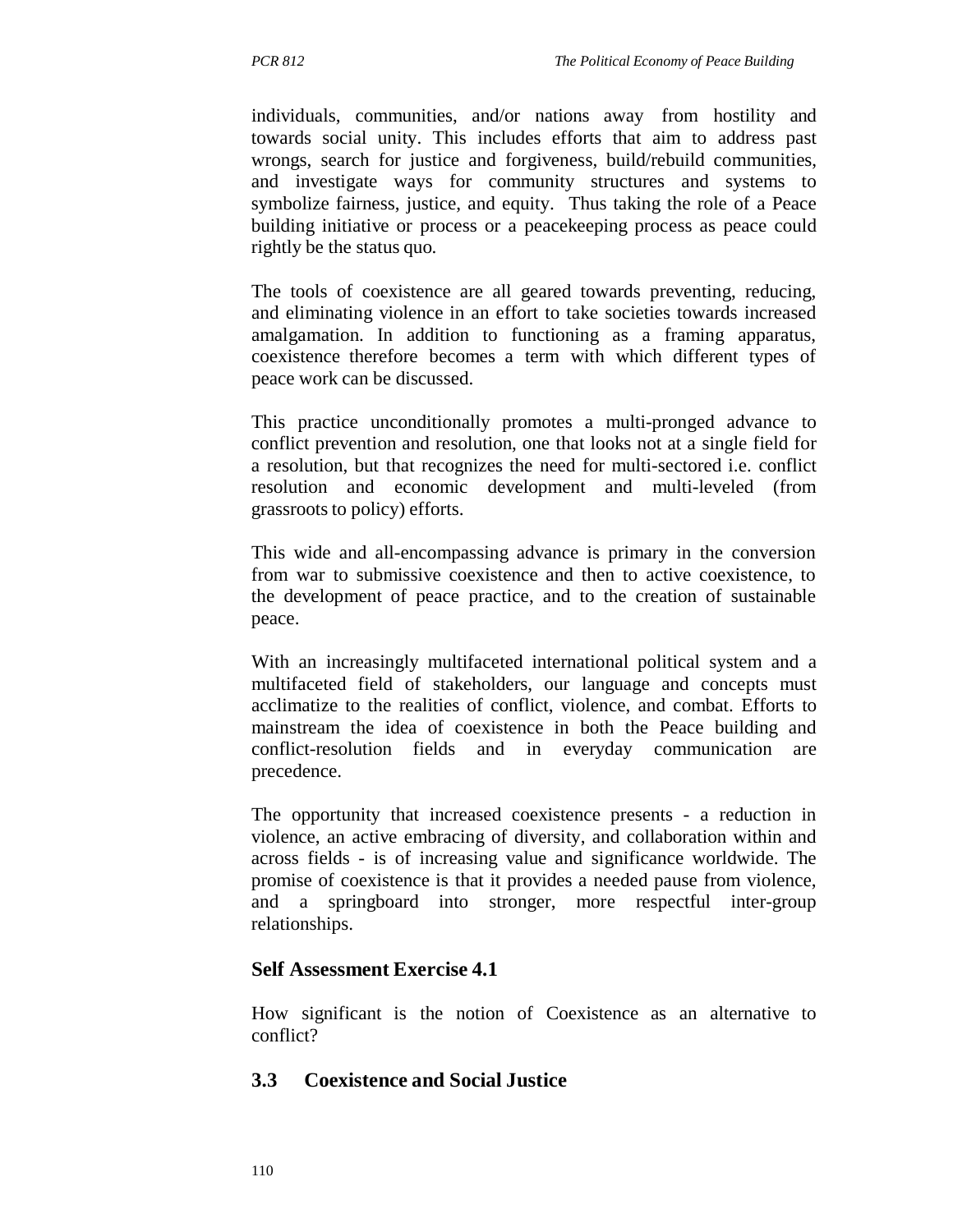individuals, communities, and/or nations away from hostility and towards social unity. This includes efforts that aim to address past wrongs, search for justice and forgiveness, build/rebuild communities, and investigate ways for community structures and systems to symbolize fairness, justice, and equity. Thus taking the role of a Peace building initiative or process or a peacekeeping process as peace could rightly be the status quo.

The tools of coexistence are all geared towards preventing, reducing, and eliminating violence in an effort to take societies towards increased amalgamation. In addition to functioning as a framing apparatus, coexistence therefore becomes a term with which different types of peace work can be discussed.

This practice unconditionally promotes a multi-pronged advance to conflict prevention and resolution, one that looks not at a single field for a resolution, but that recognizes the need for multi-sectored i.e. conflict resolution and economic development and multi-leveled (from grassroots to policy) efforts.

This wide and all-encompassing advance is primary in the conversion from war to submissive coexistence and then to active coexistence, to the development of peace practice, and to the creation of sustainable peace.

With an increasingly multifaceted international political system and a multifaceted field of stakeholders, our language and concepts must acclimatize to the realities of conflict, violence, and combat. Efforts to mainstream the idea of coexistence in both the Peace building and conflict-resolution fields and in everyday communication are precedence.

The opportunity that increased coexistence presents - a reduction in violence, an active embracing of diversity, and collaboration within and across fields - is of increasing value and significance worldwide. The promise of coexistence is that it provides a needed pause from violence, and a springboard into stronger, more respectful inter-group relationships.

### Self Assessment Exercise 4.1

How significant is the notion of Coexistence as an alternative to conflict?

## 3.3 Coexistence and Social Justice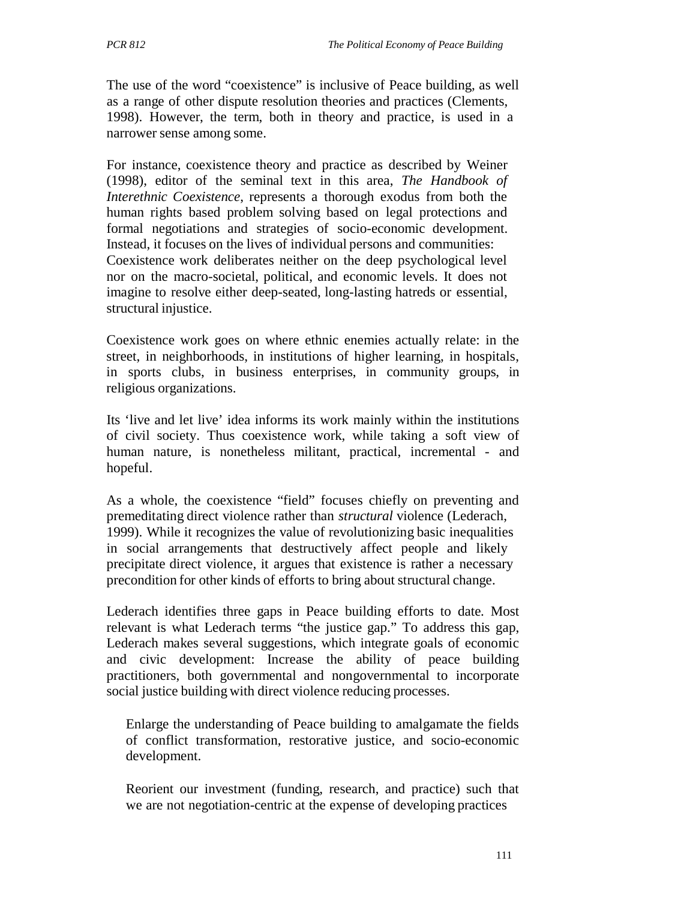The use of the word "coexistence" is inclusive of Peace building, as well as a range of other dispute resolution theories and practices (Clements, 1998). However, the term, both in theory and practice, is used in a narrower sense among some.

For instance, coexistence theory and practice as described by Weiner (1998), editor of the seminal text in this area, *The Handbook of Interethnic Coexistence*, represents a thorough exodus from both the human rights based problem solving based on legal protections and formal negotiations and strategies of socio-economic development. Instead, it focuses on the lives of individual persons and communities: Coexistence work deliberates neither on the deep psychological level nor on the macro-societal, political, and economic levels. It does not imagine to resolve either deep-seated, long-lasting hatreds or essential, structural injustice.

Coexistence work goes on where ethnic enemies actually relate: in the street, in neighborhoods, in institutions of higher learning, in hospitals, in sports clubs, in business enterprises, in community groups, in religious organizations.

Its 'live and let live' idea informs its work mainly within the institutions of civil society. Thus coexistence work, while taking a soft view of human nature, is nonetheless militant, practical, incremental - and hopeful.

As a whole, the coexistence "field" focuses chiefly on preventing and premeditating direct violence rather than *structural* violence (Lederach, 1999). While it recognizes the value of revolutionizing basic inequalities in social arrangements that destructively affect people and likely precipitate direct violence, it argues that existence is rather a necessary precondition for other kinds of efforts to bring about structural change.

Lederach identifies three gaps in Peace building efforts to date. Most relevant is what Lederach terms "the justice gap." To address this gap, Lederach makes several suggestions, which integrate goals of economic and civic development: Increase the ability of peace building practitioners, both governmental and nongovernmental to incorporate social justice building with direct violence reducing processes.

Enlarge the understanding of Peace building to amalgamate the fields of conflict transformation, restorative justice, and socio-economic development.

Reorient our investment (funding, research, and practice) such that we are not negotiation-centric at the expense of developing practices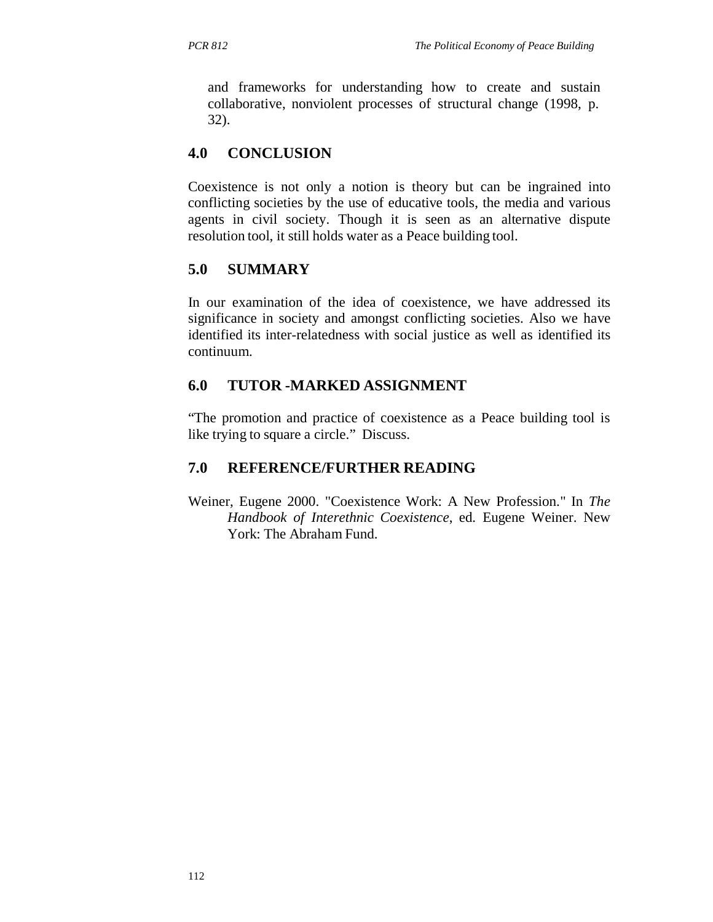and frameworks for understanding how to create and sustain collaborative, nonviolent processes of structural change (1998, p. 32).

## 4.0 CONCLUSION

Coexistence is not only a notion is theory but can be ingrained into conflicting societies by the use of educative tools, the media and various agents in civil society. Though it is seen as an alternative dispute resolution tool, it still holds water as a Peace building tool.

## 5.0 SUMMARY

In our examination of the idea of coexistence, we have addressed its significance in society and amongst conflicting societies. Also we have identified its inter-relatedness with social justice as well as identified its continuum.

## 6.0 TUTOR -MARKED ASSIGNMENT

"The promotion and practice of coexistence as a Peace building tool is like trying to square a circle." Discuss.

## 7.0 REFERENCE/FURTHER READING

Weiner, Eugene 2000. "Coexistence Work: A New Profession." In *The Handbook of Interethnic Coexistence*, ed. Eugene Weiner. New York: The Abraham Fund.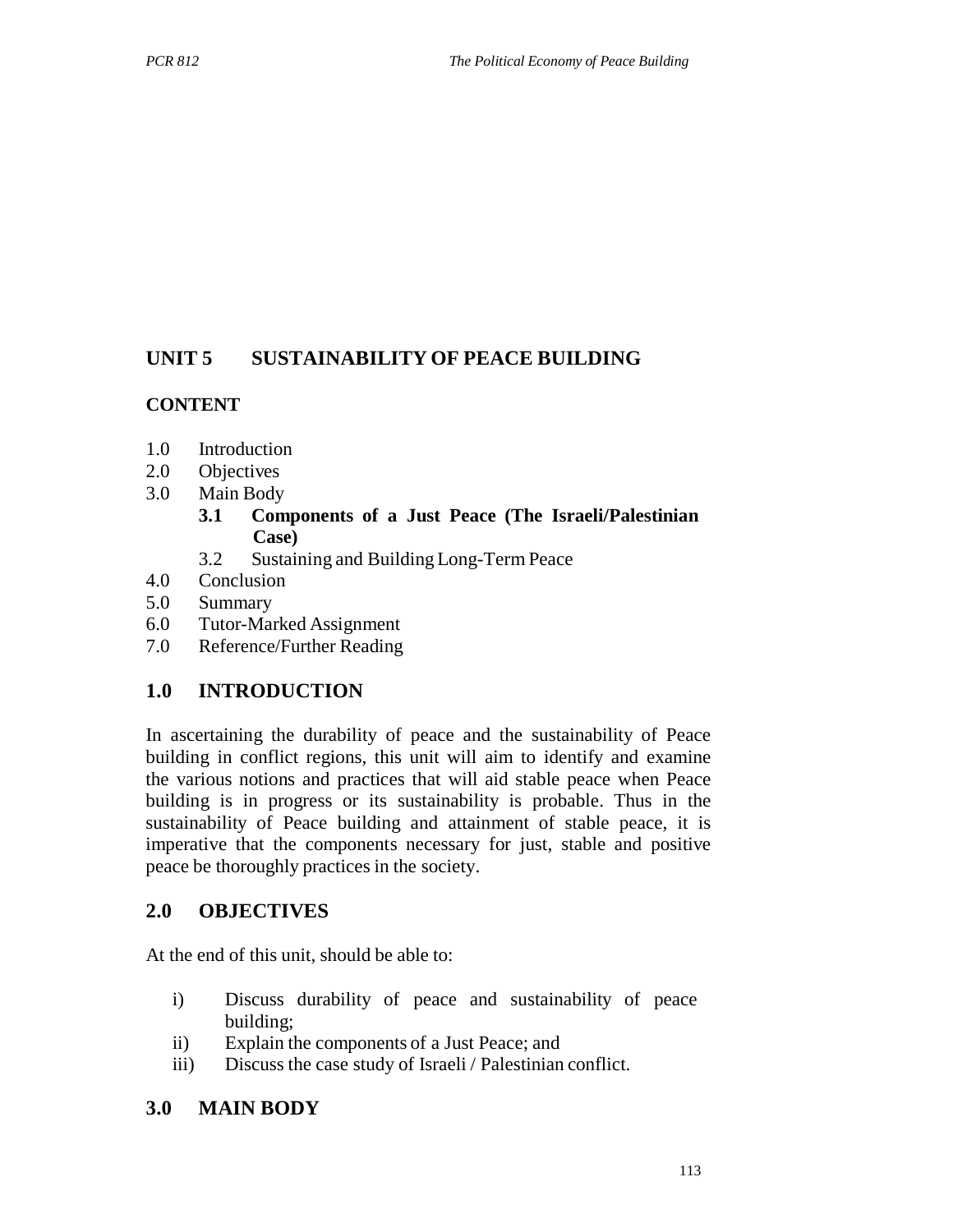## UNIT 5 SUSTAINABILITY OF PEACE BUILDING

### CONTENT

1.0 Introduction
2.0 Objectives
3.0 Main Body
    **3.1 Components of a Just Peace (The Israeli/Palestinian Case)**
    3.2 Sustaining and Building Long-Term Peace
4.0 Conclusion
5.0 Summary
6.0 Tutor-Marked Assignment
7.0 Reference/Further Reading

## 1.0 INTRODUCTION

In ascertaining the durability of peace and the sustainability of Peace building in conflict regions, this unit will aim to identify and examine the various notions and practices that will aid stable peace when Peace building is in progress or its sustainability is probable. Thus in the sustainability of Peace building and attainment of stable peace, it is imperative that the components necessary for just, stable and positive peace be thoroughly practices in the society.

## 2.0 OBJECTIVES

At the end of this unit, should be able to:

i) Discuss durability of peace and sustainability of peace building;
ii) Explain the components of a Just Peace; and
iii) Discuss the case study of Israeli / Palestinian conflict.

## 3.0 MAIN BODY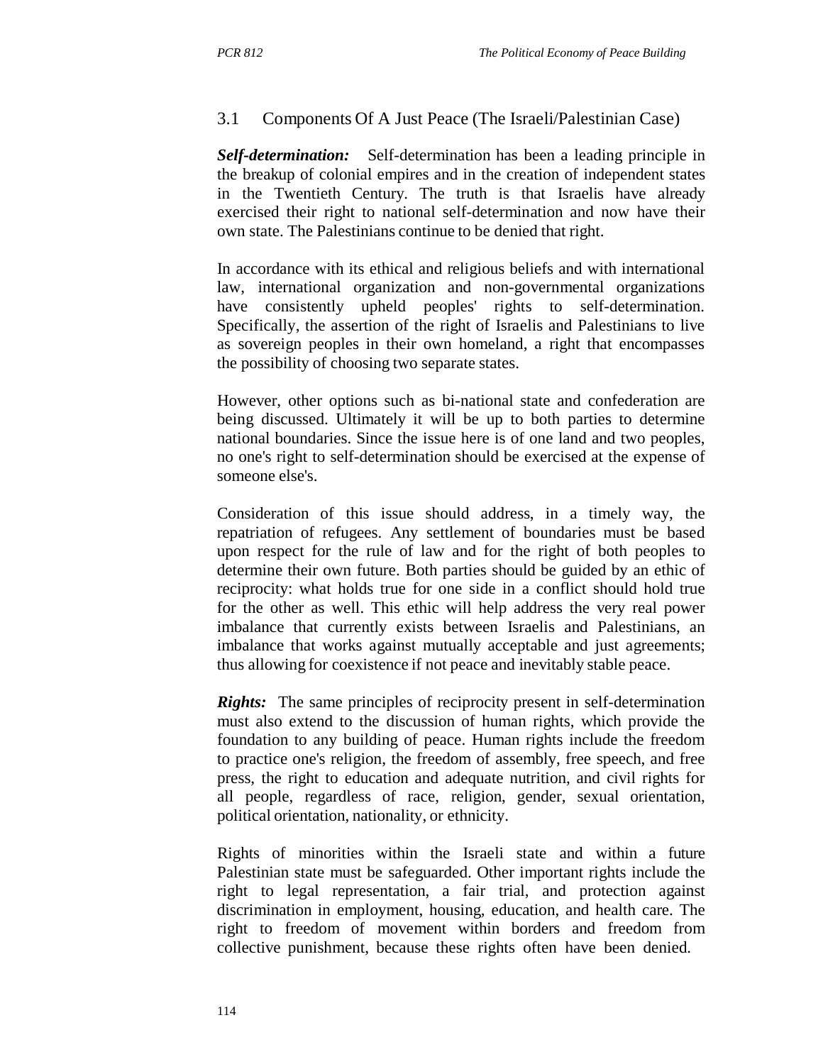## 3.1 Components Of A Just Peace (The Israeli/Palestinian Case)

***Self-determination:*** Self-determination has been a leading principle in the breakup of colonial empires and in the creation of independent states in the Twentieth Century. The truth is that Israelis have already exercised their right to national self-determination and now have their own state. The Palestinians continue to be denied that right.

In accordance with its ethical and religious beliefs and with international law, international organization and non-governmental organizations have consistently upheld peoples' rights to self-determination. Specifically, the assertion of the right of Israelis and Palestinians to live as sovereign peoples in their own homeland, a right that encompasses the possibility of choosing two separate states.

However, other options such as bi-national state and confederation are being discussed. Ultimately it will be up to both parties to determine national boundaries. Since the issue here is of one land and two peoples, no one's right to self-determination should be exercised at the expense of someone else's.

Consideration of this issue should address, in a timely way, the repatriation of refugees. Any settlement of boundaries must be based upon respect for the rule of law and for the right of both peoples to determine their own future. Both parties should be guided by an ethic of reciprocity: what holds true for one side in a conflict should hold true for the other as well. This ethic will help address the very real power imbalance that currently exists between Israelis and Palestinians, an imbalance that works against mutually acceptable and just agreements; thus allowing for coexistence if not peace and inevitably stable peace.

***Rights:*** The same principles of reciprocity present in self-determination must also extend to the discussion of human rights, which provide the foundation to any building of peace. Human rights include the freedom to practice one's religion, the freedom of assembly, free speech, and free press, the right to education and adequate nutrition, and civil rights for all people, regardless of race, religion, gender, sexual orientation, political orientation, nationality, or ethnicity.

Rights of minorities within the Israeli state and within a future Palestinian state must be safeguarded. Other important rights include the right to legal representation, a fair trial, and protection against discrimination in employment, housing, education, and health care. The right to freedom of movement within borders and freedom from collective punishment, because these rights often have been denied.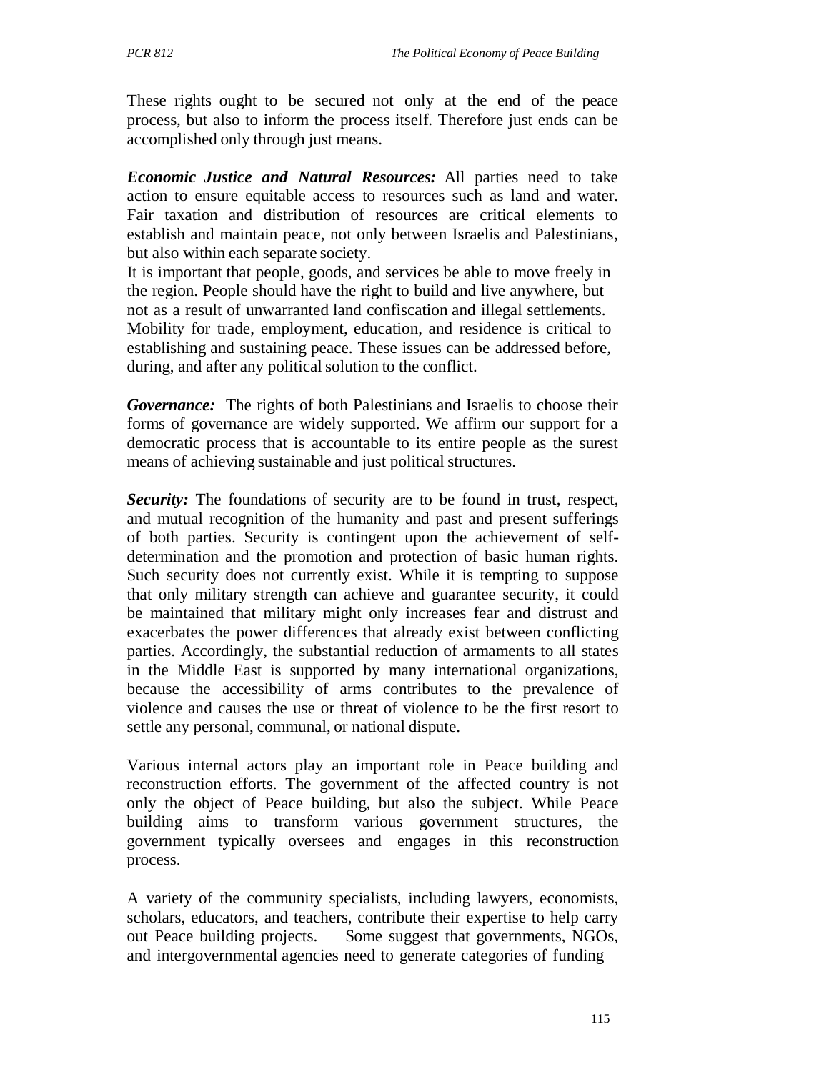These rights ought to be secured not only at the end of the peace process, but also to inform the process itself. Therefore just ends can be accomplished only through just means.

***Economic Justice and Natural Resources:*** All parties need to take action to ensure equitable access to resources such as land and water. Fair taxation and distribution of resources are critical elements to establish and maintain peace, not only between Israelis and Palestinians, but also within each separate society.
It is important that people, goods, and services be able to move freely in the region. People should have the right to build and live anywhere, but not as a result of unwarranted land confiscation and illegal settlements. Mobility for trade, employment, education, and residence is critical to establishing and sustaining peace. These issues can be addressed before, during, and after any political solution to the conflict.

***Governance:*** The rights of both Palestinians and Israelis to choose their forms of governance are widely supported. We affirm our support for a democratic process that is accountable to its entire people as the surest means of achieving sustainable and just political structures.

***Security:*** The foundations of security are to be found in trust, respect, and mutual recognition of the humanity and past and present sufferings of both parties. Security is contingent upon the achievement of self-determination and the promotion and protection of basic human rights. Such security does not currently exist. While it is tempting to suppose that only military strength can achieve and guarantee security, it could be maintained that military might only increases fear and distrust and exacerbates the power differences that already exist between conflicting parties. Accordingly, the substantial reduction of armaments to all states in the Middle East is supported by many international organizations, because the accessibility of arms contributes to the prevalence of violence and causes the use or threat of violence to be the first resort to settle any personal, communal, or national dispute.

Various internal actors play an important role in Peace building and reconstruction efforts. The government of the affected country is not only the object of Peace building, but also the subject. While Peace building aims to transform various government structures, the government typically oversees and engages in this reconstruction process.

A variety of the community specialists, including lawyers, economists, scholars, educators, and teachers, contribute their expertise to help carry out Peace building projects. Some suggest that governments, NGOs, and intergovernmental agencies need to generate categories of funding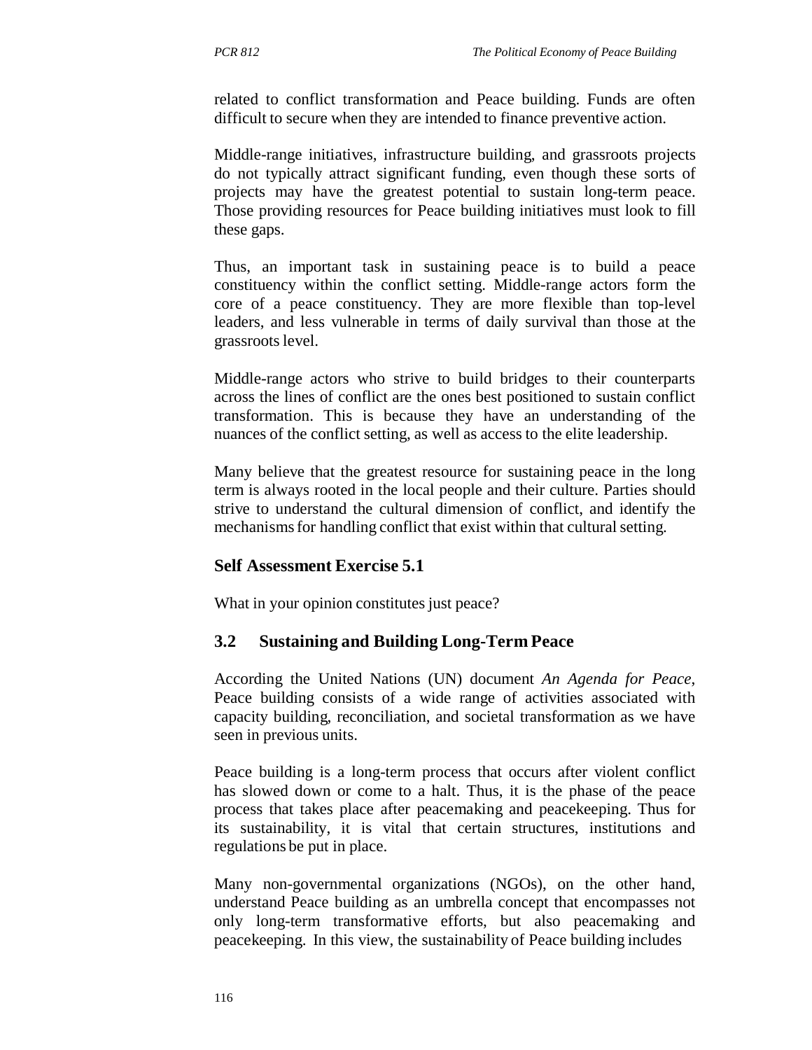related to conflict transformation and Peace building. Funds are often difficult to secure when they are intended to finance preventive action.

Middle-range initiatives, infrastructure building, and grassroots projects do not typically attract significant funding, even though these sorts of projects may have the greatest potential to sustain long-term peace. Those providing resources for Peace building initiatives must look to fill these gaps.

Thus, an important task in sustaining peace is to build a peace constituency within the conflict setting. Middle-range actors form the core of a peace constituency. They are more flexible than top-level leaders, and less vulnerable in terms of daily survival than those at the grassroots level.

Middle-range actors who strive to build bridges to their counterparts across the lines of conflict are the ones best positioned to sustain conflict transformation. This is because they have an understanding of the nuances of the conflict setting, as well as access to the elite leadership.

Many believe that the greatest resource for sustaining peace in the long term is always rooted in the local people and their culture. Parties should strive to understand the cultural dimension of conflict, and identify the mechanisms for handling conflict that exist within that cultural setting.

### Self Assessment Exercise 5.1

What in your opinion constitutes just peace?

## 3.2 Sustaining and Building Long-Term Peace

According the United Nations (UN) document *An Agenda for Peace,* Peace building consists of a wide range of activities associated with capacity building, reconciliation, and societal transformation as we have seen in previous units.

Peace building is a long-term process that occurs after violent conflict has slowed down or come to a halt. Thus, it is the phase of the peace process that takes place after peacemaking and peacekeeping. Thus for its sustainability, it is vital that certain structures, institutions and regulations be put in place.

Many non-governmental organizations (NGOs), on the other hand, understand Peace building as an umbrella concept that encompasses not only long-term transformative efforts, but also peacemaking and peacekeeping. In this view, the sustainability of Peace building includes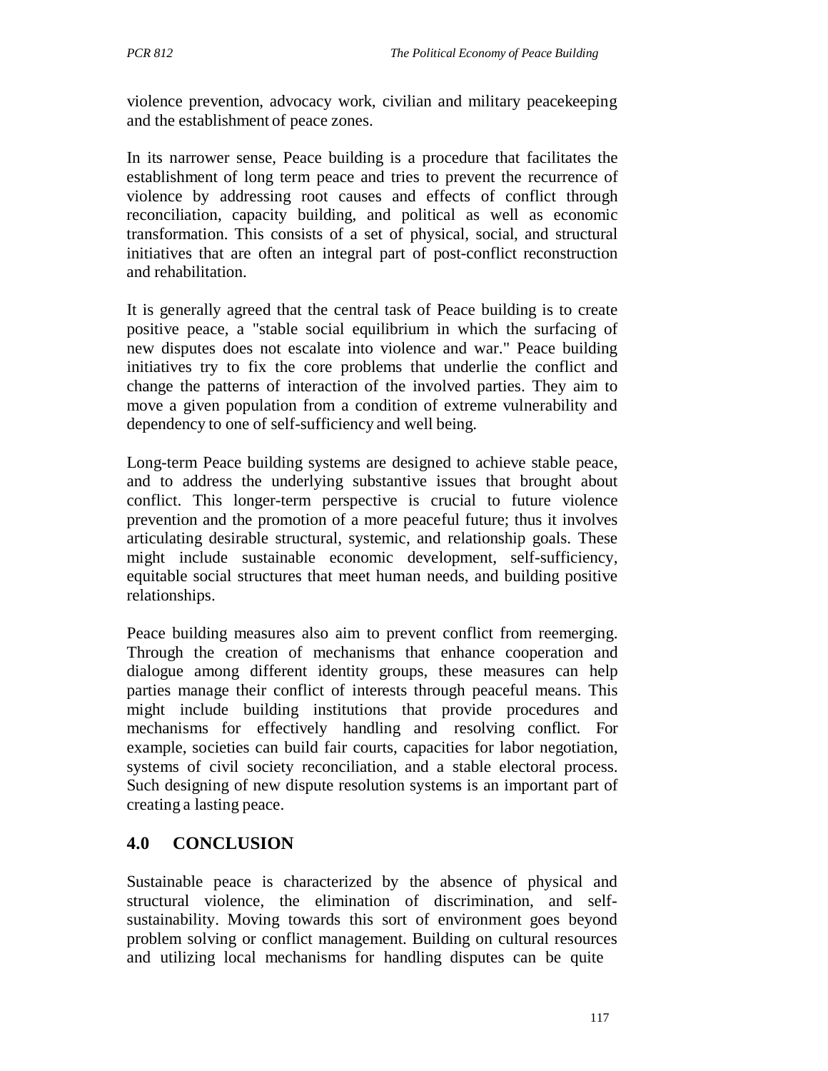violence prevention, advocacy work, civilian and military peacekeeping and the establishment of peace zones.

In its narrower sense, Peace building is a procedure that facilitates the establishment of long term peace and tries to prevent the recurrence of violence by addressing root causes and effects of conflict through reconciliation, capacity building, and political as well as economic transformation. This consists of a set of physical, social, and structural initiatives that are often an integral part of post-conflict reconstruction and rehabilitation.

It is generally agreed that the central task of Peace building is to create positive peace, a "stable social equilibrium in which the surfacing of new disputes does not escalate into violence and war." Peace building initiatives try to fix the core problems that underlie the conflict and change the patterns of interaction of the involved parties. They aim to move a given population from a condition of extreme vulnerability and dependency to one of self-sufficiency and well being.

Long-term Peace building systems are designed to achieve stable peace, and to address the underlying substantive issues that brought about conflict. This longer-term perspective is crucial to future violence prevention and the promotion of a more peaceful future; thus it involves articulating desirable structural, systemic, and relationship goals. These might include sustainable economic development, self-sufficiency, equitable social structures that meet human needs, and building positive relationships.

Peace building measures also aim to prevent conflict from reemerging. Through the creation of mechanisms that enhance cooperation and dialogue among different identity groups, these measures can help parties manage their conflict of interests through peaceful means. This might include building institutions that provide procedures and mechanisms for effectively handling and resolving conflict. For example, societies can build fair courts, capacities for labor negotiation, systems of civil society reconciliation, and a stable electoral process. Such designing of new dispute resolution systems is an important part of creating a lasting peace.

## 4.0 CONCLUSION

Sustainable peace is characterized by the absence of physical and structural violence, the elimination of discrimination, and self-sustainability. Moving towards this sort of environment goes beyond problem solving or conflict management. Building on cultural resources and utilizing local mechanisms for handling disputes can be quite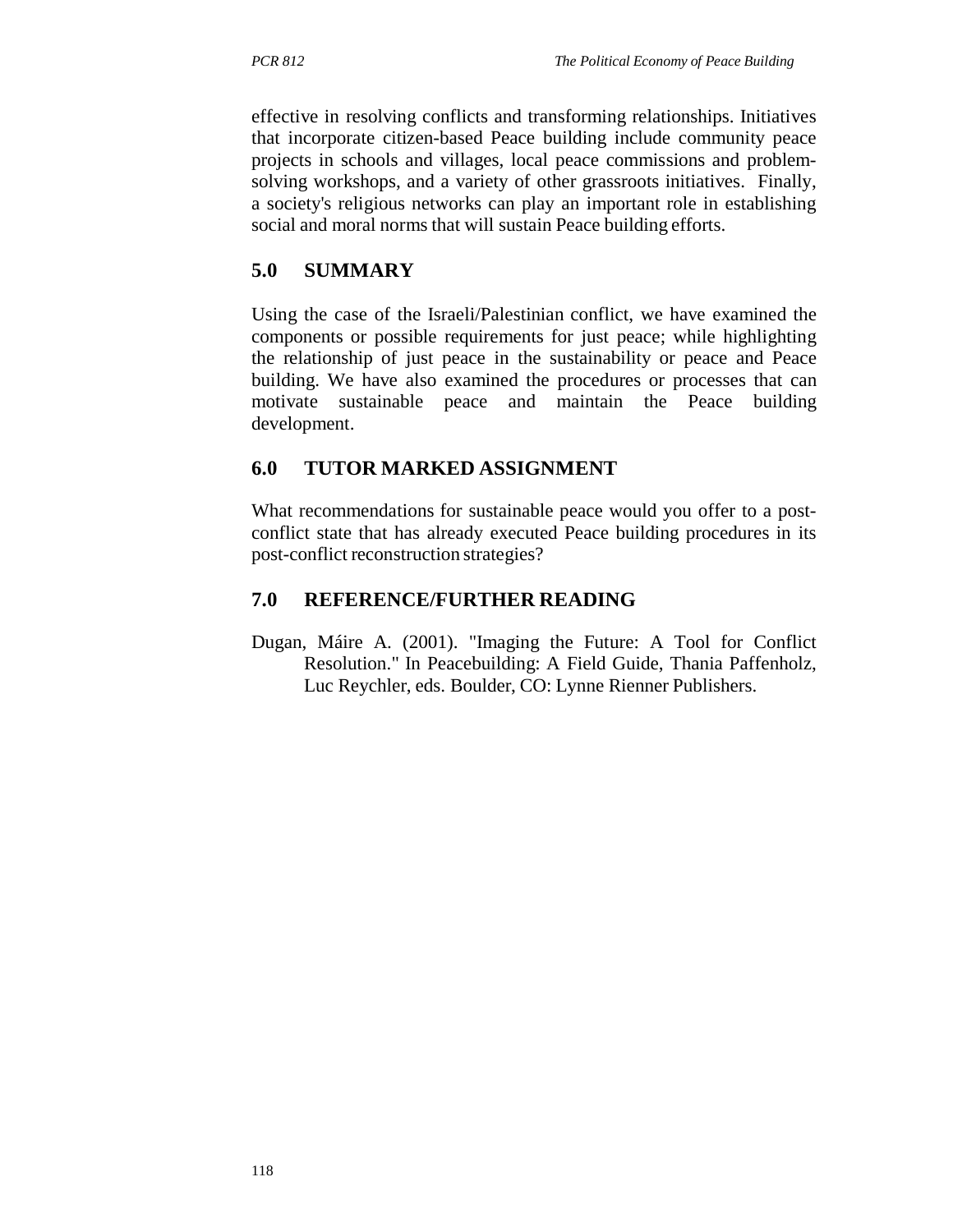effective in resolving conflicts and transforming relationships. Initiatives that incorporate citizen-based Peace building include community peace projects in schools and villages, local peace commissions and problem-solving workshops, and a variety of other grassroots initiatives. Finally, a society's religious networks can play an important role in establishing social and moral norms that will sustain Peace building efforts.

## 5.0 SUMMARY

Using the case of the Israeli/Palestinian conflict, we have examined the components or possible requirements for just peace; while highlighting the relationship of just peace in the sustainability or peace and Peace building. We have also examined the procedures or processes that can motivate sustainable peace and maintain the Peace building development.

## 6.0 TUTOR MARKED ASSIGNMENT

What recommendations for sustainable peace would you offer to a post-conflict state that has already executed Peace building procedures in its post-conflict reconstruction strategies?

## 7.0 REFERENCE/FURTHER READING

Dugan, Máire A. (2001). "Imaging the Future: A Tool for Conflict Resolution." In Peacebuilding: A Field Guide, Thania Paffenholz, Luc Reychler, eds. Boulder, CO: Lynne Rienner Publishers.